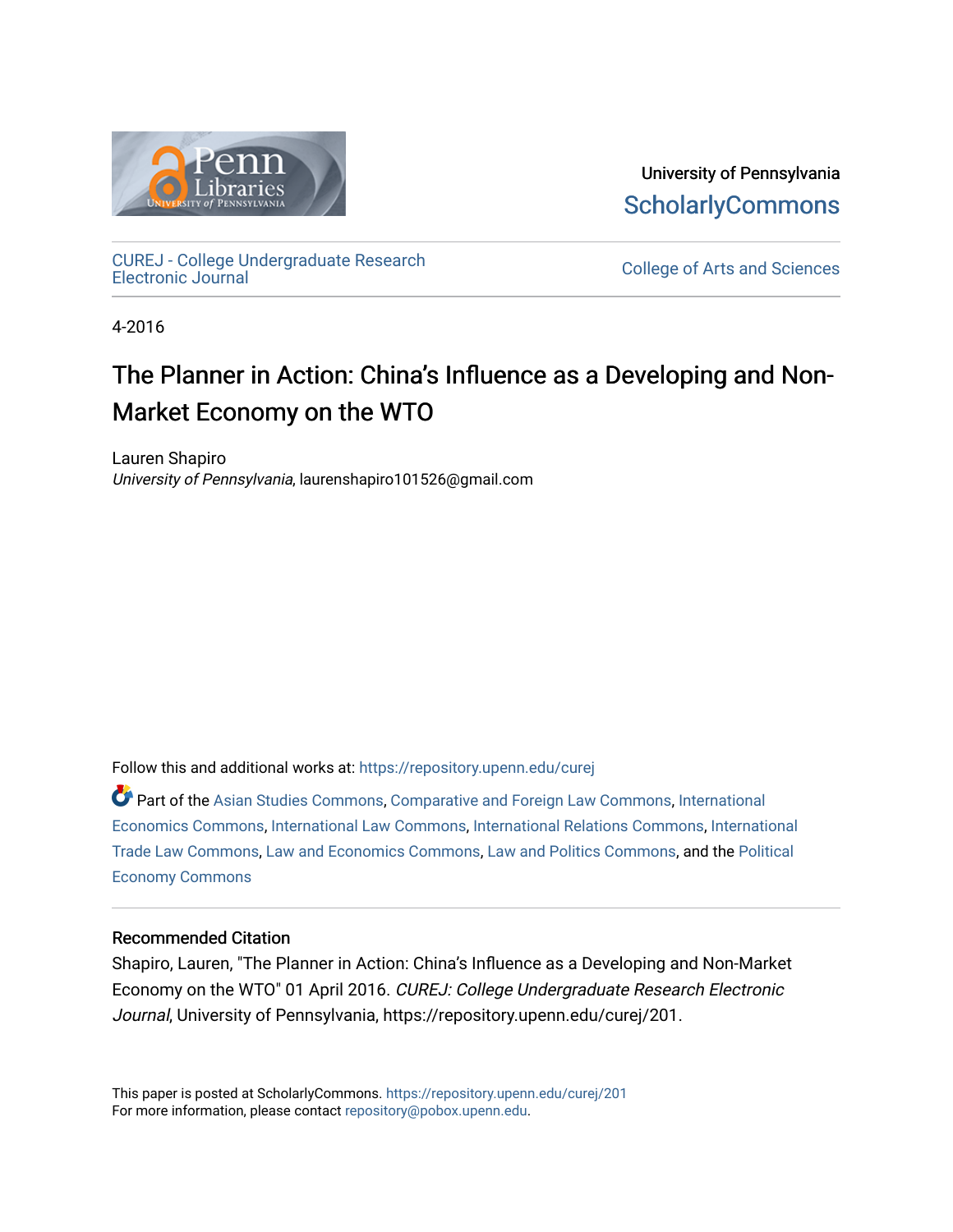University of Pennsylvania
ScholarlyCommons

CUREJ - College Undergraduate Research Electronic Journal

College of Arts and Sciences

4-2016

# The Planner in Action: China's Influence as a Developing and Non-Market Economy on the WTO

Lauren Shapiro
*University of Pennsylvania*, laurenshapiro101526@gmail.com

Follow this and additional works at: https://repository.upenn.edu/curej

Part of the Asian Studies Commons, Comparative and Foreign Law Commons, International Economics Commons, International Law Commons, International Relations Commons, International Trade Law Commons, Law and Economics Commons, Law and Politics Commons, and the Political Economy Commons

### Recommended Citation

Shapiro, Lauren, "The Planner in Action: China's Influence as a Developing and Non-Market Economy on the WTO" 01 April 2016. *CUREJ: College Undergraduate Research Electronic Journal*, University of Pennsylvania, https://repository.upenn.edu/curej/201.

This paper is posted at ScholarlyCommons. https://repository.upenn.edu/curej/201
For more information, please contact repository@pobox.upenn.edu.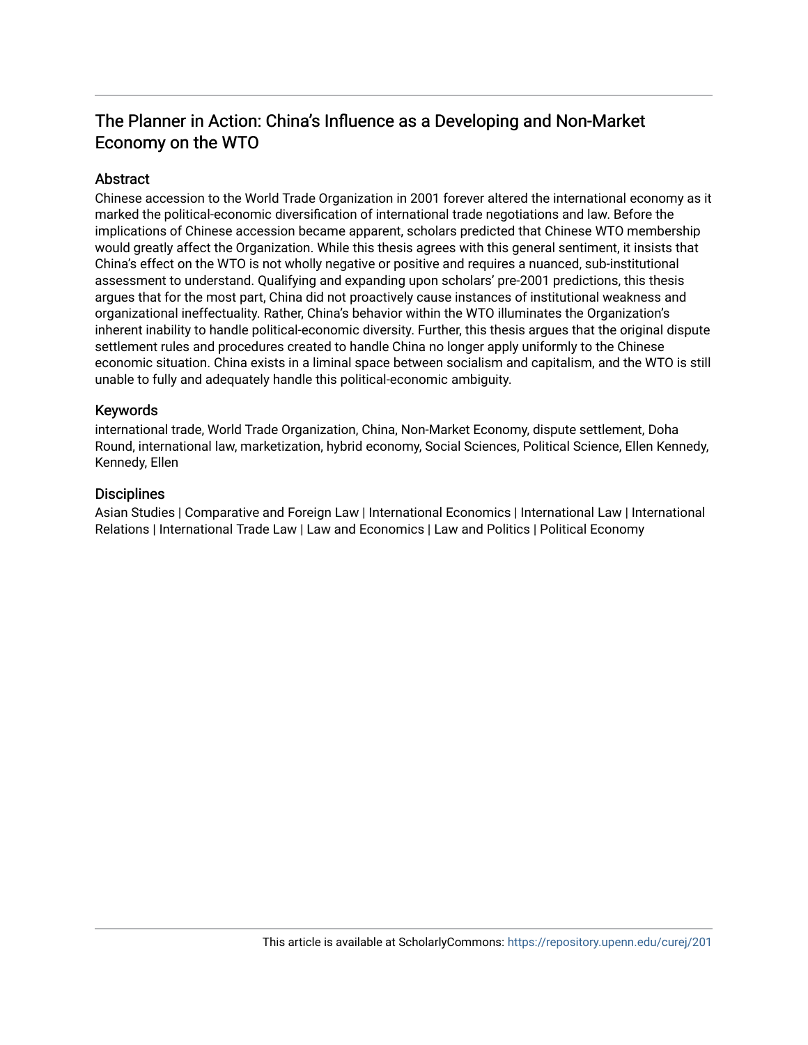# The Planner in Action: China's Influence as a Developing and Non-Market Economy on the WTO

## Abstract

Chinese accession to the World Trade Organization in 2001 forever altered the international economy as it marked the political-economic diversification of international trade negotiations and law. Before the implications of Chinese accession became apparent, scholars predicted that Chinese WTO membership would greatly affect the Organization. While this thesis agrees with this general sentiment, it insists that China's effect on the WTO is not wholly negative or positive and requires a nuanced, sub-institutional assessment to understand. Qualifying and expanding upon scholars' pre-2001 predictions, this thesis argues that for the most part, China did not proactively cause instances of institutional weakness and organizational ineffectuality. Rather, China's behavior within the WTO illuminates the Organization's inherent inability to handle political-economic diversity. Further, this thesis argues that the original dispute settlement rules and procedures created to handle China no longer apply uniformly to the Chinese economic situation. China exists in a liminal space between socialism and capitalism, and the WTO is still unable to fully and adequately handle this political-economic ambiguity.

## Keywords

international trade, World Trade Organization, China, Non-Market Economy, dispute settlement, Doha Round, international law, marketization, hybrid economy, Social Sciences, Political Science, Ellen Kennedy, Kennedy, Ellen

## Disciplines

Asian Studies | Comparative and Foreign Law | International Economics | International Law | International Relations | International Trade Law | Law and Economics | Law and Politics | Political Economy

This article is available at ScholarlyCommons: https://repository.upenn.edu/curej/201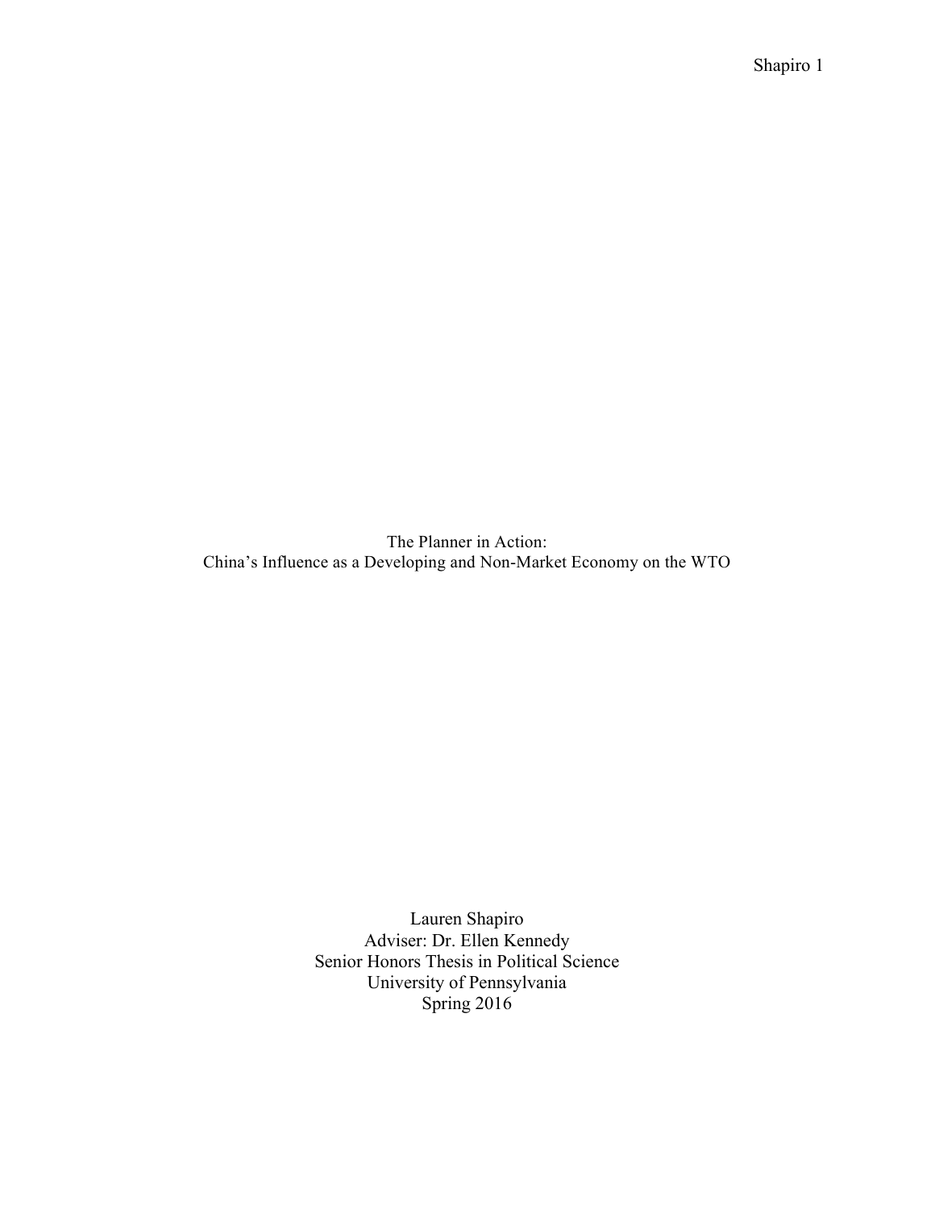# The Planner in Action:
## China's Influence as a Developing and Non-Market Economy on the WTO

Lauren Shapiro
Adviser: Dr. Ellen Kennedy
Senior Honors Thesis in Political Science
University of Pennsylvania
Spring 2016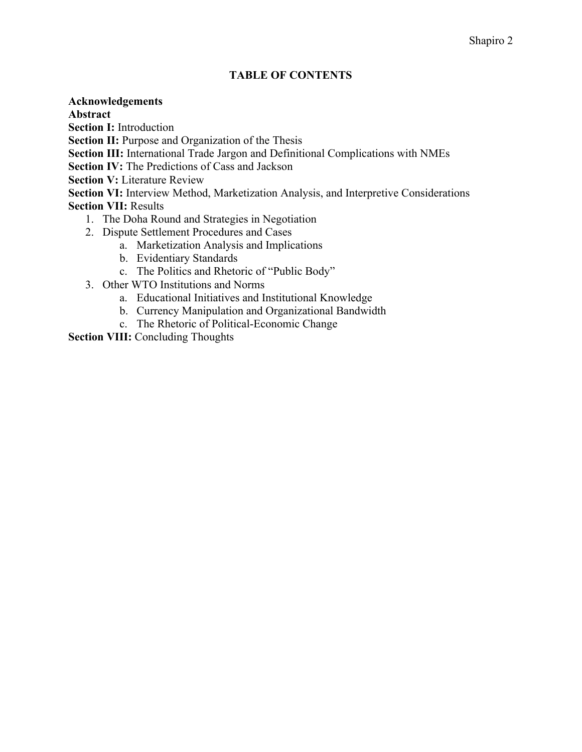## TABLE OF CONTENTS

**Acknowledgements**
**Abstract**
**Section I:** Introduction
**Section II:** Purpose and Organization of the Thesis
**Section III:** International Trade Jargon and Definitional Complications with NMEs
**Section IV:** The Predictions of Cass and Jackson
**Section V:** Literature Review
**Section VI:** Interview Method, Marketization Analysis, and Interpretive Considerations
**Section VII:** Results

1. The Doha Round and Strategies in Negotiation
2. Dispute Settlement Procedures and Cases
    a. Marketization Analysis and Implications
    b. Evidentiary Standards
    c. The Politics and Rhetoric of "Public Body"
3. Other WTO Institutions and Norms
    a. Educational Initiatives and Institutional Knowledge
    b. Currency Manipulation and Organizational Bandwidth
    c. The Rhetoric of Political-Economic Change

**Section VIII:** Concluding Thoughts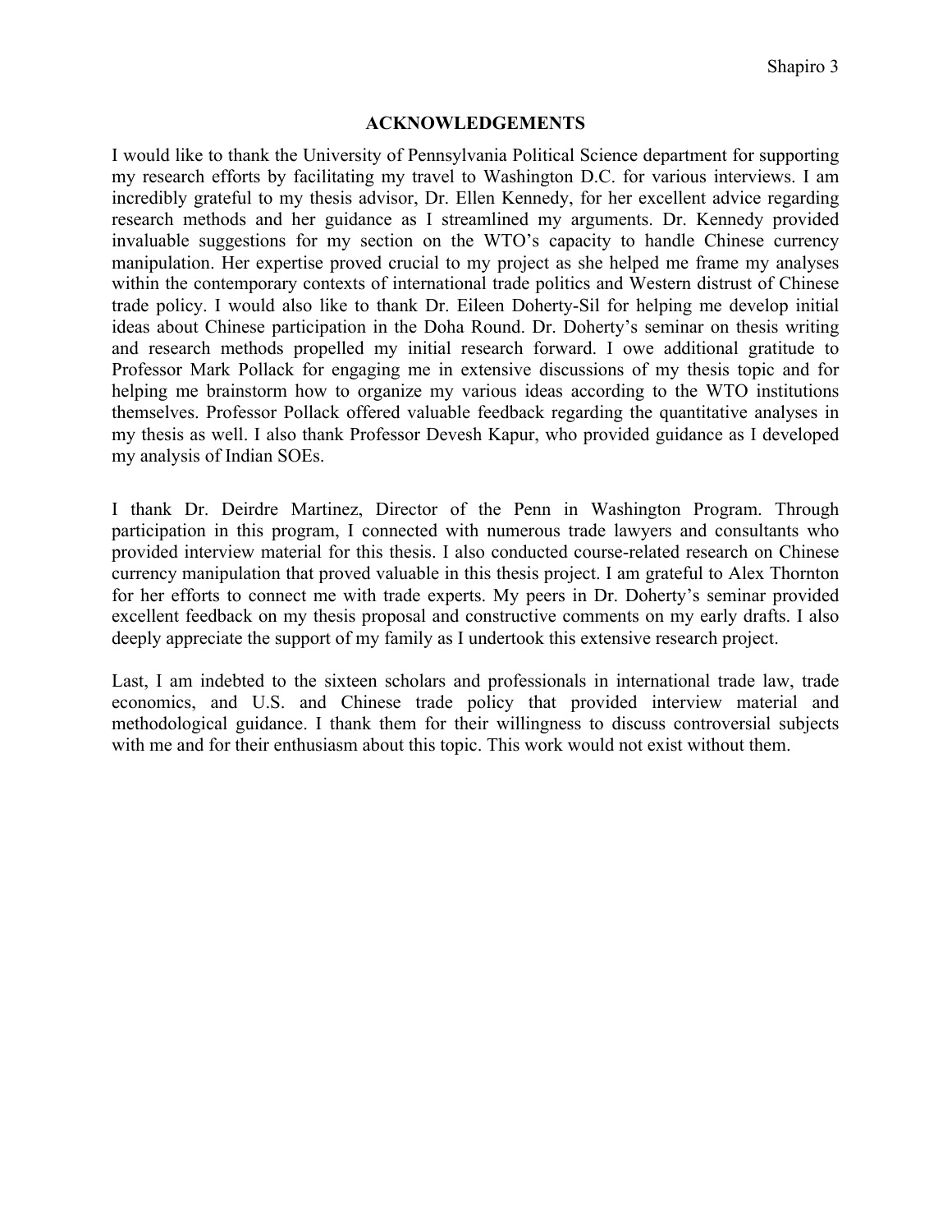## ACKNOWLEDGEMENTS

I would like to thank the University of Pennsylvania Political Science department for supporting my research efforts by facilitating my travel to Washington D.C. for various interviews. I am incredibly grateful to my thesis advisor, Dr. Ellen Kennedy, for her excellent advice regarding research methods and her guidance as I streamlined my arguments. Dr. Kennedy provided invaluable suggestions for my section on the WTO's capacity to handle Chinese currency manipulation. Her expertise proved crucial to my project as she helped me frame my analyses within the contemporary contexts of international trade politics and Western distrust of Chinese trade policy. I would also like to thank Dr. Eileen Doherty-Sil for helping me develop initial ideas about Chinese participation in the Doha Round. Dr. Doherty's seminar on thesis writing and research methods propelled my initial research forward. I owe additional gratitude to Professor Mark Pollack for engaging me in extensive discussions of my thesis topic and for helping me brainstorm how to organize my various ideas according to the WTO institutions themselves. Professor Pollack offered valuable feedback regarding the quantitative analyses in my thesis as well. I also thank Professor Devesh Kapur, who provided guidance as I developed my analysis of Indian SOEs.

I thank Dr. Deirdre Martinez, Director of the Penn in Washington Program. Through participation in this program, I connected with numerous trade lawyers and consultants who provided interview material for this thesis. I also conducted course-related research on Chinese currency manipulation that proved valuable in this thesis project. I am grateful to Alex Thornton for her efforts to connect me with trade experts. My peers in Dr. Doherty's seminar provided excellent feedback on my thesis proposal and constructive comments on my early drafts. I also deeply appreciate the support of my family as I undertook this extensive research project.

Last, I am indebted to the sixteen scholars and professionals in international trade law, trade economics, and U.S. and Chinese trade policy that provided interview material and methodological guidance. I thank them for their willingness to discuss controversial subjects with me and for their enthusiasm about this topic. This work would not exist without them.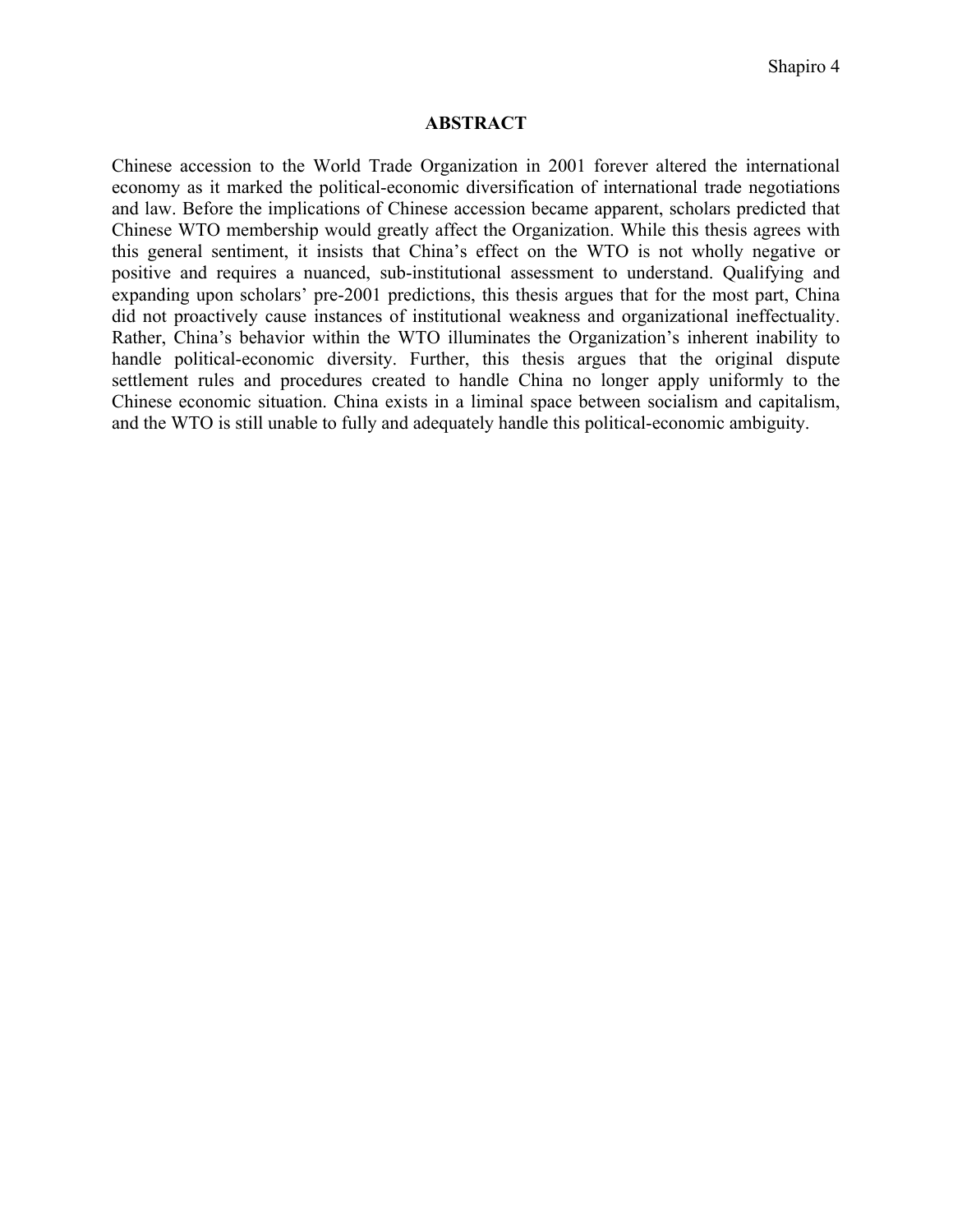## ABSTRACT

Chinese accession to the World Trade Organization in 2001 forever altered the international economy as it marked the political-economic diversification of international trade negotiations and law. Before the implications of Chinese accession became apparent, scholars predicted that Chinese WTO membership would greatly affect the Organization. While this thesis agrees with this general sentiment, it insists that China's effect on the WTO is not wholly negative or positive and requires a nuanced, sub-institutional assessment to understand. Qualifying and expanding upon scholars' pre-2001 predictions, this thesis argues that for the most part, China did not proactively cause instances of institutional weakness and organizational ineffectuality. Rather, China's behavior within the WTO illuminates the Organization's inherent inability to handle political-economic diversity. Further, this thesis argues that the original dispute settlement rules and procedures created to handle China no longer apply uniformly to the Chinese economic situation. China exists in a liminal space between socialism and capitalism, and the WTO is still unable to fully and adequately handle this political-economic ambiguity.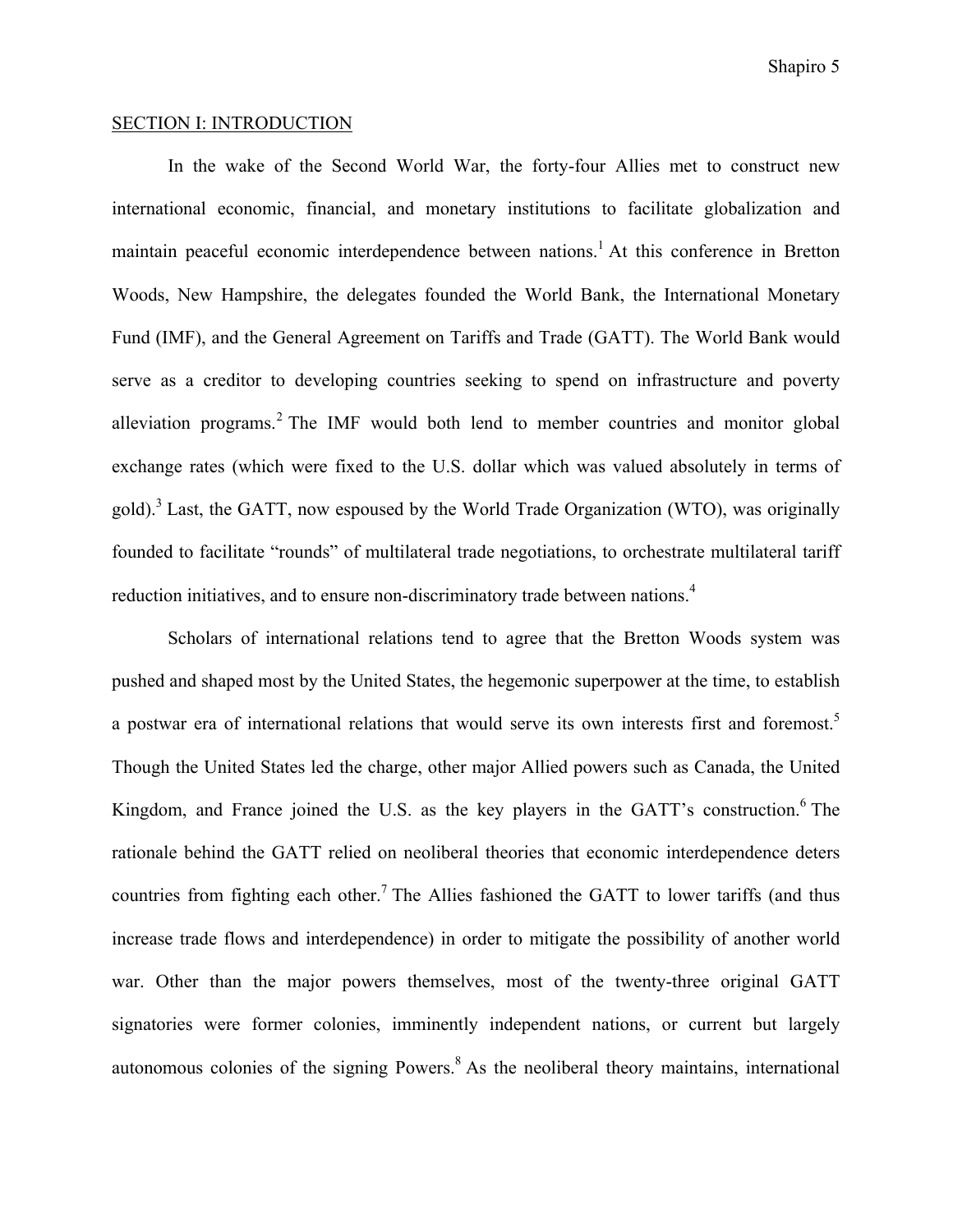SECTION I: INTRODUCTION

In the wake of the Second World War, the forty-four Allies met to construct new international economic, financial, and monetary institutions to facilitate globalization and maintain peaceful economic interdependence between nations.[1] At this conference in Bretton Woods, New Hampshire, the delegates founded the World Bank, the International Monetary Fund (IMF), and the General Agreement on Tariffs and Trade (GATT). The World Bank would serve as a creditor to developing countries seeking to spend on infrastructure and poverty alleviation programs.[2] The IMF would both lend to member countries and monitor global exchange rates (which were fixed to the U.S. dollar which was valued absolutely in terms of gold).[3] Last, the GATT, now espoused by the World Trade Organization (WTO), was originally founded to facilitate "rounds" of multilateral trade negotiations, to orchestrate multilateral tariff reduction initiatives, and to ensure non-discriminatory trade between nations.[4]

Scholars of international relations tend to agree that the Bretton Woods system was pushed and shaped most by the United States, the hegemonic superpower at the time, to establish a postwar era of international relations that would serve its own interests first and foremost.[5] Though the United States led the charge, other major Allied powers such as Canada, the United Kingdom, and France joined the U.S. as the key players in the GATT's construction.[6] The rationale behind the GATT relied on neoliberal theories that economic interdependence deters countries from fighting each other.[7] The Allies fashioned the GATT to lower tariffs (and thus increase trade flows and interdependence) in order to mitigate the possibility of another world war. Other than the major powers themselves, most of the twenty-three original GATT signatories were former colonies, imminently independent nations, or current but largely autonomous colonies of the signing Powers.[8] As the neoliberal theory maintains, international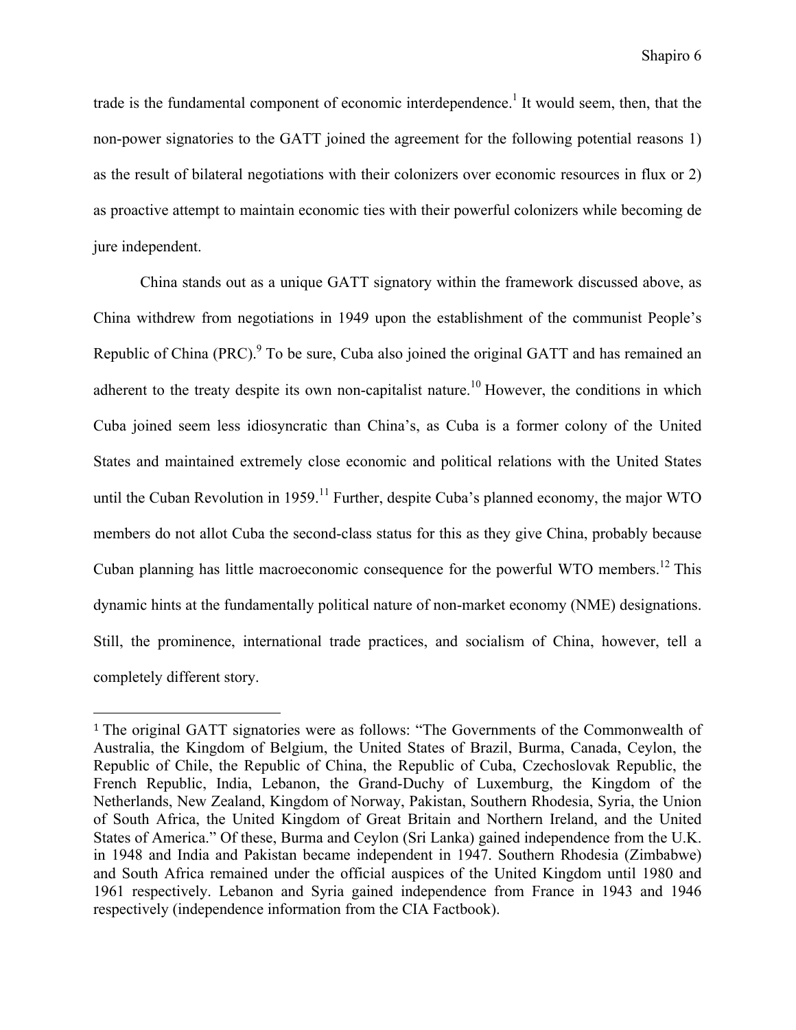trade is the fundamental component of economic interdependence.[1] It would seem, then, that the non-power signatories to the GATT joined the agreement for the following potential reasons 1) as the result of bilateral negotiations with their colonizers over economic resources in flux or 2) as proactive attempt to maintain economic ties with their powerful colonizers while becoming de jure independent.

China stands out as a unique GATT signatory within the framework discussed above, as China withdrew from negotiations in 1949 upon the establishment of the communist People's Republic of China (PRC).[9] To be sure, Cuba also joined the original GATT and has remained an adherent to the treaty despite its own non-capitalist nature.[10] However, the conditions in which Cuba joined seem less idiosyncratic than China's, as Cuba is a former colony of the United States and maintained extremely close economic and political relations with the United States until the Cuban Revolution in 1959.[11] Further, despite Cuba's planned economy, the major WTO members do not allot Cuba the second-class status for this as they give China, probably because Cuban planning has little macroeconomic consequence for the powerful WTO members.[12] This dynamic hints at the fundamentally political nature of non-market economy (NME) designations. Still, the prominence, international trade practices, and socialism of China, however, tell a completely different story.

---

[1] The original GATT signatories were as follows: "The Governments of the Commonwealth of Australia, the Kingdom of Belgium, the United States of Brazil, Burma, Canada, Ceylon, the Republic of Chile, the Republic of China, the Republic of Cuba, Czechoslovak Republic, the French Republic, India, Lebanon, the Grand-Duchy of Luxemburg, the Kingdom of the Netherlands, New Zealand, Kingdom of Norway, Pakistan, Southern Rhodesia, Syria, the Union of South Africa, the United Kingdom of Great Britain and Northern Ireland, and the United States of America." Of these, Burma and Ceylon (Sri Lanka) gained independence from the U.K. in 1948 and India and Pakistan became independent in 1947. Southern Rhodesia (Zimbabwe) and South Africa remained under the official auspices of the United Kingdom until 1980 and 1961 respectively. Lebanon and Syria gained independence from France in 1943 and 1946 respectively (independence information from the CIA Factbook).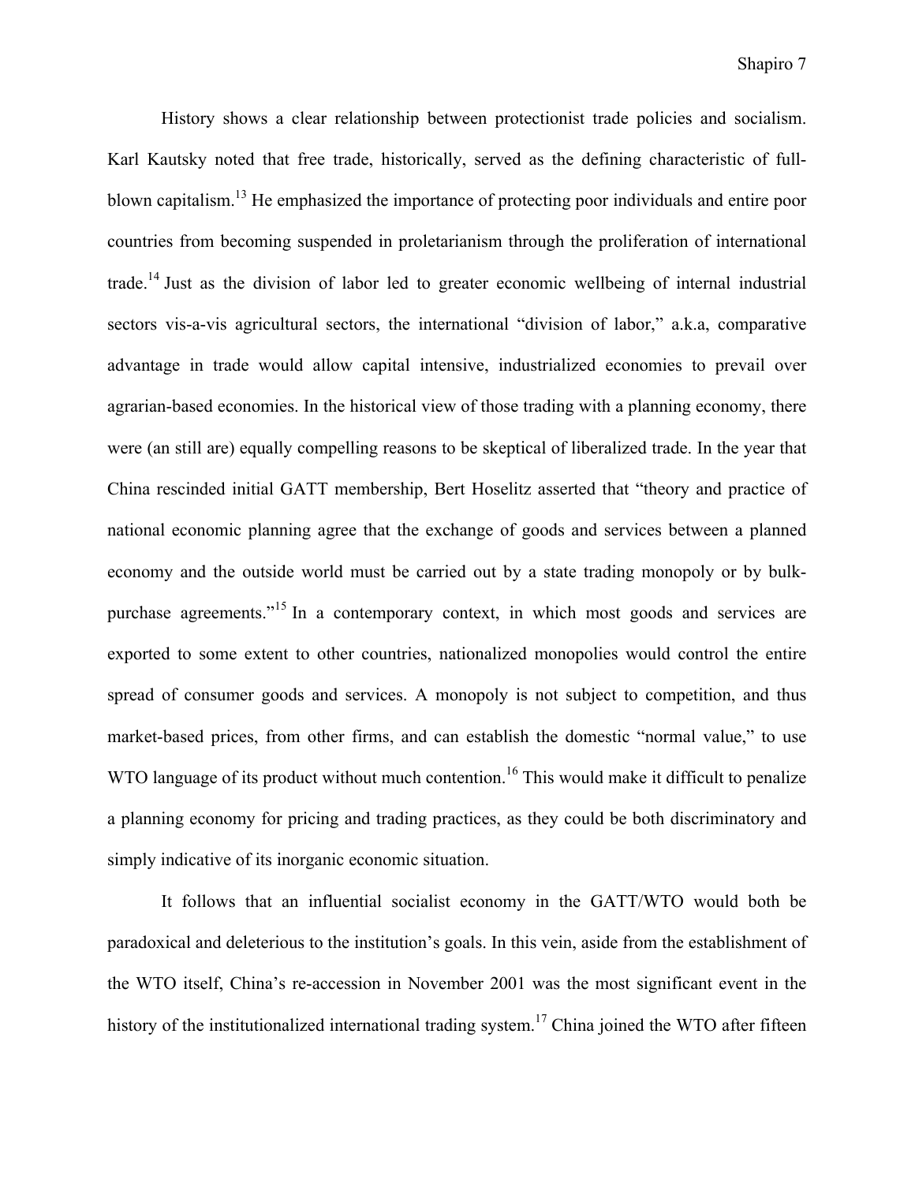History shows a clear relationship between protectionist trade policies and socialism. Karl Kautsky noted that free trade, historically, served as the defining characteristic of full-blown capitalism.[13] He emphasized the importance of protecting poor individuals and entire poor countries from becoming suspended in proletarianism through the proliferation of international trade.[14] Just as the division of labor led to greater economic wellbeing of internal industrial sectors vis-a-vis agricultural sectors, the international "division of labor," a.k.a, comparative advantage in trade would allow capital intensive, industrialized economies to prevail over agrarian-based economies. In the historical view of those trading with a planning economy, there were (an still are) equally compelling reasons to be skeptical of liberalized trade. In the year that China rescinded initial GATT membership, Bert Hoselitz asserted that "theory and practice of national economic planning agree that the exchange of goods and services between a planned economy and the outside world must be carried out by a state trading monopoly or by bulk-purchase agreements."[15] In a contemporary context, in which most goods and services are exported to some extent to other countries, nationalized monopolies would control the entire spread of consumer goods and services. A monopoly is not subject to competition, and thus market-based prices, from other firms, and can establish the domestic "normal value," to use WTO language of its product without much contention.[16] This would make it difficult to penalize a planning economy for pricing and trading practices, as they could be both discriminatory and simply indicative of its inorganic economic situation.

It follows that an influential socialist economy in the GATT/WTO would both be paradoxical and deleterious to the institution's goals. In this vein, aside from the establishment of the WTO itself, China's re-accession in November 2001 was the most significant event in the history of the institutionalized international trading system.[17] China joined the WTO after fifteen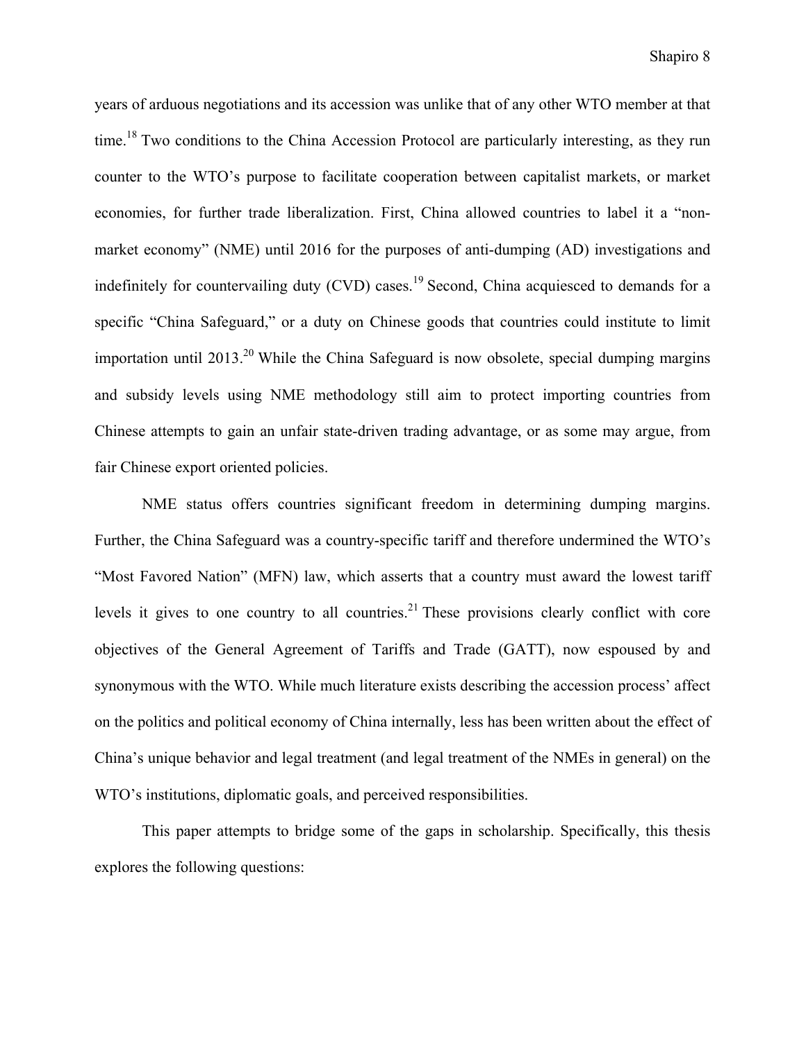years of arduous negotiations and its accession was unlike that of any other WTO member at that time.[18] Two conditions to the China Accession Protocol are particularly interesting, as they run counter to the WTO's purpose to facilitate cooperation between capitalist markets, or market economies, for further trade liberalization. First, China allowed countries to label it a "non-market economy" (NME) until 2016 for the purposes of anti-dumping (AD) investigations and indefinitely for countervailing duty (CVD) cases.[19] Second, China acquiesced to demands for a specific "China Safeguard," or a duty on Chinese goods that countries could institute to limit importation until 2013.[20] While the China Safeguard is now obsolete, special dumping margins and subsidy levels using NME methodology still aim to protect importing countries from Chinese attempts to gain an unfair state-driven trading advantage, or as some may argue, from fair Chinese export oriented policies.

NME status offers countries significant freedom in determining dumping margins. Further, the China Safeguard was a country-specific tariff and therefore undermined the WTO's "Most Favored Nation" (MFN) law, which asserts that a country must award the lowest tariff levels it gives to one country to all countries.[21] These provisions clearly conflict with core objectives of the General Agreement of Tariffs and Trade (GATT), now espoused by and synonymous with the WTO. While much literature exists describing the accession process' affect on the politics and political economy of China internally, less has been written about the effect of China's unique behavior and legal treatment (and legal treatment of the NMEs in general) on the WTO's institutions, diplomatic goals, and perceived responsibilities.

This paper attempts to bridge some of the gaps in scholarship. Specifically, this thesis explores the following questions: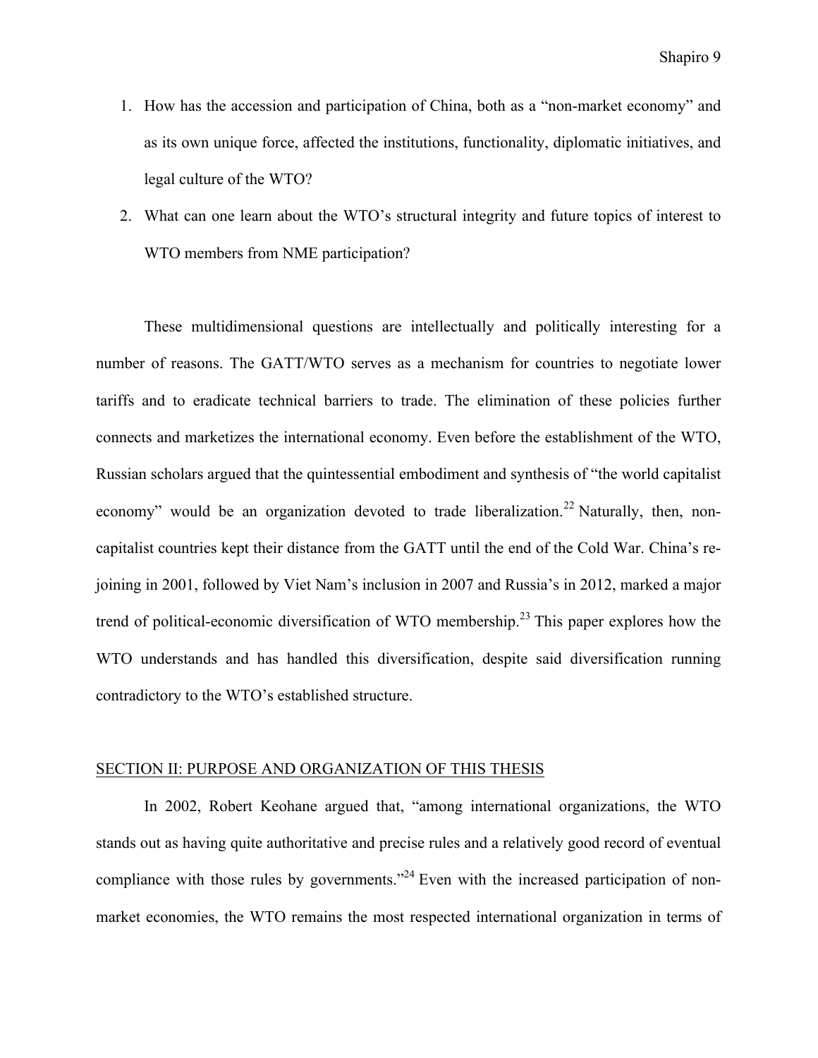1. How has the accession and participation of China, both as a "non-market economy" and as its own unique force, affected the institutions, functionality, diplomatic initiatives, and legal culture of the WTO?
2. What can one learn about the WTO's structural integrity and future topics of interest to WTO members from NME participation?

These multidimensional questions are intellectually and politically interesting for a number of reasons. The GATT/WTO serves as a mechanism for countries to negotiate lower tariffs and to eradicate technical barriers to trade. The elimination of these policies further connects and marketizes the international economy. Even before the establishment of the WTO, Russian scholars argued that the quintessential embodiment and synthesis of "the world capitalist economy" would be an organization devoted to trade liberalization.[22] Naturally, then, non-capitalist countries kept their distance from the GATT until the end of the Cold War. China's re-joining in 2001, followed by Viet Nam's inclusion in 2007 and Russia's in 2012, marked a major trend of political-economic diversification of WTO membership.[23] This paper explores how the WTO understands and has handled this diversification, despite said diversification running contradictory to the WTO's established structure.

## SECTION II: PURPOSE AND ORGANIZATION OF THIS THESIS

In 2002, Robert Keohane argued that, "among international organizations, the WTO stands out as having quite authoritative and precise rules and a relatively good record of eventual compliance with those rules by governments."[24] Even with the increased participation of non-market economies, the WTO remains the most respected international organization in terms of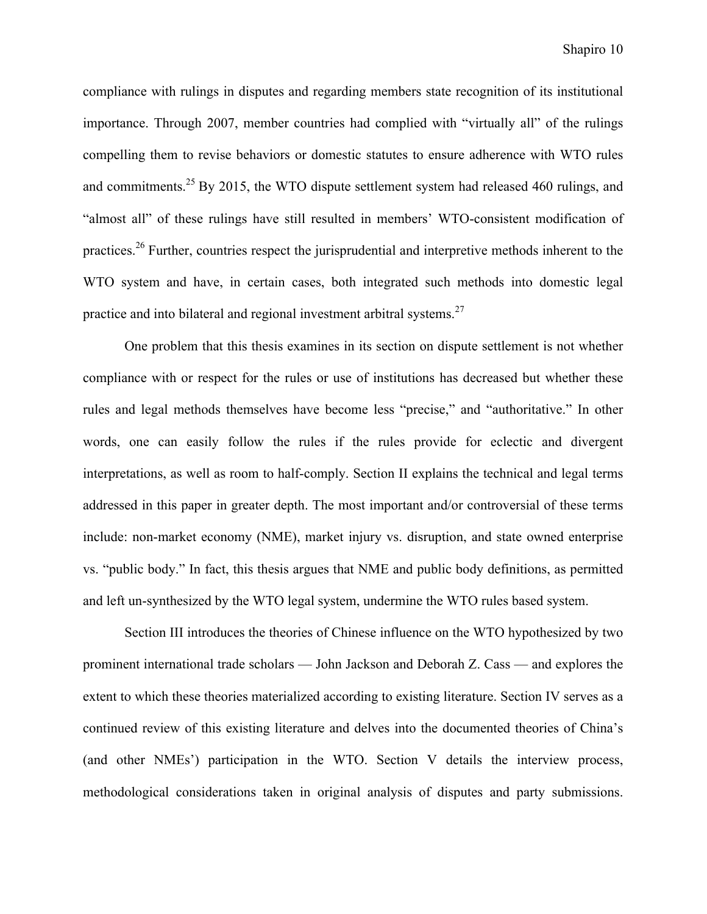compliance with rulings in disputes and regarding members state recognition of its institutional importance. Through 2007, member countries had complied with "virtually all" of the rulings compelling them to revise behaviors or domestic statutes to ensure adherence with WTO rules and commitments.[25] By 2015, the WTO dispute settlement system had released 460 rulings, and "almost all" of these rulings have still resulted in members' WTO-consistent modification of practices.[26] Further, countries respect the jurisprudential and interpretive methods inherent to the WTO system and have, in certain cases, both integrated such methods into domestic legal practice and into bilateral and regional investment arbitral systems.[27]

One problem that this thesis examines in its section on dispute settlement is not whether compliance with or respect for the rules or use of institutions has decreased but whether these rules and legal methods themselves have become less "precise," and "authoritative." In other words, one can easily follow the rules if the rules provide for eclectic and divergent interpretations, as well as room to half-comply. Section II explains the technical and legal terms addressed in this paper in greater depth. The most important and/or controversial of these terms include: non-market economy (NME), market injury vs. disruption, and state owned enterprise vs. "public body." In fact, this thesis argues that NME and public body definitions, as permitted and left un-synthesized by the WTO legal system, undermine the WTO rules based system.

Section III introduces the theories of Chinese influence on the WTO hypothesized by two prominent international trade scholars — John Jackson and Deborah Z. Cass — and explores the extent to which these theories materialized according to existing literature. Section IV serves as a continued review of this existing literature and delves into the documented theories of China's (and other NMEs') participation in the WTO. Section V details the interview process, methodological considerations taken in original analysis of disputes and party submissions.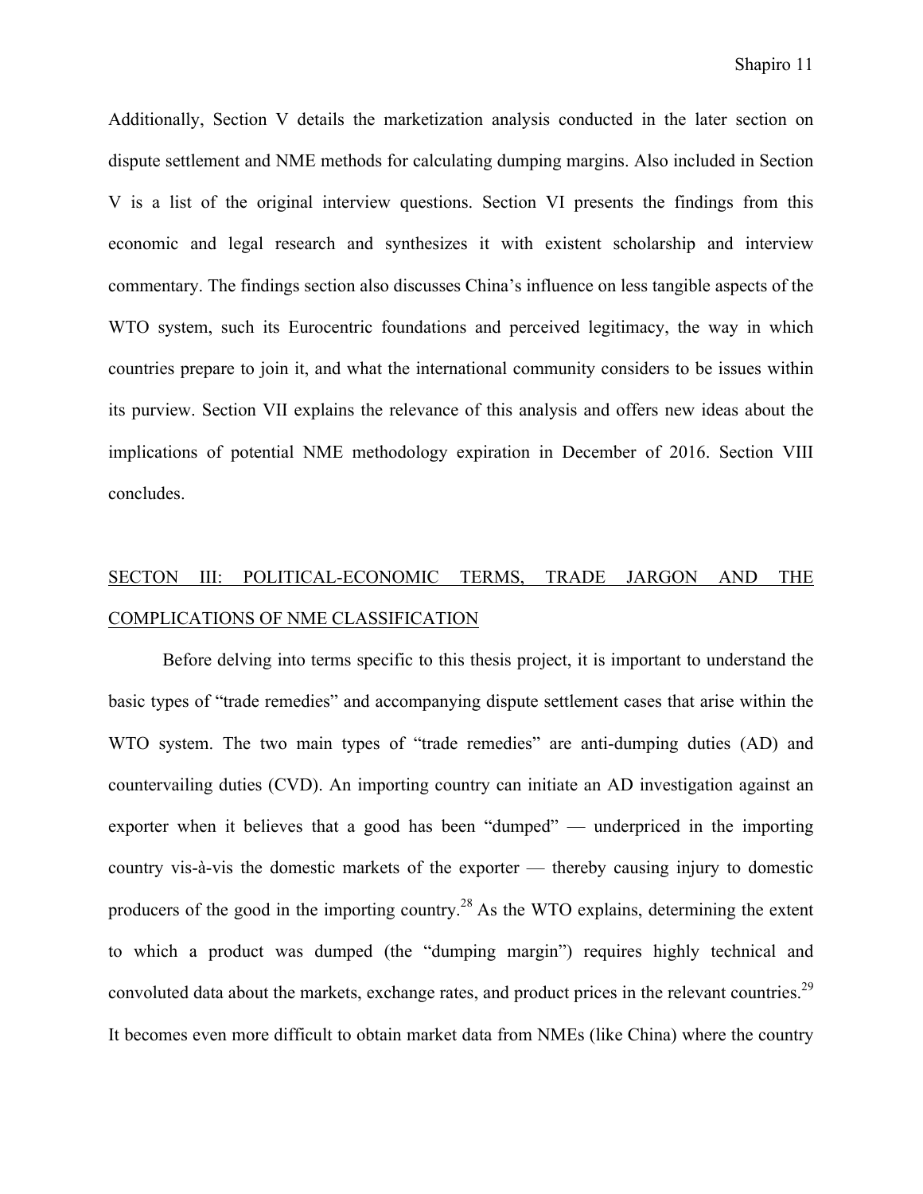Additionally, Section V details the marketization analysis conducted in the later section on dispute settlement and NME methods for calculating dumping margins. Also included in Section V is a list of the original interview questions. Section VI presents the findings from this economic and legal research and synthesizes it with existent scholarship and interview commentary. The findings section also discusses China's influence on less tangible aspects of the WTO system, such its Eurocentric foundations and perceived legitimacy, the way in which countries prepare to join it, and what the international community considers to be issues within its purview. Section VII explains the relevance of this analysis and offers new ideas about the implications of potential NME methodology expiration in December of 2016. Section VIII concludes.

## SECTON III: POLITICAL-ECONOMIC TERMS, TRADE JARGON AND THE COMPLICATIONS OF NME CLASSIFICATION

Before delving into terms specific to this thesis project, it is important to understand the basic types of "trade remedies" and accompanying dispute settlement cases that arise within the WTO system. The two main types of "trade remedies" are anti-dumping duties (AD) and countervailing duties (CVD). An importing country can initiate an AD investigation against an exporter when it believes that a good has been "dumped" — underpriced in the importing country vis-à-vis the domestic markets of the exporter — thereby causing injury to domestic producers of the good in the importing country.[28] As the WTO explains, determining the extent to which a product was dumped (the "dumping margin") requires highly technical and convoluted data about the markets, exchange rates, and product prices in the relevant countries.[29] It becomes even more difficult to obtain market data from NMEs (like China) where the country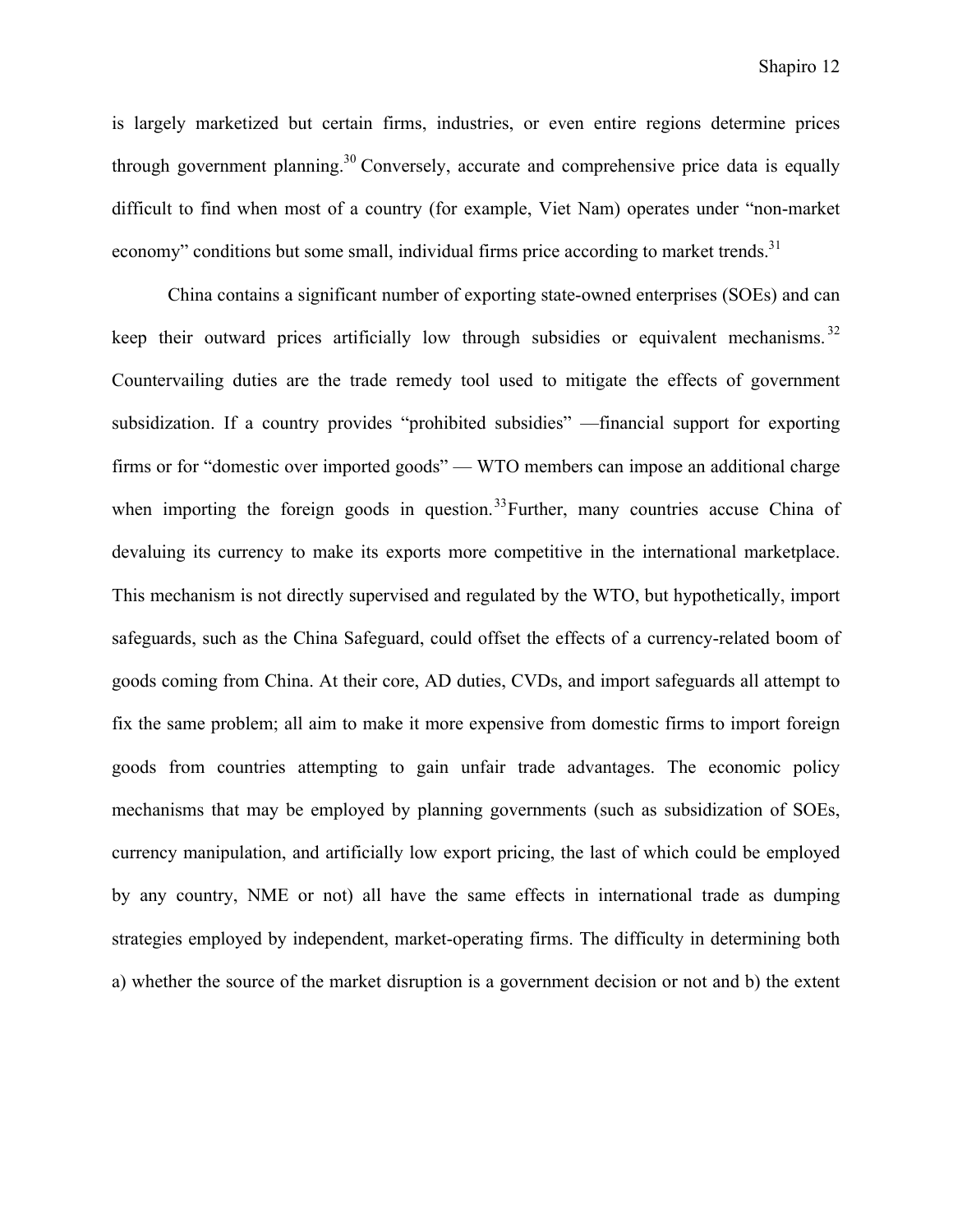is largely marketized but certain firms, industries, or even entire regions determine prices through government planning.[30] Conversely, accurate and comprehensive price data is equally difficult to find when most of a country (for example, Viet Nam) operates under "non-market economy" conditions but some small, individual firms price according to market trends.[31]

China contains a significant number of exporting state-owned enterprises (SOEs) and can keep their outward prices artificially low through subsidies or equivalent mechanisms.[32] Countervailing duties are the trade remedy tool used to mitigate the effects of government subsidization. If a country provides "prohibited subsidies" —financial support for exporting firms or for "domestic over imported goods" — WTO members can impose an additional charge when importing the foreign goods in question.[33]Further, many countries accuse China of devaluing its currency to make its exports more competitive in the international marketplace. This mechanism is not directly supervised and regulated by the WTO, but hypothetically, import safeguards, such as the China Safeguard, could offset the effects of a currency-related boom of goods coming from China. At their core, AD duties, CVDs, and import safeguards all attempt to fix the same problem; all aim to make it more expensive from domestic firms to import foreign goods from countries attempting to gain unfair trade advantages. The economic policy mechanisms that may be employed by planning governments (such as subsidization of SOEs, currency manipulation, and artificially low export pricing, the last of which could be employed by any country, NME or not) all have the same effects in international trade as dumping strategies employed by independent, market-operating firms. The difficulty in determining both a) whether the source of the market disruption is a government decision or not and b) the extent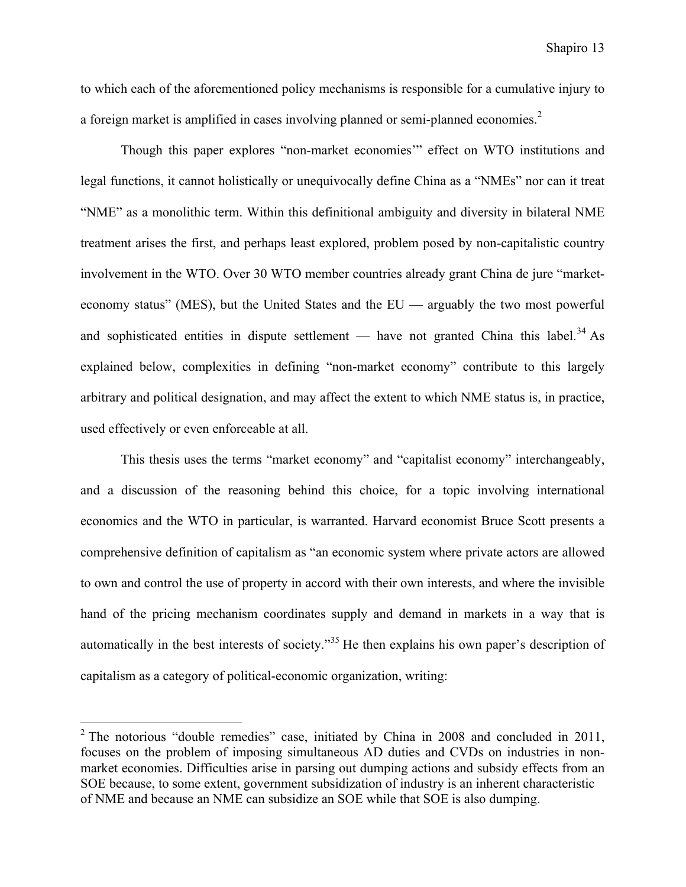to which each of the aforementioned policy mechanisms is responsible for a cumulative injury to a foreign market is amplified in cases involving planned or semi-planned economies.[2]

Though this paper explores "non-market economies'" effect on WTO institutions and legal functions, it cannot holistically or unequivocally define China as a "NMEs" nor can it treat "NME" as a monolithic term. Within this definitional ambiguity and diversity in bilateral NME treatment arises the first, and perhaps least explored, problem posed by non-capitalistic country involvement in the WTO. Over 30 WTO member countries already grant China de jure "market-economy status" (MES), but the United States and the EU — arguably the two most powerful and sophisticated entities in dispute settlement — have not granted China this label.[34] As explained below, complexities in defining "non-market economy" contribute to this largely arbitrary and political designation, and may affect the extent to which NME status is, in practice, used effectively or even enforceable at all.

This thesis uses the terms "market economy" and "capitalist economy" interchangeably, and a discussion of the reasoning behind this choice, for a topic involving international economics and the WTO in particular, is warranted. Harvard economist Bruce Scott presents a comprehensive definition of capitalism as "an economic system where private actors are allowed to own and control the use of property in accord with their own interests, and where the invisible hand of the pricing mechanism coordinates supply and demand in markets in a way that is automatically in the best interests of society."[35] He then explains his own paper's description of capitalism as a category of political-economic organization, writing:

[2] The notorious "double remedies" case, initiated by China in 2008 and concluded in 2011, focuses on the problem of imposing simultaneous AD duties and CVDs on industries in non-market economies. Difficulties arise in parsing out dumping actions and subsidy effects from an SOE because, to some extent, government subsidization of industry is an inherent characteristic of NME and because an NME can subsidize an SOE while that SOE is also dumping.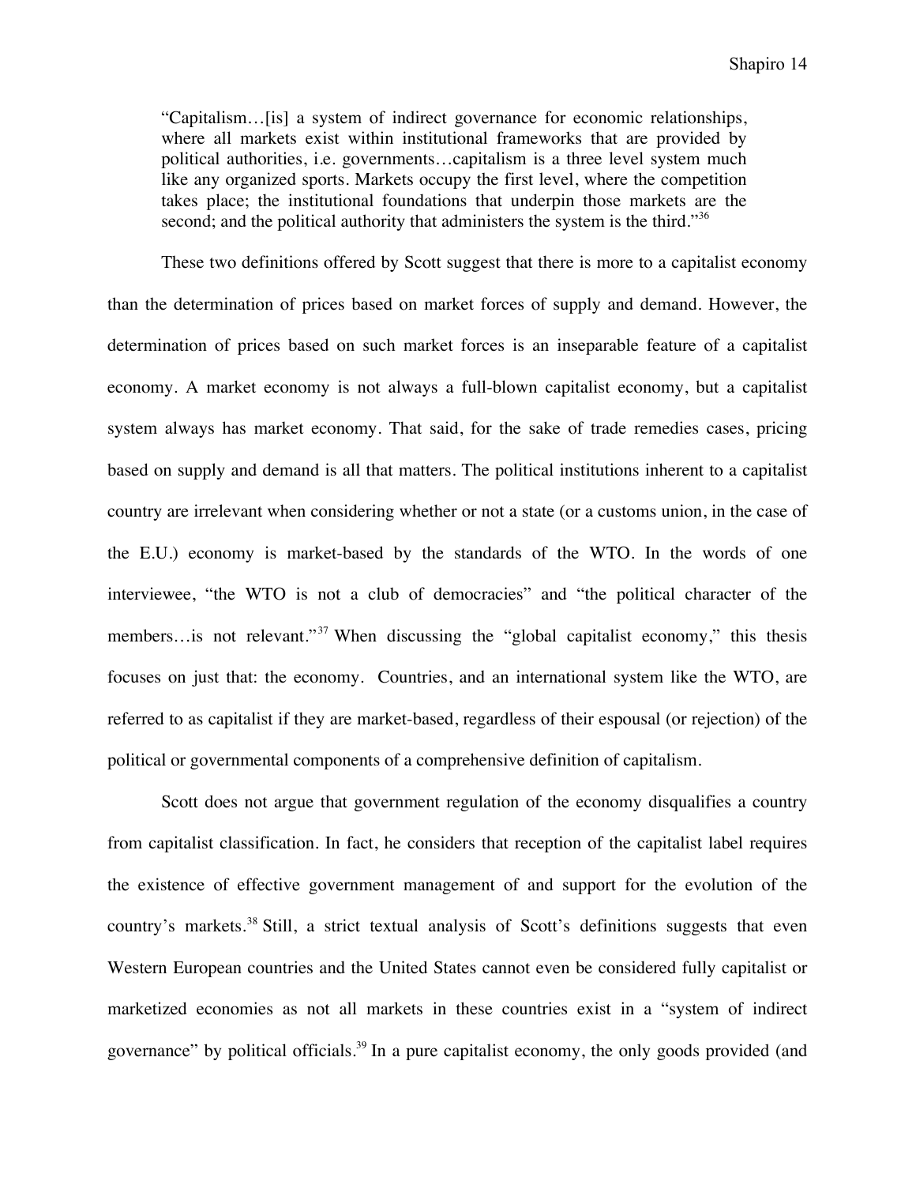> "Capitalism…[is] a system of indirect governance for economic relationships, where all markets exist within institutional frameworks that are provided by political authorities, i.e. governments…capitalism is a three level system much like any organized sports. Markets occupy the first level, where the competition takes place; the institutional foundations that underpin those markets are the second; and the political authority that administers the system is the third."[36]

These two definitions offered by Scott suggest that there is more to a capitalist economy than the determination of prices based on market forces of supply and demand. However, the determination of prices based on such market forces is an inseparable feature of a capitalist economy. A market economy is not always a full-blown capitalist economy, but a capitalist system always has market economy. That said, for the sake of trade remedies cases, pricing based on supply and demand is all that matters. The political institutions inherent to a capitalist country are irrelevant when considering whether or not a state (or a customs union, in the case of the E.U.) economy is market-based by the standards of the WTO. In the words of one interviewee, "the WTO is not a club of democracies" and "the political character of the members…is not relevant."[37] When discussing the "global capitalist economy," this thesis focuses on just that: the economy. Countries, and an international system like the WTO, are referred to as capitalist if they are market-based, regardless of their espousal (or rejection) of the political or governmental components of a comprehensive definition of capitalism.

Scott does not argue that government regulation of the economy disqualifies a country from capitalist classification. In fact, he considers that reception of the capitalist label requires the existence of effective government management of and support for the evolution of the country's markets.[38] Still, a strict textual analysis of Scott's definitions suggests that even Western European countries and the United States cannot even be considered fully capitalist or marketized economies as not all markets in these countries exist in a "system of indirect governance" by political officials.[39] In a pure capitalist economy, the only goods provided (and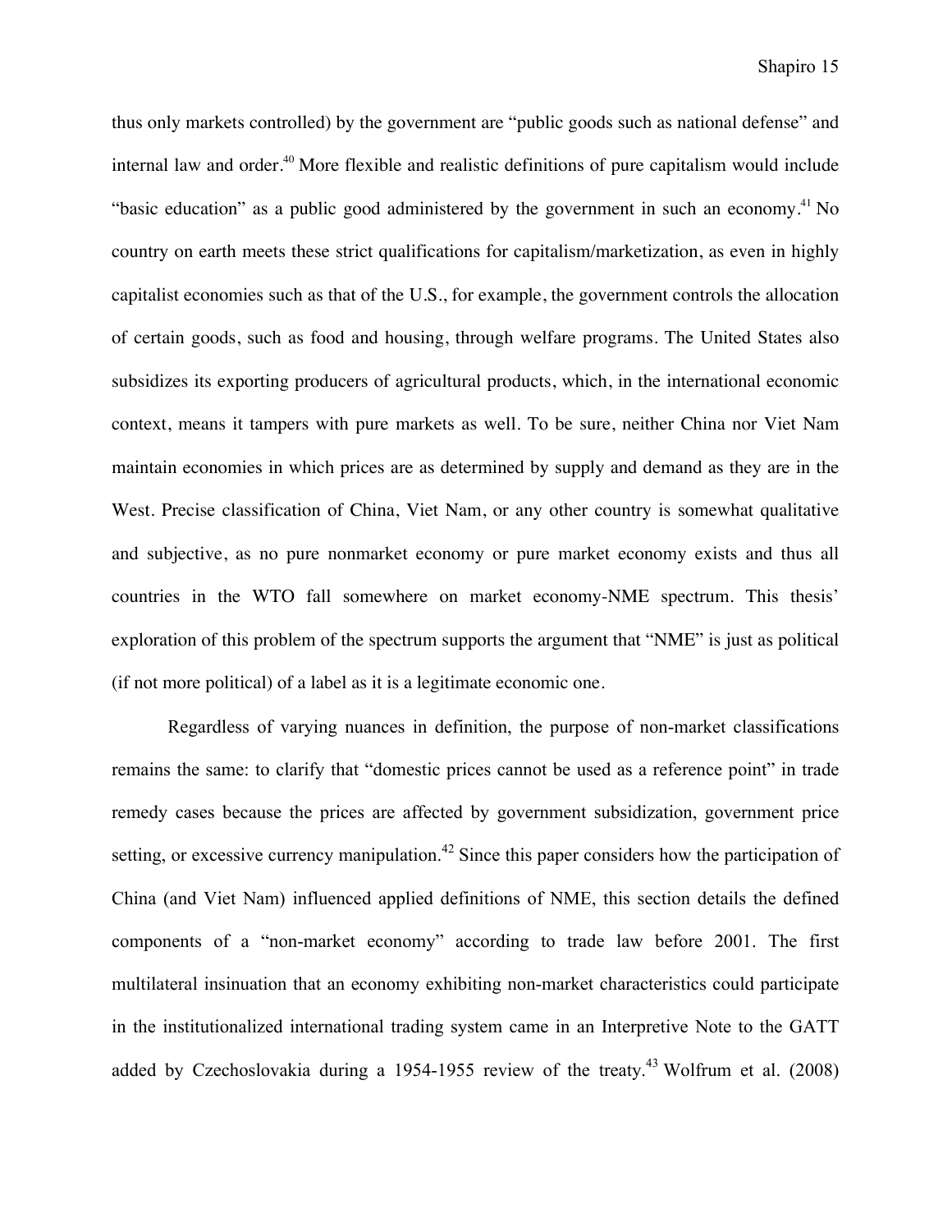thus only markets controlled) by the government are "public goods such as national defense" and internal law and order.[40] More flexible and realistic definitions of pure capitalism would include "basic education" as a public good administered by the government in such an economy.[41] No country on earth meets these strict qualifications for capitalism/marketization, as even in highly capitalist economies such as that of the U.S., for example, the government controls the allocation of certain goods, such as food and housing, through welfare programs. The United States also subsidizes its exporting producers of agricultural products, which, in the international economic context, means it tampers with pure markets as well. To be sure, neither China nor Viet Nam maintain economies in which prices are as determined by supply and demand as they are in the West. Precise classification of China, Viet Nam, or any other country is somewhat qualitative and subjective, as no pure nonmarket economy or pure market economy exists and thus all countries in the WTO fall somewhere on market economy-NME spectrum. This thesis' exploration of this problem of the spectrum supports the argument that "NME" is just as political (if not more political) of a label as it is a legitimate economic one.

Regardless of varying nuances in definition, the purpose of non-market classifications remains the same: to clarify that "domestic prices cannot be used as a reference point" in trade remedy cases because the prices are affected by government subsidization, government price setting, or excessive currency manipulation.[42] Since this paper considers how the participation of China (and Viet Nam) influenced applied definitions of NME, this section details the defined components of a "non-market economy" according to trade law before 2001. The first multilateral insinuation that an economy exhibiting non-market characteristics could participate in the institutionalized international trading system came in an Interpretive Note to the GATT added by Czechoslovakia during a 1954-1955 review of the treaty.[43] Wolfrum et al. (2008)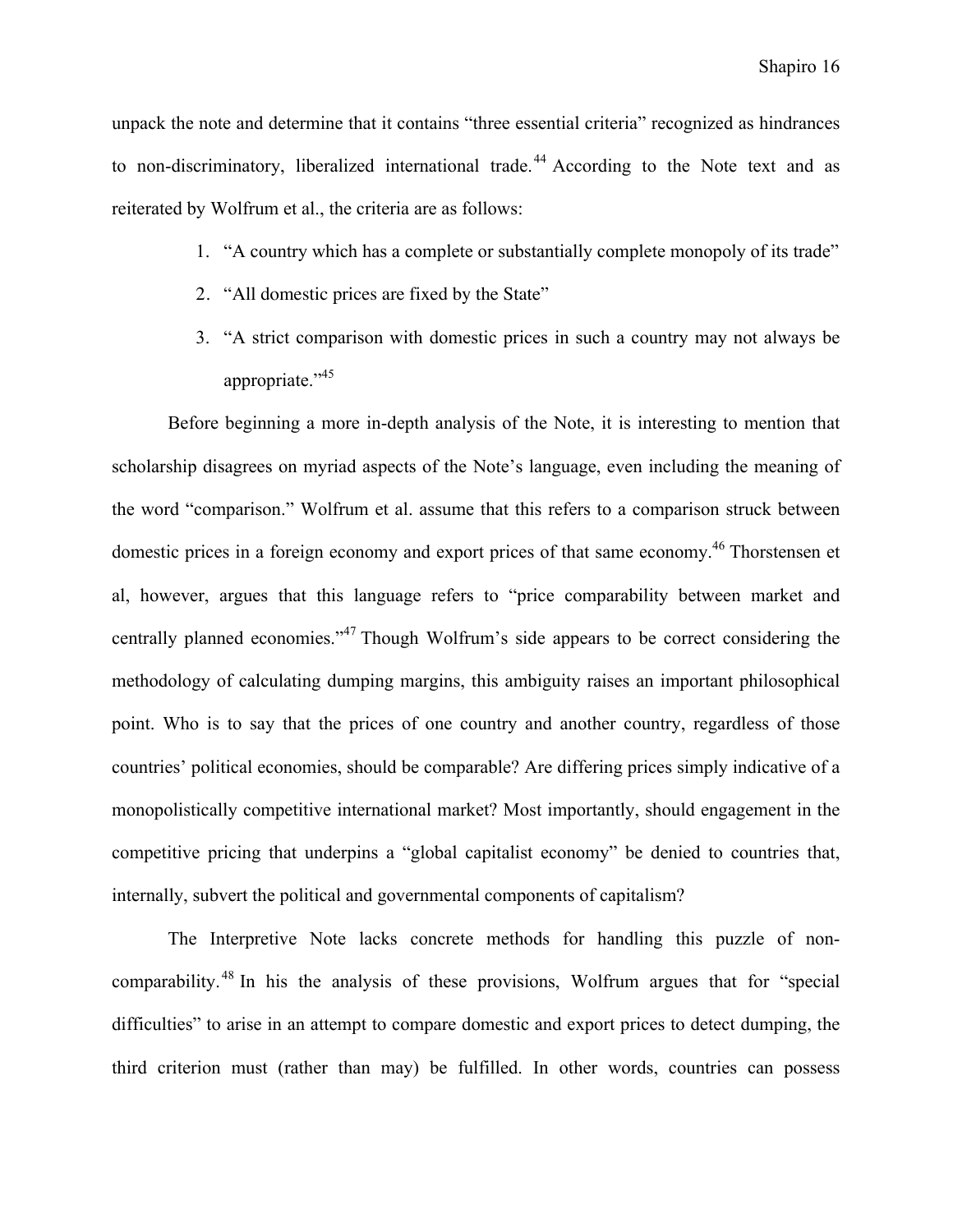unpack the note and determine that it contains "three essential criteria" recognized as hindrances to non-discriminatory, liberalized international trade.[44] According to the Note text and as reiterated by Wolfrum et al., the criteria are as follows:

1. "A country which has a complete or substantially complete monopoly of its trade"
2. "All domestic prices are fixed by the State"
3. "A strict comparison with domestic prices in such a country may not always be appropriate."[45]

Before beginning a more in-depth analysis of the Note, it is interesting to mention that scholarship disagrees on myriad aspects of the Note's language, even including the meaning of the word "comparison." Wolfrum et al. assume that this refers to a comparison struck between domestic prices in a foreign economy and export prices of that same economy.[46] Thorstensen et al, however, argues that this language refers to "price comparability between market and centrally planned economies."[47] Though Wolfrum's side appears to be correct considering the methodology of calculating dumping margins, this ambiguity raises an important philosophical point. Who is to say that the prices of one country and another country, regardless of those countries' political economies, should be comparable? Are differing prices simply indicative of a monopolistically competitive international market? Most importantly, should engagement in the competitive pricing that underpins a "global capitalist economy" be denied to countries that, internally, subvert the political and governmental components of capitalism?

The Interpretive Note lacks concrete methods for handling this puzzle of non-comparability.[48] In his the analysis of these provisions, Wolfrum argues that for "special difficulties" to arise in an attempt to compare domestic and export prices to detect dumping, the third criterion must (rather than may) be fulfilled. In other words, countries can possess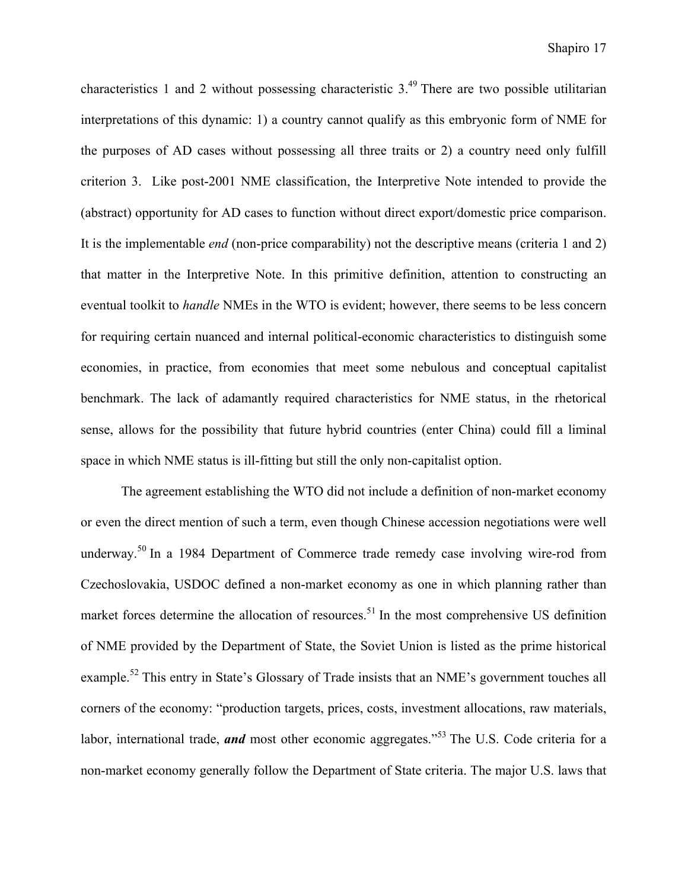characteristics 1 and 2 without possessing characteristic 3.[49] There are two possible utilitarian interpretations of this dynamic: 1) a country cannot qualify as this embryonic form of NME for the purposes of AD cases without possessing all three traits or 2) a country need only fulfill criterion 3. Like post-2001 NME classification, the Interpretive Note intended to provide the (abstract) opportunity for AD cases to function without direct export/domestic price comparison. It is the implementable *end* (non-price comparability) not the descriptive means (criteria 1 and 2) that matter in the Interpretive Note. In this primitive definition, attention to constructing an eventual toolkit to *handle* NMEs in the WTO is evident; however, there seems to be less concern for requiring certain nuanced and internal political-economic characteristics to distinguish some economies, in practice, from economies that meet some nebulous and conceptual capitalist benchmark. The lack of adamantly required characteristics for NME status, in the rhetorical sense, allows for the possibility that future hybrid countries (enter China) could fill a liminal space in which NME status is ill-fitting but still the only non-capitalist option.

The agreement establishing the WTO did not include a definition of non-market economy or even the direct mention of such a term, even though Chinese accession negotiations were well underway.[50] In a 1984 Department of Commerce trade remedy case involving wire-rod from Czechoslovakia, USDOC defined a non-market economy as one in which planning rather than market forces determine the allocation of resources.[51] In the most comprehensive US definition of NME provided by the Department of State, the Soviet Union is listed as the prime historical example.[52] This entry in State's Glossary of Trade insists that an NME's government touches all corners of the economy: "production targets, prices, costs, investment allocations, raw materials, labor, international trade, ***and*** most other economic aggregates."[53] The U.S. Code criteria for a non-market economy generally follow the Department of State criteria. The major U.S. laws that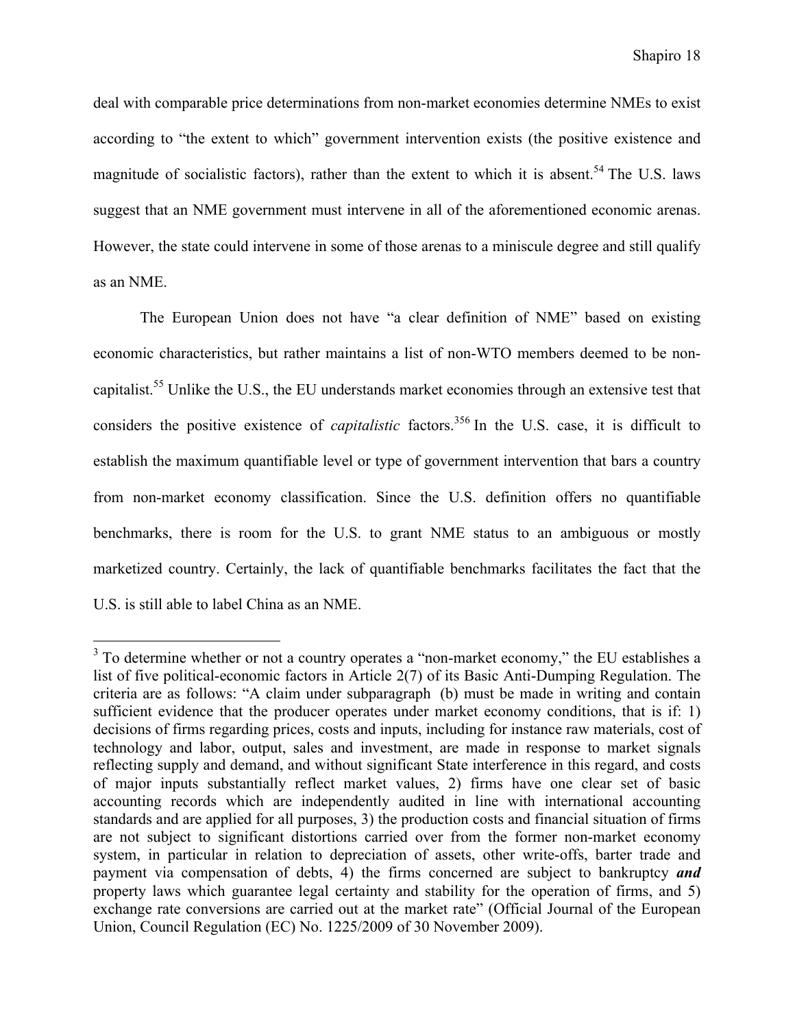deal with comparable price determinations from non-market economies determine NMEs to exist according to "the extent to which" government intervention exists (the positive existence and magnitude of socialistic factors), rather than the extent to which it is absent.[54] The U.S. laws suggest that an NME government must intervene in all of the aforementioned economic arenas. However, the state could intervene in some of those arenas to a miniscule degree and still qualify as an NME.

The European Union does not have "a clear definition of NME" based on existing economic characteristics, but rather maintains a list of non-WTO members deemed to be non-capitalist.[55] Unlike the U.S., the EU understands market economies through an extensive test that considers the positive existence of *capitalistic* factors.[356] In the U.S. case, it is difficult to establish the maximum quantifiable level or type of government intervention that bars a country from non-market economy classification. Since the U.S. definition offers no quantifiable benchmarks, there is room for the U.S. to grant NME status to an ambiguous or mostly marketized country. Certainly, the lack of quantifiable benchmarks facilitates the fact that the U.S. is still able to label China as an NME.

---

[3] To determine whether or not a country operates a "non-market economy," the EU establishes a list of five political-economic factors in Article 2(7) of its Basic Anti-Dumping Regulation. The criteria are as follows: "A claim under subparagraph (b) must be made in writing and contain sufficient evidence that the producer operates under market economy conditions, that is if: 1) decisions of firms regarding prices, costs and inputs, including for instance raw materials, cost of technology and labor, output, sales and investment, are made in response to market signals reflecting supply and demand, and without significant State interference in this regard, and costs of major inputs substantially reflect market values, 2) firms have one clear set of basic accounting records which are independently audited in line with international accounting standards and are applied for all purposes, 3) the production costs and financial situation of firms are not subject to significant distortions carried over from the former non-market economy system, in particular in relation to depreciation of assets, other write-offs, barter trade and payment via compensation of debts, 4) the firms concerned are subject to bankruptcy ***and*** property laws which guarantee legal certainty and stability for the operation of firms, and 5) exchange rate conversions are carried out at the market rate" (Official Journal of the European Union, Council Regulation (EC) No. 1225/2009 of 30 November 2009).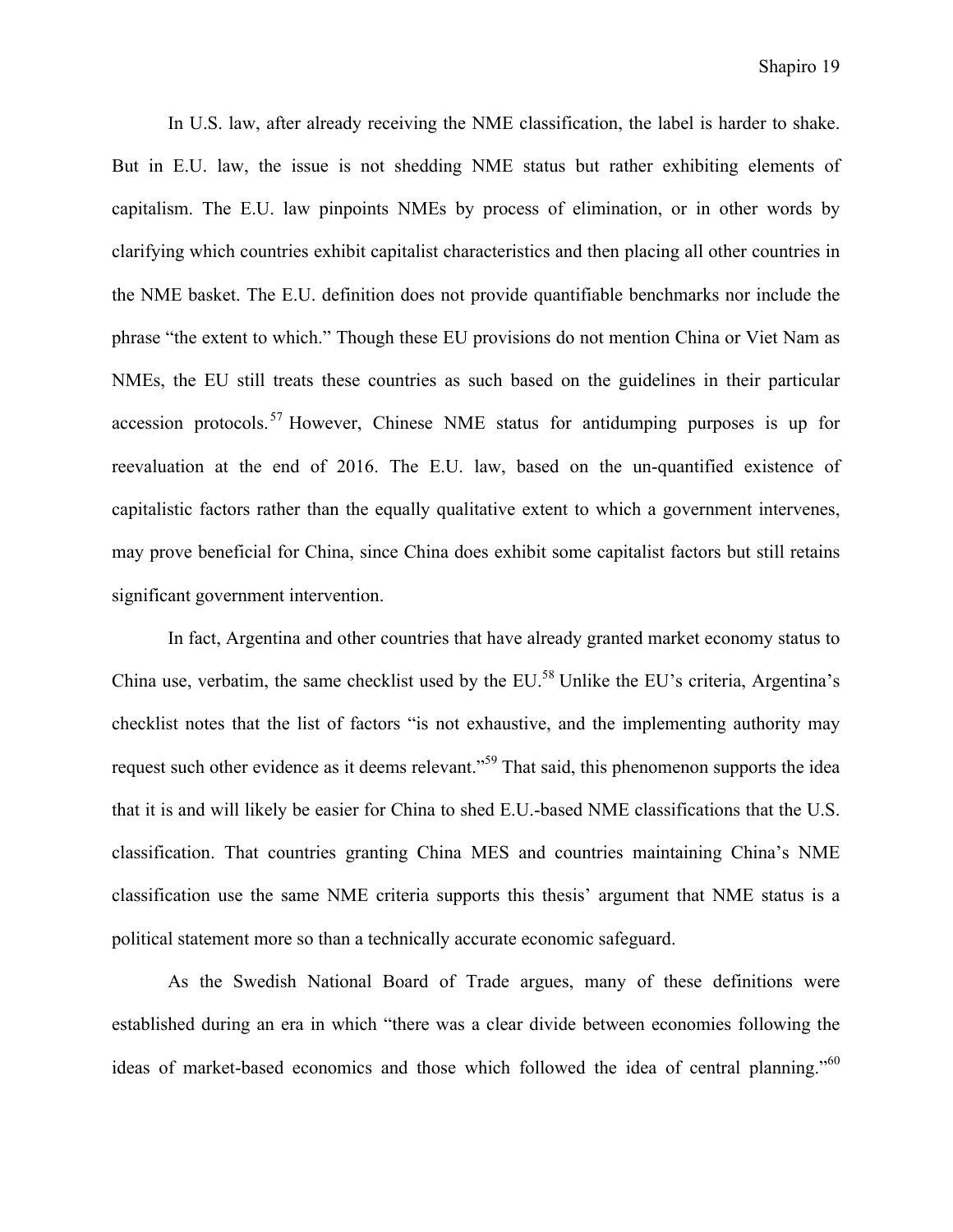In U.S. law, after already receiving the NME classification, the label is harder to shake. But in E.U. law, the issue is not shedding NME status but rather exhibiting elements of capitalism. The E.U. law pinpoints NMEs by process of elimination, or in other words by clarifying which countries exhibit capitalist characteristics and then placing all other countries in the NME basket. The E.U. definition does not provide quantifiable benchmarks nor include the phrase "the extent to which." Though these EU provisions do not mention China or Viet Nam as NMEs, the EU still treats these countries as such based on the guidelines in their particular accession protocols.[57] However, Chinese NME status for antidumping purposes is up for reevaluation at the end of 2016. The E.U. law, based on the un-quantified existence of capitalistic factors rather than the equally qualitative extent to which a government intervenes, may prove beneficial for China, since China does exhibit some capitalist factors but still retains significant government intervention.

In fact, Argentina and other countries that have already granted market economy status to China use, verbatim, the same checklist used by the EU.[58] Unlike the EU's criteria, Argentina's checklist notes that the list of factors "is not exhaustive, and the implementing authority may request such other evidence as it deems relevant."[59] That said, this phenomenon supports the idea that it is and will likely be easier for China to shed E.U.-based NME classifications that the U.S. classification. That countries granting China MES and countries maintaining China's NME classification use the same NME criteria supports this thesis' argument that NME status is a political statement more so than a technically accurate economic safeguard.

As the Swedish National Board of Trade argues, many of these definitions were established during an era in which "there was a clear divide between economies following the ideas of market-based economics and those which followed the idea of central planning."[60]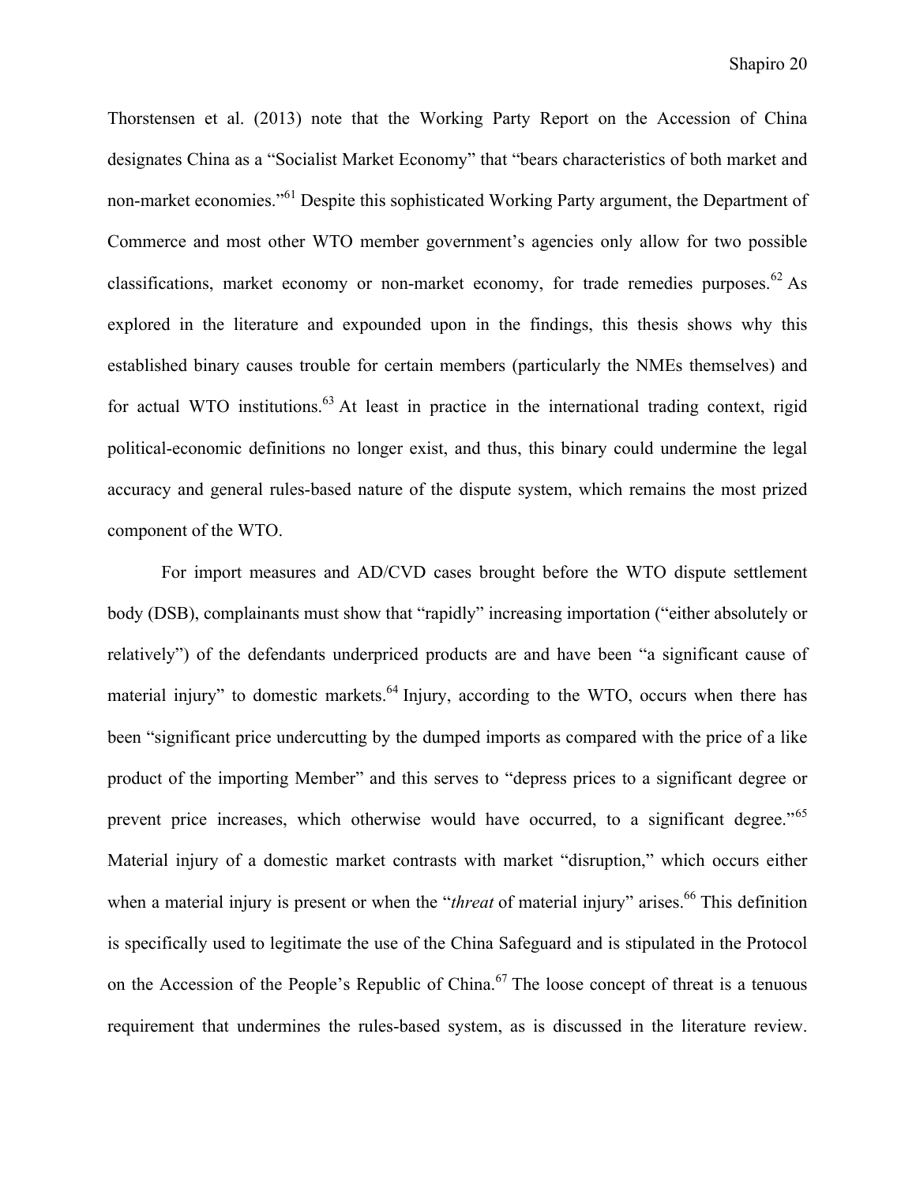Thorstensen et al. (2013) note that the Working Party Report on the Accession of China designates China as a "Socialist Market Economy" that "bears characteristics of both market and non-market economies."[61] Despite this sophisticated Working Party argument, the Department of Commerce and most other WTO member government's agencies only allow for two possible classifications, market economy or non-market economy, for trade remedies purposes.[62] As explored in the literature and expounded upon in the findings, this thesis shows why this established binary causes trouble for certain members (particularly the NMEs themselves) and for actual WTO institutions.[63] At least in practice in the international trading context, rigid political-economic definitions no longer exist, and thus, this binary could undermine the legal accuracy and general rules-based nature of the dispute system, which remains the most prized component of the WTO.

For import measures and AD/CVD cases brought before the WTO dispute settlement body (DSB), complainants must show that "rapidly" increasing importation ("either absolutely or relatively") of the defendants underpriced products are and have been "a significant cause of material injury" to domestic markets.[64] Injury, according to the WTO, occurs when there has been "significant price undercutting by the dumped imports as compared with the price of a like product of the importing Member" and this serves to "depress prices to a significant degree or prevent price increases, which otherwise would have occurred, to a significant degree."[65] Material injury of a domestic market contrasts with market "disruption," which occurs either when a material injury is present or when the "*threat* of material injury" arises.[66] This definition is specifically used to legitimate the use of the China Safeguard and is stipulated in the Protocol on the Accession of the People's Republic of China.[67] The loose concept of threat is a tenuous requirement that undermines the rules-based system, as is discussed in the literature review.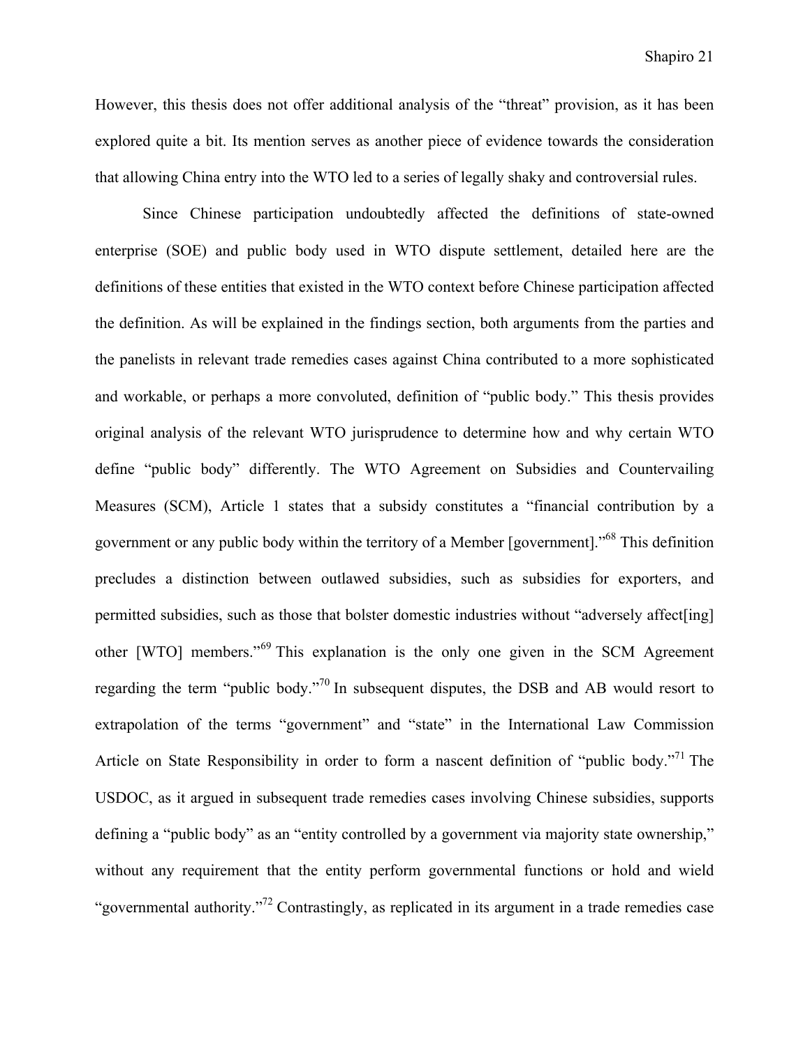However, this thesis does not offer additional analysis of the "threat" provision, as it has been explored quite a bit. Its mention serves as another piece of evidence towards the consideration that allowing China entry into the WTO led to a series of legally shaky and controversial rules.

Since Chinese participation undoubtedly affected the definitions of state-owned enterprise (SOE) and public body used in WTO dispute settlement, detailed here are the definitions of these entities that existed in the WTO context before Chinese participation affected the definition. As will be explained in the findings section, both arguments from the parties and the panelists in relevant trade remedies cases against China contributed to a more sophisticated and workable, or perhaps a more convoluted, definition of "public body." This thesis provides original analysis of the relevant WTO jurisprudence to determine how and why certain WTO define "public body" differently. The WTO Agreement on Subsidies and Countervailing Measures (SCM), Article 1 states that a subsidy constitutes a "financial contribution by a government or any public body within the territory of a Member [government]."[68] This definition precludes a distinction between outlawed subsidies, such as subsidies for exporters, and permitted subsidies, such as those that bolster domestic industries without "adversely affect[ing] other [WTO] members."[69] This explanation is the only one given in the SCM Agreement regarding the term "public body."[70] In subsequent disputes, the DSB and AB would resort to extrapolation of the terms "government" and "state" in the International Law Commission Article on State Responsibility in order to form a nascent definition of "public body."[71] The USDOC, as it argued in subsequent trade remedies cases involving Chinese subsidies, supports defining a "public body" as an "entity controlled by a government via majority state ownership," without any requirement that the entity perform governmental functions or hold and wield "governmental authority."[72] Contrastingly, as replicated in its argument in a trade remedies case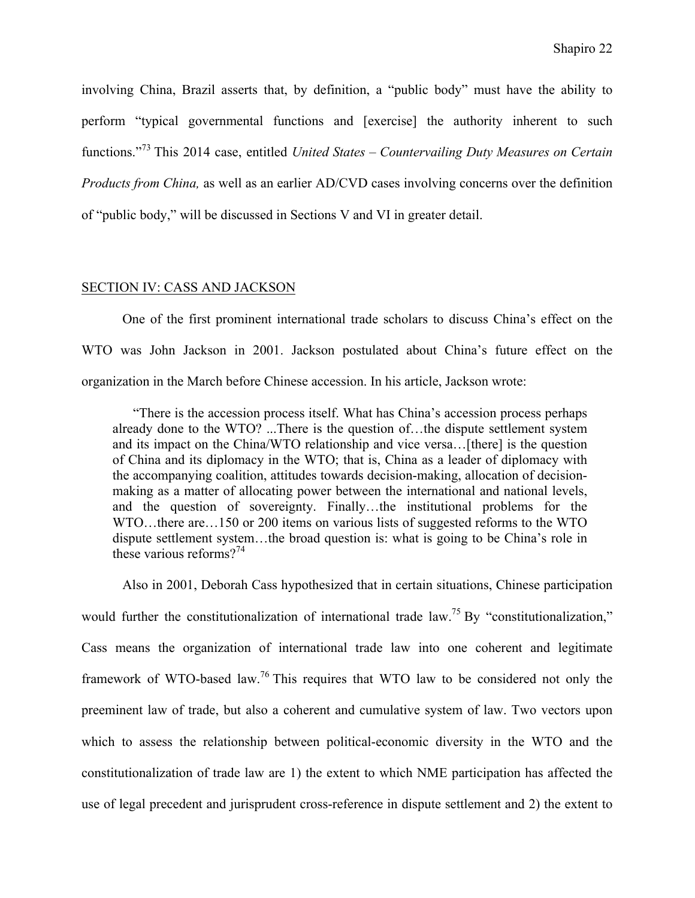involving China, Brazil asserts that, by definition, a "public body" must have the ability to perform "typical governmental functions and [exercise] the authority inherent to such functions."[73] This 2014 case, entitled *United States – Countervailing Duty Measures on Certain Products from China,* as well as an earlier AD/CVD cases involving concerns over the definition of "public body," will be discussed in Sections V and VI in greater detail.

## SECTION IV: CASS AND JACKSON

One of the first prominent international trade scholars to discuss China's effect on the WTO was John Jackson in 2001. Jackson postulated about China's future effect on the organization in the March before Chinese accession. In his article, Jackson wrote:

> "There is the accession process itself. What has China's accession process perhaps already done to the WTO? ...There is the question of…the dispute settlement system and its impact on the China/WTO relationship and vice versa…[there] is the question of China and its diplomacy in the WTO; that is, China as a leader of diplomacy with the accompanying coalition, attitudes towards decision-making, allocation of decision-making as a matter of allocating power between the international and national levels, and the question of sovereignty. Finally…the institutional problems for the WTO…there are…150 or 200 items on various lists of suggested reforms to the WTO dispute settlement system…the broad question is: what is going to be China's role in these various reforms?[74]

Also in 2001, Deborah Cass hypothesized that in certain situations, Chinese participation would further the constitutionalization of international trade law.[75] By "constitutionalization," Cass means the organization of international trade law into one coherent and legitimate framework of WTO-based law.[76] This requires that WTO law to be considered not only the preeminent law of trade, but also a coherent and cumulative system of law. Two vectors upon which to assess the relationship between political-economic diversity in the WTO and the constitutionalization of trade law are 1) the extent to which NME participation has affected the use of legal precedent and jurisprudent cross-reference in dispute settlement and 2) the extent to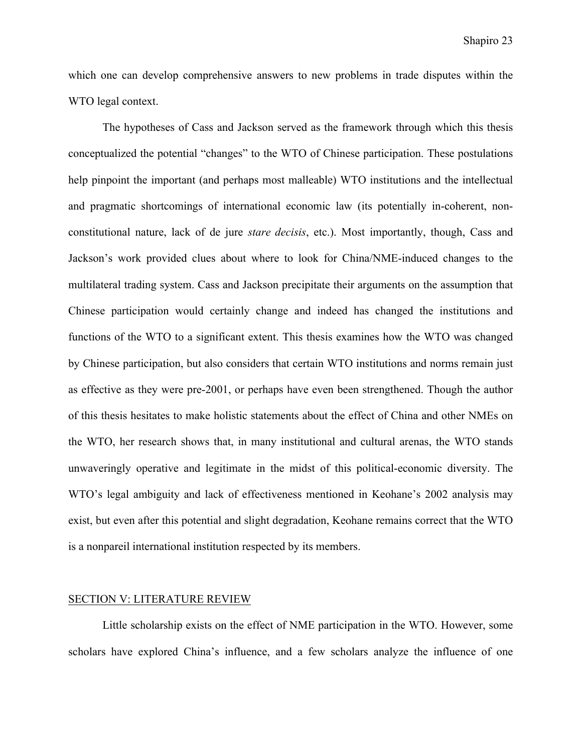which one can develop comprehensive answers to new problems in trade disputes within the WTO legal context.

The hypotheses of Cass and Jackson served as the framework through which this thesis conceptualized the potential "changes" to the WTO of Chinese participation. These postulations help pinpoint the important (and perhaps most malleable) WTO institutions and the intellectual and pragmatic shortcomings of international economic law (its potentially in-coherent, non-constitutional nature, lack of de jure *stare decisis*, etc.). Most importantly, though, Cass and Jackson's work provided clues about where to look for China/NME-induced changes to the multilateral trading system. Cass and Jackson precipitate their arguments on the assumption that Chinese participation would certainly change and indeed has changed the institutions and functions of the WTO to a significant extent. This thesis examines how the WTO was changed by Chinese participation, but also considers that certain WTO institutions and norms remain just as effective as they were pre-2001, or perhaps have even been strengthened. Though the author of this thesis hesitates to make holistic statements about the effect of China and other NMEs on the WTO, her research shows that, in many institutional and cultural arenas, the WTO stands unwaveringly operative and legitimate in the midst of this political-economic diversity. The WTO's legal ambiguity and lack of effectiveness mentioned in Keohane's 2002 analysis may exist, but even after this potential and slight degradation, Keohane remains correct that the WTO is a nonpareil international institution respected by its members.

## SECTION V: LITERATURE REVIEW

Little scholarship exists on the effect of NME participation in the WTO. However, some scholars have explored China's influence, and a few scholars analyze the influence of one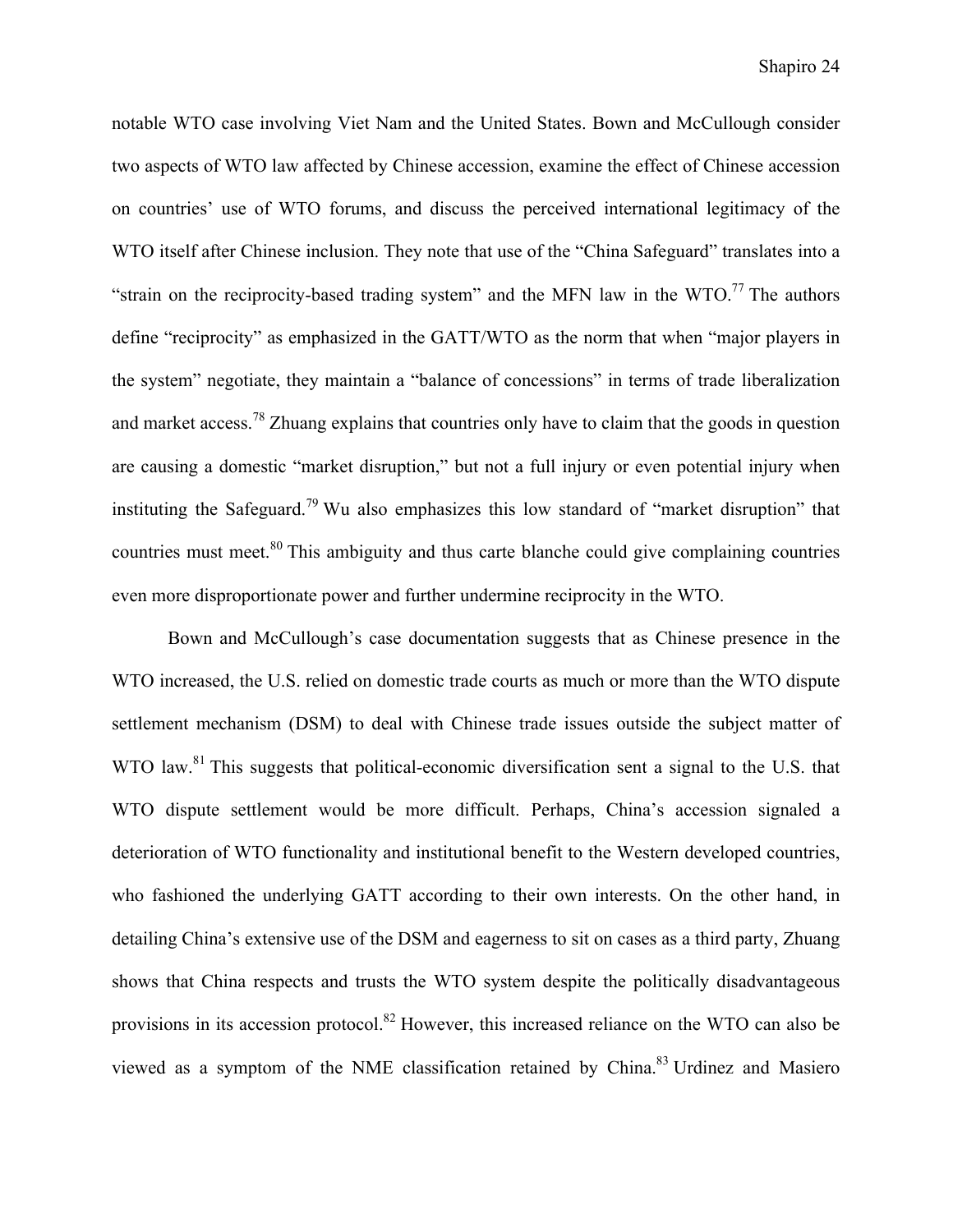notable WTO case involving Viet Nam and the United States. Bown and McCullough consider two aspects of WTO law affected by Chinese accession, examine the effect of Chinese accession on countries' use of WTO forums, and discuss the perceived international legitimacy of the WTO itself after Chinese inclusion. They note that use of the "China Safeguard" translates into a "strain on the reciprocity-based trading system" and the MFN law in the WTO.[77] The authors define "reciprocity" as emphasized in the GATT/WTO as the norm that when "major players in the system" negotiate, they maintain a "balance of concessions" in terms of trade liberalization and market access.[78] Zhuang explains that countries only have to claim that the goods in question are causing a domestic "market disruption," but not a full injury or even potential injury when instituting the Safeguard.[79] Wu also emphasizes this low standard of "market disruption" that countries must meet.[80] This ambiguity and thus carte blanche could give complaining countries even more disproportionate power and further undermine reciprocity in the WTO.

Bown and McCullough's case documentation suggests that as Chinese presence in the WTO increased, the U.S. relied on domestic trade courts as much or more than the WTO dispute settlement mechanism (DSM) to deal with Chinese trade issues outside the subject matter of WTO law.[81] This suggests that political-economic diversification sent a signal to the U.S. that WTO dispute settlement would be more difficult. Perhaps, China's accession signaled a deterioration of WTO functionality and institutional benefit to the Western developed countries, who fashioned the underlying GATT according to their own interests. On the other hand, in detailing China's extensive use of the DSM and eagerness to sit on cases as a third party, Zhuang shows that China respects and trusts the WTO system despite the politically disadvantageous provisions in its accession protocol.[82] However, this increased reliance on the WTO can also be viewed as a symptom of the NME classification retained by China.[83] Urdinez and Masiero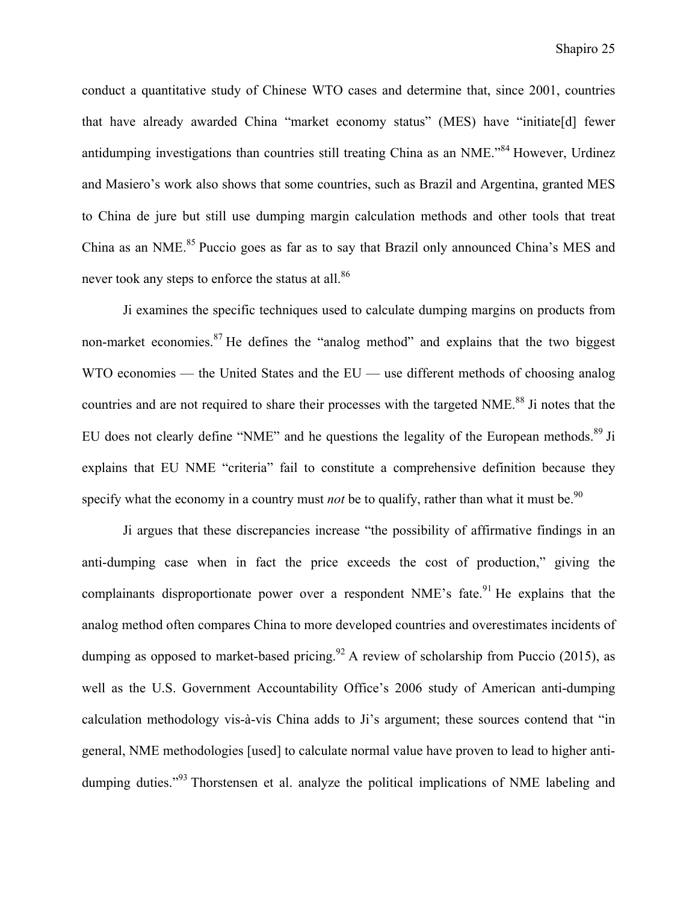conduct a quantitative study of Chinese WTO cases and determine that, since 2001, countries that have already awarded China "market economy status" (MES) have "initiate[d] fewer antidumping investigations than countries still treating China as an NME."[84] However, Urdinez and Masiero's work also shows that some countries, such as Brazil and Argentina, granted MES to China de jure but still use dumping margin calculation methods and other tools that treat China as an NME.[85] Puccio goes as far as to say that Brazil only announced China's MES and never took any steps to enforce the status at all.[86]

Ji examines the specific techniques used to calculate dumping margins on products from non-market economies.[87] He defines the "analog method" and explains that the two biggest WTO economies — the United States and the EU — use different methods of choosing analog countries and are not required to share their processes with the targeted NME.[88] Ji notes that the EU does not clearly define "NME" and he questions the legality of the European methods.[89] Ji explains that EU NME "criteria" fail to constitute a comprehensive definition because they specify what the economy in a country must *not* be to qualify, rather than what it must be.[90]

Ji argues that these discrepancies increase "the possibility of affirmative findings in an anti-dumping case when in fact the price exceeds the cost of production," giving the complainants disproportionate power over a respondent NME's fate.[91] He explains that the analog method often compares China to more developed countries and overestimates incidents of dumping as opposed to market-based pricing.[92] A review of scholarship from Puccio (2015), as well as the U.S. Government Accountability Office's 2006 study of American anti-dumping calculation methodology vis-à-vis China adds to Ji's argument; these sources contend that "in general, NME methodologies [used] to calculate normal value have proven to lead to higher anti-dumping duties."[93] Thorstensen et al. analyze the political implications of NME labeling and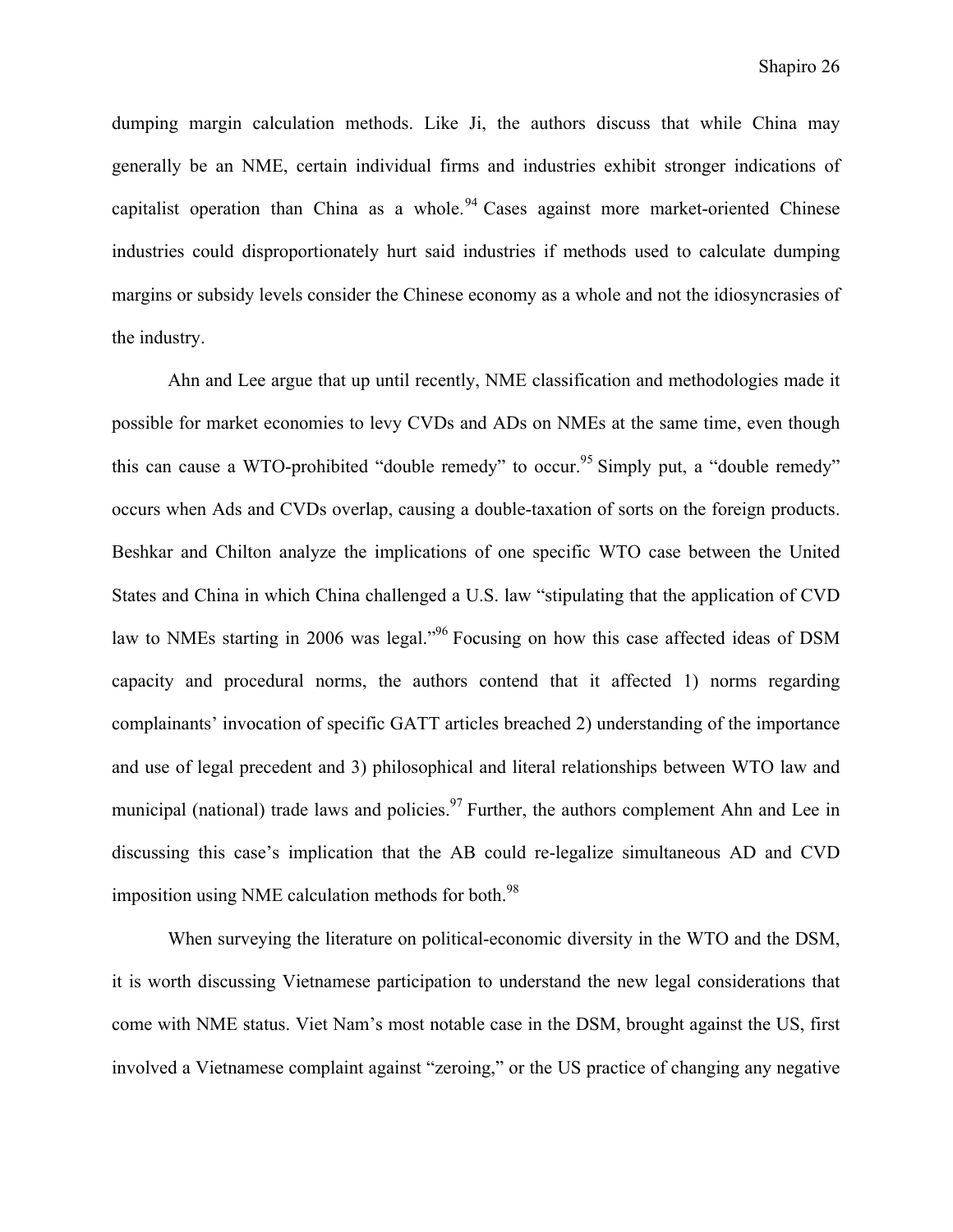dumping margin calculation methods. Like Ji, the authors discuss that while China may generally be an NME, certain individual firms and industries exhibit stronger indications of capitalist operation than China as a whole.[94] Cases against more market-oriented Chinese industries could disproportionately hurt said industries if methods used to calculate dumping margins or subsidy levels consider the Chinese economy as a whole and not the idiosyncrasies of the industry.

Ahn and Lee argue that up until recently, NME classification and methodologies made it possible for market economies to levy CVDs and ADs on NMEs at the same time, even though this can cause a WTO-prohibited "double remedy" to occur.[95] Simply put, a "double remedy" occurs when Ads and CVDs overlap, causing a double-taxation of sorts on the foreign products. Beshkar and Chilton analyze the implications of one specific WTO case between the United States and China in which China challenged a U.S. law "stipulating that the application of CVD law to NMEs starting in 2006 was legal."[96] Focusing on how this case affected ideas of DSM capacity and procedural norms, the authors contend that it affected 1) norms regarding complainants' invocation of specific GATT articles breached 2) understanding of the importance and use of legal precedent and 3) philosophical and literal relationships between WTO law and municipal (national) trade laws and policies.[97] Further, the authors complement Ahn and Lee in discussing this case's implication that the AB could re-legalize simultaneous AD and CVD imposition using NME calculation methods for both.[98]

When surveying the literature on political-economic diversity in the WTO and the DSM, it is worth discussing Vietnamese participation to understand the new legal considerations that come with NME status. Viet Nam's most notable case in the DSM, brought against the US, first involved a Vietnamese complaint against "zeroing," or the US practice of changing any negative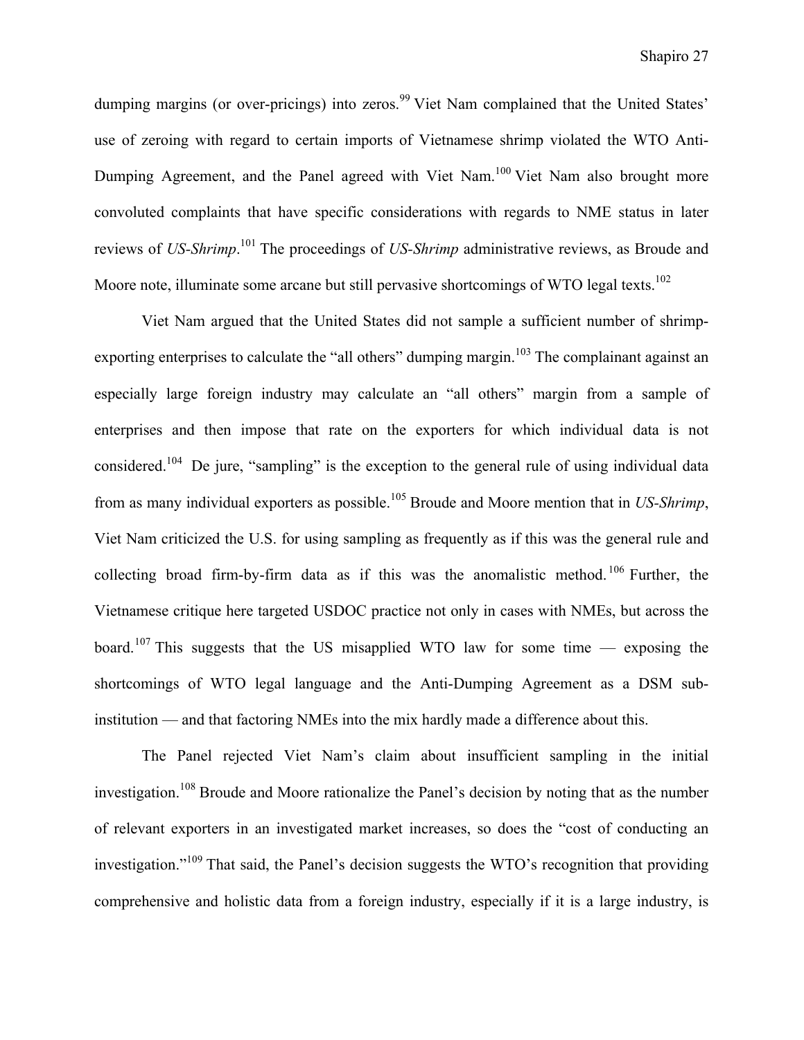dumping margins (or over-pricings) into zeros.[99] Viet Nam complained that the United States' use of zeroing with regard to certain imports of Vietnamese shrimp violated the WTO Anti-Dumping Agreement, and the Panel agreed with Viet Nam.[100] Viet Nam also brought more convoluted complaints that have specific considerations with regards to NME status in later reviews of *US-Shrimp*.[101] The proceedings of *US-Shrimp* administrative reviews, as Broude and Moore note, illuminate some arcane but still pervasive shortcomings of WTO legal texts.[102]

Viet Nam argued that the United States did not sample a sufficient number of shrimp-exporting enterprises to calculate the "all others" dumping margin.[103] The complainant against an especially large foreign industry may calculate an "all others" margin from a sample of enterprises and then impose that rate on the exporters for which individual data is not considered.[104] De jure, "sampling" is the exception to the general rule of using individual data from as many individual exporters as possible.[105] Broude and Moore mention that in *US-Shrimp*, Viet Nam criticized the U.S. for using sampling as frequently as if this was the general rule and collecting broad firm-by-firm data as if this was the anomalistic method.[106] Further, the Vietnamese critique here targeted USDOC practice not only in cases with NMEs, but across the board.[107] This suggests that the US misapplied WTO law for some time — exposing the shortcomings of WTO legal language and the Anti-Dumping Agreement as a DSM sub-institution — and that factoring NMEs into the mix hardly made a difference about this.

The Panel rejected Viet Nam's claim about insufficient sampling in the initial investigation.[108] Broude and Moore rationalize the Panel's decision by noting that as the number of relevant exporters in an investigated market increases, so does the "cost of conducting an investigation."[109] That said, the Panel's decision suggests the WTO's recognition that providing comprehensive and holistic data from a foreign industry, especially if it is a large industry, is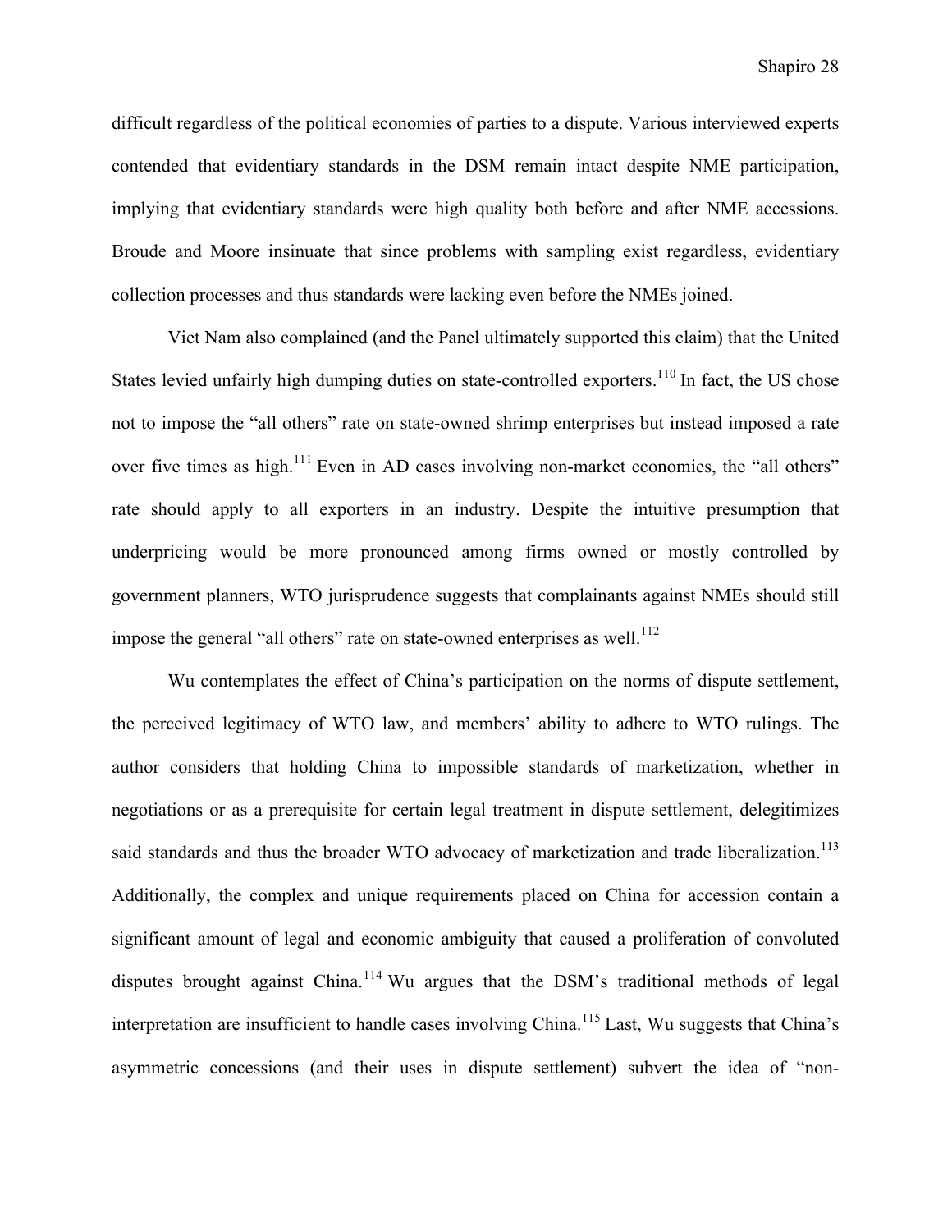difficult regardless of the political economies of parties to a dispute. Various interviewed experts contended that evidentiary standards in the DSM remain intact despite NME participation, implying that evidentiary standards were high quality both before and after NME accessions. Broude and Moore insinuate that since problems with sampling exist regardless, evidentiary collection processes and thus standards were lacking even before the NMEs joined.

Viet Nam also complained (and the Panel ultimately supported this claim) that the United States levied unfairly high dumping duties on state-controlled exporters.[110] In fact, the US chose not to impose the "all others" rate on state-owned shrimp enterprises but instead imposed a rate over five times as high.[111] Even in AD cases involving non-market economies, the "all others" rate should apply to all exporters in an industry. Despite the intuitive presumption that underpricing would be more pronounced among firms owned or mostly controlled by government planners, WTO jurisprudence suggests that complainants against NMEs should still impose the general "all others" rate on state-owned enterprises as well.[112]

Wu contemplates the effect of China's participation on the norms of dispute settlement, the perceived legitimacy of WTO law, and members' ability to adhere to WTO rulings. The author considers that holding China to impossible standards of marketization, whether in negotiations or as a prerequisite for certain legal treatment in dispute settlement, delegitimizes said standards and thus the broader WTO advocacy of marketization and trade liberalization.[113] Additionally, the complex and unique requirements placed on China for accession contain a significant amount of legal and economic ambiguity that caused a proliferation of convoluted disputes brought against China.[114] Wu argues that the DSM's traditional methods of legal interpretation are insufficient to handle cases involving China.[115] Last, Wu suggests that China's asymmetric concessions (and their uses in dispute settlement) subvert the idea of "non-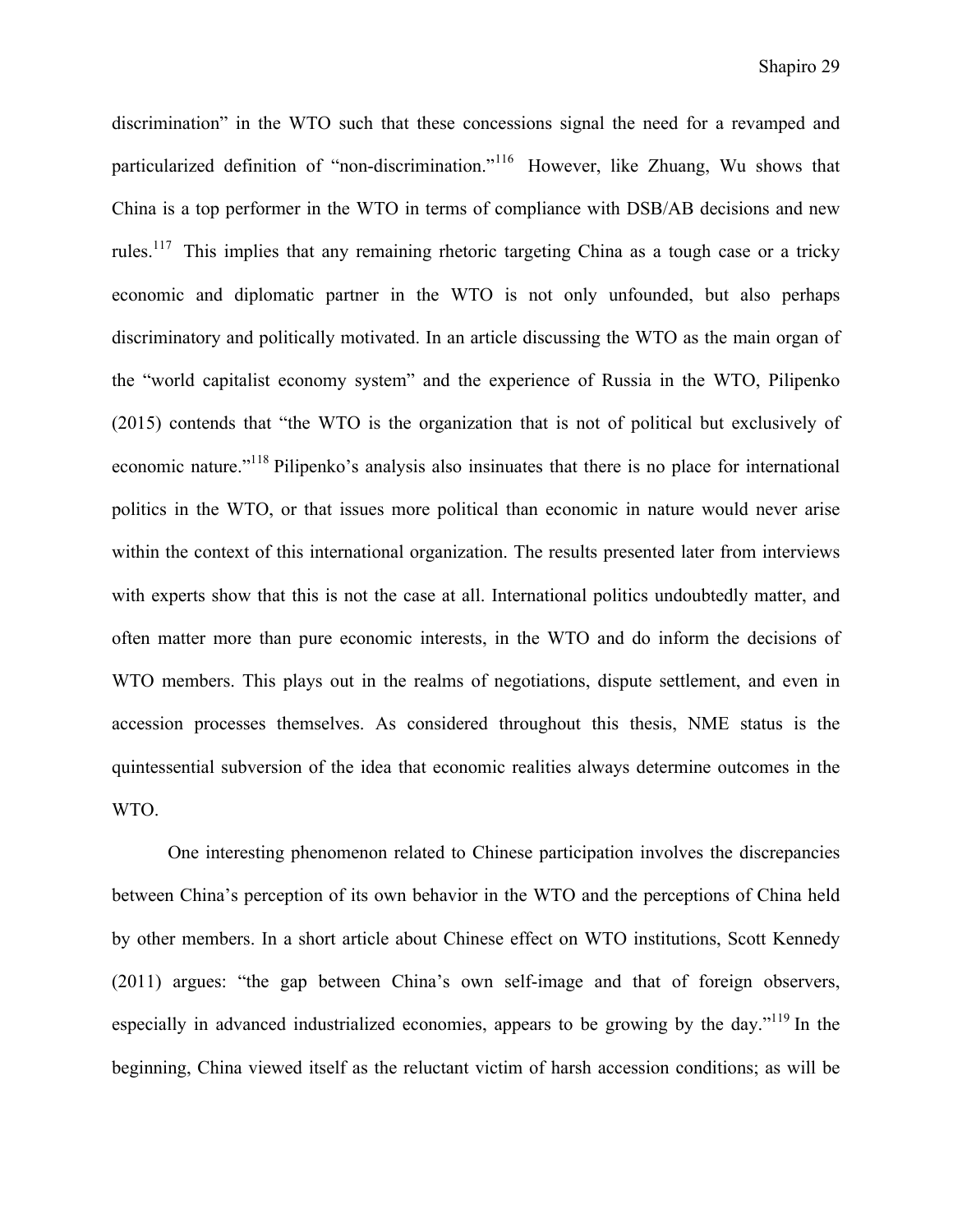discrimination" in the WTO such that these concessions signal the need for a revamped and particularized definition of "non-discrimination."[116] However, like Zhuang, Wu shows that China is a top performer in the WTO in terms of compliance with DSB/AB decisions and new rules.[117] This implies that any remaining rhetoric targeting China as a tough case or a tricky economic and diplomatic partner in the WTO is not only unfounded, but also perhaps discriminatory and politically motivated. In an article discussing the WTO as the main organ of the "world capitalist economy system" and the experience of Russia in the WTO, Pilipenko (2015) contends that "the WTO is the organization that is not of political but exclusively of economic nature."[118] Pilipenko's analysis also insinuates that there is no place for international politics in the WTO, or that issues more political than economic in nature would never arise within the context of this international organization. The results presented later from interviews with experts show that this is not the case at all. International politics undoubtedly matter, and often matter more than pure economic interests, in the WTO and do inform the decisions of WTO members. This plays out in the realms of negotiations, dispute settlement, and even in accession processes themselves. As considered throughout this thesis, NME status is the quintessential subversion of the idea that economic realities always determine outcomes in the WTO.

One interesting phenomenon related to Chinese participation involves the discrepancies between China's perception of its own behavior in the WTO and the perceptions of China held by other members. In a short article about Chinese effect on WTO institutions, Scott Kennedy (2011) argues: "the gap between China's own self-image and that of foreign observers, especially in advanced industrialized economies, appears to be growing by the day."[119] In the beginning, China viewed itself as the reluctant victim of harsh accession conditions; as will be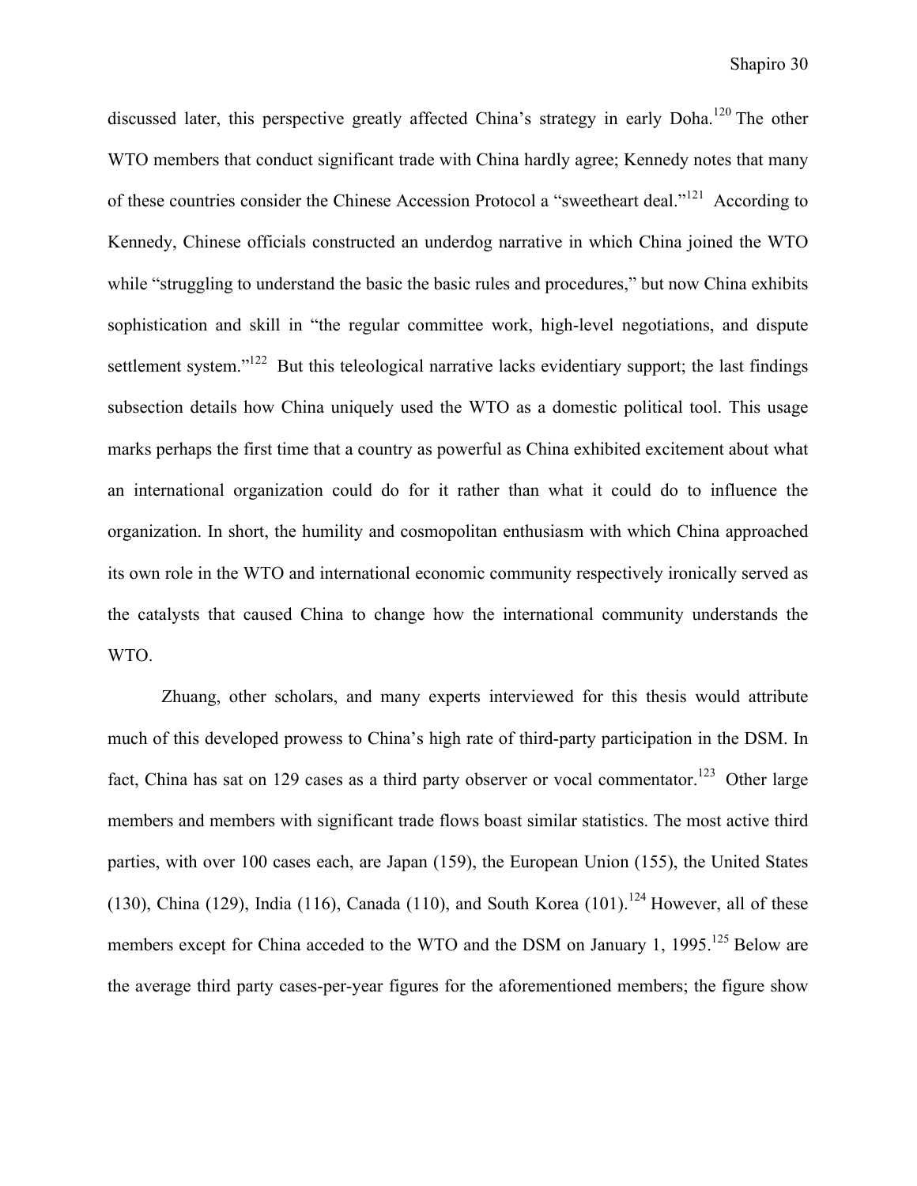discussed later, this perspective greatly affected China's strategy in early Doha.[120] The other WTO members that conduct significant trade with China hardly agree; Kennedy notes that many of these countries consider the Chinese Accession Protocol a "sweetheart deal."[121] According to Kennedy, Chinese officials constructed an underdog narrative in which China joined the WTO while "struggling to understand the basic the basic rules and procedures," but now China exhibits sophistication and skill in "the regular committee work, high-level negotiations, and dispute settlement system."[122] But this teleological narrative lacks evidentiary support; the last findings subsection details how China uniquely used the WTO as a domestic political tool. This usage marks perhaps the first time that a country as powerful as China exhibited excitement about what an international organization could do for it rather than what it could do to influence the organization. In short, the humility and cosmopolitan enthusiasm with which China approached its own role in the WTO and international economic community respectively ironically served as the catalysts that caused China to change how the international community understands the WTO.

Zhuang, other scholars, and many experts interviewed for this thesis would attribute much of this developed prowess to China's high rate of third-party participation in the DSM. In fact, China has sat on 129 cases as a third party observer or vocal commentator.[123] Other large members and members with significant trade flows boast similar statistics. The most active third parties, with over 100 cases each, are Japan (159), the European Union (155), the United States (130), China (129), India (116), Canada (110), and South Korea (101).[124] However, all of these members except for China acceded to the WTO and the DSM on January 1, 1995.[125] Below are the average third party cases-per-year figures for the aforementioned members; the figure show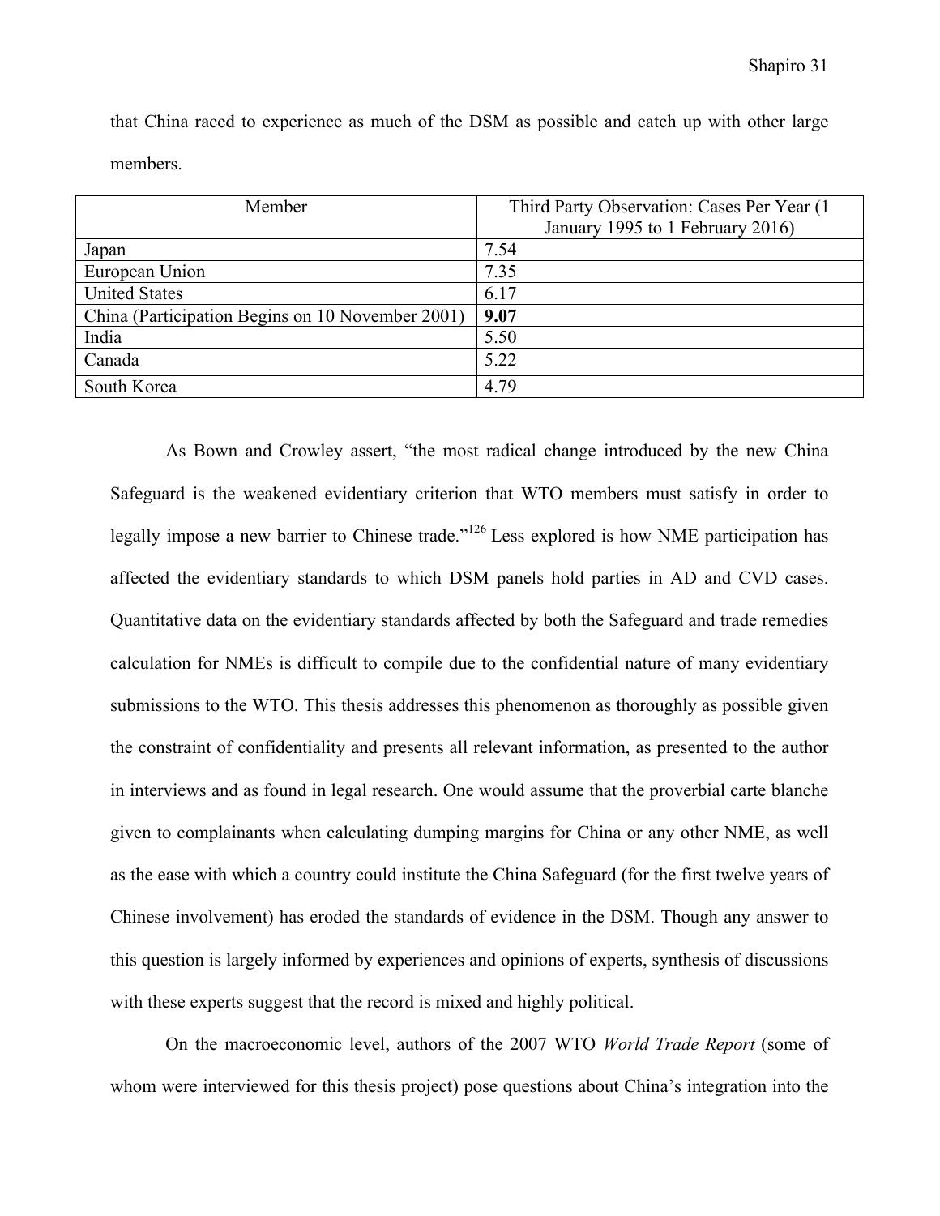that China raced to experience as much of the DSM as possible and catch up with other large members.

| Member | Third Party Observation: Cases Per Year (1 January 1995 to 1 February 2016) |
| --- | --- |
| Japan | 7.54 |
| European Union | 7.35 |
| United States | 6.17 |
| China (Participation Begins on 10 November 2001) | **9.07** |
| India | 5.50 |
| Canada | 5.22 |
| South Korea | 4.79 |

As Bown and Crowley assert, "the most radical change introduced by the new China Safeguard is the weakened evidentiary criterion that WTO members must satisfy in order to legally impose a new barrier to Chinese trade."[126] Less explored is how NME participation has affected the evidentiary standards to which DSM panels hold parties in AD and CVD cases. Quantitative data on the evidentiary standards affected by both the Safeguard and trade remedies calculation for NMEs is difficult to compile due to the confidential nature of many evidentiary submissions to the WTO. This thesis addresses this phenomenon as thoroughly as possible given the constraint of confidentiality and presents all relevant information, as presented to the author in interviews and as found in legal research. One would assume that the proverbial carte blanche given to complainants when calculating dumping margins for China or any other NME, as well as the ease with which a country could institute the China Safeguard (for the first twelve years of Chinese involvement) has eroded the standards of evidence in the DSM. Though any answer to this question is largely informed by experiences and opinions of experts, synthesis of discussions with these experts suggest that the record is mixed and highly political.

On the macroeconomic level, authors of the 2007 WTO *World Trade Report* (some of whom were interviewed for this thesis project) pose questions about China's integration into the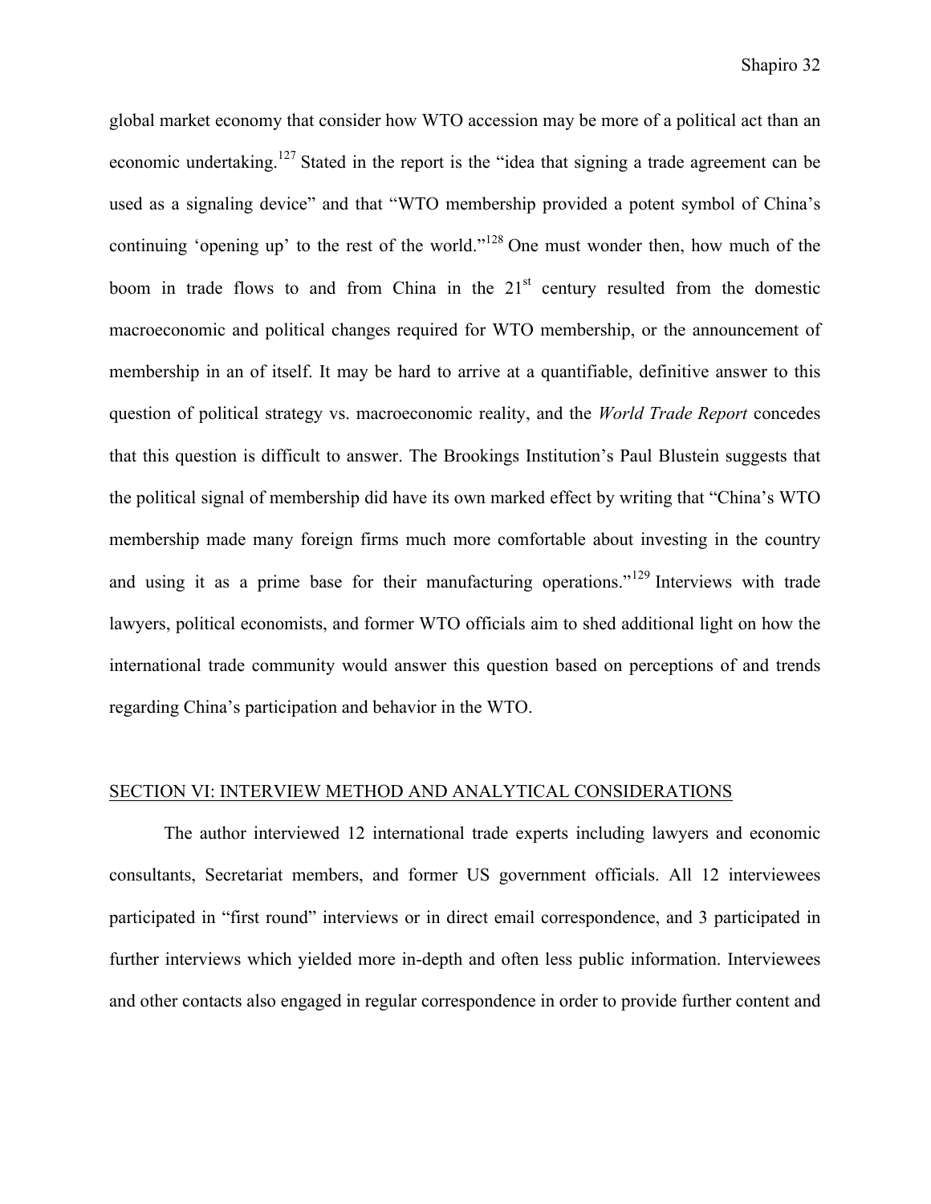global market economy that consider how WTO accession may be more of a political act than an economic undertaking.[127] Stated in the report is the "idea that signing a trade agreement can be used as a signaling device" and that "WTO membership provided a potent symbol of China's continuing 'opening up' to the rest of the world."[128] One must wonder then, how much of the boom in trade flows to and from China in the 21st century resulted from the domestic macroeconomic and political changes required for WTO membership, or the announcement of membership in an of itself. It may be hard to arrive at a quantifiable, definitive answer to this question of political strategy vs. macroeconomic reality, and the *World Trade Report* concedes that this question is difficult to answer. The Brookings Institution's Paul Blustein suggests that the political signal of membership did have its own marked effect by writing that "China's WTO membership made many foreign firms much more comfortable about investing in the country and using it as a prime base for their manufacturing operations."[129] Interviews with trade lawyers, political economists, and former WTO officials aim to shed additional light on how the international trade community would answer this question based on perceptions of and trends regarding China's participation and behavior in the WTO.

## SECTION VI: INTERVIEW METHOD AND ANALYTICAL CONSIDERATIONS

The author interviewed 12 international trade experts including lawyers and economic consultants, Secretariat members, and former US government officials. All 12 interviewees participated in "first round" interviews or in direct email correspondence, and 3 participated in further interviews which yielded more in-depth and often less public information. Interviewees and other contacts also engaged in regular correspondence in order to provide further content and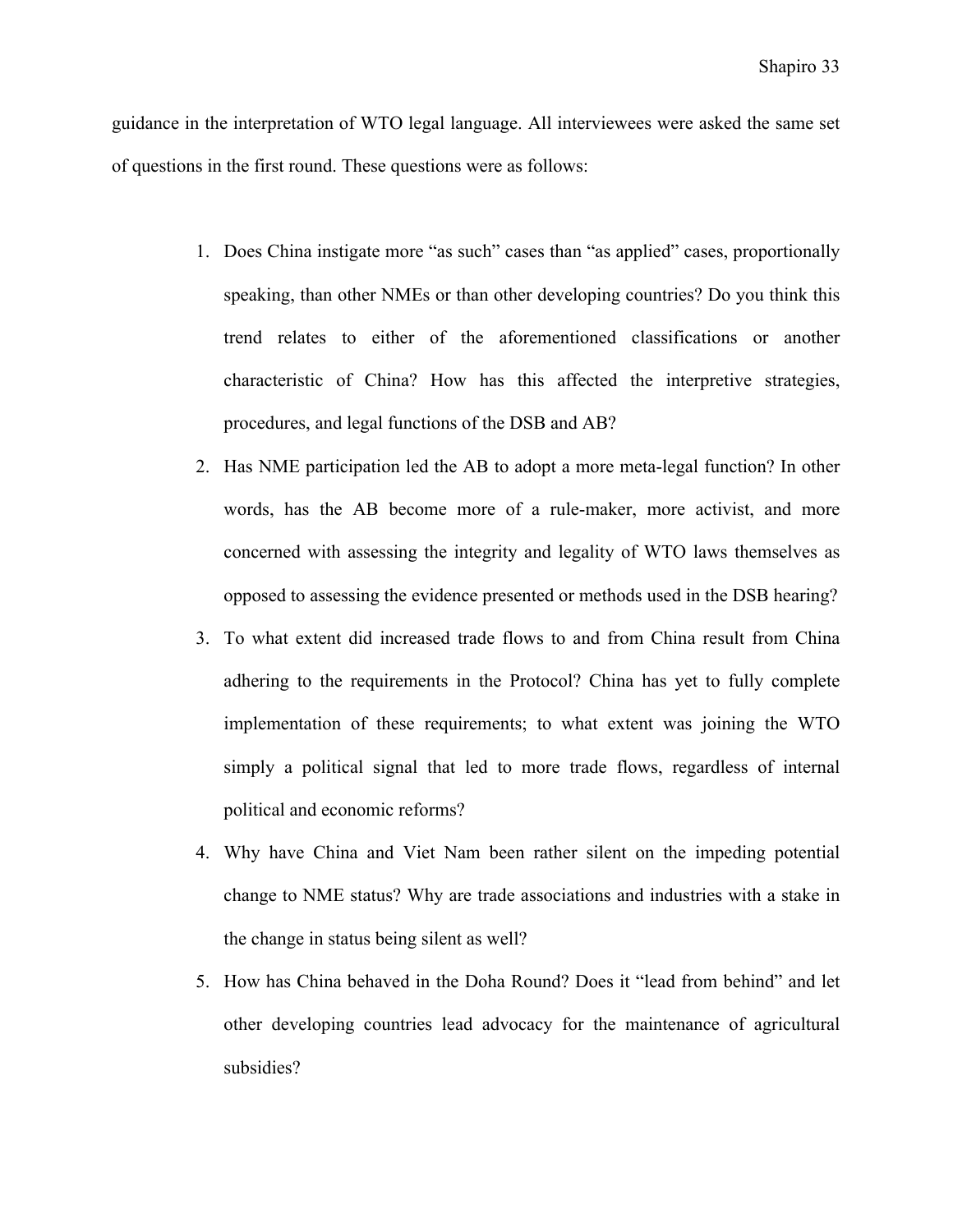guidance in the interpretation of WTO legal language. All interviewees were asked the same set of questions in the first round. These questions were as follows:

1. Does China instigate more “as such” cases than “as applied” cases, proportionally speaking, than other NMEs or than other developing countries? Do you think this trend relates to either of the aforementioned classifications or another characteristic of China? How has this affected the interpretive strategies, procedures, and legal functions of the DSB and AB?
2. Has NME participation led the AB to adopt a more meta-legal function? In other words, has the AB become more of a rule-maker, more activist, and more concerned with assessing the integrity and legality of WTO laws themselves as opposed to assessing the evidence presented or methods used in the DSB hearing?
3. To what extent did increased trade flows to and from China result from China adhering to the requirements in the Protocol? China has yet to fully complete implementation of these requirements; to what extent was joining the WTO simply a political signal that led to more trade flows, regardless of internal political and economic reforms?
4. Why have China and Viet Nam been rather silent on the impeding potential change to NME status? Why are trade associations and industries with a stake in the change in status being silent as well?
5. How has China behaved in the Doha Round? Does it “lead from behind” and let other developing countries lead advocacy for the maintenance of agricultural subsidies?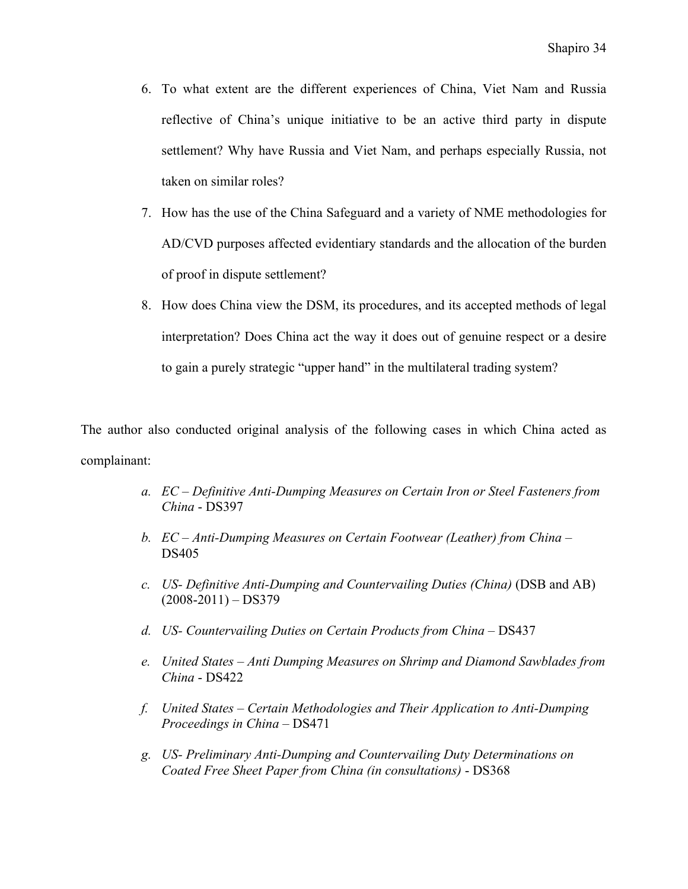6. To what extent are the different experiences of China, Viet Nam and Russia reflective of China's unique initiative to be an active third party in dispute settlement? Why have Russia and Viet Nam, and perhaps especially Russia, not taken on similar roles?
7. How has the use of the China Safeguard and a variety of NME methodologies for AD/CVD purposes affected evidentiary standards and the allocation of the burden of proof in dispute settlement?
8. How does China view the DSM, its procedures, and its accepted methods of legal interpretation? Does China act the way it does out of genuine respect or a desire to gain a purely strategic "upper hand" in the multilateral trading system?

The author also conducted original analysis of the following cases in which China acted as complainant:

a. *EC – Definitive Anti-Dumping Measures on Certain Iron or Steel Fasteners from China* - DS397
b. *EC – Anti-Dumping Measures on Certain Footwear (Leather) from China* – DS405
c. *US- Definitive Anti-Dumping and Countervailing Duties (China)* (DSB and AB) (2008-2011) – DS379
d. *US- Countervailing Duties on Certain Products from China* – DS437
e. *United States – Anti Dumping Measures on Shrimp and Diamond Sawblades from China* - DS422
f. *United States – Certain Methodologies and Their Application to Anti-Dumping Proceedings in China* – DS471
g. *US- Preliminary Anti-Dumping and Countervailing Duty Determinations on Coated Free Sheet Paper from China (in consultations)* - DS368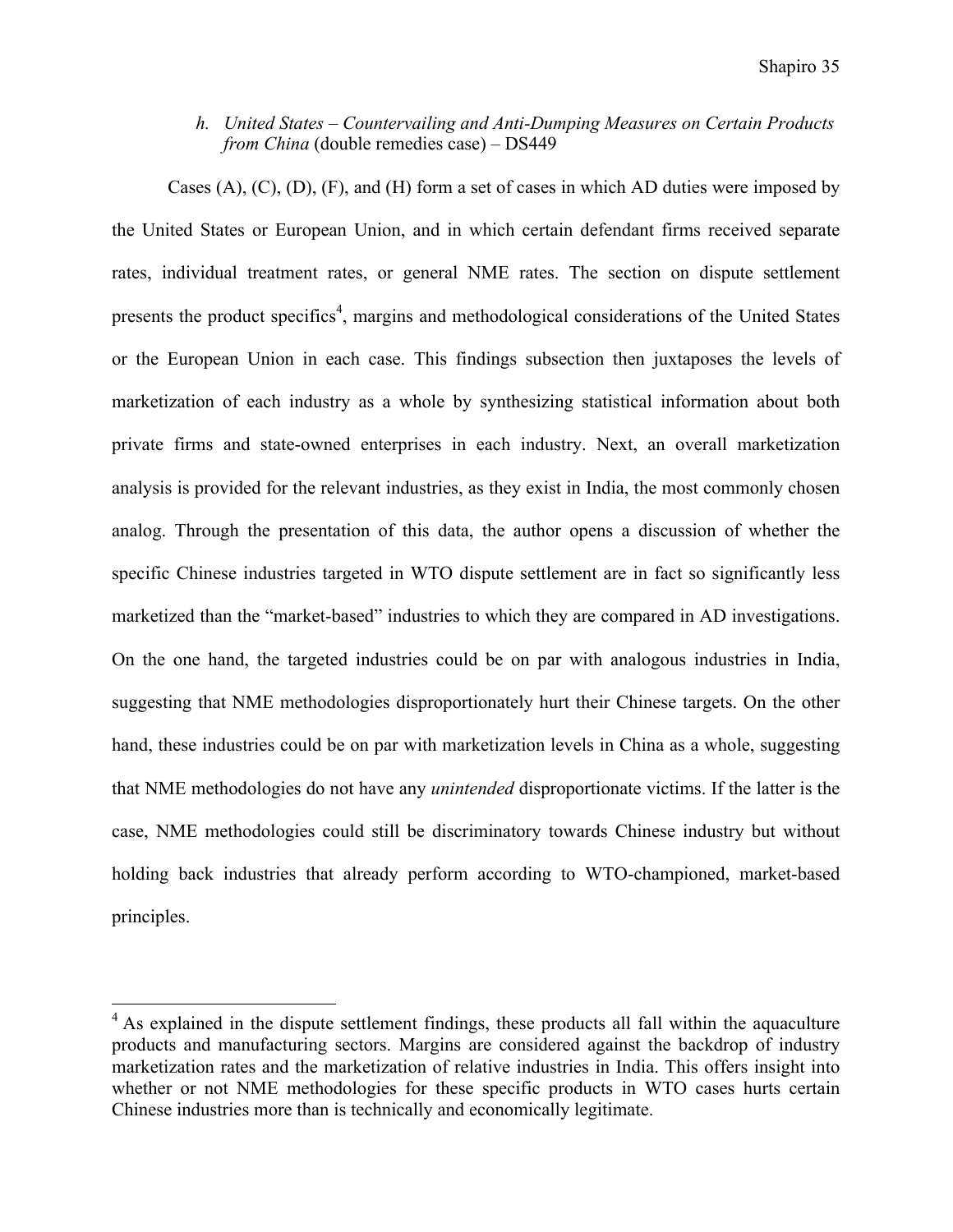*h. United States – Countervailing and Anti-Dumping Measures on Certain Products from China* (double remedies case) – DS449

Cases (A), (C), (D), (F), and (H) form a set of cases in which AD duties were imposed by the United States or European Union, and in which certain defendant firms received separate rates, individual treatment rates, or general NME rates. The section on dispute settlement presents the product specifics[4], margins and methodological considerations of the United States or the European Union in each case. This findings subsection then juxtaposes the levels of marketization of each industry as a whole by synthesizing statistical information about both private firms and state-owned enterprises in each industry. Next, an overall marketization analysis is provided for the relevant industries, as they exist in India, the most commonly chosen analog. Through the presentation of this data, the author opens a discussion of whether the specific Chinese industries targeted in WTO dispute settlement are in fact so significantly less marketized than the "market-based" industries to which they are compared in AD investigations. On the one hand, the targeted industries could be on par with analogous industries in India, suggesting that NME methodologies disproportionately hurt their Chinese targets. On the other hand, these industries could be on par with marketization levels in China as a whole, suggesting that NME methodologies do not have any *unintended* disproportionate victims. If the latter is the case, NME methodologies could still be discriminatory towards Chinese industry but without holding back industries that already perform according to WTO-championed, market-based principles.

---

[4] As explained in the dispute settlement findings, these products all fall within the aquaculture products and manufacturing sectors. Margins are considered against the backdrop of industry marketization rates and the marketization of relative industries in India. This offers insight into whether or not NME methodologies for these specific products in WTO cases hurts certain Chinese industries more than is technically and economically legitimate.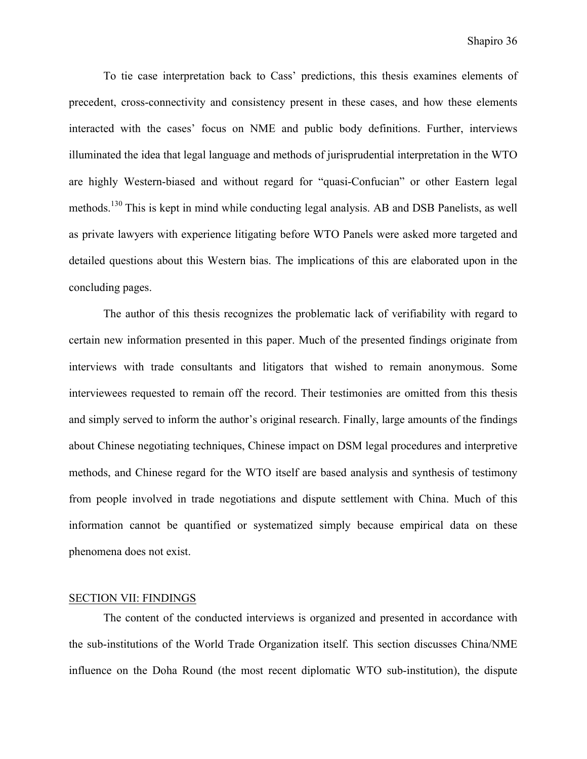To tie case interpretation back to Cass' predictions, this thesis examines elements of precedent, cross-connectivity and consistency present in these cases, and how these elements interacted with the cases' focus on NME and public body definitions. Further, interviews illuminated the idea that legal language and methods of jurisprudential interpretation in the WTO are highly Western-biased and without regard for "quasi-Confucian" or other Eastern legal methods.[130] This is kept in mind while conducting legal analysis. AB and DSB Panelists, as well as private lawyers with experience litigating before WTO Panels were asked more targeted and detailed questions about this Western bias. The implications of this are elaborated upon in the concluding pages.

The author of this thesis recognizes the problematic lack of verifiability with regard to certain new information presented in this paper. Much of the presented findings originate from interviews with trade consultants and litigators that wished to remain anonymous. Some interviewees requested to remain off the record. Their testimonies are omitted from this thesis and simply served to inform the author's original research. Finally, large amounts of the findings about Chinese negotiating techniques, Chinese impact on DSM legal procedures and interpretive methods, and Chinese regard for the WTO itself are based analysis and synthesis of testimony from people involved in trade negotiations and dispute settlement with China. Much of this information cannot be quantified or systematized simply because empirical data on these phenomena does not exist.

## SECTION VII: FINDINGS

The content of the conducted interviews is organized and presented in accordance with the sub-institutions of the World Trade Organization itself. This section discusses China/NME influence on the Doha Round (the most recent diplomatic WTO sub-institution), the dispute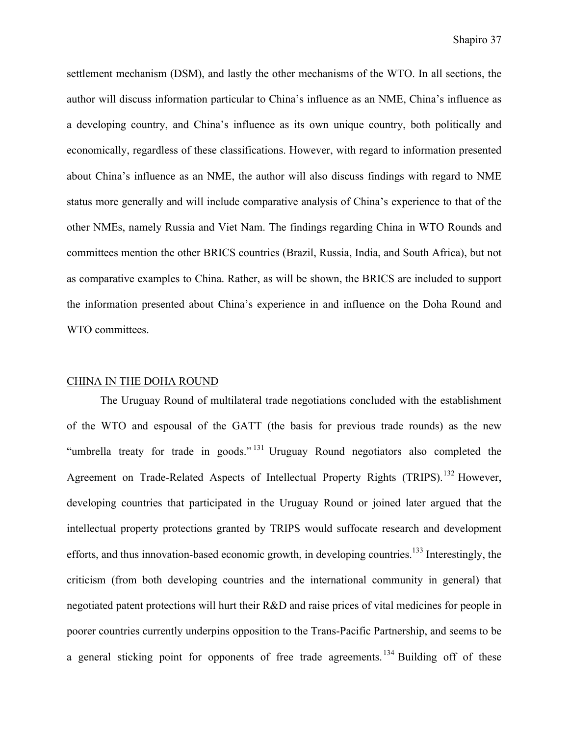settlement mechanism (DSM), and lastly the other mechanisms of the WTO. In all sections, the author will discuss information particular to China's influence as an NME, China's influence as a developing country, and China's influence as its own unique country, both politically and economically, regardless of these classifications. However, with regard to information presented about China's influence as an NME, the author will also discuss findings with regard to NME status more generally and will include comparative analysis of China's experience to that of the other NMEs, namely Russia and Viet Nam. The findings regarding China in WTO Rounds and committees mention the other BRICS countries (Brazil, Russia, India, and South Africa), but not as comparative examples to China. Rather, as will be shown, the BRICS are included to support the information presented about China's experience in and influence on the Doha Round and WTO committees.

## CHINA IN THE DOHA ROUND

The Uruguay Round of multilateral trade negotiations concluded with the establishment of the WTO and espousal of the GATT (the basis for previous trade rounds) as the new "umbrella treaty for trade in goods."[131] Uruguay Round negotiators also completed the Agreement on Trade-Related Aspects of Intellectual Property Rights (TRIPS).[132] However, developing countries that participated in the Uruguay Round or joined later argued that the intellectual property protections granted by TRIPS would suffocate research and development efforts, and thus innovation-based economic growth, in developing countries.[133] Interestingly, the criticism (from both developing countries and the international community in general) that negotiated patent protections will hurt their R&D and raise prices of vital medicines for people in poorer countries currently underpins opposition to the Trans-Pacific Partnership, and seems to be a general sticking point for opponents of free trade agreements.[134] Building off of these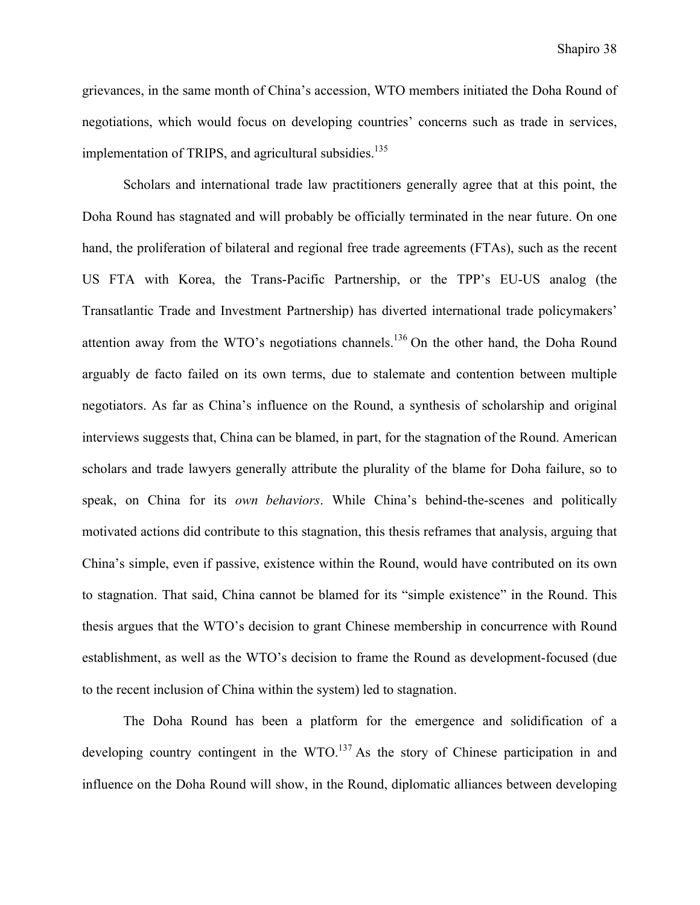grievances, in the same month of China's accession, WTO members initiated the Doha Round of negotiations, which would focus on developing countries' concerns such as trade in services, implementation of TRIPS, and agricultural subsidies.[135]

Scholars and international trade law practitioners generally agree that at this point, the Doha Round has stagnated and will probably be officially terminated in the near future. On one hand, the proliferation of bilateral and regional free trade agreements (FTAs), such as the recent US FTA with Korea, the Trans-Pacific Partnership, or the TPP's EU-US analog (the Transatlantic Trade and Investment Partnership) has diverted international trade policymakers' attention away from the WTO's negotiations channels.[136] On the other hand, the Doha Round arguably de facto failed on its own terms, due to stalemate and contention between multiple negotiators. As far as China's influence on the Round, a synthesis of scholarship and original interviews suggests that, China can be blamed, in part, for the stagnation of the Round. American scholars and trade lawyers generally attribute the plurality of the blame for Doha failure, so to speak, on China for its *own behaviors*. While China's behind-the-scenes and politically motivated actions did contribute to this stagnation, this thesis reframes that analysis, arguing that China's simple, even if passive, existence within the Round, would have contributed on its own to stagnation. That said, China cannot be blamed for its "simple existence" in the Round. This thesis argues that the WTO's decision to grant Chinese membership in concurrence with Round establishment, as well as the WTO's decision to frame the Round as development-focused (due to the recent inclusion of China within the system) led to stagnation.

The Doha Round has been a platform for the emergence and solidification of a developing country contingent in the WTO.[137] As the story of Chinese participation in and influence on the Doha Round will show, in the Round, diplomatic alliances between developing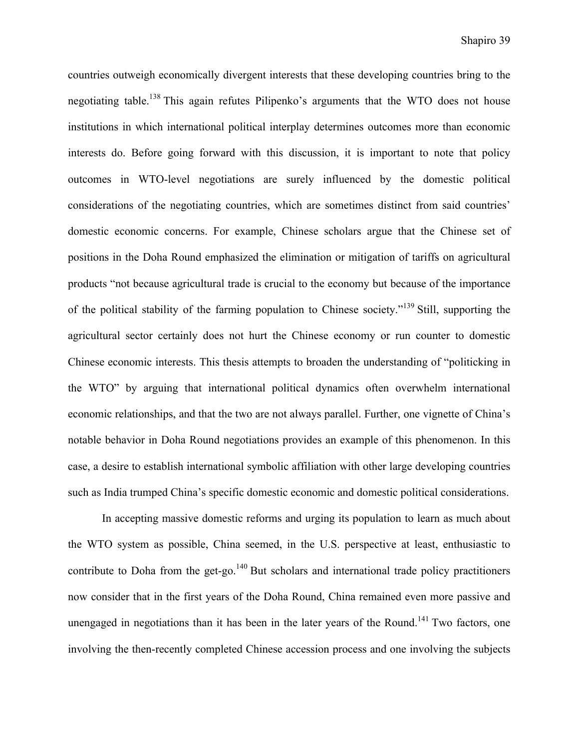countries outweigh economically divergent interests that these developing countries bring to the negotiating table.[138] This again refutes Pilipenko's arguments that the WTO does not house institutions in which international political interplay determines outcomes more than economic interests do. Before going forward with this discussion, it is important to note that policy outcomes in WTO-level negotiations are surely influenced by the domestic political considerations of the negotiating countries, which are sometimes distinct from said countries' domestic economic concerns. For example, Chinese scholars argue that the Chinese set of positions in the Doha Round emphasized the elimination or mitigation of tariffs on agricultural products "not because agricultural trade is crucial to the economy but because of the importance of the political stability of the farming population to Chinese society."[139] Still, supporting the agricultural sector certainly does not hurt the Chinese economy or run counter to domestic Chinese economic interests. This thesis attempts to broaden the understanding of "politicking in the WTO" by arguing that international political dynamics often overwhelm international economic relationships, and that the two are not always parallel. Further, one vignette of China's notable behavior in Doha Round negotiations provides an example of this phenomenon. In this case, a desire to establish international symbolic affiliation with other large developing countries such as India trumped China's specific domestic economic and domestic political considerations.

In accepting massive domestic reforms and urging its population to learn as much about the WTO system as possible, China seemed, in the U.S. perspective at least, enthusiastic to contribute to Doha from the get-go.[140] But scholars and international trade policy practitioners now consider that in the first years of the Doha Round, China remained even more passive and unengaged in negotiations than it has been in the later years of the Round.[141] Two factors, one involving the then-recently completed Chinese accession process and one involving the subjects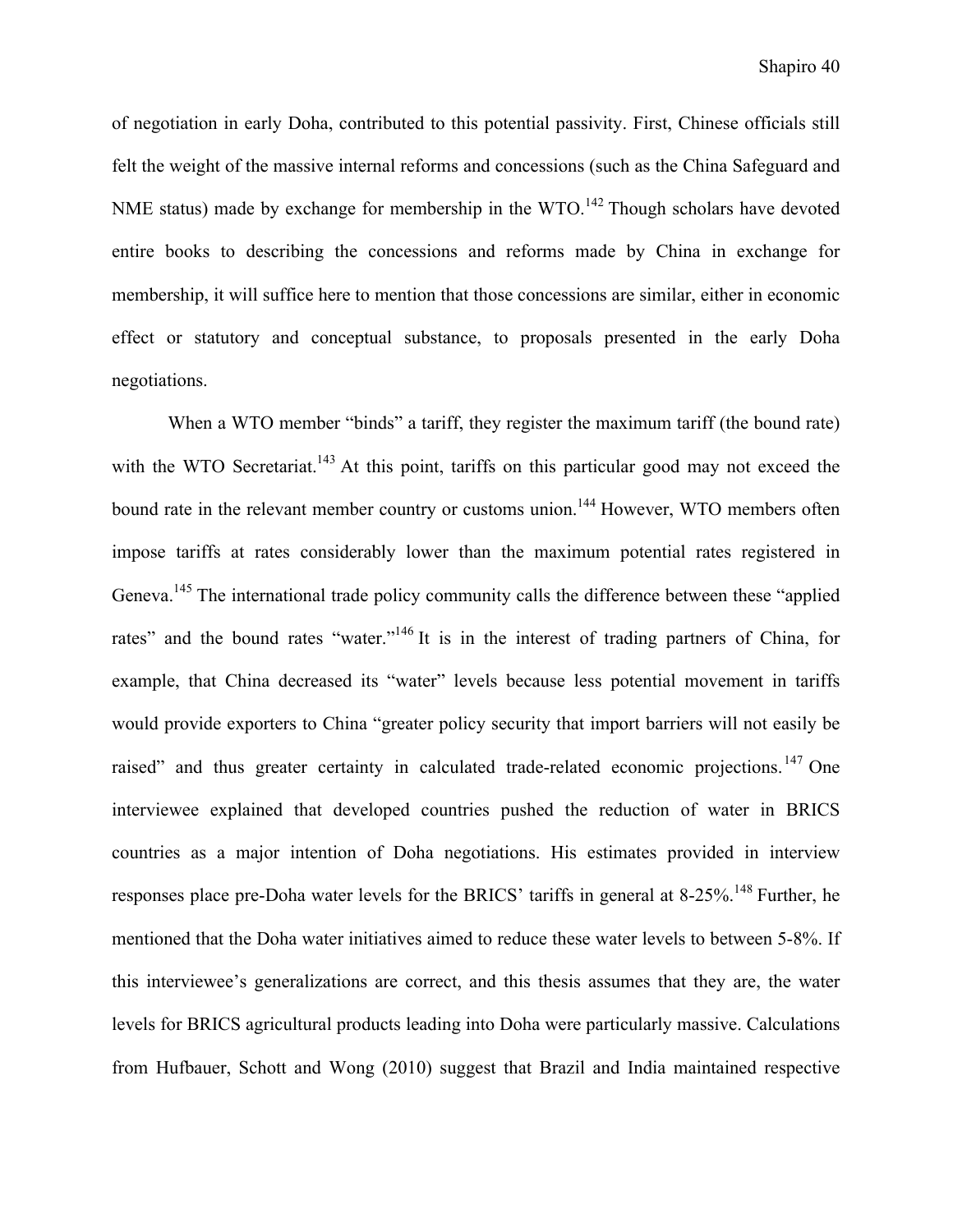of negotiation in early Doha, contributed to this potential passivity. First, Chinese officials still felt the weight of the massive internal reforms and concessions (such as the China Safeguard and NME status) made by exchange for membership in the WTO.[142] Though scholars have devoted entire books to describing the concessions and reforms made by China in exchange for membership, it will suffice here to mention that those concessions are similar, either in economic effect or statutory and conceptual substance, to proposals presented in the early Doha negotiations.

When a WTO member "binds" a tariff, they register the maximum tariff (the bound rate) with the WTO Secretariat.[143] At this point, tariffs on this particular good may not exceed the bound rate in the relevant member country or customs union.[144] However, WTO members often impose tariffs at rates considerably lower than the maximum potential rates registered in Geneva.[145] The international trade policy community calls the difference between these "applied rates" and the bound rates "water."[146] It is in the interest of trading partners of China, for example, that China decreased its "water" levels because less potential movement in tariffs would provide exporters to China "greater policy security that import barriers will not easily be raised" and thus greater certainty in calculated trade-related economic projections.[147] One interviewee explained that developed countries pushed the reduction of water in BRICS countries as a major intention of Doha negotiations. His estimates provided in interview responses place pre-Doha water levels for the BRICS' tariffs in general at 8-25%.[148] Further, he mentioned that the Doha water initiatives aimed to reduce these water levels to between 5-8%. If this interviewee's generalizations are correct, and this thesis assumes that they are, the water levels for BRICS agricultural products leading into Doha were particularly massive. Calculations from Hufbauer, Schott and Wong (2010) suggest that Brazil and India maintained respective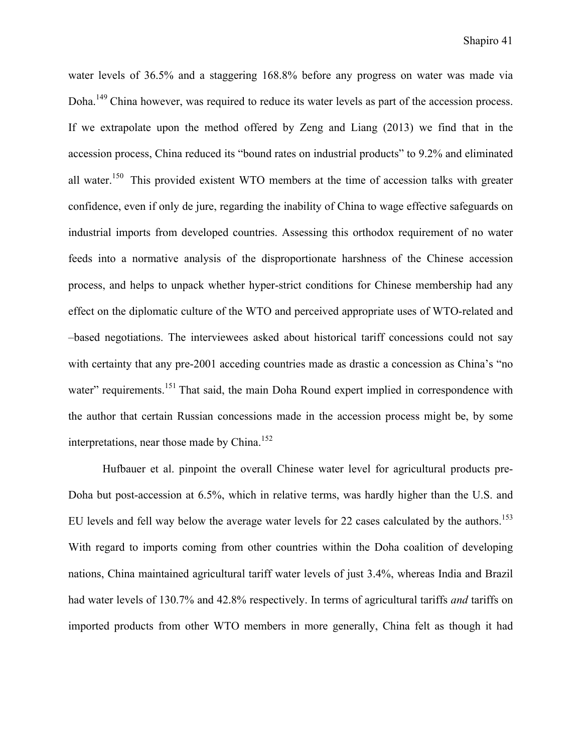water levels of 36.5% and a staggering 168.8% before any progress on water was made via Doha.[149] China however, was required to reduce its water levels as part of the accession process. If we extrapolate upon the method offered by Zeng and Liang (2013) we find that in the accession process, China reduced its "bound rates on industrial products" to 9.2% and eliminated all water.[150] This provided existent WTO members at the time of accession talks with greater confidence, even if only de jure, regarding the inability of China to wage effective safeguards on industrial imports from developed countries. Assessing this orthodox requirement of no water feeds into a normative analysis of the disproportionate harshness of the Chinese accession process, and helps to unpack whether hyper-strict conditions for Chinese membership had any effect on the diplomatic culture of the WTO and perceived appropriate uses of WTO-related and –based negotiations. The interviewees asked about historical tariff concessions could not say with certainty that any pre-2001 acceding countries made as drastic a concession as China's "no water" requirements.[151] That said, the main Doha Round expert implied in correspondence with the author that certain Russian concessions made in the accession process might be, by some interpretations, near those made by China.[152]

Hufbauer et al. pinpoint the overall Chinese water level for agricultural products pre-Doha but post-accession at 6.5%, which in relative terms, was hardly higher than the U.S. and EU levels and fell way below the average water levels for 22 cases calculated by the authors.[153] With regard to imports coming from other countries within the Doha coalition of developing nations, China maintained agricultural tariff water levels of just 3.4%, whereas India and Brazil had water levels of 130.7% and 42.8% respectively. In terms of agricultural tariffs *and* tariffs on imported products from other WTO members in more generally, China felt as though it had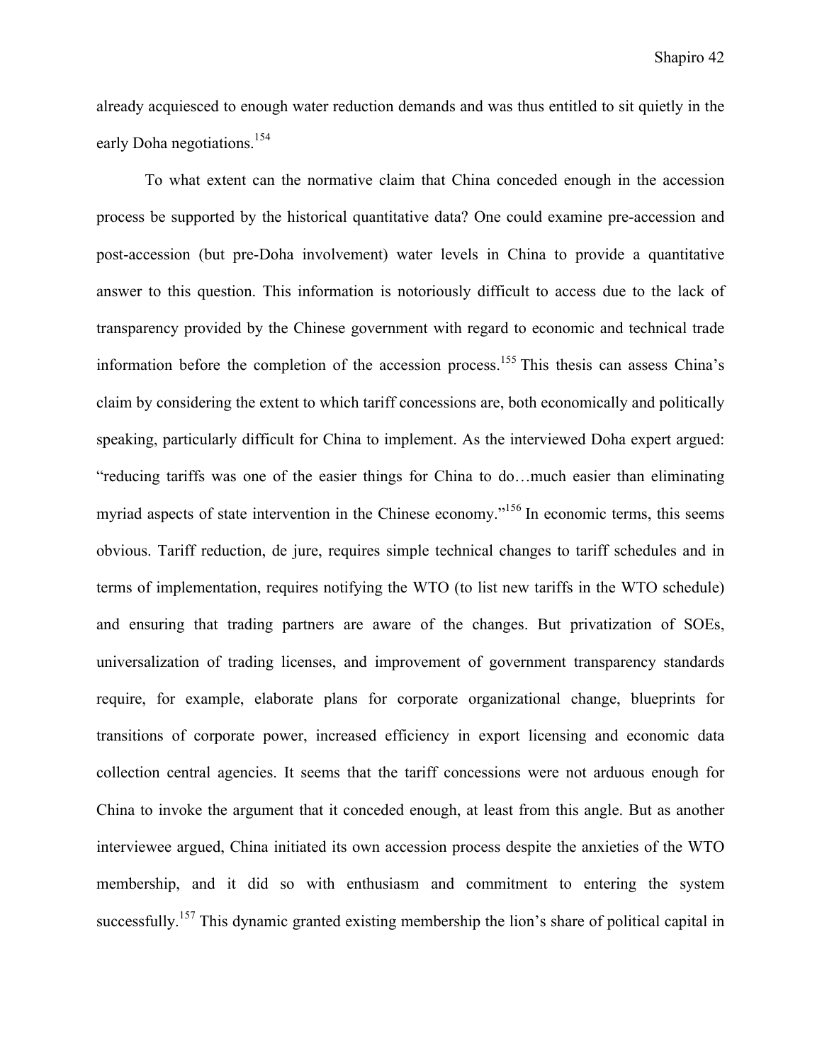already acquiesced to enough water reduction demands and was thus entitled to sit quietly in the early Doha negotiations.[154]

To what extent can the normative claim that China conceded enough in the accession process be supported by the historical quantitative data? One could examine pre-accession and post-accession (but pre-Doha involvement) water levels in China to provide a quantitative answer to this question. This information is notoriously difficult to access due to the lack of transparency provided by the Chinese government with regard to economic and technical trade information before the completion of the accession process.[155] This thesis can assess China's claim by considering the extent to which tariff concessions are, both economically and politically speaking, particularly difficult for China to implement. As the interviewed Doha expert argued: "reducing tariffs was one of the easier things for China to do…much easier than eliminating myriad aspects of state intervention in the Chinese economy."[156] In economic terms, this seems obvious. Tariff reduction, de jure, requires simple technical changes to tariff schedules and in terms of implementation, requires notifying the WTO (to list new tariffs in the WTO schedule) and ensuring that trading partners are aware of the changes. But privatization of SOEs, universalization of trading licenses, and improvement of government transparency standards require, for example, elaborate plans for corporate organizational change, blueprints for transitions of corporate power, increased efficiency in export licensing and economic data collection central agencies. It seems that the tariff concessions were not arduous enough for China to invoke the argument that it conceded enough, at least from this angle. But as another interviewee argued, China initiated its own accession process despite the anxieties of the WTO membership, and it did so with enthusiasm and commitment to entering the system successfully.[157] This dynamic granted existing membership the lion's share of political capital in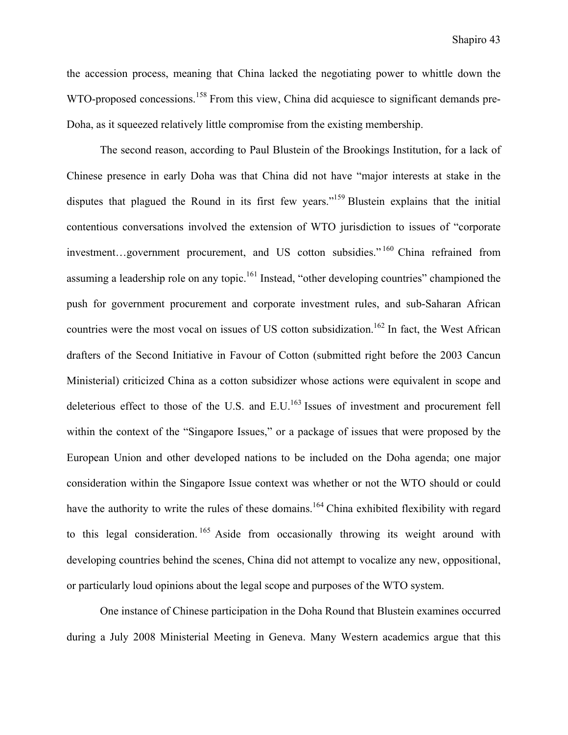the accession process, meaning that China lacked the negotiating power to whittle down the WTO-proposed concessions.[158] From this view, China did acquiesce to significant demands pre-Doha, as it squeezed relatively little compromise from the existing membership.

The second reason, according to Paul Blustein of the Brookings Institution, for a lack of Chinese presence in early Doha was that China did not have "major interests at stake in the disputes that plagued the Round in its first few years."[159] Blustein explains that the initial contentious conversations involved the extension of WTO jurisdiction to issues of "corporate investment…government procurement, and US cotton subsidies."[160] China refrained from assuming a leadership role on any topic.[161] Instead, "other developing countries" championed the push for government procurement and corporate investment rules, and sub-Saharan African countries were the most vocal on issues of US cotton subsidization.[162] In fact, the West African drafters of the Second Initiative in Favour of Cotton (submitted right before the 2003 Cancun Ministerial) criticized China as a cotton subsidizer whose actions were equivalent in scope and deleterious effect to those of the U.S. and E.U.[163] Issues of investment and procurement fell within the context of the "Singapore Issues," or a package of issues that were proposed by the European Union and other developed nations to be included on the Doha agenda; one major consideration within the Singapore Issue context was whether or not the WTO should or could have the authority to write the rules of these domains.[164] China exhibited flexibility with regard to this legal consideration.[165] Aside from occasionally throwing its weight around with developing countries behind the scenes, China did not attempt to vocalize any new, oppositional, or particularly loud opinions about the legal scope and purposes of the WTO system.

One instance of Chinese participation in the Doha Round that Blustein examines occurred during a July 2008 Ministerial Meeting in Geneva. Many Western academics argue that this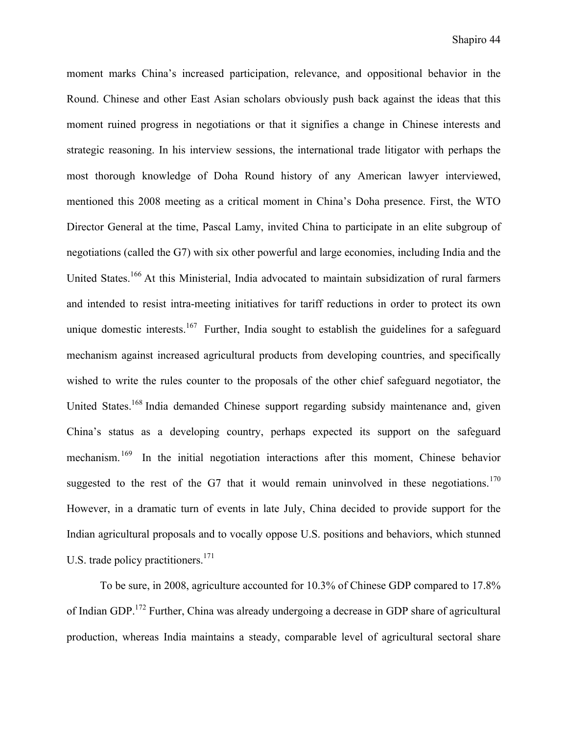moment marks China's increased participation, relevance, and oppositional behavior in the Round. Chinese and other East Asian scholars obviously push back against the ideas that this moment ruined progress in negotiations or that it signifies a change in Chinese interests and strategic reasoning. In his interview sessions, the international trade litigator with perhaps the most thorough knowledge of Doha Round history of any American lawyer interviewed, mentioned this 2008 meeting as a critical moment in China's Doha presence. First, the WTO Director General at the time, Pascal Lamy, invited China to participate in an elite subgroup of negotiations (called the G7) with six other powerful and large economies, including India and the United States.[166] At this Ministerial, India advocated to maintain subsidization of rural farmers and intended to resist intra-meeting initiatives for tariff reductions in order to protect its own unique domestic interests.[167] Further, India sought to establish the guidelines for a safeguard mechanism against increased agricultural products from developing countries, and specifically wished to write the rules counter to the proposals of the other chief safeguard negotiator, the United States.[168] India demanded Chinese support regarding subsidy maintenance and, given China's status as a developing country, perhaps expected its support on the safeguard mechanism.[169] In the initial negotiation interactions after this moment, Chinese behavior suggested to the rest of the G7 that it would remain uninvolved in these negotiations.[170] However, in a dramatic turn of events in late July, China decided to provide support for the Indian agricultural proposals and to vocally oppose U.S. positions and behaviors, which stunned U.S. trade policy practitioners.[171]

To be sure, in 2008, agriculture accounted for 10.3% of Chinese GDP compared to 17.8% of Indian GDP.[172] Further, China was already undergoing a decrease in GDP share of agricultural production, whereas India maintains a steady, comparable level of agricultural sectoral share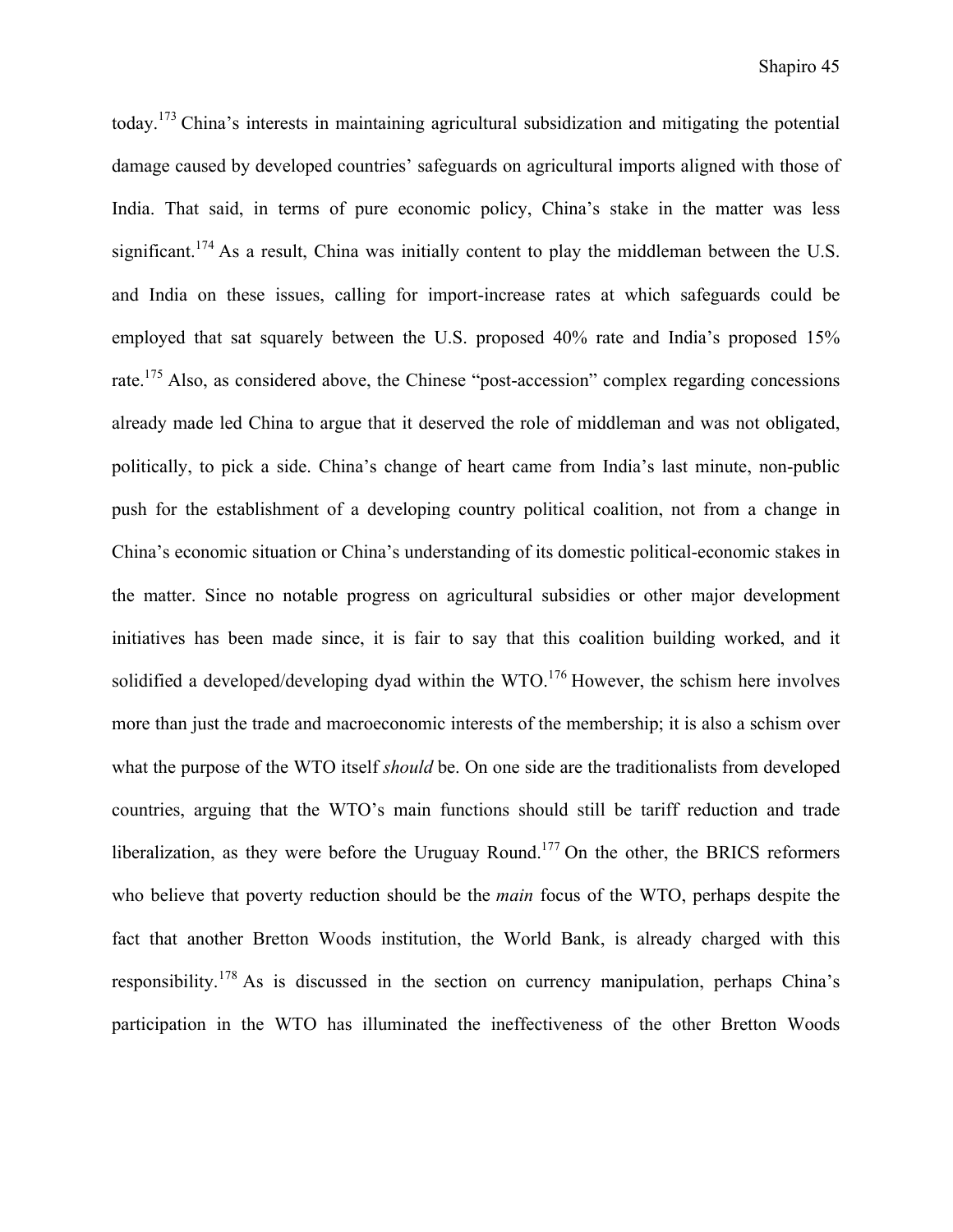today.[173] China's interests in maintaining agricultural subsidization and mitigating the potential damage caused by developed countries' safeguards on agricultural imports aligned with those of India. That said, in terms of pure economic policy, China's stake in the matter was less significant.[174] As a result, China was initially content to play the middleman between the U.S. and India on these issues, calling for import-increase rates at which safeguards could be employed that sat squarely between the U.S. proposed 40% rate and India's proposed 15% rate.[175] Also, as considered above, the Chinese "post-accession" complex regarding concessions already made led China to argue that it deserved the role of middleman and was not obligated, politically, to pick a side. China's change of heart came from India's last minute, non-public push for the establishment of a developing country political coalition, not from a change in China's economic situation or China's understanding of its domestic political-economic stakes in the matter. Since no notable progress on agricultural subsidies or other major development initiatives has been made since, it is fair to say that this coalition building worked, and it solidified a developed/developing dyad within the WTO.[176] However, the schism here involves more than just the trade and macroeconomic interests of the membership; it is also a schism over what the purpose of the WTO itself *should* be. On one side are the traditionalists from developed countries, arguing that the WTO's main functions should still be tariff reduction and trade liberalization, as they were before the Uruguay Round.[177] On the other, the BRICS reformers who believe that poverty reduction should be the *main* focus of the WTO, perhaps despite the fact that another Bretton Woods institution, the World Bank, is already charged with this responsibility.[178] As is discussed in the section on currency manipulation, perhaps China's participation in the WTO has illuminated the ineffectiveness of the other Bretton Woods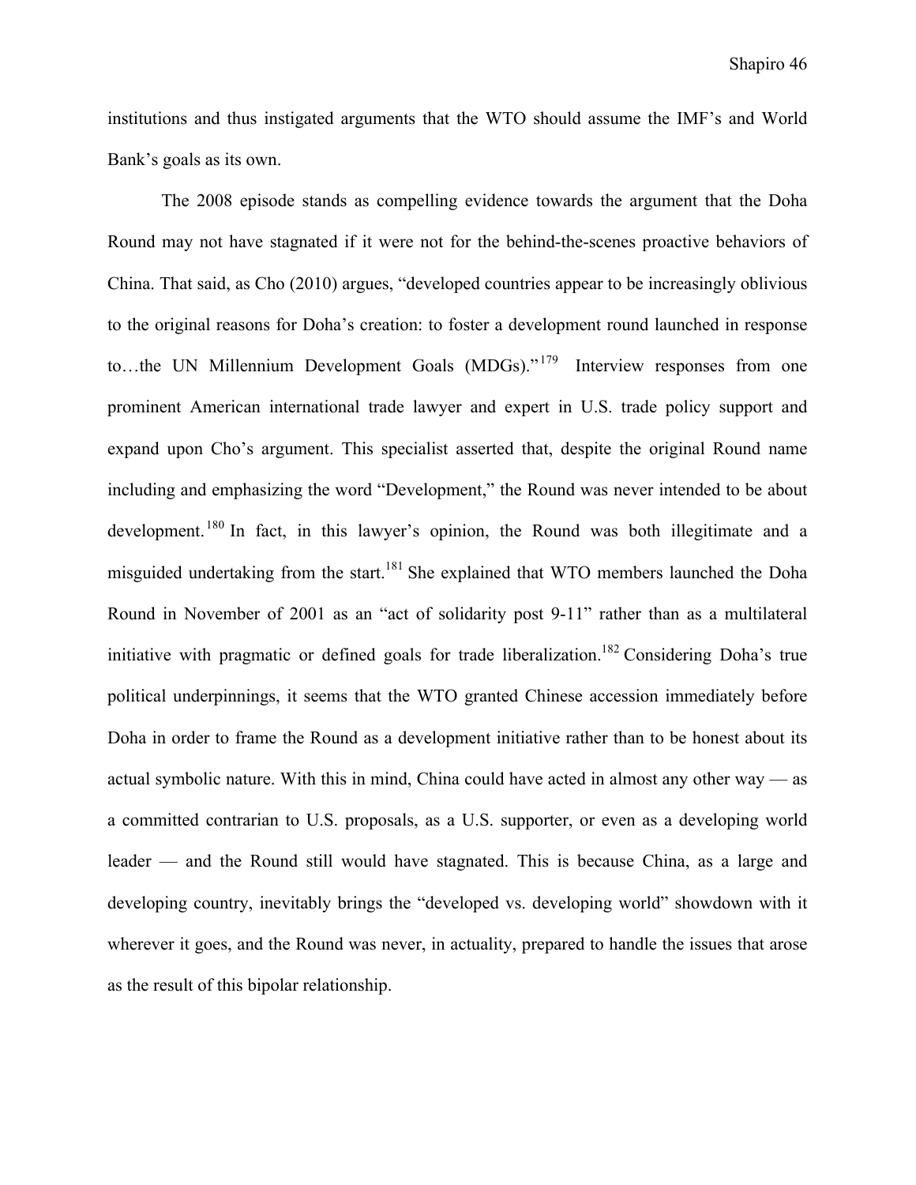institutions and thus instigated arguments that the WTO should assume the IMF's and World Bank's goals as its own.

The 2008 episode stands as compelling evidence towards the argument that the Doha Round may not have stagnated if it were not for the behind-the-scenes proactive behaviors of China. That said, as Cho (2010) argues, "developed countries appear to be increasingly oblivious to the original reasons for Doha's creation: to foster a development round launched in response to…the UN Millennium Development Goals (MDGs)."[179] Interview responses from one prominent American international trade lawyer and expert in U.S. trade policy support and expand upon Cho's argument. This specialist asserted that, despite the original Round name including and emphasizing the word "Development," the Round was never intended to be about development.[180] In fact, in this lawyer's opinion, the Round was both illegitimate and a misguided undertaking from the start.[181] She explained that WTO members launched the Doha Round in November of 2001 as an "act of solidarity post 9-11" rather than as a multilateral initiative with pragmatic or defined goals for trade liberalization.[182] Considering Doha's true political underpinnings, it seems that the WTO granted Chinese accession immediately before Doha in order to frame the Round as a development initiative rather than to be honest about its actual symbolic nature. With this in mind, China could have acted in almost any other way — as a committed contrarian to U.S. proposals, as a U.S. supporter, or even as a developing world leader — and the Round still would have stagnated. This is because China, as a large and developing country, inevitably brings the "developed vs. developing world" showdown with it wherever it goes, and the Round was never, in actuality, prepared to handle the issues that arose as the result of this bipolar relationship.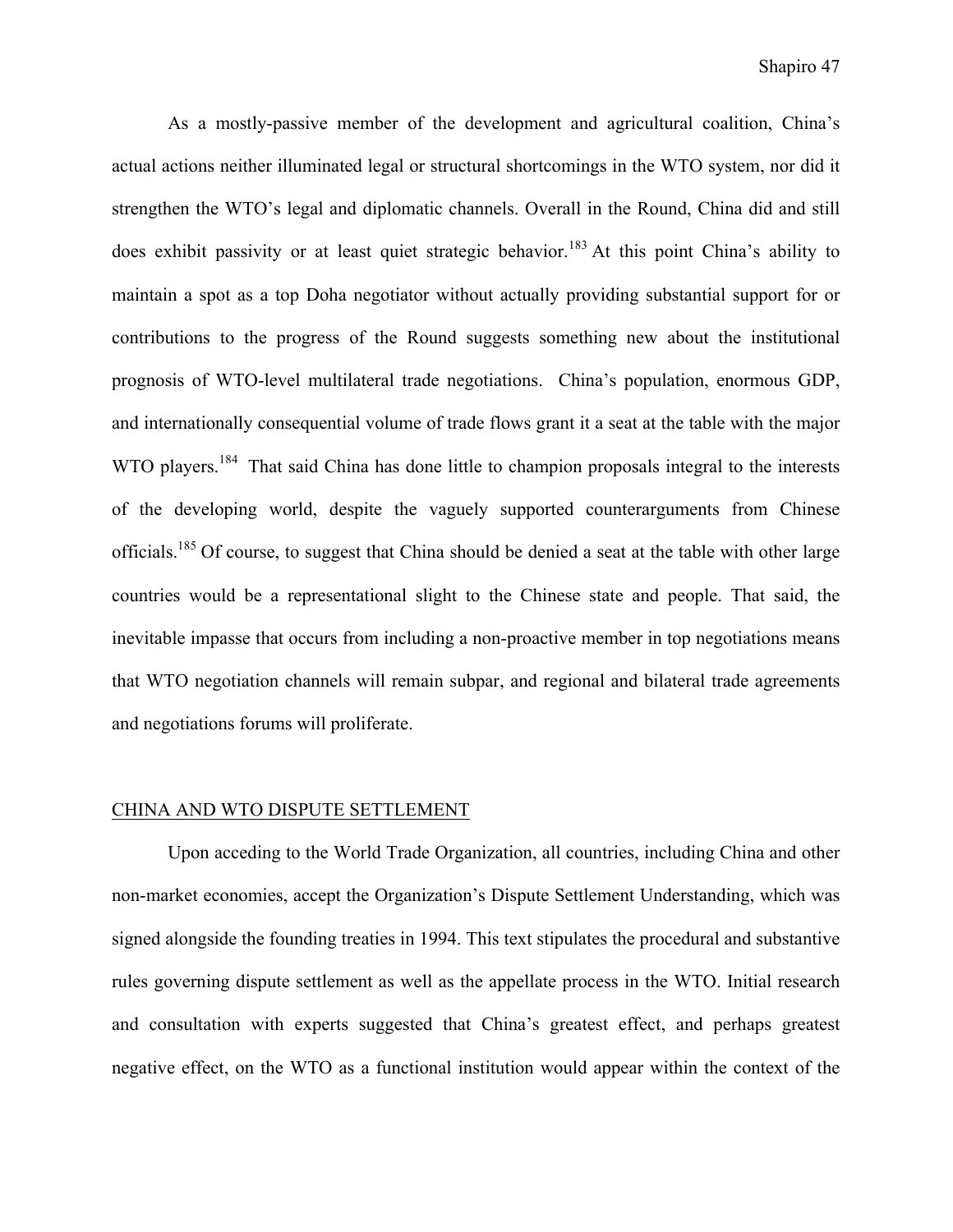As a mostly-passive member of the development and agricultural coalition, China's actual actions neither illuminated legal or structural shortcomings in the WTO system, nor did it strengthen the WTO's legal and diplomatic channels. Overall in the Round, China did and still does exhibit passivity or at least quiet strategic behavior.[183] At this point China's ability to maintain a spot as a top Doha negotiator without actually providing substantial support for or contributions to the progress of the Round suggests something new about the institutional prognosis of WTO-level multilateral trade negotiations. China's population, enormous GDP, and internationally consequential volume of trade flows grant it a seat at the table with the major WTO players.[184] That said China has done little to champion proposals integral to the interests of the developing world, despite the vaguely supported counterarguments from Chinese officials.[185] Of course, to suggest that China should be denied a seat at the table with other large countries would be a representational slight to the Chinese state and people. That said, the inevitable impasse that occurs from including a non-proactive member in top negotiations means that WTO negotiation channels will remain subpar, and regional and bilateral trade agreements and negotiations forums will proliferate.

## CHINA AND WTO DISPUTE SETTLEMENT

Upon acceding to the World Trade Organization, all countries, including China and other non-market economies, accept the Organization's Dispute Settlement Understanding, which was signed alongside the founding treaties in 1994. This text stipulates the procedural and substantive rules governing dispute settlement as well as the appellate process in the WTO. Initial research and consultation with experts suggested that China's greatest effect, and perhaps greatest negative effect, on the WTO as a functional institution would appear within the context of the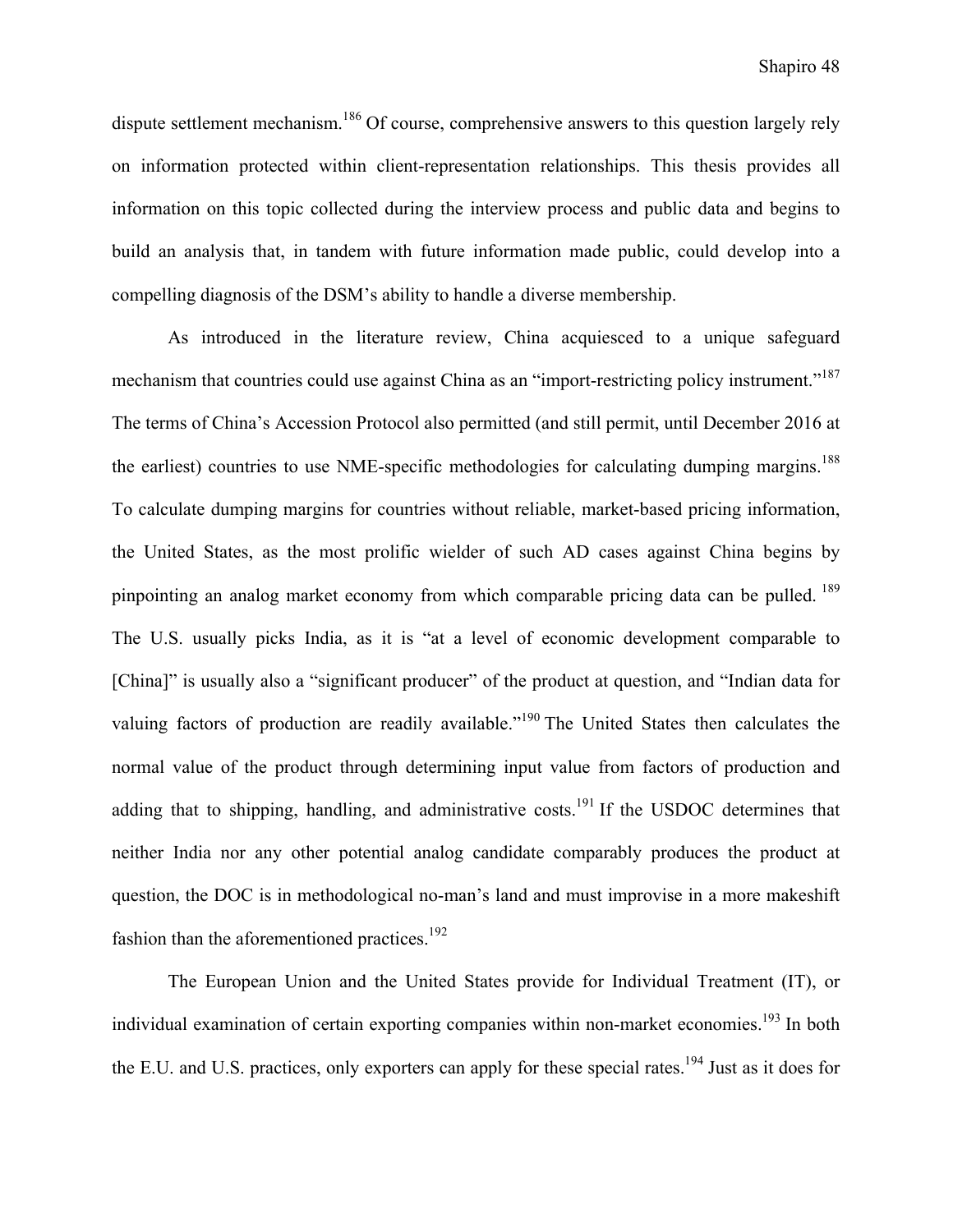dispute settlement mechanism.[186] Of course, comprehensive answers to this question largely rely on information protected within client-representation relationships. This thesis provides all information on this topic collected during the interview process and public data and begins to build an analysis that, in tandem with future information made public, could develop into a compelling diagnosis of the DSM's ability to handle a diverse membership.

As introduced in the literature review, China acquiesced to a unique safeguard mechanism that countries could use against China as an "import-restricting policy instrument."[187] The terms of China's Accession Protocol also permitted (and still permit, until December 2016 at the earliest) countries to use NME-specific methodologies for calculating dumping margins.[188] To calculate dumping margins for countries without reliable, market-based pricing information, the United States, as the most prolific wielder of such AD cases against China begins by pinpointing an analog market economy from which comparable pricing data can be pulled.[189] The U.S. usually picks India, as it is "at a level of economic development comparable to [China]" is usually also a "significant producer" of the product at question, and "Indian data for valuing factors of production are readily available."[190] The United States then calculates the normal value of the product through determining input value from factors of production and adding that to shipping, handling, and administrative costs.[191] If the USDOC determines that neither India nor any other potential analog candidate comparably produces the product at question, the DOC is in methodological no-man's land and must improvise in a more makeshift fashion than the aforementioned practices.[192]

The European Union and the United States provide for Individual Treatment (IT), or individual examination of certain exporting companies within non-market economies.[193] In both the E.U. and U.S. practices, only exporters can apply for these special rates.[194] Just as it does for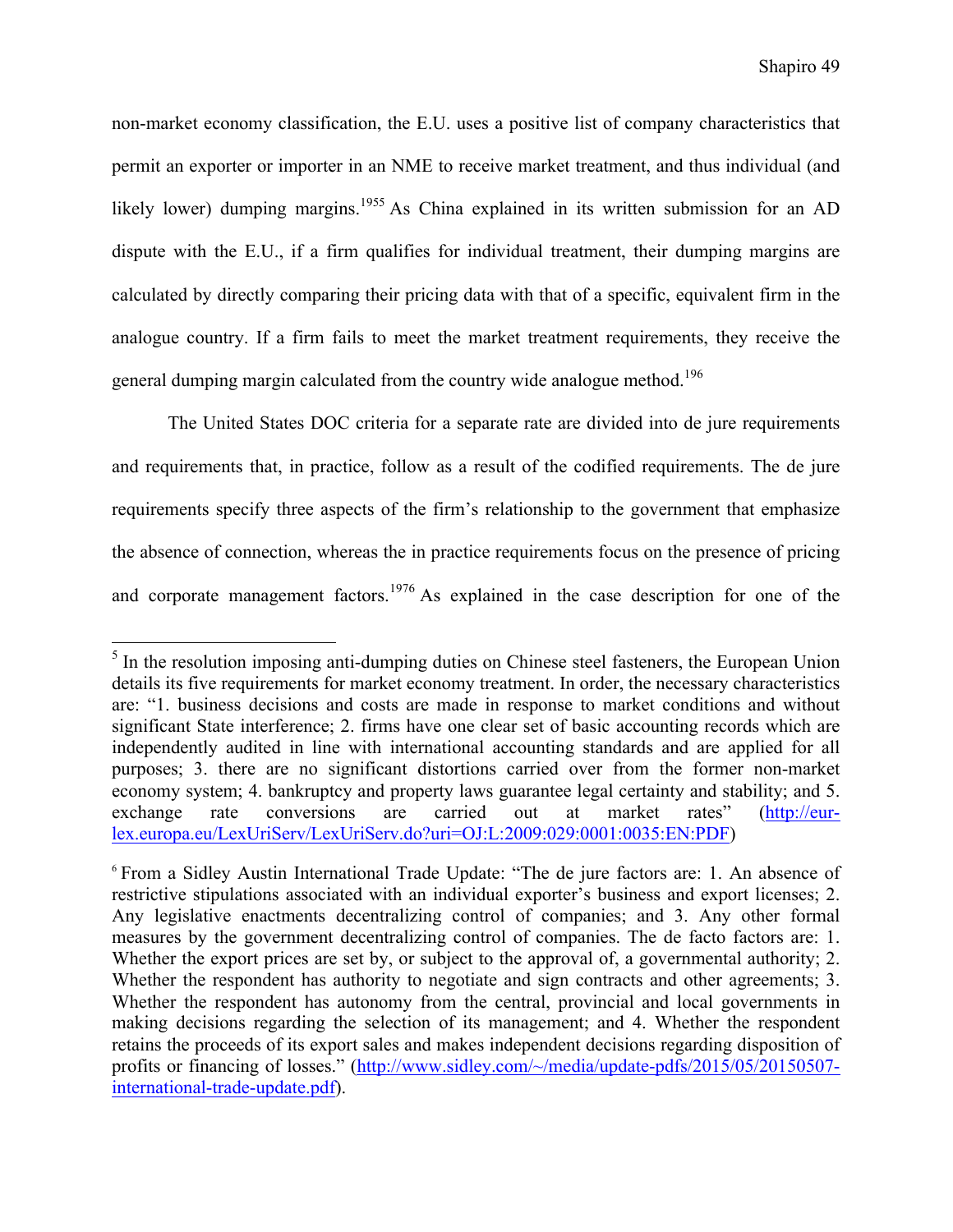non-market economy classification, the E.U. uses a positive list of company characteristics that permit an exporter or importer in an NME to receive market treatment, and thus individual (and likely lower) dumping margins.[1955] As China explained in its written submission for an AD dispute with the E.U., if a firm qualifies for individual treatment, their dumping margins are calculated by directly comparing their pricing data with that of a specific, equivalent firm in the analogue country. If a firm fails to meet the market treatment requirements, they receive the general dumping margin calculated from the country wide analogue method.[196]

The United States DOC criteria for a separate rate are divided into de jure requirements and requirements that, in practice, follow as a result of the codified requirements. The de jure requirements specify three aspects of the firm's relationship to the government that emphasize the absence of connection, whereas the in practice requirements focus on the presence of pricing and corporate management factors.[1976] As explained in the case description for one of the

---

[5] In the resolution imposing anti-dumping duties on Chinese steel fasteners, the European Union details its five requirements for market economy treatment. In order, the necessary characteristics are: "1. business decisions and costs are made in response to market conditions and without significant State interference; 2. firms have one clear set of basic accounting records which are independently audited in line with international accounting standards and are applied for all purposes; 3. there are no significant distortions carried over from the former non-market economy system; 4. bankruptcy and property laws guarantee legal certainty and stability; and 5. exchange rate conversions are carried out at market rates" (http://eur-lex.europa.eu/LexUriServ/LexUriServ.do?uri=OJ:L:2009:029:0001:0035:EN:PDF)

[6] From a Sidley Austin International Trade Update: "The de jure factors are: 1. An absence of restrictive stipulations associated with an individual exporter's business and export licenses; 2. Any legislative enactments decentralizing control of companies; and 3. Any other formal measures by the government decentralizing control of companies. The de facto factors are: 1. Whether the export prices are set by, or subject to the approval of, a governmental authority; 2. Whether the respondent has authority to negotiate and sign contracts and other agreements; 3. Whether the respondent has autonomy from the central, provincial and local governments in making decisions regarding the selection of its management; and 4. Whether the respondent retains the proceeds of its export sales and makes independent decisions regarding disposition of profits or financing of losses." (http://www.sidley.com/~/media/update-pdfs/2015/05/20150507-international-trade-update.pdf).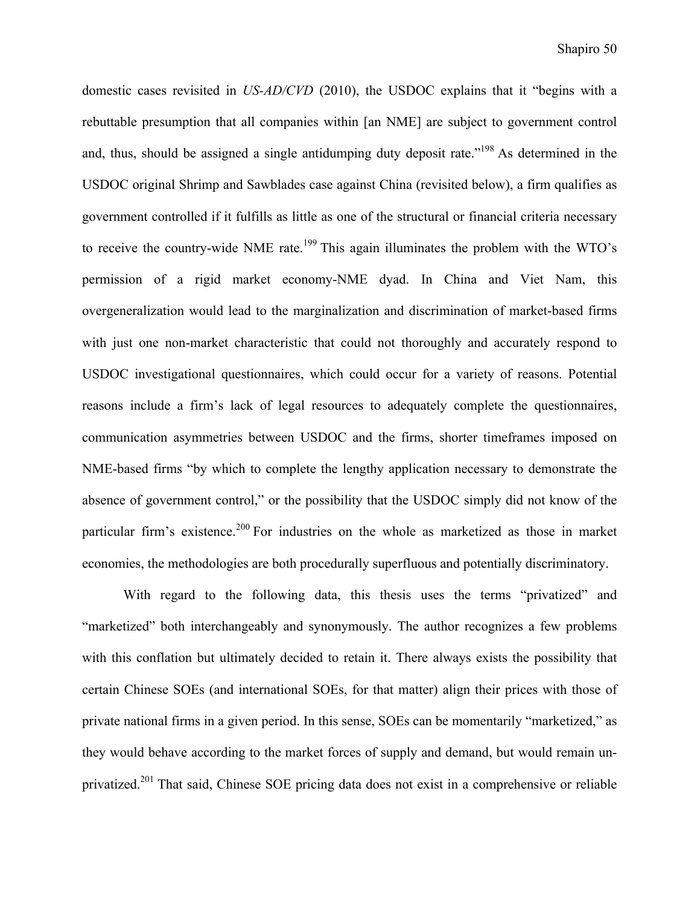domestic cases revisited in *US-AD/CVD* (2010), the USDOC explains that it "begins with a rebuttable presumption that all companies within [an NME] are subject to government control and, thus, should be assigned a single antidumping duty deposit rate."[198] As determined in the USDOC original Shrimp and Sawblades case against China (revisited below), a firm qualifies as government controlled if it fulfills as little as one of the structural or financial criteria necessary to receive the country-wide NME rate.[199] This again illuminates the problem with the WTO's permission of a rigid market economy-NME dyad. In China and Viet Nam, this overgeneralization would lead to the marginalization and discrimination of market-based firms with just one non-market characteristic that could not thoroughly and accurately respond to USDOC investigational questionnaires, which could occur for a variety of reasons. Potential reasons include a firm's lack of legal resources to adequately complete the questionnaires, communication asymmetries between USDOC and the firms, shorter timeframes imposed on NME-based firms "by which to complete the lengthy application necessary to demonstrate the absence of government control," or the possibility that the USDOC simply did not know of the particular firm's existence.[200] For industries on the whole as marketized as those in market economies, the methodologies are both procedurally superfluous and potentially discriminatory.

With regard to the following data, this thesis uses the terms "privatized" and "marketized" both interchangeably and synonymously. The author recognizes a few problems with this conflation but ultimately decided to retain it. There always exists the possibility that certain Chinese SOEs (and international SOEs, for that matter) align their prices with those of private national firms in a given period. In this sense, SOEs can be momentarily "marketized," as they would behave according to the market forces of supply and demand, but would remain un-privatized.[201] That said, Chinese SOE pricing data does not exist in a comprehensive or reliable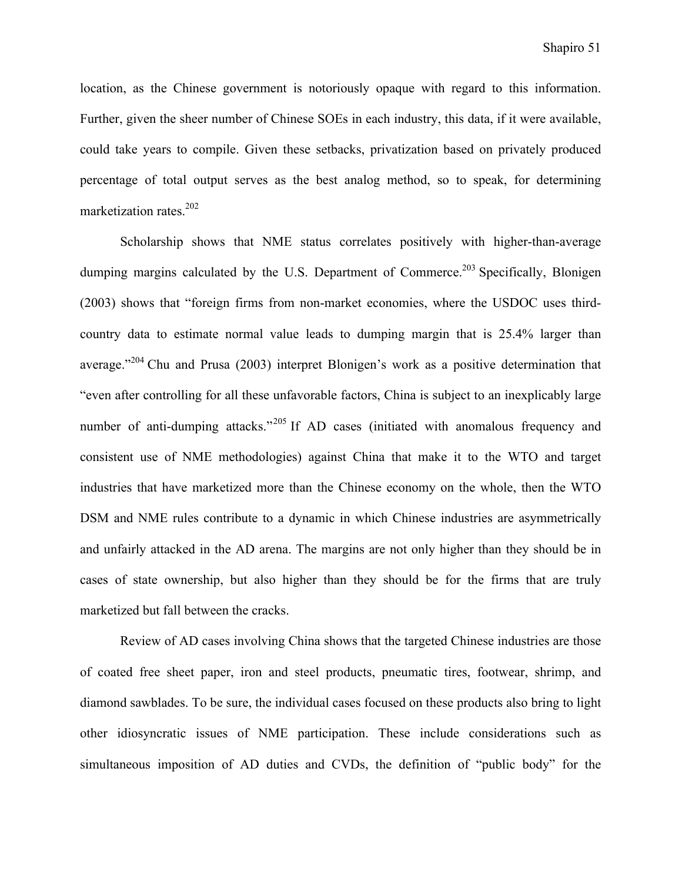location, as the Chinese government is notoriously opaque with regard to this information. Further, given the sheer number of Chinese SOEs in each industry, this data, if it were available, could take years to compile. Given these setbacks, privatization based on privately produced percentage of total output serves as the best analog method, so to speak, for determining marketization rates.[202]

Scholarship shows that NME status correlates positively with higher-than-average dumping margins calculated by the U.S. Department of Commerce.[203] Specifically, Blonigen (2003) shows that "foreign firms from non-market economies, where the USDOC uses third-country data to estimate normal value leads to dumping margin that is 25.4% larger than average."[204] Chu and Prusa (2003) interpret Blonigen's work as a positive determination that "even after controlling for all these unfavorable factors, China is subject to an inexplicably large number of anti-dumping attacks."[205] If AD cases (initiated with anomalous frequency and consistent use of NME methodologies) against China that make it to the WTO and target industries that have marketized more than the Chinese economy on the whole, then the WTO DSM and NME rules contribute to a dynamic in which Chinese industries are asymmetrically and unfairly attacked in the AD arena. The margins are not only higher than they should be in cases of state ownership, but also higher than they should be for the firms that are truly marketized but fall between the cracks.

Review of AD cases involving China shows that the targeted Chinese industries are those of coated free sheet paper, iron and steel products, pneumatic tires, footwear, shrimp, and diamond sawblades. To be sure, the individual cases focused on these products also bring to light other idiosyncratic issues of NME participation. These include considerations such as simultaneous imposition of AD duties and CVDs, the definition of "public body" for the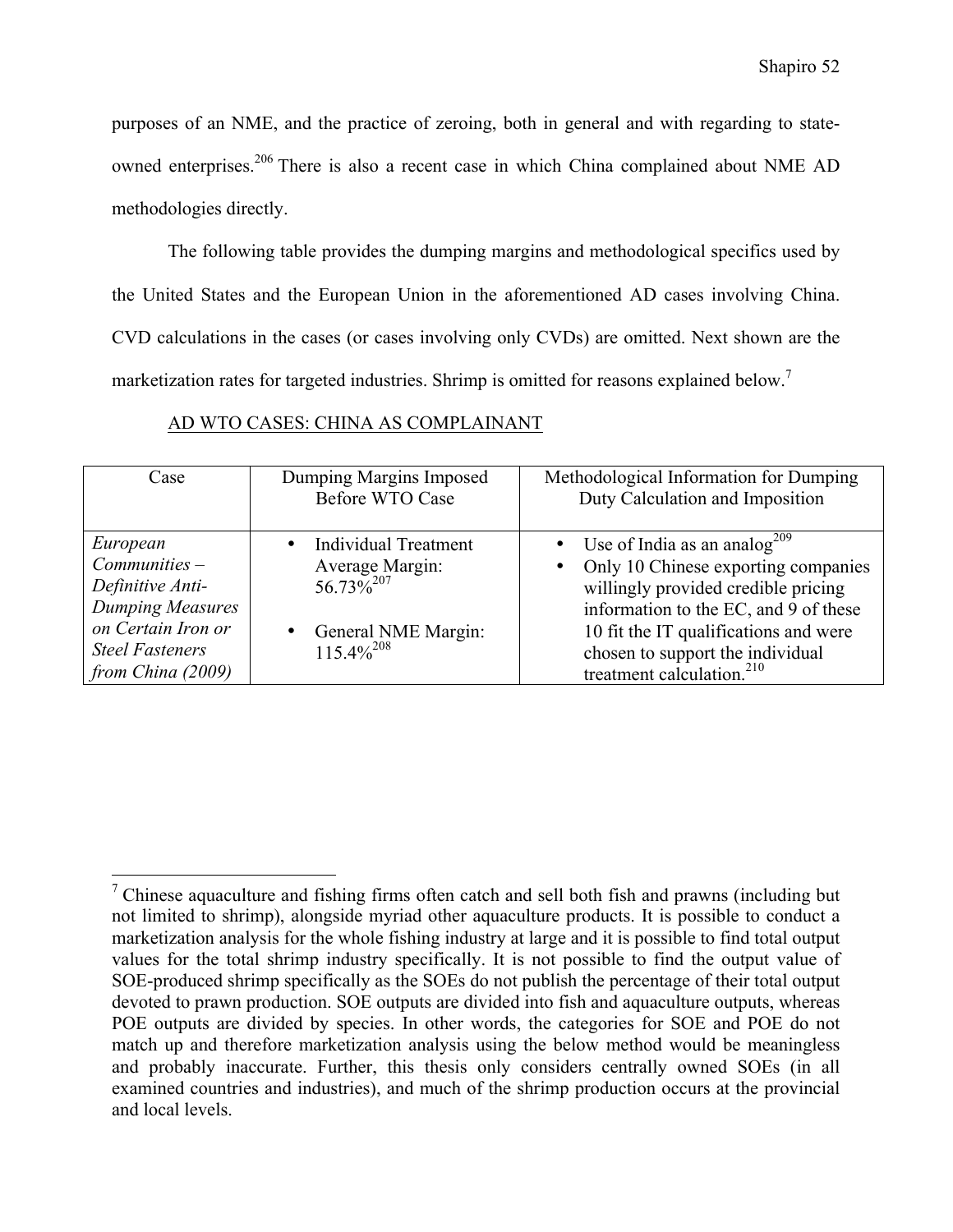purposes of an NME, and the practice of zeroing, both in general and with regarding to state-owned enterprises.[206] There is also a recent case in which China complained about NME AD methodologies directly.

The following table provides the dumping margins and methodological specifics used by the United States and the European Union in the aforementioned AD cases involving China. CVD calculations in the cases (or cases involving only CVDs) are omitted. Next shown are the marketization rates for targeted industries. Shrimp is omitted for reasons explained below.[7]

AD WTO CASES: CHINA AS COMPLAINANT

| Case | Dumping Margins Imposed Before WTO Case | Methodological Information for Dumping Duty Calculation and Imposition |
|---|---|---|
| *European Communities – Definitive Anti-Dumping Measures on Certain Iron or Steel Fasteners from China (2009)* | • Individual Treatment Average Margin: 56.73%[207]<br><br>• General NME Margin: 115.4%[208] | • Use of India as an analog[209]<br>• Only 10 Chinese exporting companies willingly provided credible pricing information to the EC, and 9 of these 10 fit the IT qualifications and were chosen to support the individual treatment calculation.[210] |

[7] Chinese aquaculture and fishing firms often catch and sell both fish and prawns (including but not limited to shrimp), alongside myriad other aquaculture products. It is possible to conduct a marketization analysis for the whole fishing industry at large and it is possible to find total output values for the total shrimp industry specifically. It is not possible to find the output value of SOE-produced shrimp specifically as the SOEs do not publish the percentage of their total output devoted to prawn production. SOE outputs are divided into fish and aquaculture outputs, whereas POE outputs are divided by species. In other words, the categories for SOE and POE do not match up and therefore marketization analysis using the below method would be meaningless and probably inaccurate. Further, this thesis only considers centrally owned SOEs (in all examined countries and industries), and much of the shrimp production occurs at the provincial and local levels.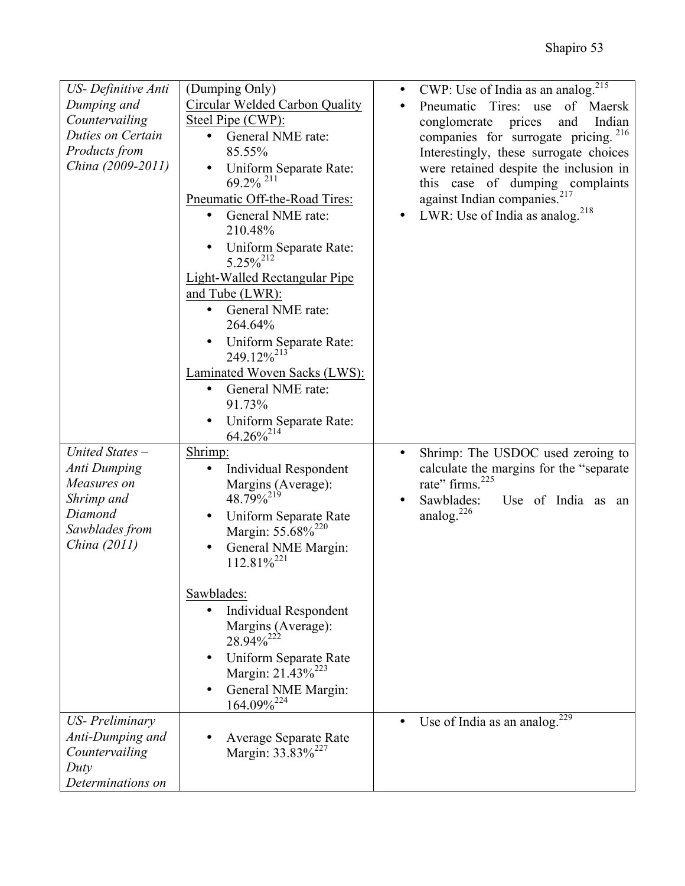| | | |
|---|---|---|
| *US- Definitive Anti Dumping and Countervailing Duties on Certain Products from China (2009-2011)* | (Dumping Only)<br><u>Circular Welded Carbon Quality Steel Pipe (CWP):</u><br>• General NME rate: 85.55%<br>• Uniform Separate Rate: 69.2% [211]<br><u>Pneumatic Off-the-Road Tires:</u><br>• General NME rate: 210.48%<br>• Uniform Separate Rate: 5.25%[212]<br><u>Light-Walled Rectangular Pipe and Tube (LWR):</u><br>• General NME rate: 264.64%<br>• Uniform Separate Rate: 249.12%[213]<br><u>Laminated Woven Sacks (LWS):</u><br>• General NME rate: 91.73%<br>• Uniform Separate Rate: 64.26%[214] | • CWP: Use of India as an analog.[215]<br>• Pneumatic Tires: use of Maersk conglomerate prices and Indian companies for surrogate pricing.[216] Interestingly, these surrogate choices were retained despite the inclusion in this case of dumping complaints against Indian companies.[217]<br>• LWR: Use of India as analog.[218] |
| *United States – Anti Dumping Measures on Shrimp and Diamond Sawblades from China (2011)* | <u>Shrimp:</u><br>• Individual Respondent Margins (Average): 48.79%[219]<br>• Uniform Separate Rate Margin: 55.68%[220]<br>• General NME Margin: 112.81%[221]<br><br><u>Sawblades:</u><br>• Individual Respondent Margins (Average): 28.94%[222]<br>• Uniform Separate Rate Margin: 21.43%[223]<br>• General NME Margin: 164.09%[224] | • Shrimp: The USDOC used zeroing to calculate the margins for the "separate rate" firms.[225]<br>• Sawblades: Use of India as an analog.[226] |
| *US- Preliminary Anti-Dumping and Countervailing Duty Determinations on* | • Average Separate Rate Margin: 33.83%[227] | • Use of India as an analog.[229] |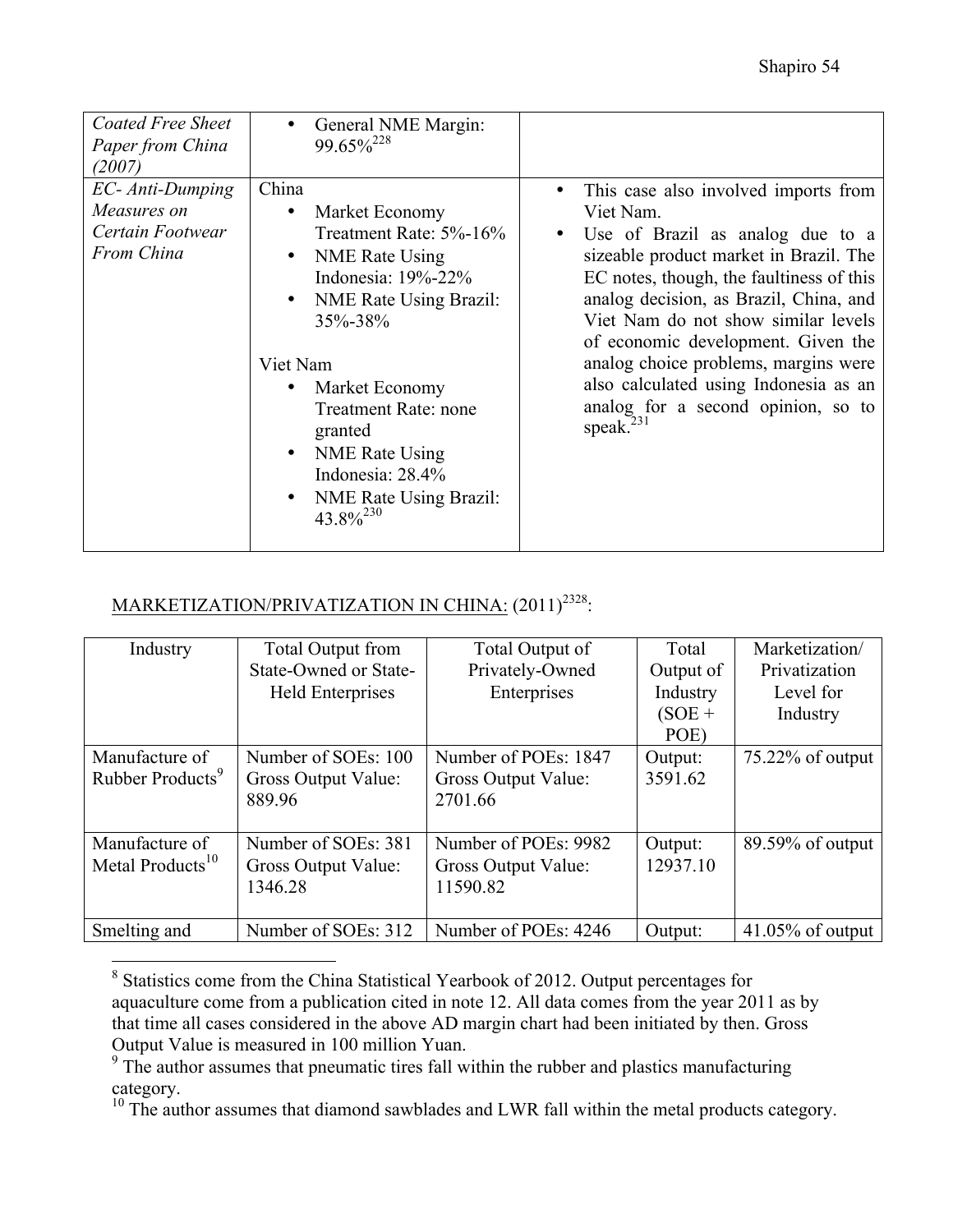| | | |
|---|---|---|
| *Coated Free Sheet Paper from China (2007)* | • General NME Margin: 99.65%[228] | |
| *EC- Anti-Dumping Measures on Certain Footwear From China* | China<br>• Market Economy Treatment Rate: 5%-16%<br>• NME Rate Using Indonesia: 19%-22%<br>• NME Rate Using Brazil: 35%-38%<br><br>Viet Nam<br>• Market Economy Treatment Rate: none granted<br>• NME Rate Using Indonesia: 28.4%<br>• NME Rate Using Brazil: 43.8%[230] | • This case also involved imports from Viet Nam.<br>• Use of Brazil as analog due to a sizeable product market in Brazil. The EC notes, though, the faultiness of this analog decision, as Brazil, China, and Viet Nam do not show similar levels of economic development. Given the analog choice problems, margins were also calculated using Indonesia as an analog for a second opinion, so to speak.[231] |

<u>MARKETIZATION/PRIVATIZATION IN CHINA:</u> (2011)[2328]:

| Industry | Total Output from State-Owned or State-Held Enterprises | Total Output of Privately-Owned Enterprises | Total Output of Industry (SOE + POE) | Marketization/ Privatization Level for Industry |
|---|---|---|---|---|
| Manufacture of Rubber Products[9] | Number of SOEs: 100<br>Gross Output Value: 889.96 | Number of POEs: 1847<br>Gross Output Value: 2701.66 | Output: 3591.62 | 75.22% of output |
| Manufacture of Metal Products[10] | Number of SOEs: 381<br>Gross Output Value: 1346.28 | Number of POEs: 9982<br>Gross Output Value: 11590.82 | Output: 12937.10 | 89.59% of output |
| Smelting and | Number of SOEs: 312 | Number of POEs: 4246 | Output: | 41.05% of output |

[8] Statistics come from the China Statistical Yearbook of 2012. Output percentages for aquaculture come from a publication cited in note 12. All data comes from the year 2011 as by that time all cases considered in the above AD margin chart had been initiated by then. Gross Output Value is measured in 100 million Yuan.

[9] The author assumes that pneumatic tires fall within the rubber and plastics manufacturing category.

[10] The author assumes that diamond sawblades and LWR fall within the metal products category.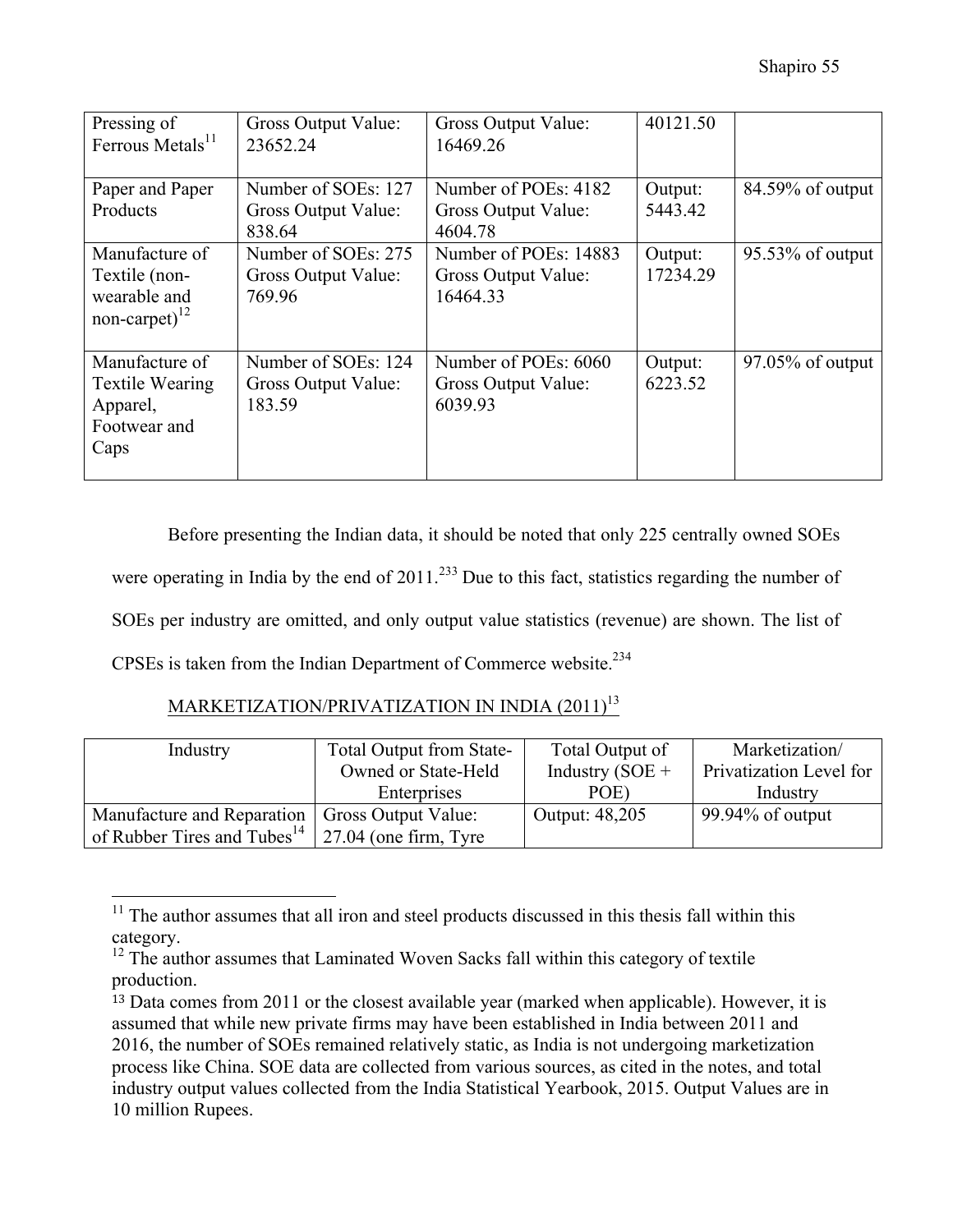| | | | | |
|---|---|---|---|---|
| Pressing of Ferrous Metals[11] | Gross Output Value: 23652.24 | Gross Output Value: 16469.26 | 40121.50 | |
| Paper and Paper Products | Number of SOEs: 127 Gross Output Value: 838.64 | Number of POEs: 4182 Gross Output Value: 4604.78 | Output: 5443.42 | 84.59% of output |
| Manufacture of Textile (non-wearable and non-carpet)[12] | Number of SOEs: 275 Gross Output Value: 769.96 | Number of POEs: 14883 Gross Output Value: 16464.33 | Output: 17234.29 | 95.53% of output |
| Manufacture of Textile Wearing Apparel, Footwear and Caps | Number of SOEs: 124 Gross Output Value: 183.59 | Number of POEs: 6060 Gross Output Value: 6039.93 | Output: 6223.52 | 97.05% of output |

Before presenting the Indian data, it should be noted that only 225 centrally owned SOEs were operating in India by the end of 2011.[233] Due to this fact, statistics regarding the number of SOEs per industry are omitted, and only output value statistics (revenue) are shown. The list of CPSEs is taken from the Indian Department of Commerce website.[234]

MARKETIZATION/PRIVATIZATION IN INDIA (2011)[13]

| Industry | Total Output from State-Owned or State-Held Enterprises | Total Output of Industry (SOE + POE) | Marketization/ Privatization Level for Industry |
|---|---|---|---|
| Manufacture and Reparation of Rubber Tires and Tubes[14] | Gross Output Value: 27.04 (one firm, Tyre | Output: 48,205 | 99.94% of output |

[11] The author assumes that all iron and steel products discussed in this thesis fall within this category.

[12] The author assumes that Laminated Woven Sacks fall within this category of textile production.

[13] Data comes from 2011 or the closest available year (marked when applicable). However, it is assumed that while new private firms may have been established in India between 2011 and 2016, the number of SOEs remained relatively static, as India is not undergoing marketization process like China. SOE data are collected from various sources, as cited in the notes, and total industry output values collected from the India Statistical Yearbook, 2015. Output Values are in 10 million Rupees.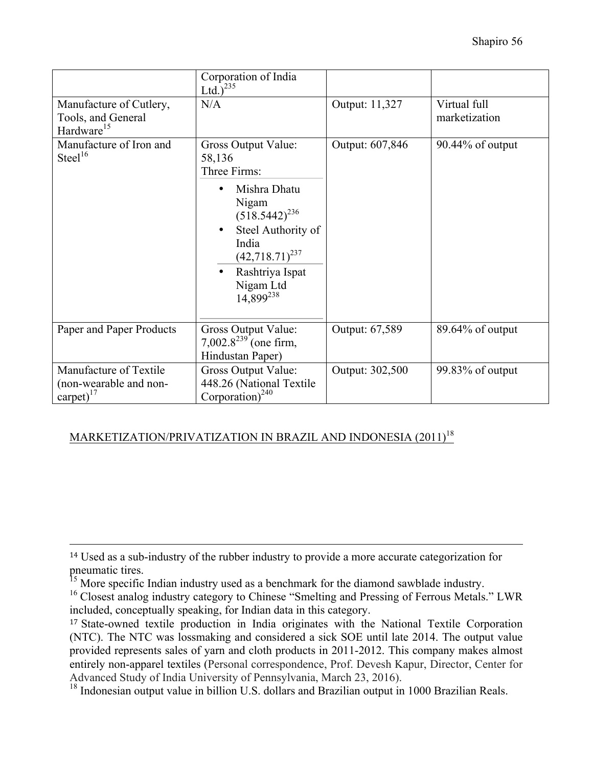| | | | |
|---|---|---|---|
| | Corporation of India Ltd.)[235] | | |
| Manufacture of Cutlery, Tools, and General Hardware[15] | N/A | Output: 11,327 | Virtual full marketization |
| Manufacture of Iron and Steel[16] | Gross Output Value: 58,136<br>Three Firms:<br>• Mishra Dhatu Nigam (518.5442)[236]<br>• Steel Authority of India (42,718.71)[237]<br>• Rashtriya Ispat Nigam Ltd 14,899[238] | Output: 607,846 | 90.44% of output |
| Paper and Paper Products | Gross Output Value: 7,002.8[239] (one firm, Hindustan Paper) | Output: 67,589 | 89.64% of output |
| Manufacture of Textile (non-wearable and non-carpet)[17] | Gross Output Value: 448.26 (National Textile Corporation)[240] | Output: 302,500 | 99.83% of output |

MARKETIZATION/PRIVATIZATION IN BRAZIL AND INDONESIA (2011)[18]

[14] Used as a sub-industry of the rubber industry to provide a more accurate categorization for pneumatic tires.

[15] More specific Indian industry used as a benchmark for the diamond sawblade industry.

[16] Closest analog industry category to Chinese "Smelting and Pressing of Ferrous Metals." LWR included, conceptually speaking, for Indian data in this category.

[17] State-owned textile production in India originates with the National Textile Corporation (NTC). The NTC was lossmaking and considered a sick SOE until late 2014. The output value provided represents sales of yarn and cloth products in 2011-2012. This company makes almost entirely non-apparel textiles (Personal correspondence, Prof. Devesh Kapur, Director, Center for Advanced Study of India University of Pennsylvania, March 23, 2016).

[18] Indonesian output value in billion U.S. dollars and Brazilian output in 1000 Brazilian Reals.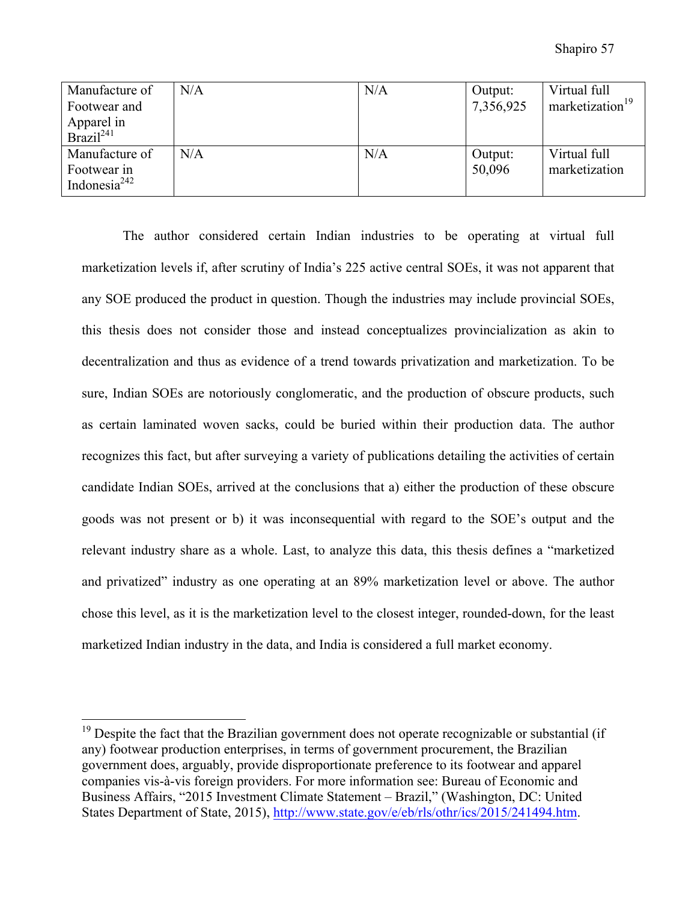| | | | | |
|---|---|---|---|---|
| Manufacture of Footwear and Apparel in Brazil[241] | N/A | N/A | Output: 7,356,925 | Virtual full marketization[19] |
| Manufacture of Footwear in Indonesia[242] | N/A | N/A | Output: 50,096 | Virtual full marketization |

The author considered certain Indian industries to be operating at virtual full marketization levels if, after scrutiny of India's 225 active central SOEs, it was not apparent that any SOE produced the product in question. Though the industries may include provincial SOEs, this thesis does not consider those and instead conceptualizes provincialization as akin to decentralization and thus as evidence of a trend towards privatization and marketization. To be sure, Indian SOEs are notoriously conglomeratic, and the production of obscure products, such as certain laminated woven sacks, could be buried within their production data. The author recognizes this fact, but after surveying a variety of publications detailing the activities of certain candidate Indian SOEs, arrived at the conclusions that a) either the production of these obscure goods was not present or b) it was inconsequential with regard to the SOE's output and the relevant industry share as a whole. Last, to analyze this data, this thesis defines a "marketized and privatized" industry as one operating at an 89% marketization level or above. The author chose this level, as it is the marketization level to the closest integer, rounded-down, for the least marketized Indian industry in the data, and India is considered a full market economy.

[19] Despite the fact that the Brazilian government does not operate recognizable or substantial (if any) footwear production enterprises, in terms of government procurement, the Brazilian government does, arguably, provide disproportionate preference to its footwear and apparel companies vis-à-vis foreign providers. For more information see: Bureau of Economic and Business Affairs, "2015 Investment Climate Statement – Brazil," (Washington, DC: United States Department of State, 2015), http://www.state.gov/e/eb/rls/othr/ics/2015/241494.htm.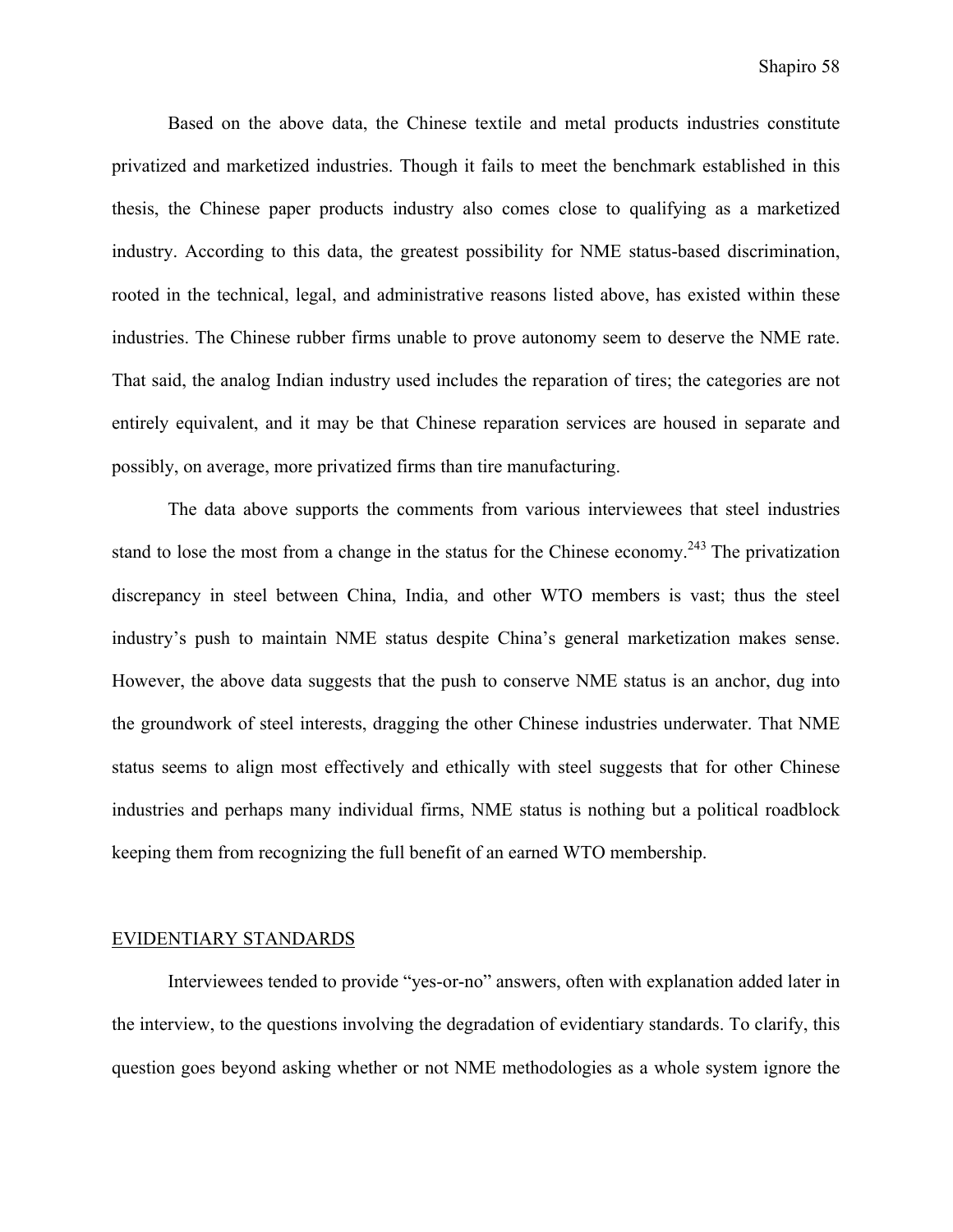Based on the above data, the Chinese textile and metal products industries constitute privatized and marketized industries. Though it fails to meet the benchmark established in this thesis, the Chinese paper products industry also comes close to qualifying as a marketized industry. According to this data, the greatest possibility for NME status-based discrimination, rooted in the technical, legal, and administrative reasons listed above, has existed within these industries. The Chinese rubber firms unable to prove autonomy seem to deserve the NME rate. That said, the analog Indian industry used includes the reparation of tires; the categories are not entirely equivalent, and it may be that Chinese reparation services are housed in separate and possibly, on average, more privatized firms than tire manufacturing.

The data above supports the comments from various interviewees that steel industries stand to lose the most from a change in the status for the Chinese economy.[243] The privatization discrepancy in steel between China, India, and other WTO members is vast; thus the steel industry's push to maintain NME status despite China's general marketization makes sense. However, the above data suggests that the push to conserve NME status is an anchor, dug into the groundwork of steel interests, dragging the other Chinese industries underwater. That NME status seems to align most effectively and ethically with steel suggests that for other Chinese industries and perhaps many individual firms, NME status is nothing but a political roadblock keeping them from recognizing the full benefit of an earned WTO membership.

## EVIDENTIARY STANDARDS

Interviewees tended to provide "yes-or-no" answers, often with explanation added later in the interview, to the questions involving the degradation of evidentiary standards. To clarify, this question goes beyond asking whether or not NME methodologies as a whole system ignore the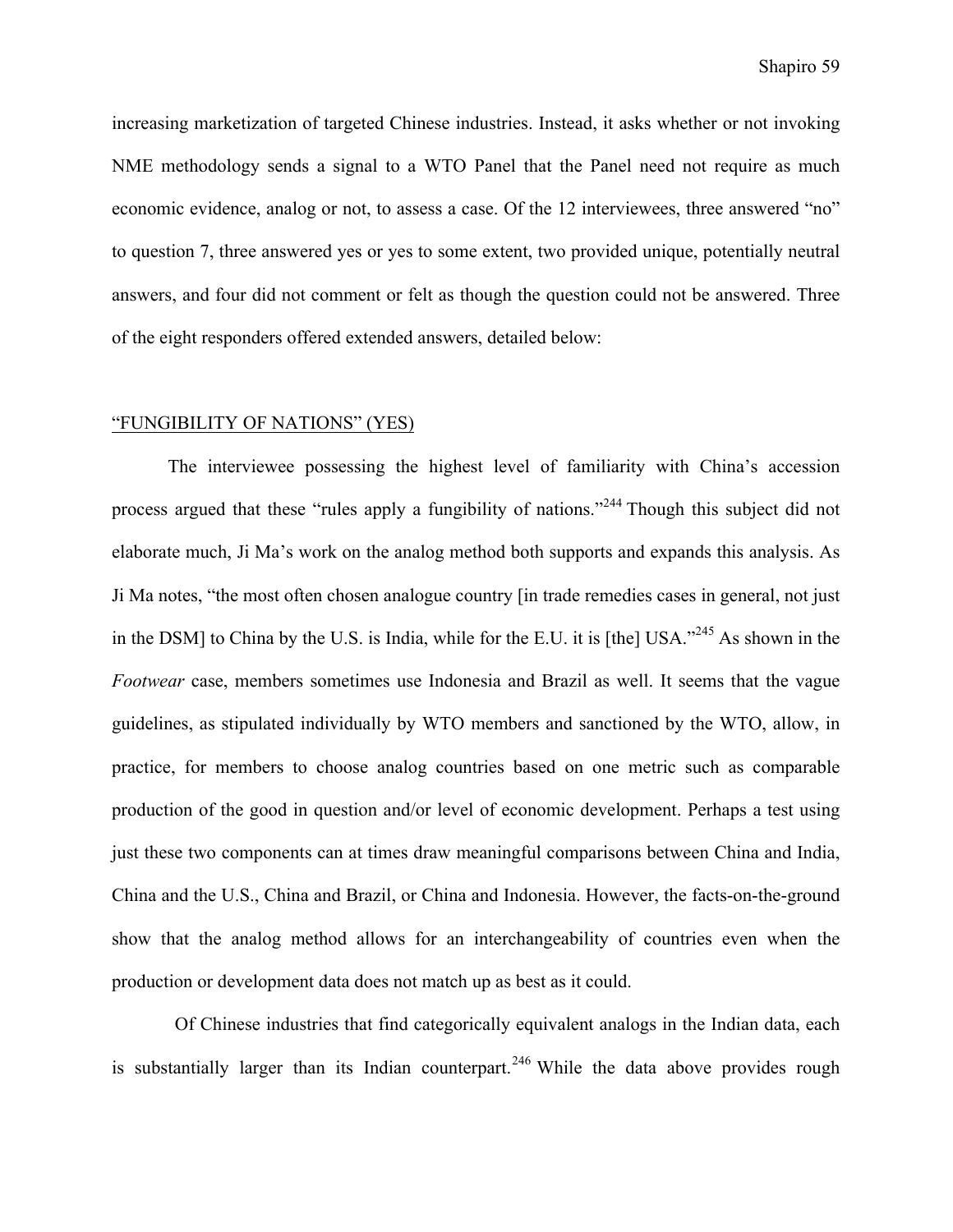increasing marketization of targeted Chinese industries. Instead, it asks whether or not invoking NME methodology sends a signal to a WTO Panel that the Panel need not require as much economic evidence, analog or not, to assess a case. Of the 12 interviewees, three answered "no" to question 7, three answered yes or yes to some extent, two provided unique, potentially neutral answers, and four did not comment or felt as though the question could not be answered. Three of the eight responders offered extended answers, detailed below:

"FUNGIBILITY OF NATIONS" (YES)

The interviewee possessing the highest level of familiarity with China's accession process argued that these "rules apply a fungibility of nations."[244] Though this subject did not elaborate much, Ji Ma's work on the analog method both supports and expands this analysis. As Ji Ma notes, "the most often chosen analogue country [in trade remedies cases in general, not just in the DSM] to China by the U.S. is India, while for the E.U. it is [the] USA."[245] As shown in the *Footwear* case, members sometimes use Indonesia and Brazil as well. It seems that the vague guidelines, as stipulated individually by WTO members and sanctioned by the WTO, allow, in practice, for members to choose analog countries based on one metric such as comparable production of the good in question and/or level of economic development. Perhaps a test using just these two components can at times draw meaningful comparisons between China and India, China and the U.S., China and Brazil, or China and Indonesia. However, the facts-on-the-ground show that the analog method allows for an interchangeability of countries even when the production or development data does not match up as best as it could.

Of Chinese industries that find categorically equivalent analogs in the Indian data, each is substantially larger than its Indian counterpart.[246] While the data above provides rough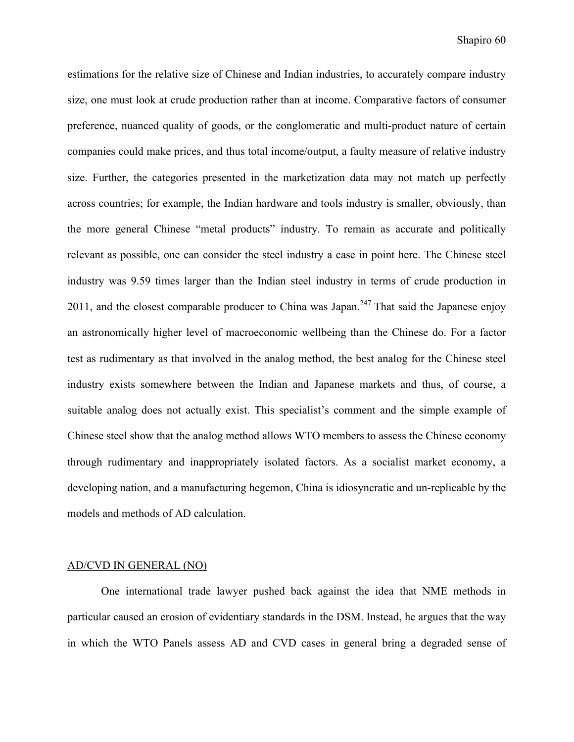estimations for the relative size of Chinese and Indian industries, to accurately compare industry size, one must look at crude production rather than at income. Comparative factors of consumer preference, nuanced quality of goods, or the conglomeratic and multi-product nature of certain companies could make prices, and thus total income/output, a faulty measure of relative industry size. Further, the categories presented in the marketization data may not match up perfectly across countries; for example, the Indian hardware and tools industry is smaller, obviously, than the more general Chinese "metal products" industry. To remain as accurate and politically relevant as possible, one can consider the steel industry a case in point here. The Chinese steel industry was 9.59 times larger than the Indian steel industry in terms of crude production in 2011, and the closest comparable producer to China was Japan.[247] That said the Japanese enjoy an astronomically higher level of macroeconomic wellbeing than the Chinese do. For a factor test as rudimentary as that involved in the analog method, the best analog for the Chinese steel industry exists somewhere between the Indian and Japanese markets and thus, of course, a suitable analog does not actually exist. This specialist's comment and the simple example of Chinese steel show that the analog method allows WTO members to assess the Chinese economy through rudimentary and inappropriately isolated factors. As a socialist market economy, a developing nation, and a manufacturing hegemon, China is idiosyncratic and un-replicable by the models and methods of AD calculation.

AD/CVD IN GENERAL (NO)

One international trade lawyer pushed back against the idea that NME methods in particular caused an erosion of evidentiary standards in the DSM. Instead, he argues that the way in which the WTO Panels assess AD and CVD cases in general bring a degraded sense of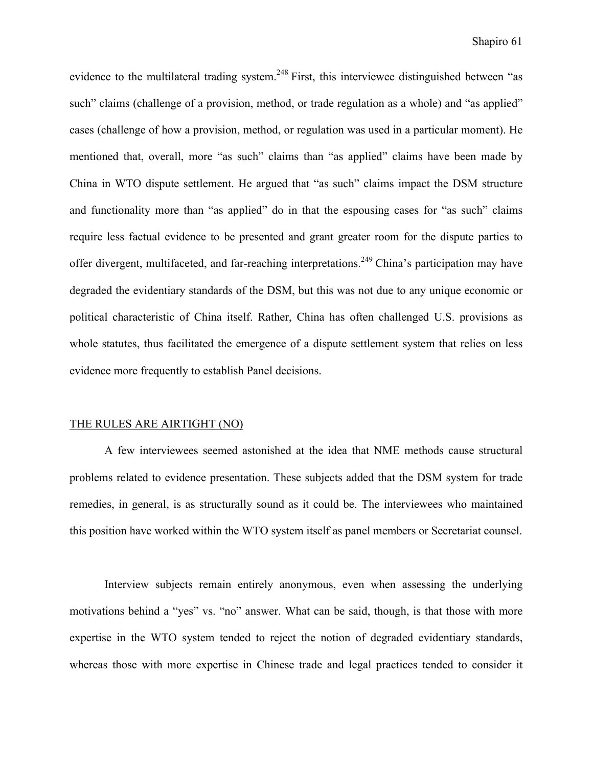evidence to the multilateral trading system.[248] First, this interviewee distinguished between "as such" claims (challenge of a provision, method, or trade regulation as a whole) and "as applied" cases (challenge of how a provision, method, or regulation was used in a particular moment). He mentioned that, overall, more "as such" claims than "as applied" claims have been made by China in WTO dispute settlement. He argued that "as such" claims impact the DSM structure and functionality more than "as applied" do in that the espousing cases for "as such" claims require less factual evidence to be presented and grant greater room for the dispute parties to offer divergent, multifaceted, and far-reaching interpretations.[249] China's participation may have degraded the evidentiary standards of the DSM, but this was not due to any unique economic or political characteristic of China itself. Rather, China has often challenged U.S. provisions as whole statutes, thus facilitated the emergence of a dispute settlement system that relies on less evidence more frequently to establish Panel decisions.

<u>THE RULES ARE AIRTIGHT (NO)</u>

A few interviewees seemed astonished at the idea that NME methods cause structural problems related to evidence presentation. These subjects added that the DSM system for trade remedies, in general, is as structurally sound as it could be. The interviewees who maintained this position have worked within the WTO system itself as panel members or Secretariat counsel.

Interview subjects remain entirely anonymous, even when assessing the underlying motivations behind a "yes" vs. "no" answer. What can be said, though, is that those with more expertise in the WTO system tended to reject the notion of degraded evidentiary standards, whereas those with more expertise in Chinese trade and legal practices tended to consider it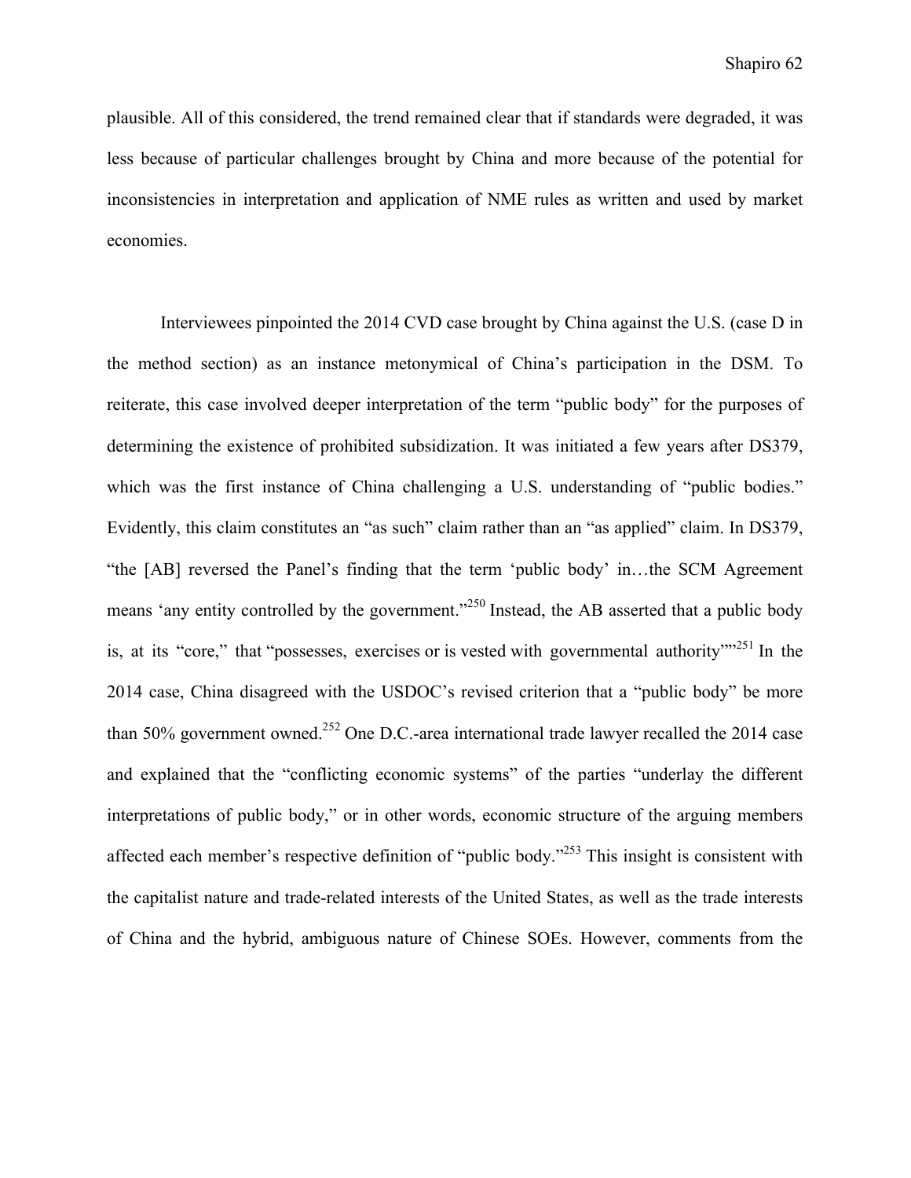plausible. All of this considered, the trend remained clear that if standards were degraded, it was less because of particular challenges brought by China and more because of the potential for inconsistencies in interpretation and application of NME rules as written and used by market economies.

Interviewees pinpointed the 2014 CVD case brought by China against the U.S. (case D in the method section) as an instance metonymical of China's participation in the DSM. To reiterate, this case involved deeper interpretation of the term "public body" for the purposes of determining the existence of prohibited subsidization. It was initiated a few years after DS379, which was the first instance of China challenging a U.S. understanding of "public bodies." Evidently, this claim constitutes an "as such" claim rather than an "as applied" claim. In DS379, "the [AB] reversed the Panel's finding that the term 'public body' in…the SCM Agreement means 'any entity controlled by the government."[250] Instead, the AB asserted that a public body is, at its "core," that "possesses, exercises or is vested with governmental authority""[251] In the 2014 case, China disagreed with the USDOC's revised criterion that a "public body" be more than 50% government owned.[252] One D.C.-area international trade lawyer recalled the 2014 case and explained that the "conflicting economic systems" of the parties "underlay the different interpretations of public body," or in other words, economic structure of the arguing members affected each member's respective definition of "public body."[253] This insight is consistent with the capitalist nature and trade-related interests of the United States, as well as the trade interests of China and the hybrid, ambiguous nature of Chinese SOEs. However, comments from the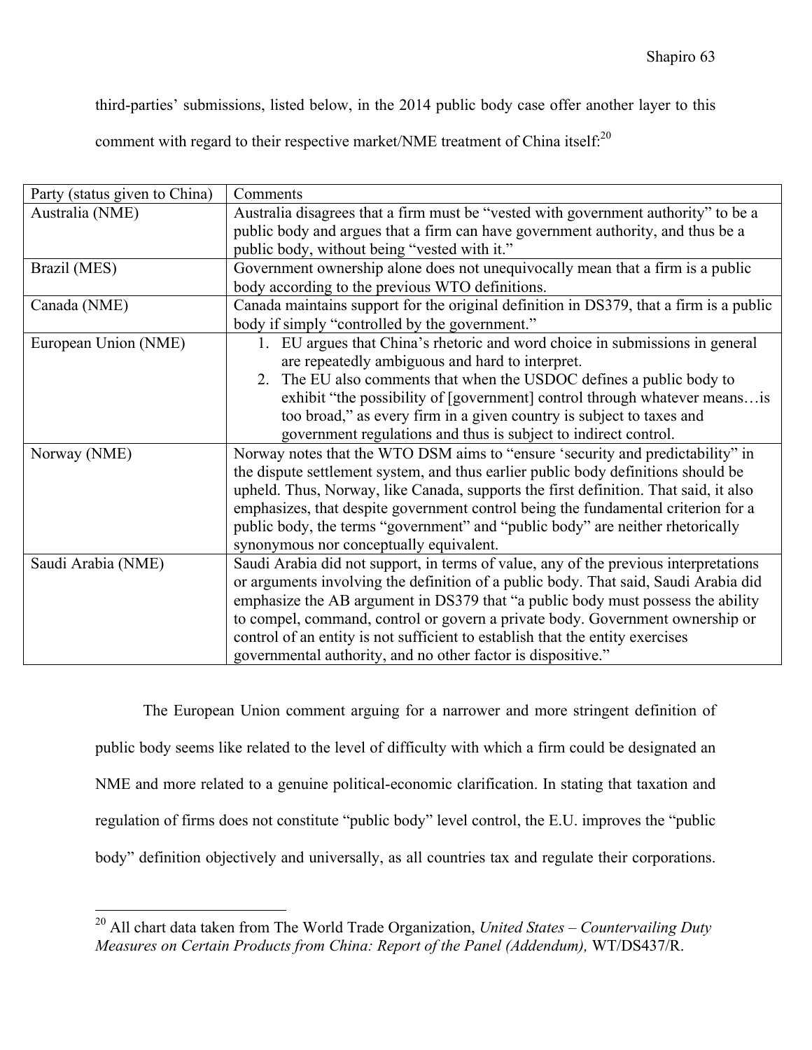third-parties' submissions, listed below, in the 2014 public body case offer another layer to this comment with regard to their respective market/NME treatment of China itself:[20]

| Party (status given to China) | Comments |
|---|---|
| Australia (NME) | Australia disagrees that a firm must be "vested with government authority" to be a public body and argues that a firm can have government authority, and thus be a public body, without being "vested with it." |
| Brazil (MES) | Government ownership alone does not unequivocally mean that a firm is a public body according to the previous WTO definitions. |
| Canada (NME) | Canada maintains support for the original definition in DS379, that a firm is a public body if simply "controlled by the government." |
| European Union (NME) | 1. EU argues that China's rhetoric and word choice in submissions in general are repeatedly ambiguous and hard to interpret. <br> 2. The EU also comments that when the USDOC defines a public body to exhibit "the possibility of [government] control through whatever means…is too broad," as every firm in a given country is subject to taxes and government regulations and thus is subject to indirect control. |
| Norway (NME) | Norway notes that the WTO DSM aims to "ensure 'security and predictability" in the dispute settlement system, and thus earlier public body definitions should be upheld. Thus, Norway, like Canada, supports the first definition. That said, it also emphasizes, that despite government control being the fundamental criterion for a public body, the terms "government" and "public body" are neither rhetorically synonymous nor conceptually equivalent. |
| Saudi Arabia (NME) | Saudi Arabia did not support, in terms of value, any of the previous interpretations or arguments involving the definition of a public body. That said, Saudi Arabia did emphasize the AB argument in DS379 that "a public body must possess the ability to compel, command, control or govern a private body. Government ownership or control of an entity is not sufficient to establish that the entity exercises governmental authority, and no other factor is dispositive." |

The European Union comment arguing for a narrower and more stringent definition of public body seems like related to the level of difficulty with which a firm could be designated an NME and more related to a genuine political-economic clarification. In stating that taxation and regulation of firms does not constitute "public body" level control, the E.U. improves the "public body" definition objectively and universally, as all countries tax and regulate their corporations.

[20] All chart data taken from The World Trade Organization, *United States – Countervailing Duty Measures on Certain Products from China: Report of the Panel (Addendum),* WT/DS437/R.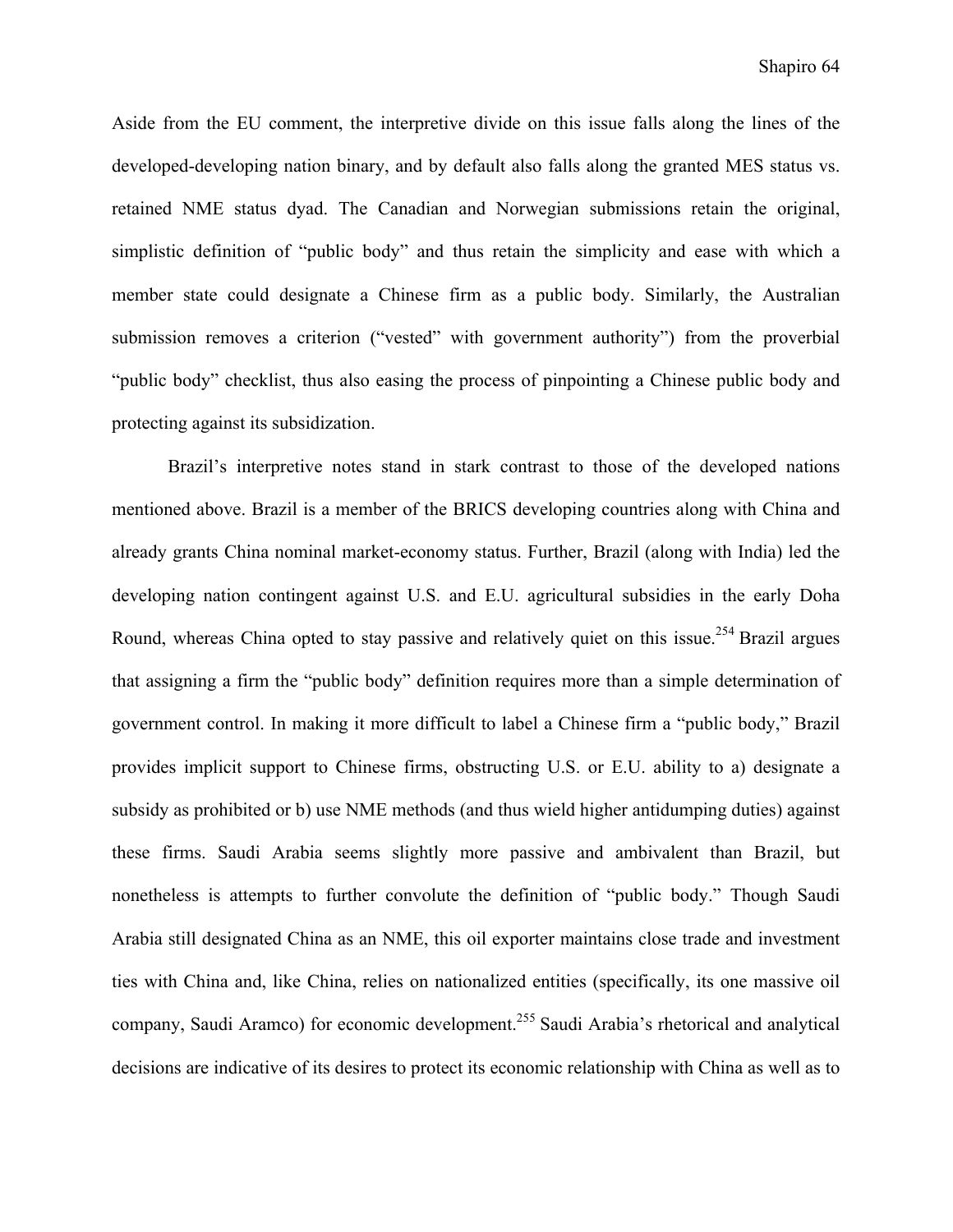Aside from the EU comment, the interpretive divide on this issue falls along the lines of the developed-developing nation binary, and by default also falls along the granted MES status vs. retained NME status dyad. The Canadian and Norwegian submissions retain the original, simplistic definition of "public body" and thus retain the simplicity and ease with which a member state could designate a Chinese firm as a public body. Similarly, the Australian submission removes a criterion ("vested" with government authority") from the proverbial "public body" checklist, thus also easing the process of pinpointing a Chinese public body and protecting against its subsidization.

Brazil's interpretive notes stand in stark contrast to those of the developed nations mentioned above. Brazil is a member of the BRICS developing countries along with China and already grants China nominal market-economy status. Further, Brazil (along with India) led the developing nation contingent against U.S. and E.U. agricultural subsidies in the early Doha Round, whereas China opted to stay passive and relatively quiet on this issue.[254] Brazil argues that assigning a firm the "public body" definition requires more than a simple determination of government control. In making it more difficult to label a Chinese firm a "public body," Brazil provides implicit support to Chinese firms, obstructing U.S. or E.U. ability to a) designate a subsidy as prohibited or b) use NME methods (and thus wield higher antidumping duties) against these firms. Saudi Arabia seems slightly more passive and ambivalent than Brazil, but nonetheless is attempts to further convolute the definition of "public body." Though Saudi Arabia still designated China as an NME, this oil exporter maintains close trade and investment ties with China and, like China, relies on nationalized entities (specifically, its one massive oil company, Saudi Aramco) for economic development.[255] Saudi Arabia's rhetorical and analytical decisions are indicative of its desires to protect its economic relationship with China as well as to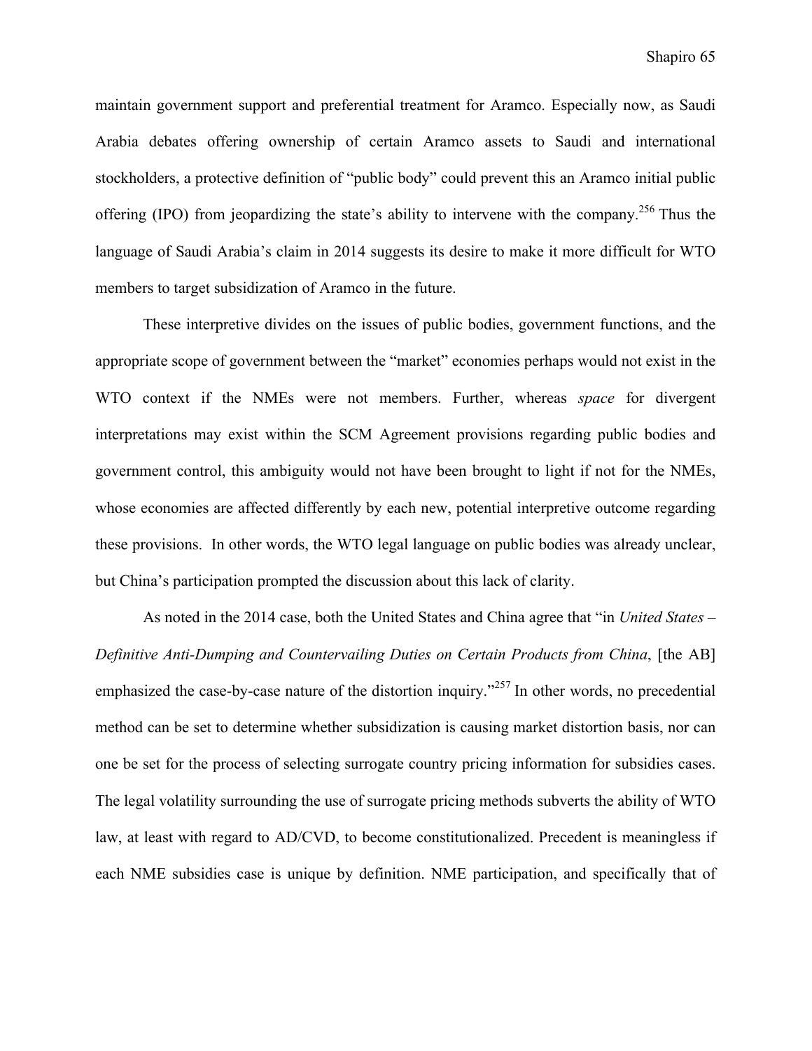maintain government support and preferential treatment for Aramco. Especially now, as Saudi Arabia debates offering ownership of certain Aramco assets to Saudi and international stockholders, a protective definition of "public body" could prevent this an Aramco initial public offering (IPO) from jeopardizing the state's ability to intervene with the company.[256] Thus the language of Saudi Arabia's claim in 2014 suggests its desire to make it more difficult for WTO members to target subsidization of Aramco in the future.

These interpretive divides on the issues of public bodies, government functions, and the appropriate scope of government between the "market" economies perhaps would not exist in the WTO context if the NMEs were not members. Further, whereas *space* for divergent interpretations may exist within the SCM Agreement provisions regarding public bodies and government control, this ambiguity would not have been brought to light if not for the NMEs, whose economies are affected differently by each new, potential interpretive outcome regarding these provisions. In other words, the WTO legal language on public bodies was already unclear, but China's participation prompted the discussion about this lack of clarity.

As noted in the 2014 case, both the United States and China agree that "in *United States – Definitive Anti-Dumping and Countervailing Duties on Certain Products from China*, [the AB] emphasized the case-by-case nature of the distortion inquiry."[257] In other words, no precedential method can be set to determine whether subsidization is causing market distortion basis, nor can one be set for the process of selecting surrogate country pricing information for subsidies cases. The legal volatility surrounding the use of surrogate pricing methods subverts the ability of WTO law, at least with regard to AD/CVD, to become constitutionalized. Precedent is meaningless if each NME subsidies case is unique by definition. NME participation, and specifically that of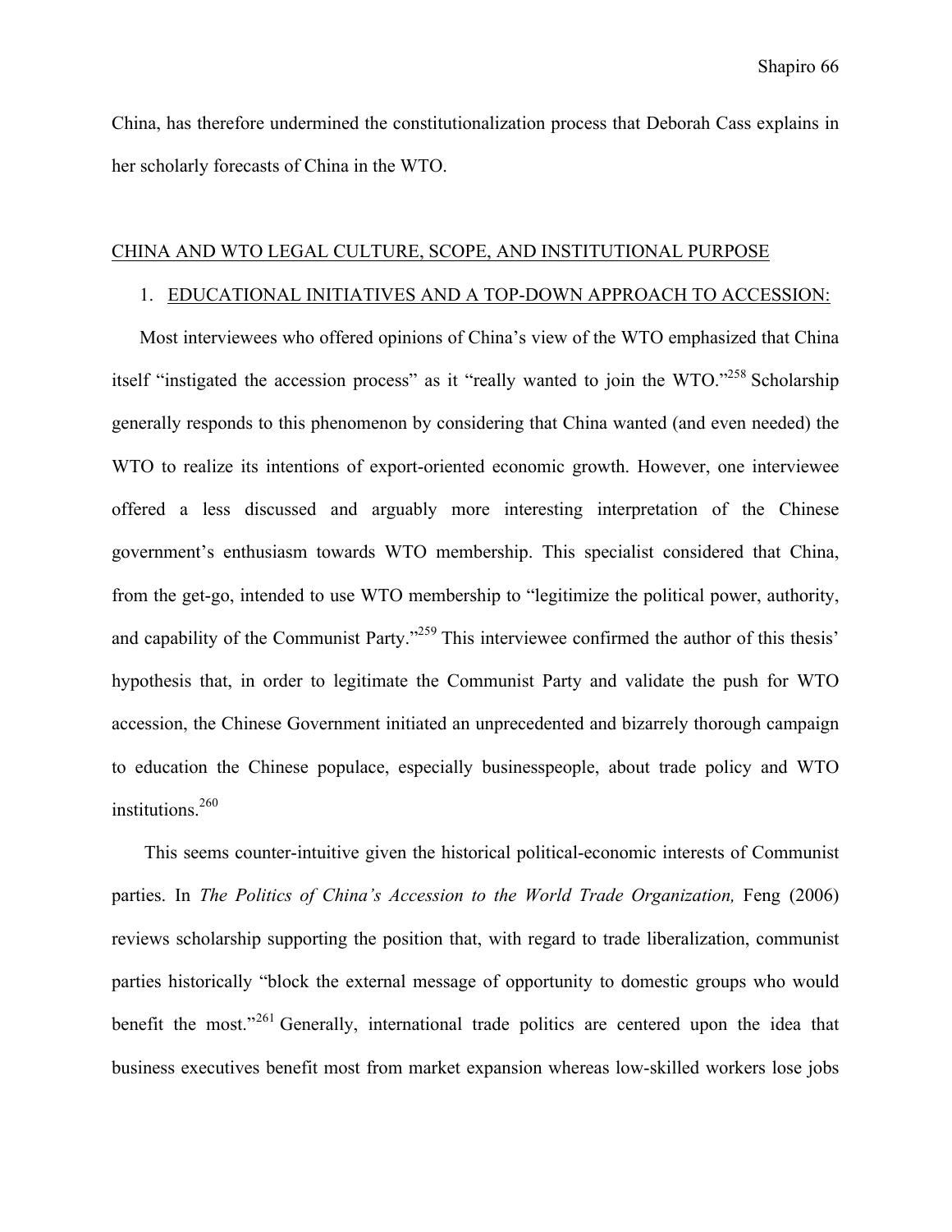China, has therefore undermined the constitutionalization process that Deborah Cass explains in her scholarly forecasts of China in the WTO.

## CHINA AND WTO LEGAL CULTURE, SCOPE, AND INSTITUTIONAL PURPOSE

### 1. EDUCATIONAL INITIATIVES AND A TOP-DOWN APPROACH TO ACCESSION:

Most interviewees who offered opinions of China's view of the WTO emphasized that China itself "instigated the accession process" as it "really wanted to join the WTO."[258] Scholarship generally responds to this phenomenon by considering that China wanted (and even needed) the WTO to realize its intentions of export-oriented economic growth. However, one interviewee offered a less discussed and arguably more interesting interpretation of the Chinese government's enthusiasm towards WTO membership. This specialist considered that China, from the get-go, intended to use WTO membership to "legitimize the political power, authority, and capability of the Communist Party."[259] This interviewee confirmed the author of this thesis' hypothesis that, in order to legitimate the Communist Party and validate the push for WTO accession, the Chinese Government initiated an unprecedented and bizarrely thorough campaign to education the Chinese populace, especially businesspeople, about trade policy and WTO institutions.[260]

This seems counter-intuitive given the historical political-economic interests of Communist parties. In *The Politics of China's Accession to the World Trade Organization,* Feng (2006) reviews scholarship supporting the position that, with regard to trade liberalization, communist parties historically "block the external message of opportunity to domestic groups who would benefit the most."[261] Generally, international trade politics are centered upon the idea that business executives benefit most from market expansion whereas low-skilled workers lose jobs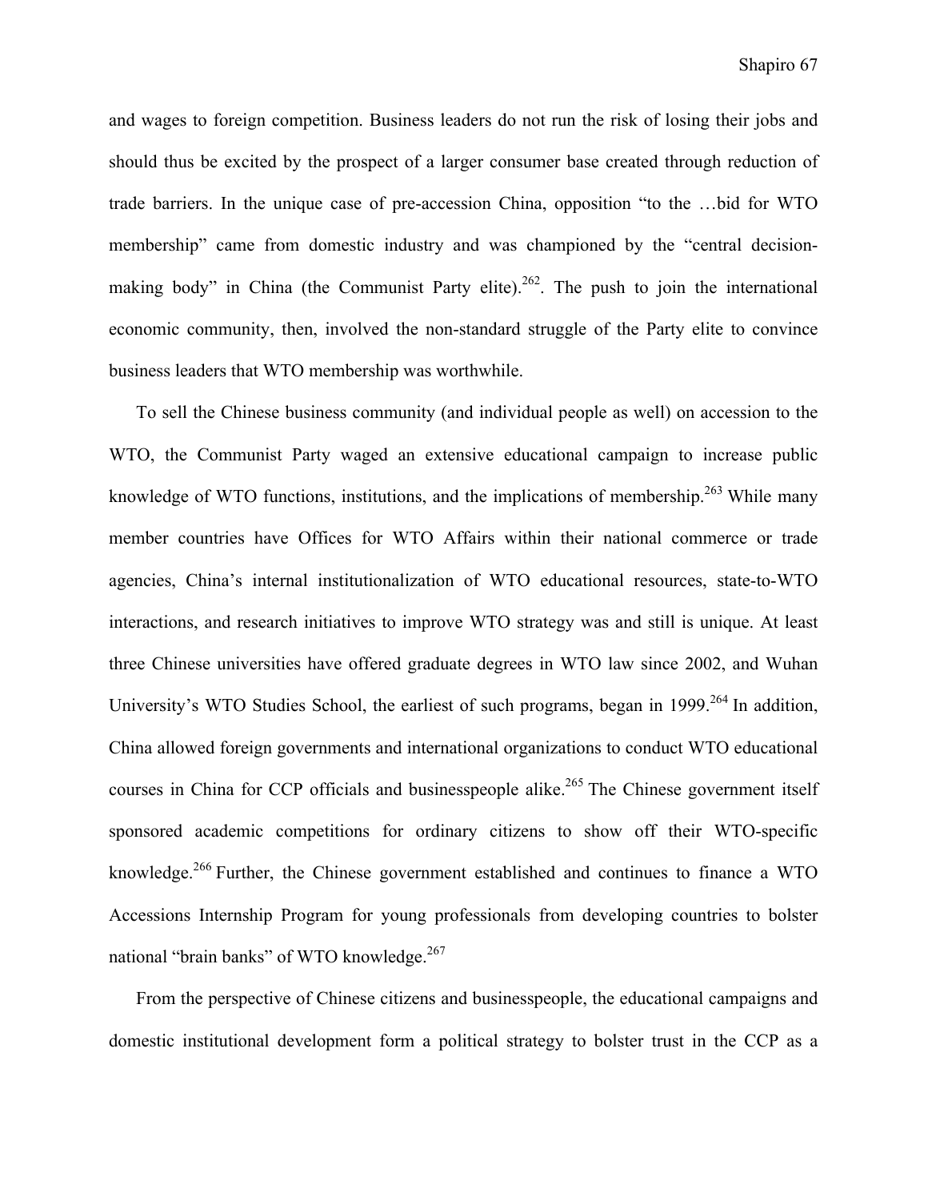and wages to foreign competition. Business leaders do not run the risk of losing their jobs and should thus be excited by the prospect of a larger consumer base created through reduction of trade barriers. In the unique case of pre-accession China, opposition "to the …bid for WTO membership" came from domestic industry and was championed by the "central decision-making body" in China (the Communist Party elite).[262]. The push to join the international economic community, then, involved the non-standard struggle of the Party elite to convince business leaders that WTO membership was worthwhile.

To sell the Chinese business community (and individual people as well) on accession to the WTO, the Communist Party waged an extensive educational campaign to increase public knowledge of WTO functions, institutions, and the implications of membership.[263] While many member countries have Offices for WTO Affairs within their national commerce or trade agencies, China's internal institutionalization of WTO educational resources, state-to-WTO interactions, and research initiatives to improve WTO strategy was and still is unique. At least three Chinese universities have offered graduate degrees in WTO law since 2002, and Wuhan University's WTO Studies School, the earliest of such programs, began in 1999.[264] In addition, China allowed foreign governments and international organizations to conduct WTO educational courses in China for CCP officials and businesspeople alike.[265] The Chinese government itself sponsored academic competitions for ordinary citizens to show off their WTO-specific knowledge.[266] Further, the Chinese government established and continues to finance a WTO Accessions Internship Program for young professionals from developing countries to bolster national "brain banks" of WTO knowledge.[267]

From the perspective of Chinese citizens and businesspeople, the educational campaigns and domestic institutional development form a political strategy to bolster trust in the CCP as a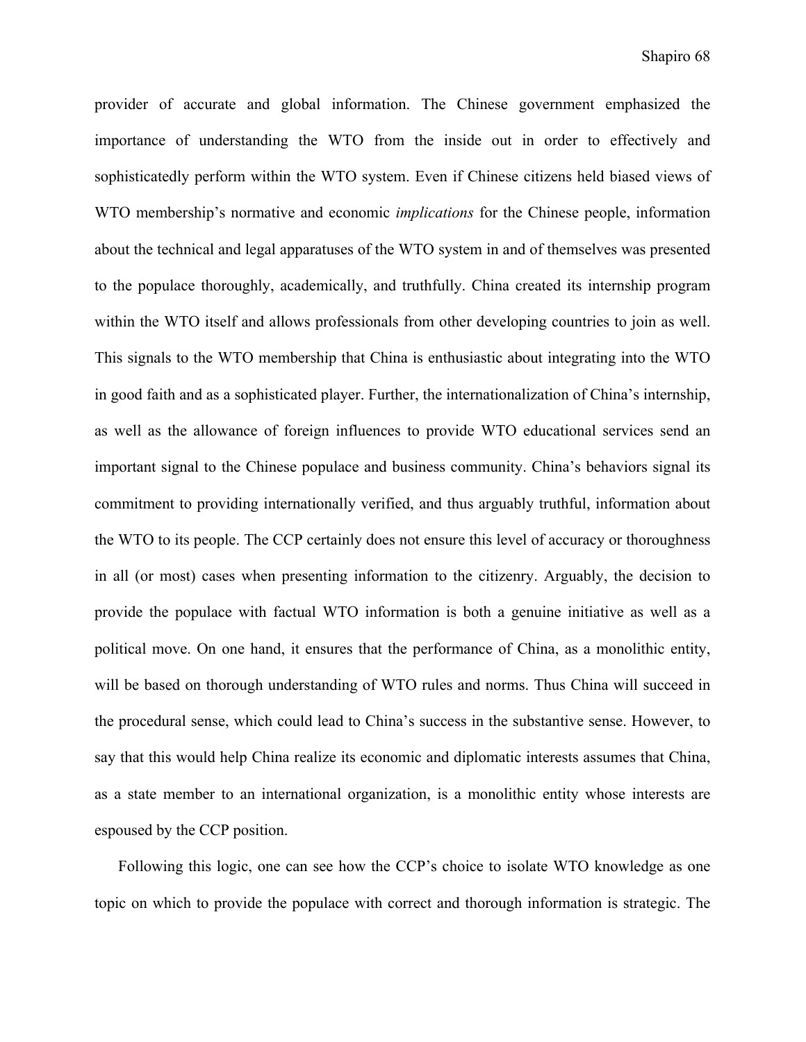provider of accurate and global information. The Chinese government emphasized the importance of understanding the WTO from the inside out in order to effectively and sophisticatedly perform within the WTO system. Even if Chinese citizens held biased views of WTO membership's normative and economic *implications* for the Chinese people, information about the technical and legal apparatuses of the WTO system in and of themselves was presented to the populace thoroughly, academically, and truthfully. China created its internship program within the WTO itself and allows professionals from other developing countries to join as well. This signals to the WTO membership that China is enthusiastic about integrating into the WTO in good faith and as a sophisticated player. Further, the internationalization of China's internship, as well as the allowance of foreign influences to provide WTO educational services send an important signal to the Chinese populace and business community. China's behaviors signal its commitment to providing internationally verified, and thus arguably truthful, information about the WTO to its people. The CCP certainly does not ensure this level of accuracy or thoroughness in all (or most) cases when presenting information to the citizenry. Arguably, the decision to provide the populace with factual WTO information is both a genuine initiative as well as a political move. On one hand, it ensures that the performance of China, as a monolithic entity, will be based on thorough understanding of WTO rules and norms. Thus China will succeed in the procedural sense, which could lead to China's success in the substantive sense. However, to say that this would help China realize its economic and diplomatic interests assumes that China, as a state member to an international organization, is a monolithic entity whose interests are espoused by the CCP position.

Following this logic, one can see how the CCP's choice to isolate WTO knowledge as one topic on which to provide the populace with correct and thorough information is strategic. The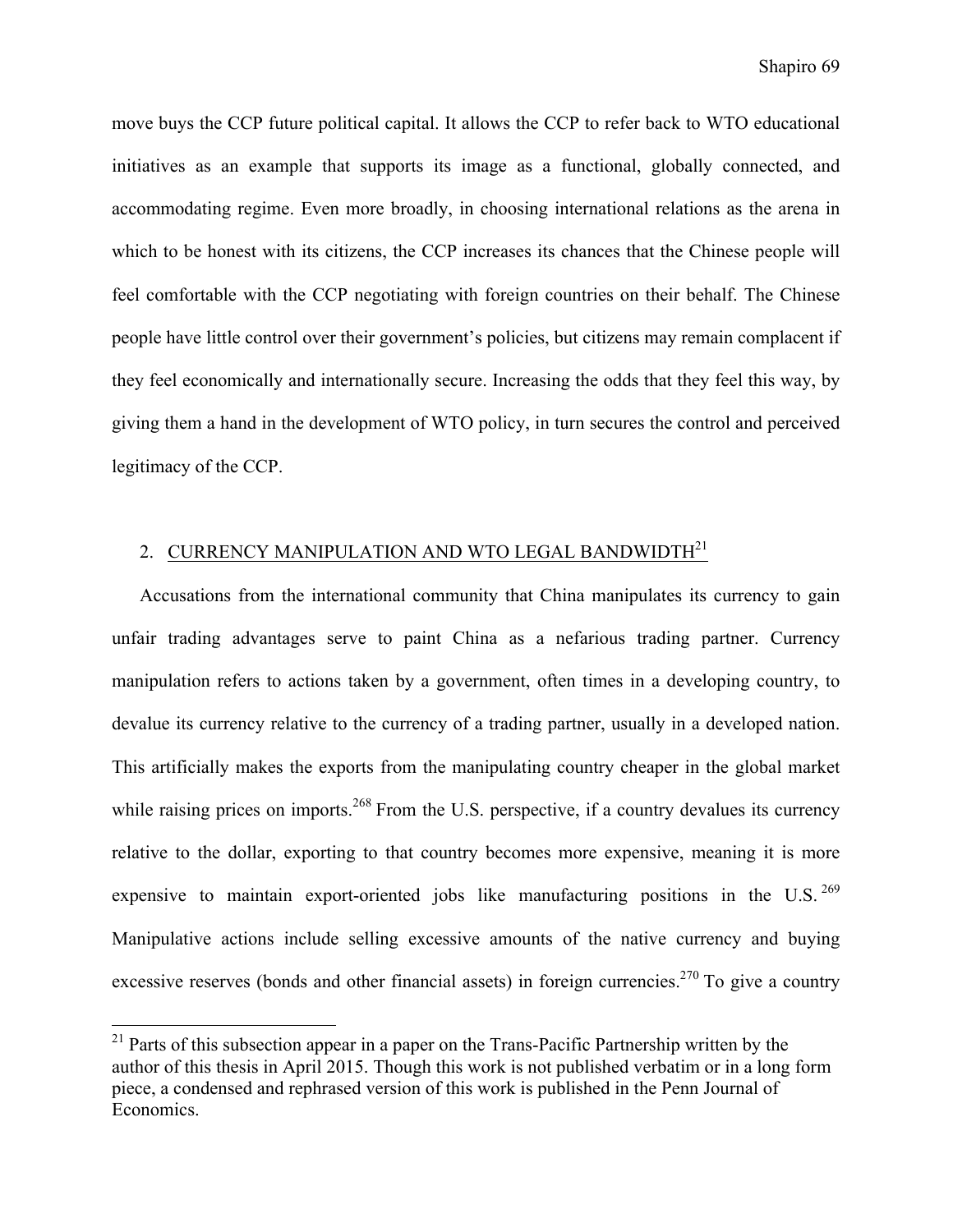move buys the CCP future political capital. It allows the CCP to refer back to WTO educational initiatives as an example that supports its image as a functional, globally connected, and accommodating regime. Even more broadly, in choosing international relations as the arena in which to be honest with its citizens, the CCP increases its chances that the Chinese people will feel comfortable with the CCP negotiating with foreign countries on their behalf. The Chinese people have little control over their government's policies, but citizens may remain complacent if they feel economically and internationally secure. Increasing the odds that they feel this way, by giving them a hand in the development of WTO policy, in turn secures the control and perceived legitimacy of the CCP.

## 2. CURRENCY MANIPULATION AND WTO LEGAL BANDWIDTH[21]

Accusations from the international community that China manipulates its currency to gain unfair trading advantages serve to paint China as a nefarious trading partner. Currency manipulation refers to actions taken by a government, often times in a developing country, to devalue its currency relative to the currency of a trading partner, usually in a developed nation. This artificially makes the exports from the manipulating country cheaper in the global market while raising prices on imports.[268] From the U.S. perspective, if a country devalues its currency relative to the dollar, exporting to that country becomes more expensive, meaning it is more expensive to maintain export-oriented jobs like manufacturing positions in the U.S.[269] Manipulative actions include selling excessive amounts of the native currency and buying excessive reserves (bonds and other financial assets) in foreign currencies.[270] To give a country

[21] Parts of this subsection appear in a paper on the Trans-Pacific Partnership written by the author of this thesis in April 2015. Though this work is not published verbatim or in a long form piece, a condensed and rephrased version of this work is published in the Penn Journal of Economics.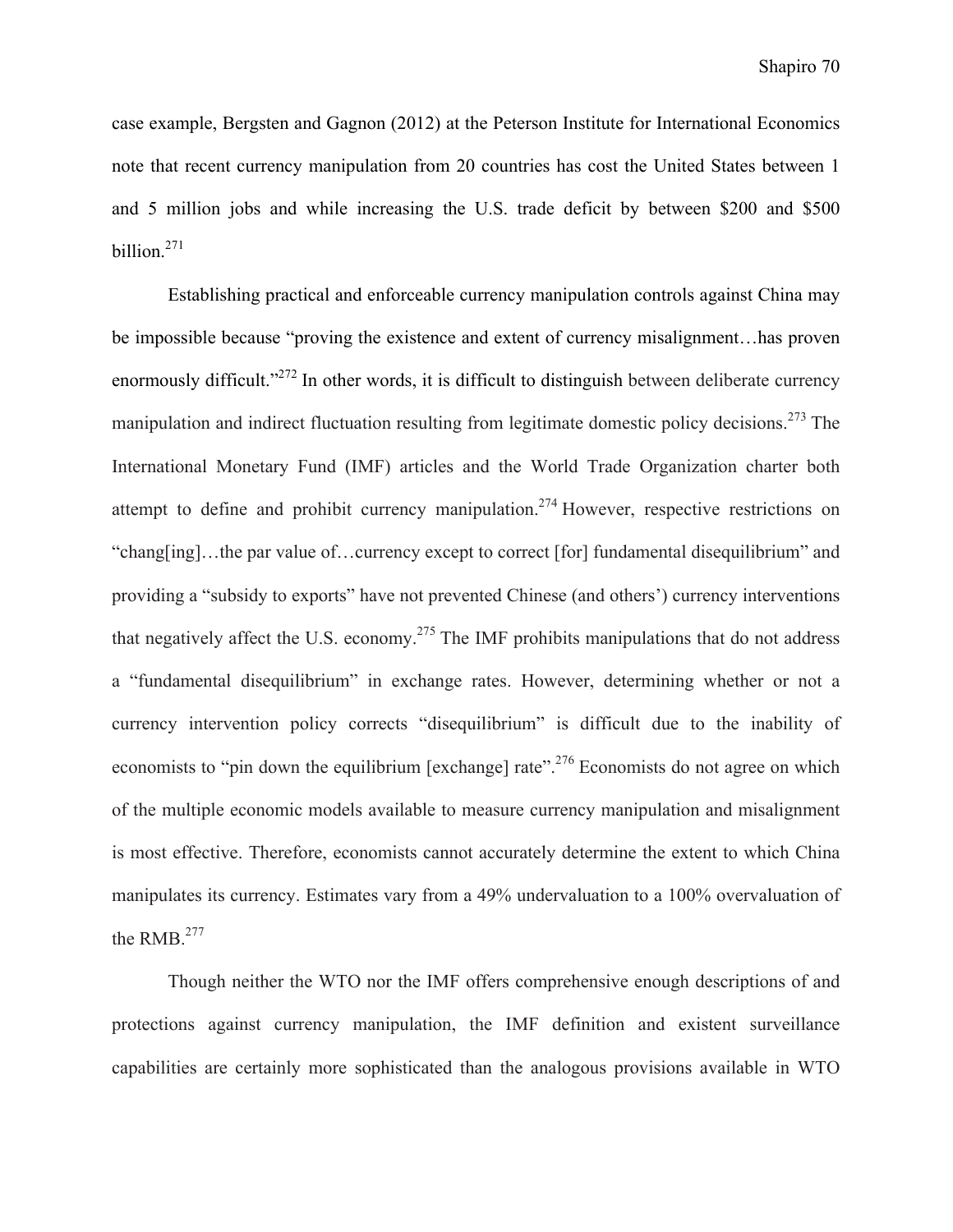case example, Bergsten and Gagnon (2012) at the Peterson Institute for International Economics note that recent currency manipulation from 20 countries has cost the United States between 1 and 5 million jobs and while increasing the U.S. trade deficit by between \$200 and \$500 billion.[271]

Establishing practical and enforceable currency manipulation controls against China may be impossible because "proving the existence and extent of currency misalignment…has proven enormously difficult."[272] In other words, it is difficult to distinguish between deliberate currency manipulation and indirect fluctuation resulting from legitimate domestic policy decisions.[273] The International Monetary Fund (IMF) articles and the World Trade Organization charter both attempt to define and prohibit currency manipulation.[274] However, respective restrictions on "chang[ing]…the par value of…currency except to correct [for] fundamental disequilibrium" and providing a "subsidy to exports" have not prevented Chinese (and others') currency interventions that negatively affect the U.S. economy.[275] The IMF prohibits manipulations that do not address a "fundamental disequilibrium" in exchange rates. However, determining whether or not a currency intervention policy corrects "disequilibrium" is difficult due to the inability of economists to "pin down the equilibrium [exchange] rate".[276] Economists do not agree on which of the multiple economic models available to measure currency manipulation and misalignment is most effective. Therefore, economists cannot accurately determine the extent to which China manipulates its currency. Estimates vary from a 49% undervaluation to a 100% overvaluation of the RMB.[277]

Though neither the WTO nor the IMF offers comprehensive enough descriptions of and protections against currency manipulation, the IMF definition and existent surveillance capabilities are certainly more sophisticated than the analogous provisions available in WTO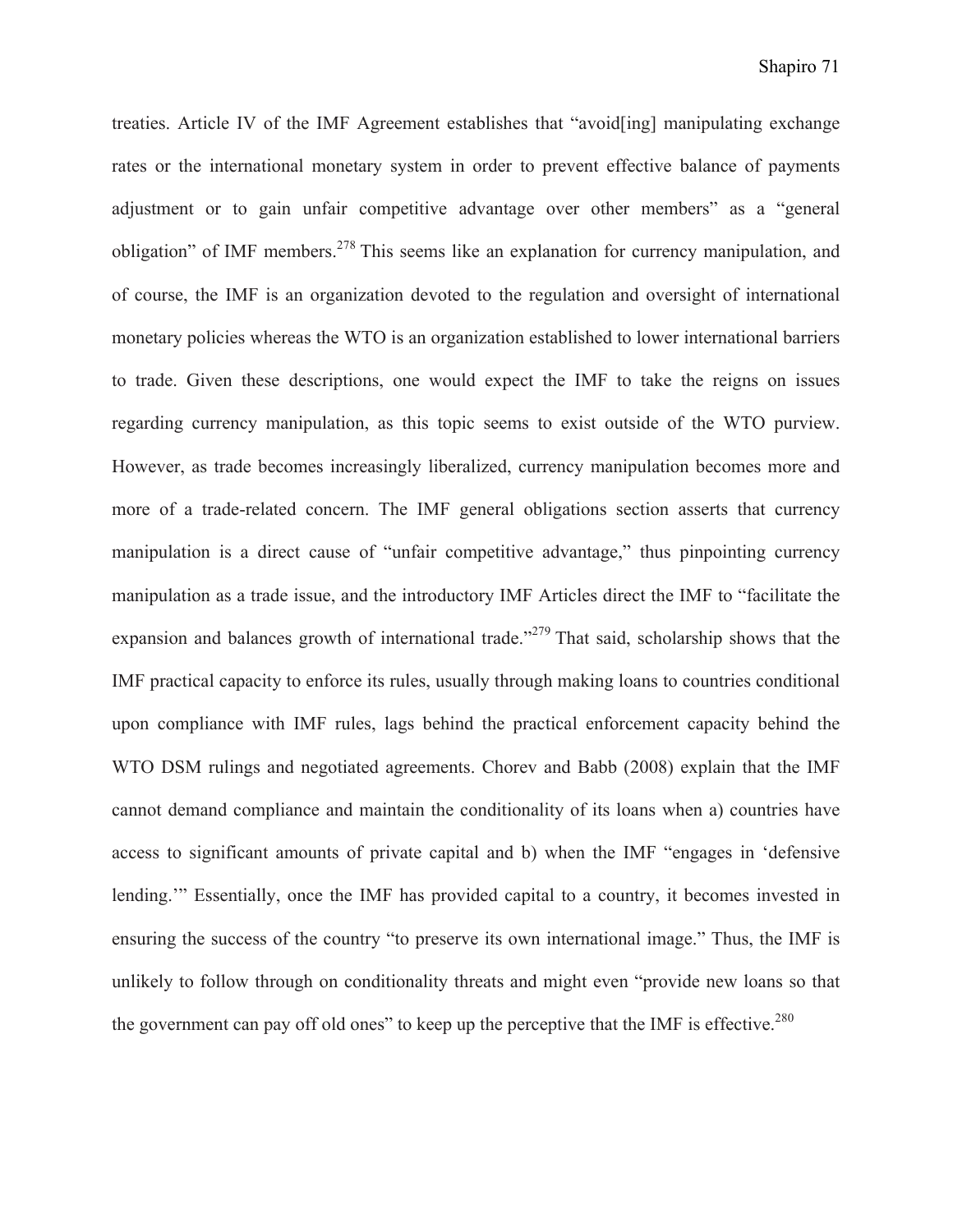treaties. Article IV of the IMF Agreement establishes that "avoid[ing] manipulating exchange rates or the international monetary system in order to prevent effective balance of payments adjustment or to gain unfair competitive advantage over other members" as a "general obligation" of IMF members.[278] This seems like an explanation for currency manipulation, and of course, the IMF is an organization devoted to the regulation and oversight of international monetary policies whereas the WTO is an organization established to lower international barriers to trade. Given these descriptions, one would expect the IMF to take the reigns on issues regarding currency manipulation, as this topic seems to exist outside of the WTO purview. However, as trade becomes increasingly liberalized, currency manipulation becomes more and more of a trade-related concern. The IMF general obligations section asserts that currency manipulation is a direct cause of "unfair competitive advantage," thus pinpointing currency manipulation as a trade issue, and the introductory IMF Articles direct the IMF to "facilitate the expansion and balances growth of international trade."[279] That said, scholarship shows that the IMF practical capacity to enforce its rules, usually through making loans to countries conditional upon compliance with IMF rules, lags behind the practical enforcement capacity behind the WTO DSM rulings and negotiated agreements. Chorev and Babb (2008) explain that the IMF cannot demand compliance and maintain the conditionality of its loans when a) countries have access to significant amounts of private capital and b) when the IMF "engages in 'defensive lending.'" Essentially, once the IMF has provided capital to a country, it becomes invested in ensuring the success of the country "to preserve its own international image." Thus, the IMF is unlikely to follow through on conditionality threats and might even "provide new loans so that the government can pay off old ones" to keep up the perceptive that the IMF is effective.[280]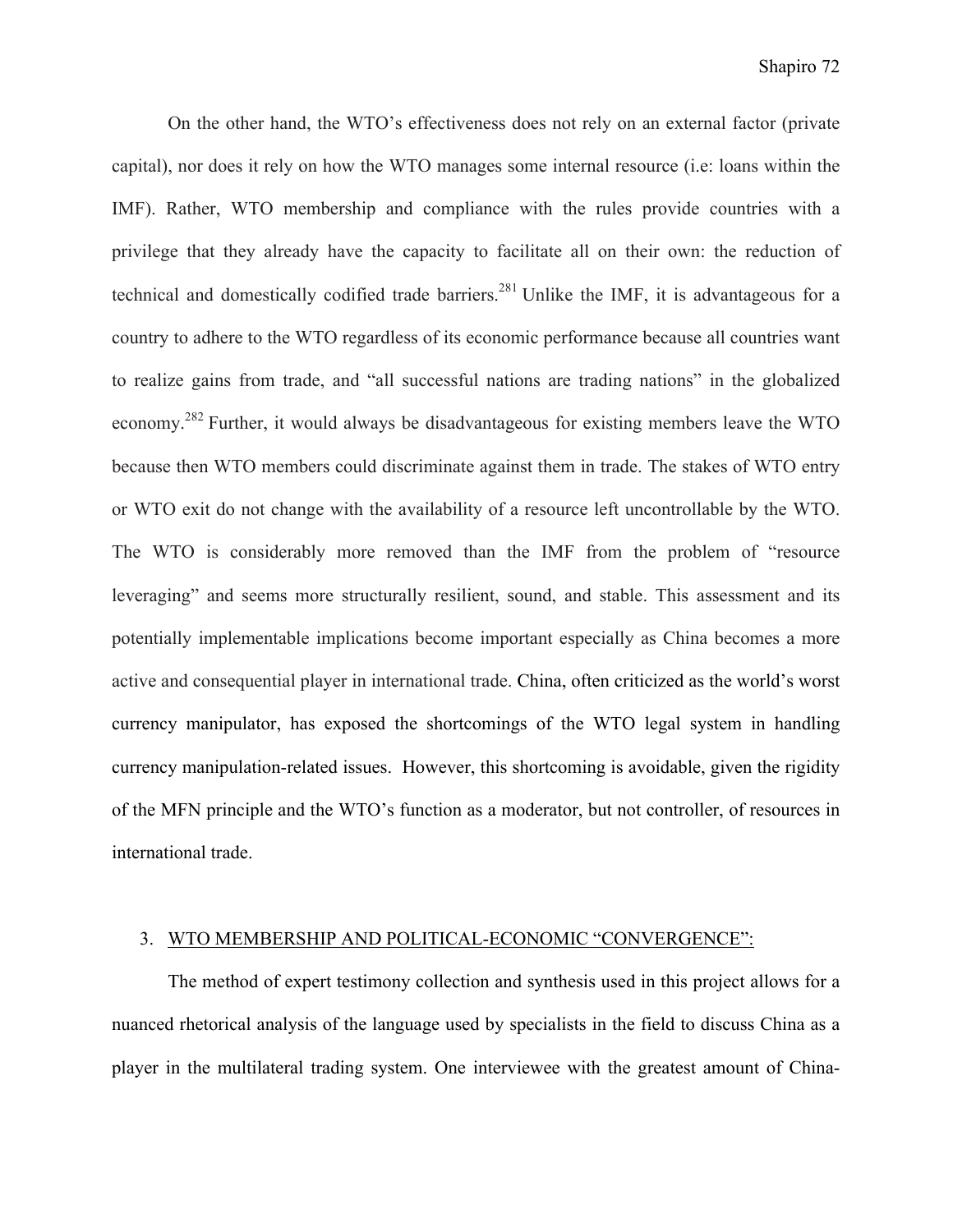On the other hand, the WTO's effectiveness does not rely on an external factor (private capital), nor does it rely on how the WTO manages some internal resource (i.e: loans within the IMF). Rather, WTO membership and compliance with the rules provide countries with a privilege that they already have the capacity to facilitate all on their own: the reduction of technical and domestically codified trade barriers.[281] Unlike the IMF, it is advantageous for a country to adhere to the WTO regardless of its economic performance because all countries want to realize gains from trade, and "all successful nations are trading nations" in the globalized economy.[282] Further, it would always be disadvantageous for existing members leave the WTO because then WTO members could discriminate against them in trade. The stakes of WTO entry or WTO exit do not change with the availability of a resource left uncontrollable by the WTO. The WTO is considerably more removed than the IMF from the problem of "resource leveraging" and seems more structurally resilient, sound, and stable. This assessment and its potentially implementable implications become important especially as China becomes a more active and consequential player in international trade. China, often criticized as the world's worst currency manipulator, has exposed the shortcomings of the WTO legal system in handling currency manipulation-related issues. However, this shortcoming is avoidable, given the rigidity of the MFN principle and the WTO's function as a moderator, but not controller, of resources in international trade.

3. <u>WTO MEMBERSHIP AND POLITICAL-ECONOMIC "CONVERGENCE":</u>

The method of expert testimony collection and synthesis used in this project allows for a nuanced rhetorical analysis of the language used by specialists in the field to discuss China as a player in the multilateral trading system. One interviewee with the greatest amount of China-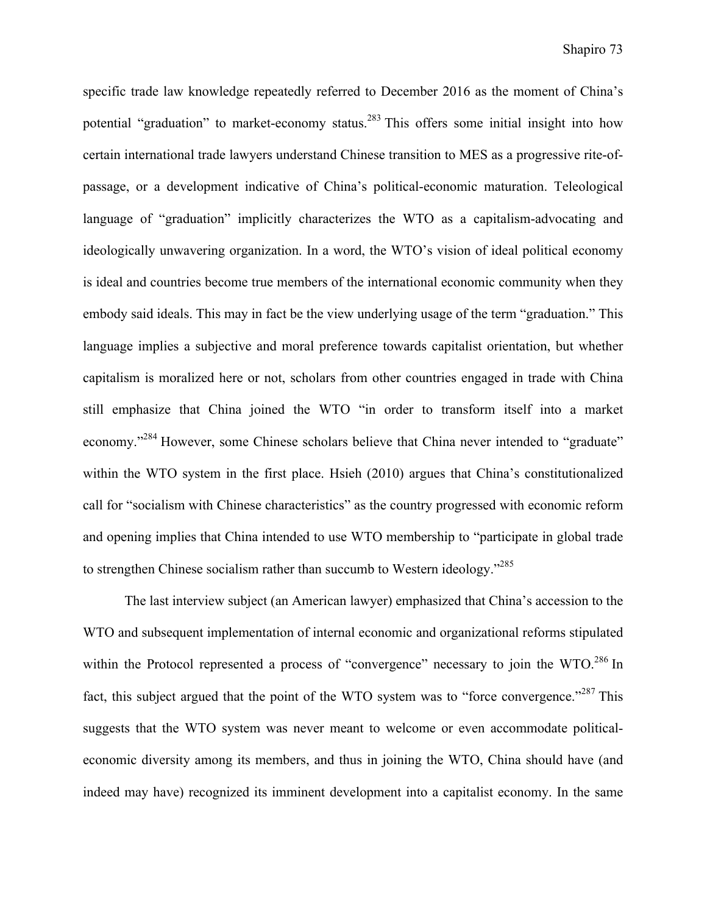specific trade law knowledge repeatedly referred to December 2016 as the moment of China's potential "graduation" to market-economy status.[283] This offers some initial insight into how certain international trade lawyers understand Chinese transition to MES as a progressive rite-of-passage, or a development indicative of China's political-economic maturation. Teleological language of "graduation" implicitly characterizes the WTO as a capitalism-advocating and ideologically unwavering organization. In a word, the WTO's vision of ideal political economy is ideal and countries become true members of the international economic community when they embody said ideals. This may in fact be the view underlying usage of the term "graduation." This language implies a subjective and moral preference towards capitalist orientation, but whether capitalism is moralized here or not, scholars from other countries engaged in trade with China still emphasize that China joined the WTO "in order to transform itself into a market economy."[284] However, some Chinese scholars believe that China never intended to "graduate" within the WTO system in the first place. Hsieh (2010) argues that China's constitutionalized call for "socialism with Chinese characteristics" as the country progressed with economic reform and opening implies that China intended to use WTO membership to "participate in global trade to strengthen Chinese socialism rather than succumb to Western ideology."[285]

The last interview subject (an American lawyer) emphasized that China's accession to the WTO and subsequent implementation of internal economic and organizational reforms stipulated within the Protocol represented a process of "convergence" necessary to join the WTO.[286] In fact, this subject argued that the point of the WTO system was to "force convergence."[287] This suggests that the WTO system was never meant to welcome or even accommodate political-economic diversity among its members, and thus in joining the WTO, China should have (and indeed may have) recognized its imminent development into a capitalist economy. In the same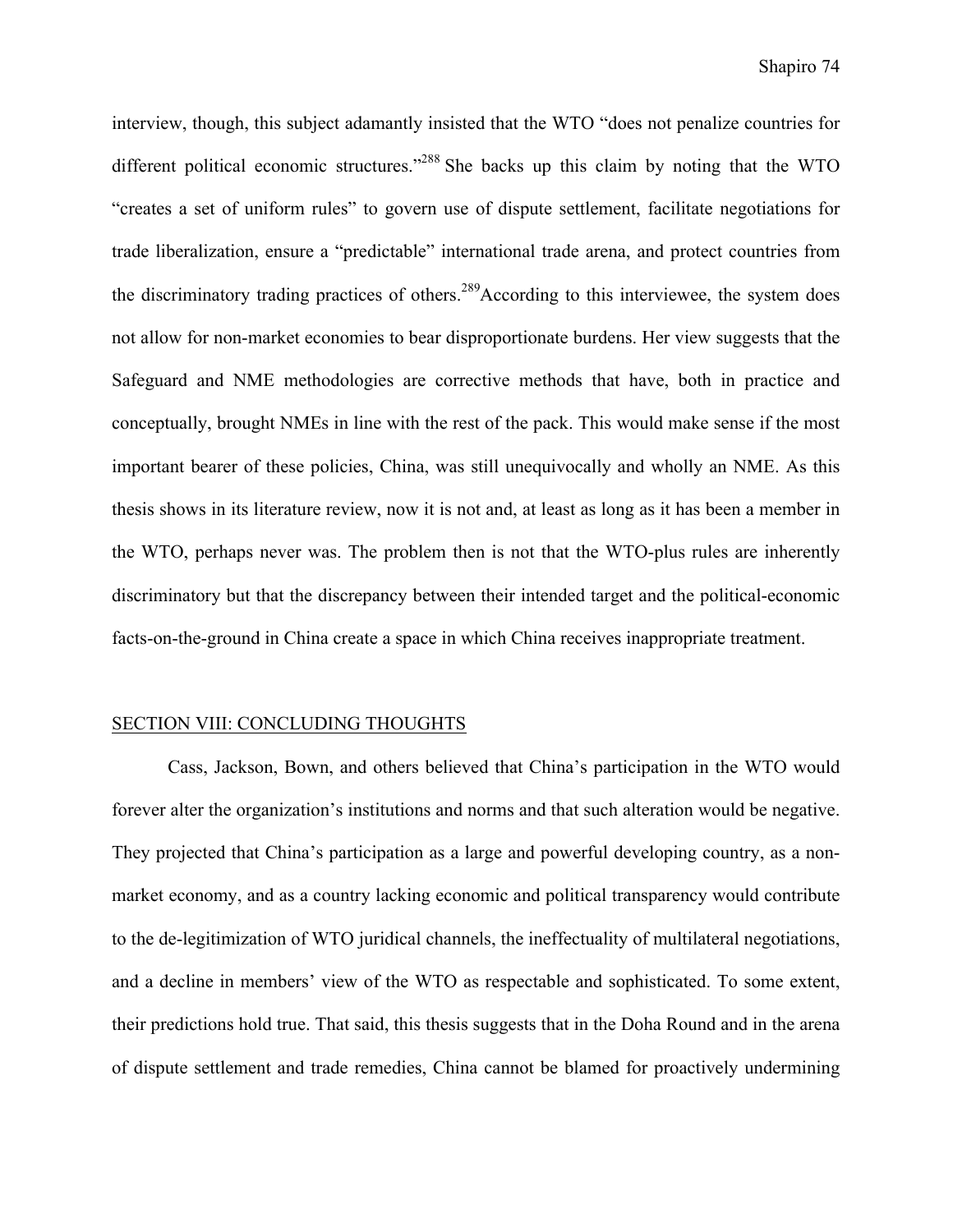interview, though, this subject adamantly insisted that the WTO "does not penalize countries for different political economic structures."[288] She backs up this claim by noting that the WTO "creates a set of uniform rules" to govern use of dispute settlement, facilitate negotiations for trade liberalization, ensure a "predictable" international trade arena, and protect countries from the discriminatory trading practices of others.[289]According to this interviewee, the system does not allow for non-market economies to bear disproportionate burdens. Her view suggests that the Safeguard and NME methodologies are corrective methods that have, both in practice and conceptually, brought NMEs in line with the rest of the pack. This would make sense if the most important bearer of these policies, China, was still unequivocally and wholly an NME. As this thesis shows in its literature review, now it is not and, at least as long as it has been a member in the WTO, perhaps never was. The problem then is not that the WTO-plus rules are inherently discriminatory but that the discrepancy between their intended target and the political-economic facts-on-the-ground in China create a space in which China receives inappropriate treatment.

## SECTION VIII: CONCLUDING THOUGHTS

Cass, Jackson, Bown, and others believed that China's participation in the WTO would forever alter the organization's institutions and norms and that such alteration would be negative. They projected that China's participation as a large and powerful developing country, as a non-market economy, and as a country lacking economic and political transparency would contribute to the de-legitimization of WTO juridical channels, the ineffectuality of multilateral negotiations, and a decline in members' view of the WTO as respectable and sophisticated. To some extent, their predictions hold true. That said, this thesis suggests that in the Doha Round and in the arena of dispute settlement and trade remedies, China cannot be blamed for proactively undermining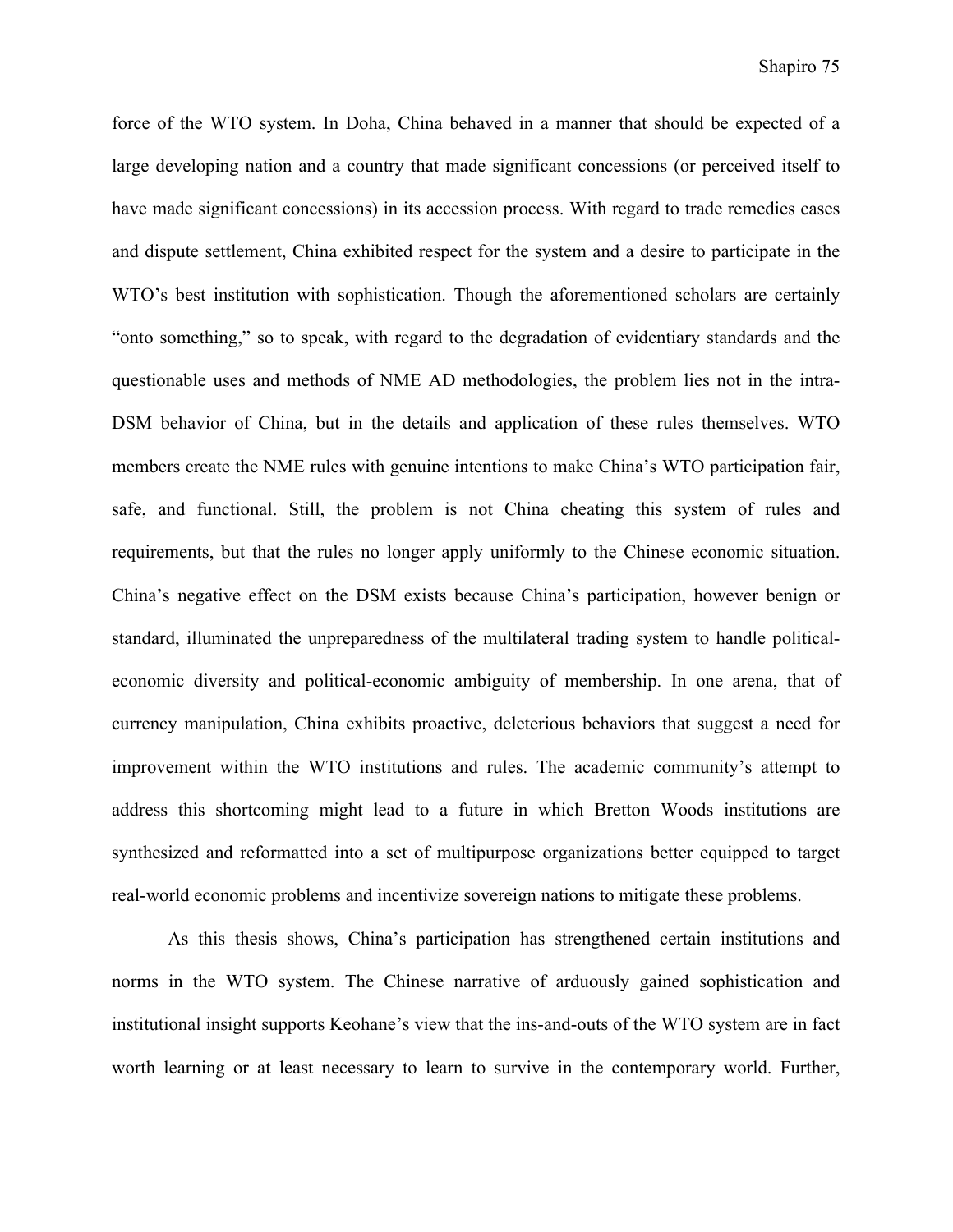force of the WTO system. In Doha, China behaved in a manner that should be expected of a large developing nation and a country that made significant concessions (or perceived itself to have made significant concessions) in its accession process. With regard to trade remedies cases and dispute settlement, China exhibited respect for the system and a desire to participate in the WTO's best institution with sophistication. Though the aforementioned scholars are certainly "onto something," so to speak, with regard to the degradation of evidentiary standards and the questionable uses and methods of NME AD methodologies, the problem lies not in the intra-DSM behavior of China, but in the details and application of these rules themselves. WTO members create the NME rules with genuine intentions to make China's WTO participation fair, safe, and functional. Still, the problem is not China cheating this system of rules and requirements, but that the rules no longer apply uniformly to the Chinese economic situation. China's negative effect on the DSM exists because China's participation, however benign or standard, illuminated the unpreparedness of the multilateral trading system to handle political-economic diversity and political-economic ambiguity of membership. In one arena, that of currency manipulation, China exhibits proactive, deleterious behaviors that suggest a need for improvement within the WTO institutions and rules. The academic community's attempt to address this shortcoming might lead to a future in which Bretton Woods institutions are synthesized and reformatted into a set of multipurpose organizations better equipped to target real-world economic problems and incentivize sovereign nations to mitigate these problems.

As this thesis shows, China's participation has strengthened certain institutions and norms in the WTO system. The Chinese narrative of arduously gained sophistication and institutional insight supports Keohane's view that the ins-and-outs of the WTO system are in fact worth learning or at least necessary to learn to survive in the contemporary world. Further,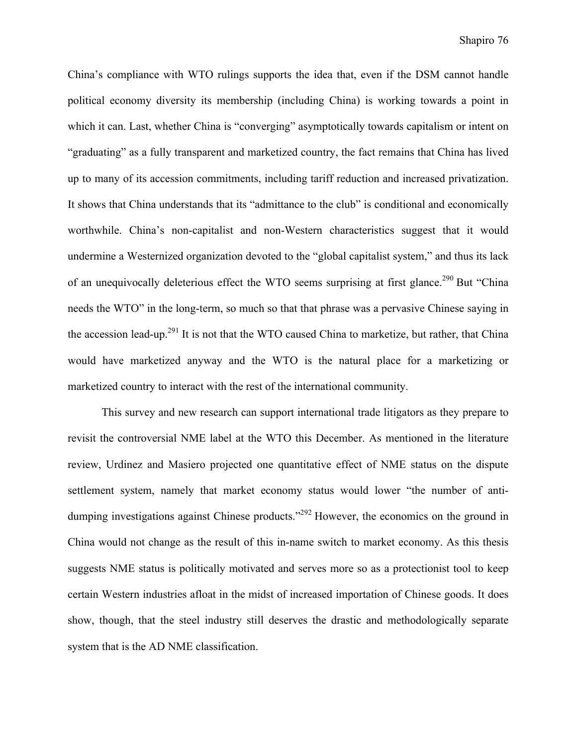China's compliance with WTO rulings supports the idea that, even if the DSM cannot handle political economy diversity its membership (including China) is working towards a point in which it can. Last, whether China is "converging" asymptotically towards capitalism or intent on "graduating" as a fully transparent and marketized country, the fact remains that China has lived up to many of its accession commitments, including tariff reduction and increased privatization. It shows that China understands that its "admittance to the club" is conditional and economically worthwhile. China's non-capitalist and non-Western characteristics suggest that it would undermine a Westernized organization devoted to the "global capitalist system," and thus its lack of an unequivocally deleterious effect the WTO seems surprising at first glance.[290] But "China needs the WTO" in the long-term, so much so that that phrase was a pervasive Chinese saying in the accession lead-up.[291] It is not that the WTO caused China to marketize, but rather, that China would have marketized anyway and the WTO is the natural place for a marketizing or marketized country to interact with the rest of the international community.

This survey and new research can support international trade litigators as they prepare to revisit the controversial NME label at the WTO this December. As mentioned in the literature review, Urdinez and Masiero projected one quantitative effect of NME status on the dispute settlement system, namely that market economy status would lower "the number of anti-dumping investigations against Chinese products."[292] However, the economics on the ground in China would not change as the result of this in-name switch to market economy. As this thesis suggests NME status is politically motivated and serves more so as a protectionist tool to keep certain Western industries afloat in the midst of increased importation of Chinese goods. It does show, though, that the steel industry still deserves the drastic and methodologically separate system that is the AD NME classification.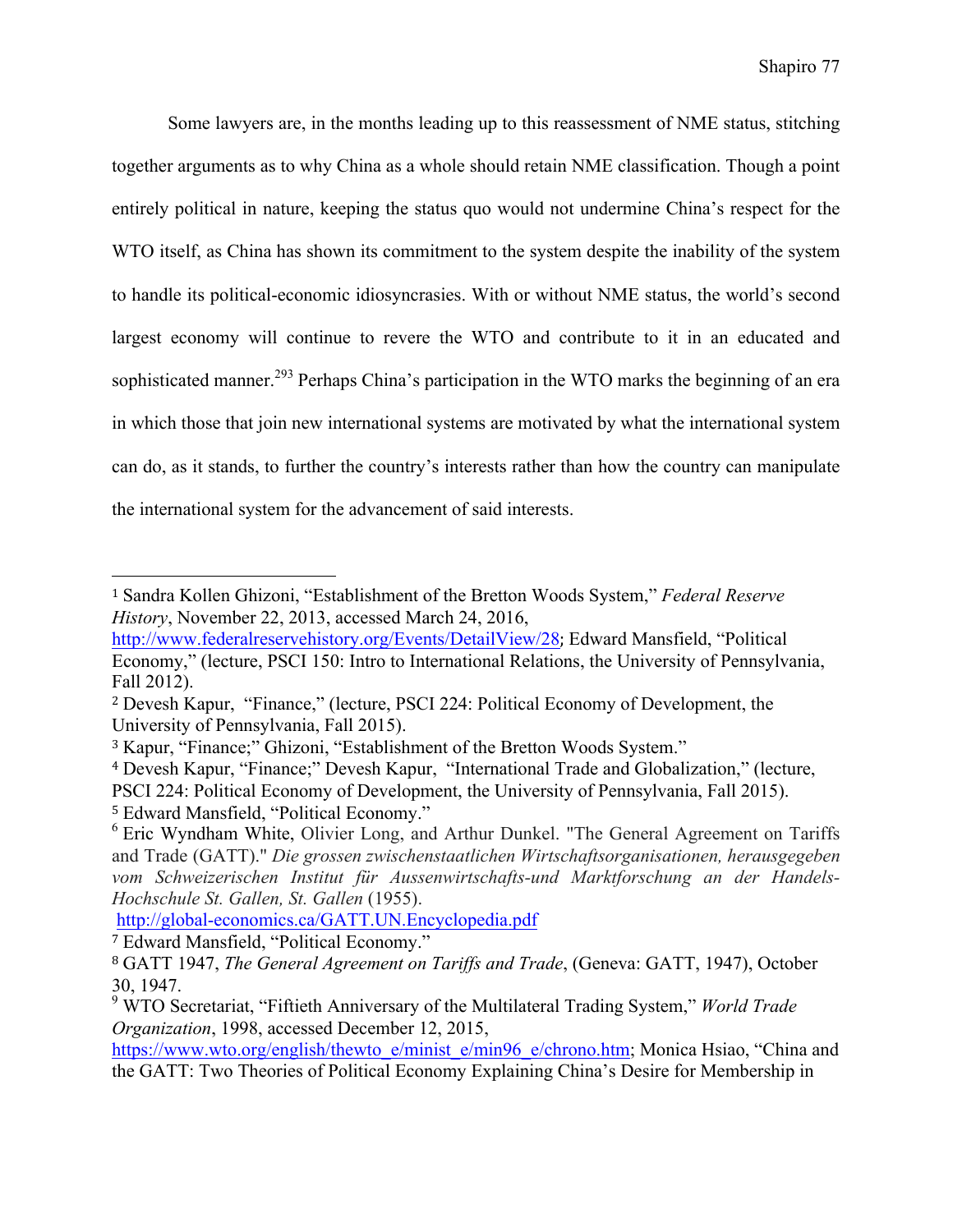Some lawyers are, in the months leading up to this reassessment of NME status, stitching together arguments as to why China as a whole should retain NME classification. Though a point entirely political in nature, keeping the status quo would not undermine China's respect for the WTO itself, as China has shown its commitment to the system despite the inability of the system to handle its political-economic idiosyncrasies. With or without NME status, the world's second largest economy will continue to revere the WTO and contribute to it in an educated and sophisticated manner.[293] Perhaps China's participation in the WTO marks the beginning of an era in which those that join new international systems are motivated by what the international system can do, as it stands, to further the country's interests rather than how the country can manipulate the international system for the advancement of said interests.

---

[1] Sandra Kollen Ghizoni, "Establishment of the Bretton Woods System," *Federal Reserve History*, November 22, 2013, accessed March 24, 2016, http://www.federalreservehistory.org/Events/DetailView/28; Edward Mansfield, "Political Economy," (lecture, PSCI 150: Intro to International Relations, the University of Pennsylvania, Fall 2012).

[2] Devesh Kapur, "Finance," (lecture, PSCI 224: Political Economy of Development, the University of Pennsylvania, Fall 2015).

[3] Kapur, "Finance;" Ghizoni, "Establishment of the Bretton Woods System."

[4] Devesh Kapur, "Finance;" Devesh Kapur, "International Trade and Globalization," (lecture, PSCI 224: Political Economy of Development, the University of Pennsylvania, Fall 2015).

[5] Edward Mansfield, "Political Economy."

[6] Eric Wyndham White, Olivier Long, and Arthur Dunkel. "The General Agreement on Tariffs and Trade (GATT)." *Die grossen zwischenstaatlichen Wirtschaftsorganisationen, herausgegeben vom Schweizerischen Institut für Aussenwirtschafts-und Marktforschung an der Handels-Hochschule St. Gallen, St. Gallen* (1955). http://global-economics.ca/GATT.UN.Encyclopedia.pdf

[7] Edward Mansfield, "Political Economy."

[8] GATT 1947, *The General Agreement on Tariffs and Trade*, (Geneva: GATT, 1947), October 30, 1947.

[9] WTO Secretariat, "Fiftieth Anniversary of the Multilateral Trading System," *World Trade Organization*, 1998, accessed December 12, 2015, https://www.wto.org/english/thewto_e/minist_e/min96_e/chrono.htm; Monica Hsiao, "China and the GATT: Two Theories of Political Economy Explaining China's Desire for Membership in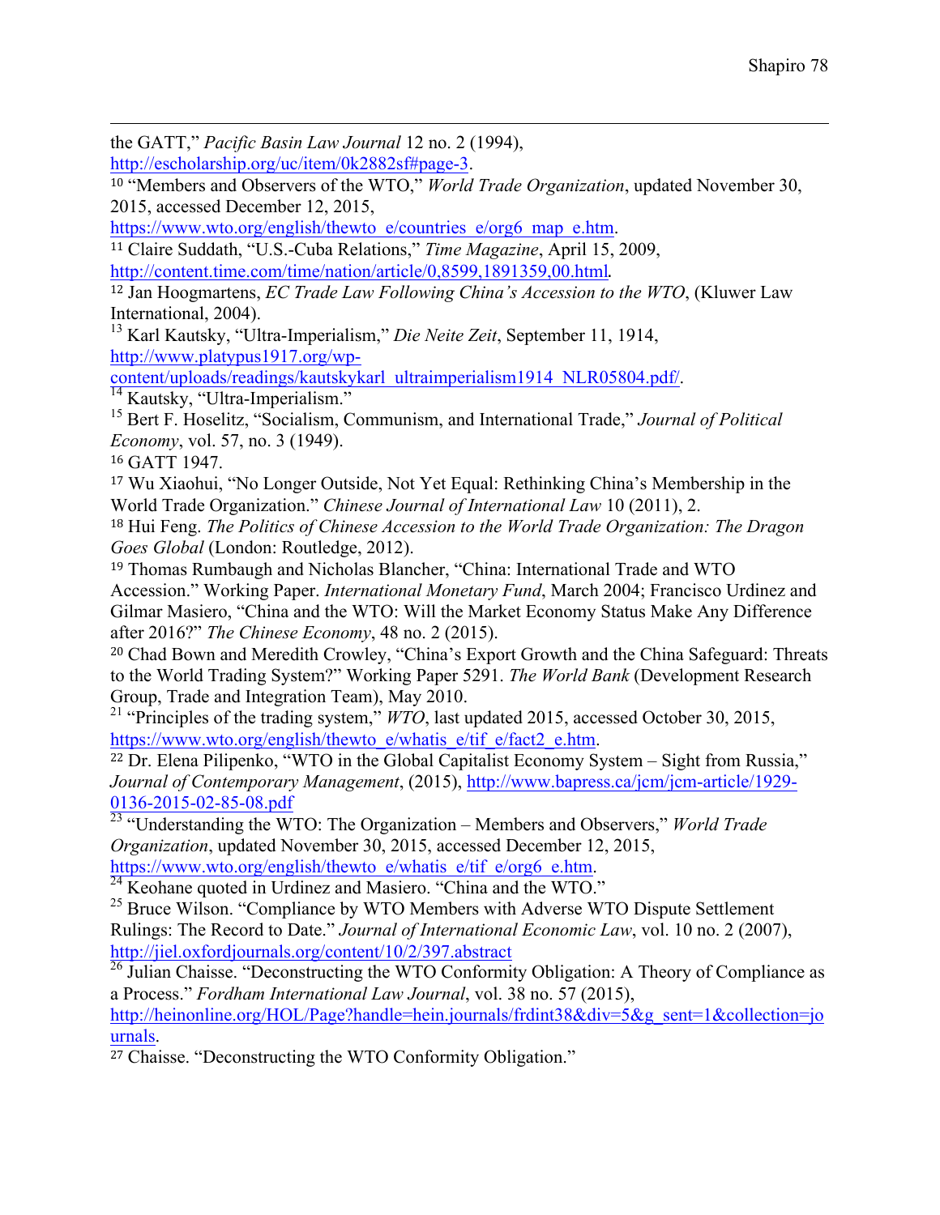the GATT," *Pacific Basin Law Journal* 12 no. 2 (1994), http://escholarship.org/uc/item/0k2882sf#page-3.

[10] "Members and Observers of the WTO," *World Trade Organization*, updated November 30, 2015, accessed December 12, 2015, https://www.wto.org/english/thewto_e/countries_e/org6_map_e.htm.

[11] Claire Suddath, "U.S.-Cuba Relations," *Time Magazine*, April 15, 2009, http://content.time.com/time/nation/article/0,8599,1891359,00.html.

[12] Jan Hoogmartens, *EC Trade Law Following China's Accession to the WTO*, (Kluwer Law International, 2004).

[13] Karl Kautsky, "Ultra-Imperialism," *Die Neite Zeit*, September 11, 1914, http://www.platypus1917.org/wp-content/uploads/readings/kautskykarl_ultraimperialism1914_NLR05804.pdf/.

[14] Kautsky, "Ultra-Imperialism."

[15] Bert F. Hoselitz, "Socialism, Communism, and International Trade," *Journal of Political Economy*, vol. 57, no. 3 (1949).

[16] GATT 1947.

[17] Wu Xiaohui, "No Longer Outside, Not Yet Equal: Rethinking China's Membership in the World Trade Organization." *Chinese Journal of International Law* 10 (2011), 2.

[18] Hui Feng. *The Politics of Chinese Accession to the World Trade Organization: The Dragon Goes Global* (London: Routledge, 2012).

[19] Thomas Rumbaugh and Nicholas Blancher, "China: International Trade and WTO Accession." Working Paper. *International Monetary Fund*, March 2004; Francisco Urdinez and Gilmar Masiero, "China and the WTO: Will the Market Economy Status Make Any Difference after 2016?" *The Chinese Economy*, 48 no. 2 (2015).

[20] Chad Bown and Meredith Crowley, "China's Export Growth and the China Safeguard: Threats to the World Trading System?" Working Paper 5291. *The World Bank* (Development Research Group, Trade and Integration Team), May 2010.

[21] "Principles of the trading system," *WTO*, last updated 2015, accessed October 30, 2015, https://www.wto.org/english/thewto_e/whatis_e/tif_e/fact2_e.htm.

[22] Dr. Elena Pilipenko, "WTO in the Global Capitalist Economy System – Sight from Russia," *Journal of Contemporary Management*, (2015), http://www.bapress.ca/jcm/jcm-article/1929-0136-2015-02-85-08.pdf

[23] "Understanding the WTO: The Organization – Members and Observers," *World Trade Organization*, updated November 30, 2015, accessed December 12, 2015, https://www.wto.org/english/thewto_e/whatis_e/tif_e/org6_e.htm.

[24] Keohane quoted in Urdinez and Masiero. "China and the WTO."

[25] Bruce Wilson. "Compliance by WTO Members with Adverse WTO Dispute Settlement Rulings: The Record to Date." *Journal of International Economic Law*, vol. 10 no. 2 (2007), http://jiel.oxfordjournals.org/content/10/2/397.abstract

[26] Julian Chaisse. "Deconstructing the WTO Conformity Obligation: A Theory of Compliance as a Process." *Fordham International Law Journal*, vol. 38 no. 57 (2015), http://heinonline.org/HOL/Page?handle=hein.journals/frdint38&div=5&g_sent=1&collection=journals.

[27] Chaisse. "Deconstructing the WTO Conformity Obligation."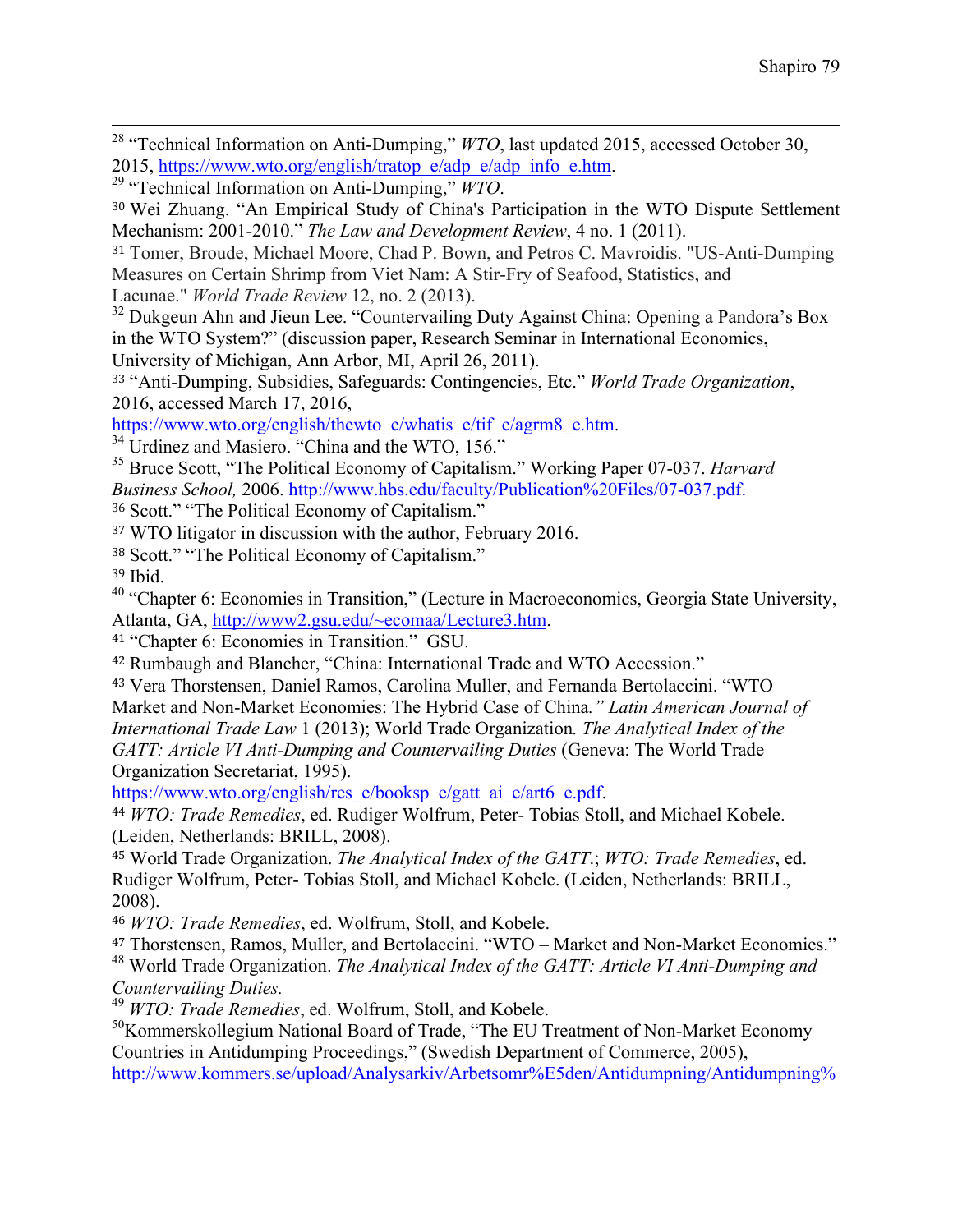[28] "Technical Information on Anti-Dumping," *WTO*, last updated 2015, accessed October 30, 2015, https://www.wto.org/english/tratop_e/adp_e/adp_info_e.htm.

[29] "Technical Information on Anti-Dumping," *WTO*.

[30] Wei Zhuang. "An Empirical Study of China's Participation in the WTO Dispute Settlement Mechanism: 2001-2010." *The Law and Development Review*, 4 no. 1 (2011).

[31] Tomer, Broude, Michael Moore, Chad P. Bown, and Petros C. Mavroidis. "US-Anti-Dumping Measures on Certain Shrimp from Viet Nam: A Stir-Fry of Seafood, Statistics, and Lacunae." *World Trade Review* 12, no. 2 (2013).

[32] Dukgeun Ahn and Jieun Lee. "Countervailing Duty Against China: Opening a Pandora's Box in the WTO System?" (discussion paper, Research Seminar in International Economics, University of Michigan, Ann Arbor, MI, April 26, 2011).

[33] "Anti-Dumping, Subsidies, Safeguards: Contingencies, Etc." *World Trade Organization*, 2016, accessed March 17, 2016, https://www.wto.org/english/thewto_e/whatis_e/tif_e/agrm8_e.htm.

[34] Urdinez and Masiero. "China and the WTO, 156."

[35] Bruce Scott, "The Political Economy of Capitalism." Working Paper 07-037. *Harvard Business School,* 2006. http://www.hbs.edu/faculty/Publication%20Files/07-037.pdf.

[36] Scott." "The Political Economy of Capitalism."

[37] WTO litigator in discussion with the author, February 2016.

[38] Scott." "The Political Economy of Capitalism."

[39] Ibid.

[40] "Chapter 6: Economies in Transition," (Lecture in Macroeconomics, Georgia State University, Atlanta, GA, http://www2.gsu.edu/~ecomaa/Lecture3.htm.

[41] "Chapter 6: Economies in Transition." GSU.

[42] Rumbaugh and Blancher, "China: International Trade and WTO Accession."

[43] Vera Thorstensen, Daniel Ramos, Carolina Muller, and Fernanda Bertolaccini. "WTO – Market and Non-Market Economies: The Hybrid Case of China*." Latin American Journal of International Trade Law* 1 (2013); World Trade Organization*. The Analytical Index of the GATT: Article VI Anti-Dumping and Countervailing Duties* (Geneva: The World Trade Organization Secretariat, 1995). https://www.wto.org/english/res_e/booksp_e/gatt_ai_e/art6_e.pdf.

[44] *WTO: Trade Remedies*, ed. Rudiger Wolfrum, Peter- Tobias Stoll, and Michael Kobele. (Leiden, Netherlands: BRILL, 2008).

[45] World Trade Organization. *The Analytical Index of the GATT*.; *WTO: Trade Remedies*, ed. Rudiger Wolfrum, Peter- Tobias Stoll, and Michael Kobele. (Leiden, Netherlands: BRILL, 2008).

[46] *WTO: Trade Remedies*, ed. Wolfrum, Stoll, and Kobele.

[47] Thorstensen, Ramos, Muller, and Bertolaccini. "WTO – Market and Non-Market Economies."

[48] World Trade Organization. *The Analytical Index of the GATT: Article VI Anti-Dumping and Countervailing Duties.*

[49] *WTO: Trade Remedies*, ed. Wolfrum, Stoll, and Kobele.

[50] Kommerskollegium National Board of Trade, "The EU Treatment of Non-Market Economy Countries in Antidumping Proceedings," (Swedish Department of Commerce, 2005), http://www.kommers.se/upload/Analysarkiv/Arbetsomr%E5den/Antidumpning/Antidumpning%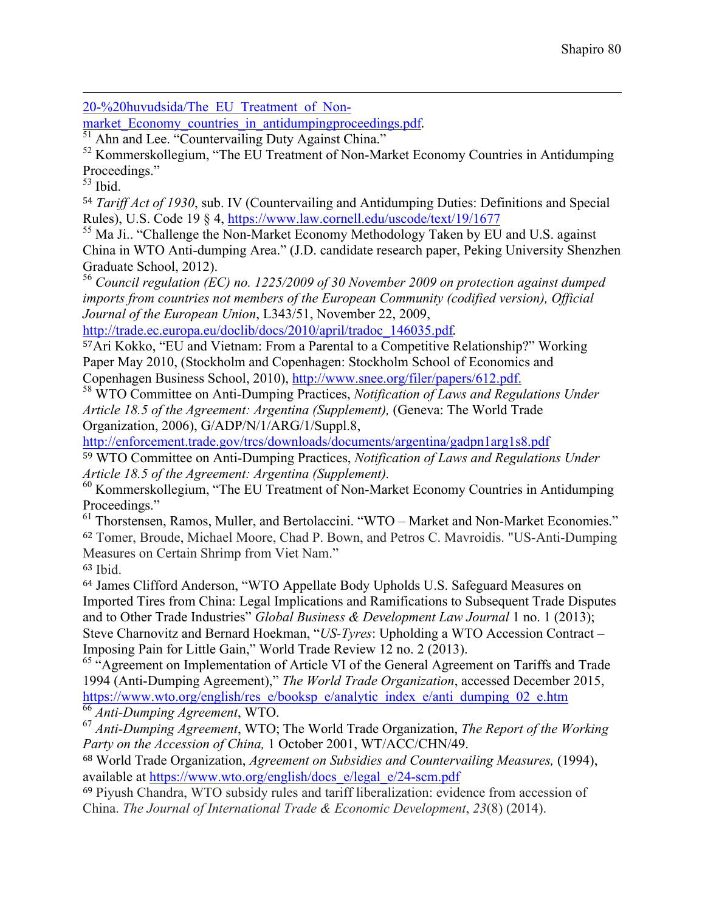20-%20huvudsida/The_EU_Treatment_of_Non-market_Economy_countries_in_antidumpingproceedings.pdf.

[51] Ahn and Lee. "Countervailing Duty Against China."

[52] Kommerskollegium, "The EU Treatment of Non-Market Economy Countries in Antidumping Proceedings."

[53] Ibid.

[54] *Tariff Act of 1930*, sub. IV (Countervailing and Antidumping Duties: Definitions and Special Rules), U.S. Code 19 § 4, https://www.law.cornell.edu/uscode/text/19/1677

[55] Ma Ji.. "Challenge the Non-Market Economy Methodology Taken by EU and U.S. against China in WTO Anti-dumping Area." (J.D. candidate research paper, Peking University Shenzhen Graduate School, 2012).

[56] *Council regulation (EC) no. 1225/2009 of 30 November 2009 on protection against dumped imports from countries not members of the European Community (codified version), Official Journal of the European Union*, L343/51, November 22, 2009, http://trade.ec.europa.eu/doclib/docs/2010/april/tradoc_146035.pdf.

[57] Ari Kokko, "EU and Vietnam: From a Parental to a Competitive Relationship?" Working Paper May 2010, (Stockholm and Copenhagen: Stockholm School of Economics and Copenhagen Business School, 2010), http://www.snee.org/filer/papers/612.pdf.

[58] WTO Committee on Anti-Dumping Practices, *Notification of Laws and Regulations Under Article 18.5 of the Agreement: Argentina (Supplement),* (Geneva: The World Trade Organization, 2006), G/ADP/N/1/ARG/1/Suppl.8, http://enforcement.trade.gov/trcs/downloads/documents/argentina/gadpn1arg1s8.pdf

[59] WTO Committee on Anti-Dumping Practices, *Notification of Laws and Regulations Under Article 18.5 of the Agreement: Argentina (Supplement).*

[60] Kommerskollegium, "The EU Treatment of Non-Market Economy Countries in Antidumping Proceedings."

[61] Thorstensen, Ramos, Muller, and Bertolaccini. "WTO – Market and Non-Market Economies."

[62] Tomer, Broude, Michael Moore, Chad P. Bown, and Petros C. Mavroidis. "US-Anti-Dumping Measures on Certain Shrimp from Viet Nam."

[63] Ibid.

[64] James Clifford Anderson, "WTO Appellate Body Upholds U.S. Safeguard Measures on Imported Tires from China: Legal Implications and Ramifications to Subsequent Trade Disputes and to Other Trade Industries" *Global Business & Development Law Journal* 1 no. 1 (2013); Steve Charnovitz and Bernard Hoekman, "*US-Tyres*: Upholding a WTO Accession Contract – Imposing Pain for Little Gain," World Trade Review 12 no. 2 (2013).

[65] "Agreement on Implementation of Article VI of the General Agreement on Tariffs and Trade 1994 (Anti-Dumping Agreement)," *The World Trade Organization*, accessed December 2015, https://www.wto.org/english/res_e/booksp_e/analytic_index_e/anti_dumping_02_e.htm

[66] *Anti-Dumping Agreement*, WTO.

[67] *Anti-Dumping Agreement*, WTO; The World Trade Organization, *The Report of the Working Party on the Accession of China,* 1 October 2001, WT/ACC/CHN/49.

[68] World Trade Organization, *Agreement on Subsidies and Countervailing Measures,* (1994), available at https://www.wto.org/english/docs_e/legal_e/24-scm.pdf

[69] Piyush Chandra, WTO subsidy rules and tariff liberalization: evidence from accession of China. *The Journal of International Trade & Economic Development*, *23*(8) (2014).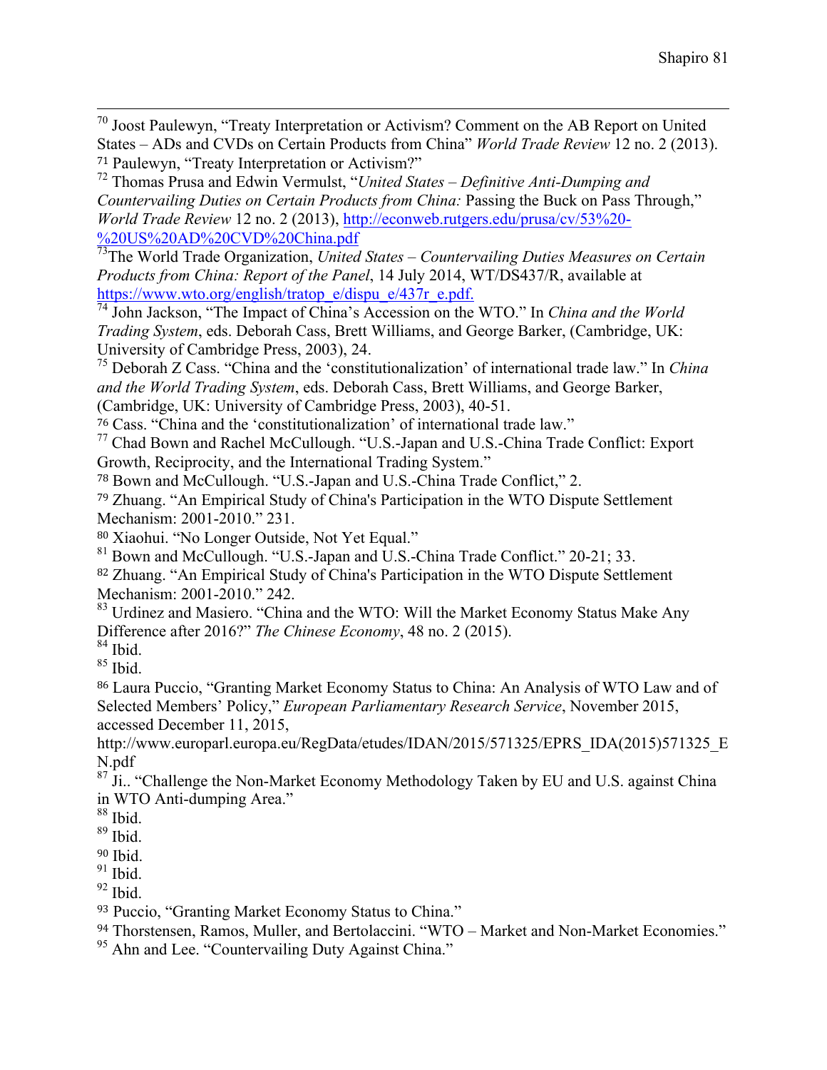[70] Joost Paulewyn, "Treaty Interpretation or Activism? Comment on the AB Report on United States – ADs and CVDs on Certain Products from China" *World Trade Review* 12 no. 2 (2013).

[71] Paulewyn, "Treaty Interpretation or Activism?"

[72] Thomas Prusa and Edwin Vermulst, "*United States – Definitive Anti-Dumping and Countervailing Duties on Certain Products from China:* Passing the Buck on Pass Through," *World Trade Review* 12 no. 2 (2013), http://econweb.rutgers.edu/prusa/cv/53%20-%20US%20AD%20CVD%20China.pdf

[73] The World Trade Organization, *United States – Countervailing Duties Measures on Certain Products from China: Report of the Panel*, 14 July 2014, WT/DS437/R, available at https://www.wto.org/english/tratop_e/dispu_e/437r_e.pdf.

[74] John Jackson, "The Impact of China's Accession on the WTO." In *China and the World Trading System*, eds. Deborah Cass, Brett Williams, and George Barker, (Cambridge, UK: University of Cambridge Press, 2003), 24.

[75] Deborah Z Cass. "China and the 'constitutionalization' of international trade law." In *China and the World Trading System*, eds. Deborah Cass, Brett Williams, and George Barker, (Cambridge, UK: University of Cambridge Press, 2003), 40-51.

[76] Cass. "China and the 'constitutionalization' of international trade law."

[77] Chad Bown and Rachel McCullough. "U.S.-Japan and U.S.-China Trade Conflict: Export Growth, Reciprocity, and the International Trading System."

[78] Bown and McCullough. "U.S.-Japan and U.S.-China Trade Conflict," 2.

[79] Zhuang. "An Empirical Study of China's Participation in the WTO Dispute Settlement Mechanism: 2001-2010." 231.

[80] Xiaohui. "No Longer Outside, Not Yet Equal."

[81] Bown and McCullough. "U.S.-Japan and U.S.-China Trade Conflict." 20-21; 33.

[82] Zhuang. "An Empirical Study of China's Participation in the WTO Dispute Settlement Mechanism: 2001-2010." 242.

[83] Urdinez and Masiero. "China and the WTO: Will the Market Economy Status Make Any Difference after 2016?" *The Chinese Economy*, 48 no. 2 (2015).

[84] Ibid.

[85] Ibid.

[86] Laura Puccio, "Granting Market Economy Status to China: An Analysis of WTO Law and of Selected Members' Policy," *European Parliamentary Research Service*, November 2015, accessed December 11, 2015, http://www.europarl.europa.eu/RegData/etudes/IDAN/2015/571325/EPRS_IDA(2015)571325_EN.pdf

[87] Ji.. "Challenge the Non-Market Economy Methodology Taken by EU and U.S. against China in WTO Anti-dumping Area."

[88] Ibid.

[89] Ibid.

[90] Ibid.

[91] Ibid.

[92] Ibid.

[93] Puccio, "Granting Market Economy Status to China."

[94] Thorstensen, Ramos, Muller, and Bertolaccini. "WTO – Market and Non-Market Economies."

[95] Ahn and Lee. "Countervailing Duty Against China."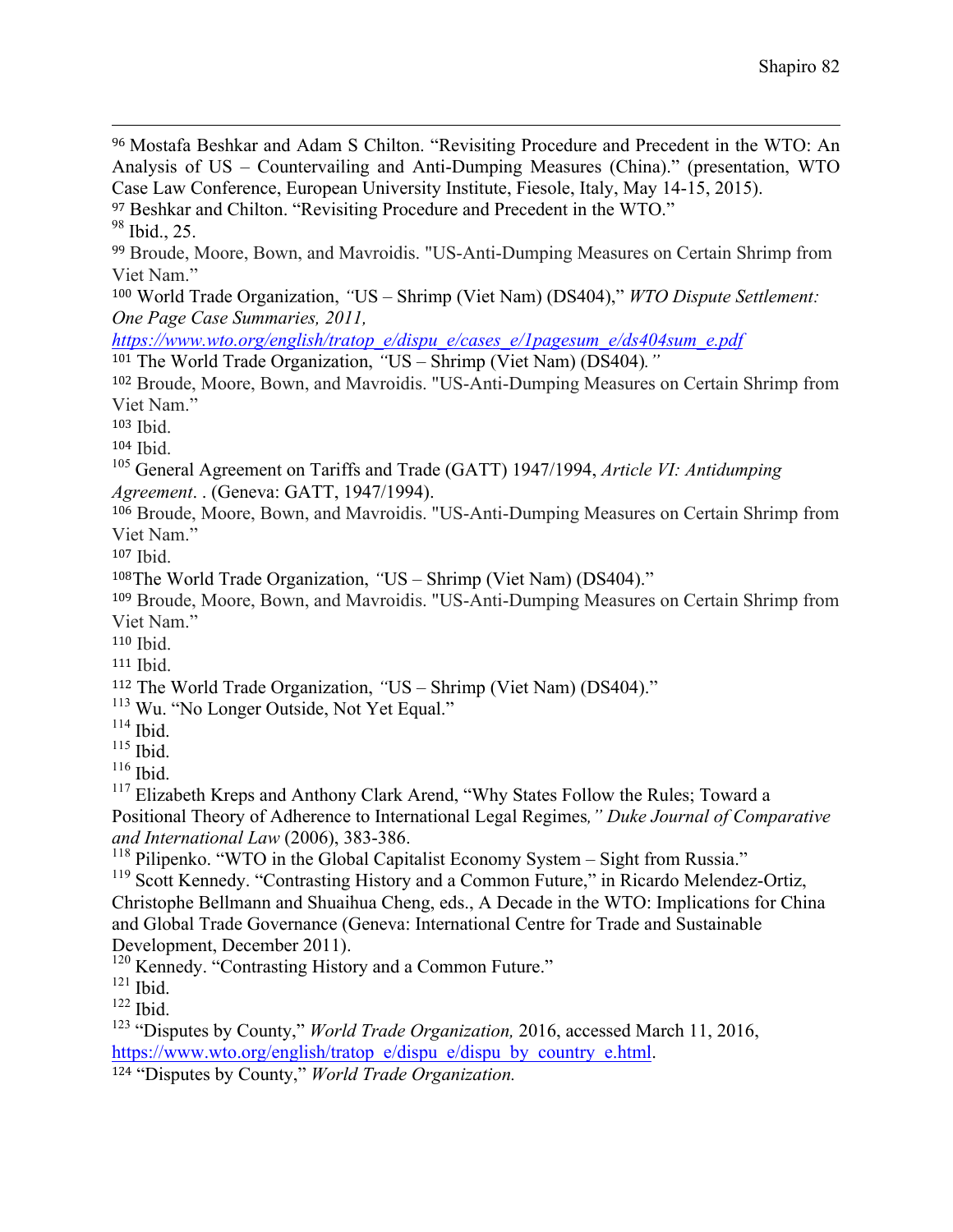[96] Mostafa Beshkar and Adam S Chilton. "Revisiting Procedure and Precedent in the WTO: An Analysis of US – Countervailing and Anti-Dumping Measures (China)." (presentation, WTO Case Law Conference, European University Institute, Fiesole, Italy, May 14-15, 2015).

[97] Beshkar and Chilton. "Revisiting Procedure and Precedent in the WTO."

[98] Ibid., 25.

[99] Broude, Moore, Bown, and Mavroidis. "US-Anti-Dumping Measures on Certain Shrimp from Viet Nam."

[100] World Trade Organization, *"*US – Shrimp (Viet Nam) (DS404)," *WTO Dispute Settlement: One Page Case Summaries, 2011,* *https://www.wto.org/english/tratop_e/dispu_e/cases_e/1pagesum_e/ds404sum_e.pdf*

[101] The World Trade Organization, *"*US – Shrimp (Viet Nam) (DS404)*."*

[102] Broude, Moore, Bown, and Mavroidis. "US-Anti-Dumping Measures on Certain Shrimp from Viet Nam."

[103] Ibid.

[104] Ibid.

[105] General Agreement on Tariffs and Trade (GATT) 1947/1994, *Article VI: Antidumping Agreement*. . (Geneva: GATT, 1947/1994).

[106] Broude, Moore, Bown, and Mavroidis. "US-Anti-Dumping Measures on Certain Shrimp from Viet Nam."

[107] Ibid.

[108] The World Trade Organization, *"*US – Shrimp (Viet Nam) (DS404)."

[109] Broude, Moore, Bown, and Mavroidis. "US-Anti-Dumping Measures on Certain Shrimp from Viet Nam."

[110] Ibid.

[111] Ibid.

[112] The World Trade Organization, *"*US – Shrimp (Viet Nam) (DS404)."

[113] Wu. "No Longer Outside, Not Yet Equal."

[114] Ibid.

[115] Ibid.

[116] Ibid.

[117] Elizabeth Kreps and Anthony Clark Arend, "Why States Follow the Rules; Toward a Positional Theory of Adherence to International Legal Regimes*," Duke Journal of Comparative and International Law* (2006), 383-386.

[118] Pilipenko. "WTO in the Global Capitalist Economy System – Sight from Russia."

[119] Scott Kennedy. "Contrasting History and a Common Future," in Ricardo Melendez-Ortiz, Christophe Bellmann and Shuaihua Cheng, eds., A Decade in the WTO: Implications for China and Global Trade Governance (Geneva: International Centre for Trade and Sustainable Development, December 2011).

[120] Kennedy. "Contrasting History and a Common Future."

[121] Ibid.

[122] Ibid.

[123] "Disputes by County," *World Trade Organization,* 2016, accessed March 11, 2016, https://www.wto.org/english/tratop_e/dispu_e/dispu_by_country_e.html.

[124] "Disputes by County," *World Trade Organization.*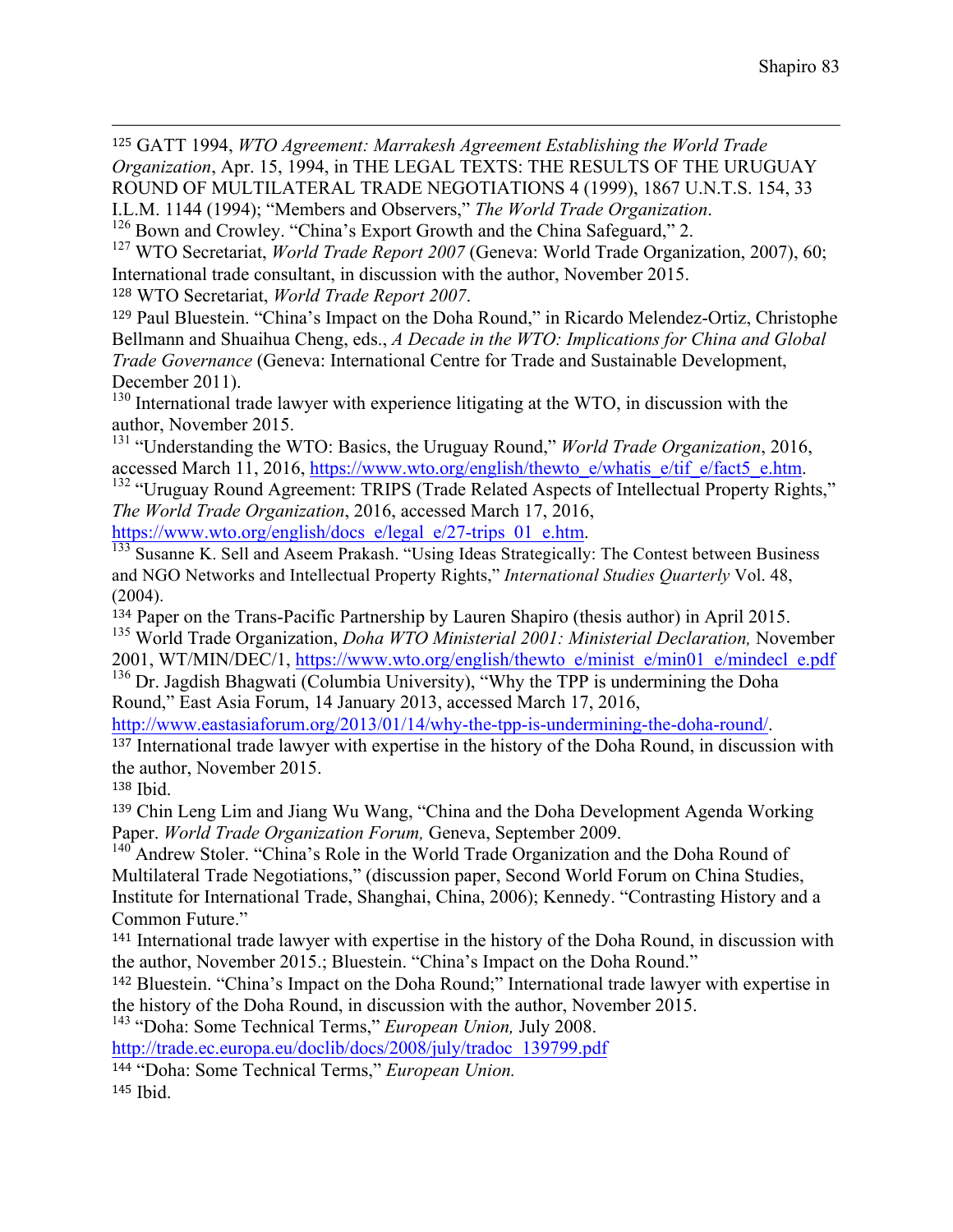[125] GATT 1994, *WTO Agreement: Marrakesh Agreement Establishing the World Trade Organization*, Apr. 15, 1994, in THE LEGAL TEXTS: THE RESULTS OF THE URUGUAY ROUND OF MULTILATERAL TRADE NEGOTIATIONS 4 (1999), 1867 U.N.T.S. 154, 33 I.L.M. 1144 (1994); "Members and Observers," *The World Trade Organization*.

[126] Bown and Crowley. "China's Export Growth and the China Safeguard," 2.

[127] WTO Secretariat, *World Trade Report 2007* (Geneva: World Trade Organization, 2007), 60; International trade consultant, in discussion with the author, November 2015.

[128] WTO Secretariat, *World Trade Report 2007*.

[129] Paul Bluestein. "China's Impact on the Doha Round," in Ricardo Melendez-Ortiz, Christophe Bellmann and Shuaihua Cheng, eds., *A Decade in the WTO: Implications for China and Global Trade Governance* (Geneva: International Centre for Trade and Sustainable Development, December 2011).

[130] International trade lawyer with experience litigating at the WTO, in discussion with the author, November 2015.

[131] "Understanding the WTO: Basics, the Uruguay Round," *World Trade Organization*, 2016, accessed March 11, 2016, https://www.wto.org/english/thewto_e/whatis_e/tif_e/fact5_e.htm.

[132] "Uruguay Round Agreement: TRIPS (Trade Related Aspects of Intellectual Property Rights," *The World Trade Organization*, 2016, accessed March 17, 2016, https://www.wto.org/english/docs_e/legal_e/27-trips_01_e.htm.

[133] Susanne K. Sell and Aseem Prakash. "Using Ideas Strategically: The Contest between Business and NGO Networks and Intellectual Property Rights," *International Studies Quarterly* Vol. 48, (2004).

[134] Paper on the Trans-Pacific Partnership by Lauren Shapiro (thesis author) in April 2015.

[135] World Trade Organization, *Doha WTO Ministerial 2001: Ministerial Declaration,* November 2001, WT/MIN/DEC/1, https://www.wto.org/english/thewto_e/minist_e/min01_e/mindecl_e.pdf

[136] Dr. Jagdish Bhagwati (Columbia University), "Why the TPP is undermining the Doha Round," East Asia Forum, 14 January 2013, accessed March 17, 2016, http://www.eastasiaforum.org/2013/01/14/why-the-tpp-is-undermining-the-doha-round/.

[137] International trade lawyer with expertise in the history of the Doha Round, in discussion with the author, November 2015.

[138] Ibid.

[139] Chin Leng Lim and Jiang Wu Wang, "China and the Doha Development Agenda Working Paper. *World Trade Organization Forum,* Geneva, September 2009.

[140] Andrew Stoler. "China's Role in the World Trade Organization and the Doha Round of Multilateral Trade Negotiations," (discussion paper, Second World Forum on China Studies, Institute for International Trade, Shanghai, China, 2006); Kennedy. "Contrasting History and a Common Future."

[141] International trade lawyer with expertise in the history of the Doha Round, in discussion with the author, November 2015.; Bluestein. "China's Impact on the Doha Round."

[142] Bluestein. "China's Impact on the Doha Round;" International trade lawyer with expertise in the history of the Doha Round, in discussion with the author, November 2015.

[143] "Doha: Some Technical Terms," *European Union,* July 2008. http://trade.ec.europa.eu/doclib/docs/2008/july/tradoc_139799.pdf

[144] "Doha: Some Technical Terms," *European Union.*

[145] Ibid.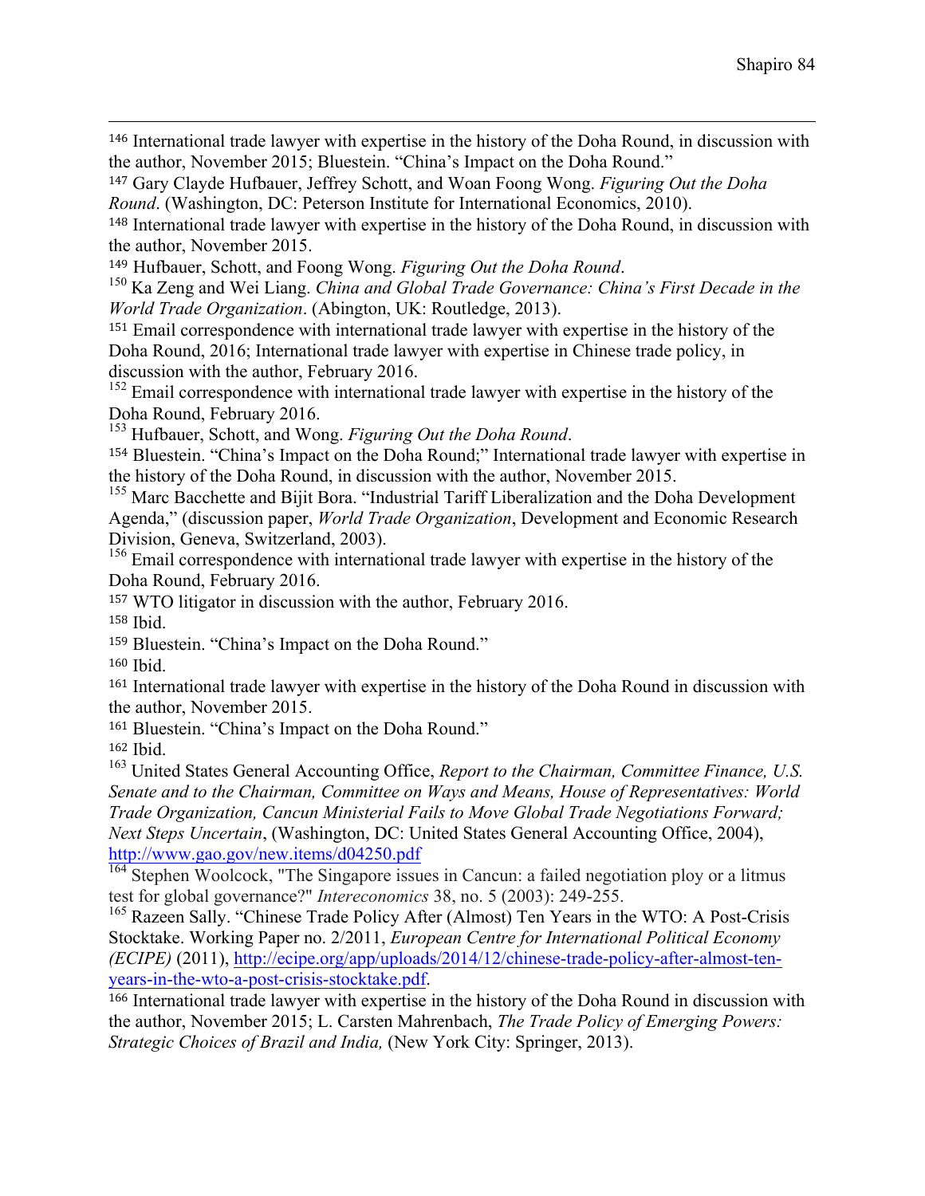[146] International trade lawyer with expertise in the history of the Doha Round, in discussion with the author, November 2015; Bluestein. "China's Impact on the Doha Round."

[147] Gary Clayde Hufbauer, Jeffrey Schott, and Woan Foong Wong. *Figuring Out the Doha Round*. (Washington, DC: Peterson Institute for International Economics, 2010).

[148] International trade lawyer with expertise in the history of the Doha Round, in discussion with the author, November 2015.

[149] Hufbauer, Schott, and Foong Wong. *Figuring Out the Doha Round*.

[150] Ka Zeng and Wei Liang. *China and Global Trade Governance: China's First Decade in the World Trade Organization*. (Abington, UK: Routledge, 2013).

[151] Email correspondence with international trade lawyer with expertise in the history of the Doha Round, 2016; International trade lawyer with expertise in Chinese trade policy, in discussion with the author, February 2016.

[152] Email correspondence with international trade lawyer with expertise in the history of the Doha Round, February 2016.

[153] Hufbauer, Schott, and Wong. *Figuring Out the Doha Round*.

[154] Bluestein. "China's Impact on the Doha Round;" International trade lawyer with expertise in the history of the Doha Round, in discussion with the author, November 2015.

[155] Marc Bacchette and Bijit Bora. "Industrial Tariff Liberalization and the Doha Development Agenda," (discussion paper, *World Trade Organization*, Development and Economic Research Division, Geneva, Switzerland, 2003).

[156] Email correspondence with international trade lawyer with expertise in the history of the Doha Round, February 2016.

[157] WTO litigator in discussion with the author, February 2016.

[158] Ibid.

[159] Bluestein. "China's Impact on the Doha Round."

[160] Ibid.

[161] International trade lawyer with expertise in the history of the Doha Round in discussion with the author, November 2015.

[161] Bluestein. "China's Impact on the Doha Round."

[162] Ibid.

[163] United States General Accounting Office, *Report to the Chairman, Committee Finance, U.S. Senate and to the Chairman, Committee on Ways and Means, House of Representatives: World Trade Organization, Cancun Ministerial Fails to Move Global Trade Negotiations Forward; Next Steps Uncertain*, (Washington, DC: United States General Accounting Office, 2004), http://www.gao.gov/new.items/d04250.pdf

[164] Stephen Woolcock, "The Singapore issues in Cancun: a failed negotiation ploy or a litmus test for global governance?" *Intereconomics* 38, no. 5 (2003): 249-255.

[165] Razeen Sally. "Chinese Trade Policy After (Almost) Ten Years in the WTO: A Post-Crisis Stocktake. Working Paper no. 2/2011, *European Centre for International Political Economy (ECIPE)* (2011), http://ecipe.org/app/uploads/2014/12/chinese-trade-policy-after-almost-ten-years-in-the-wto-a-post-crisis-stocktake.pdf.

[166] International trade lawyer with expertise in the history of the Doha Round in discussion with the author, November 2015; L. Carsten Mahrenbach, *The Trade Policy of Emerging Powers: Strategic Choices of Brazil and India,* (New York City: Springer, 2013).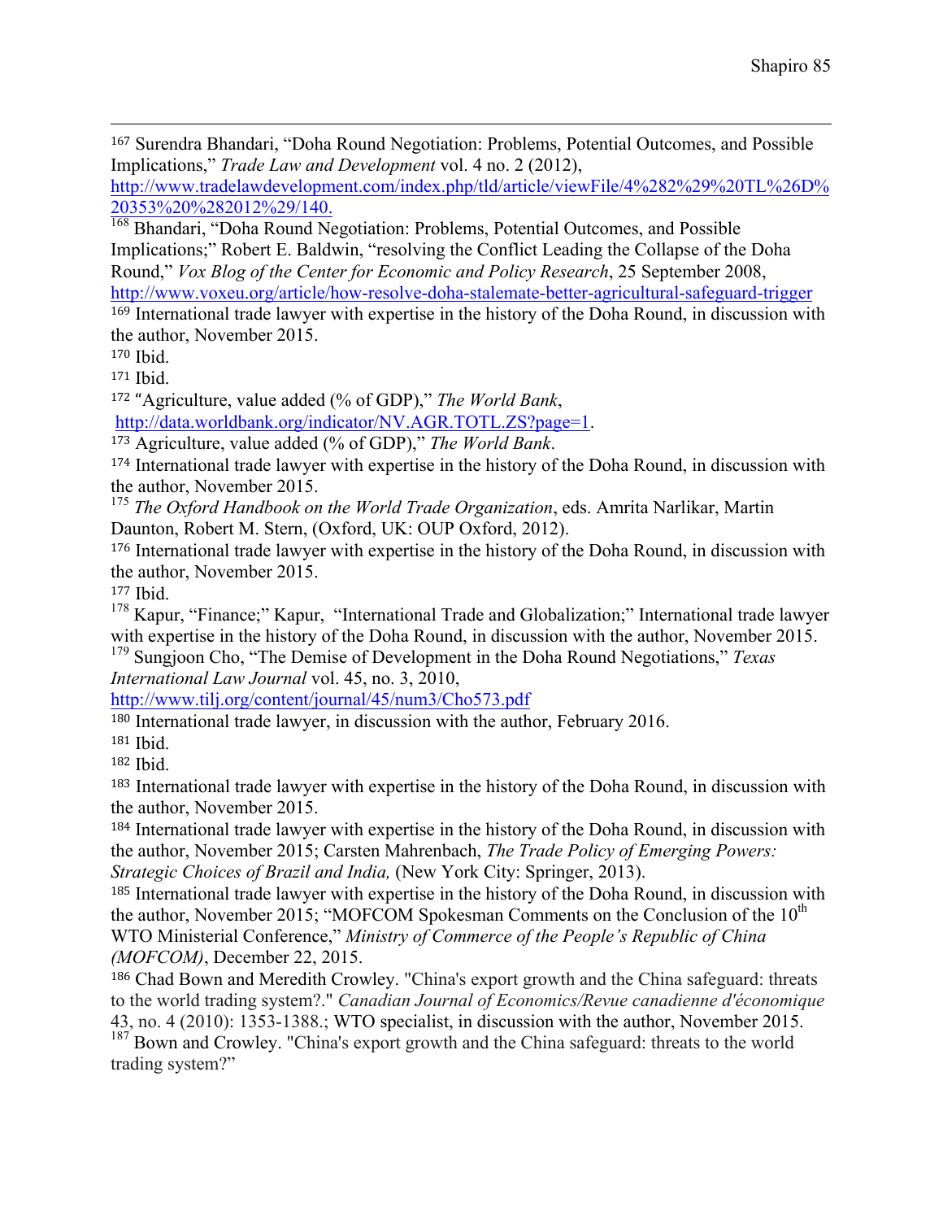[167] Surendra Bhandari, "Doha Round Negotiation: Problems, Potential Outcomes, and Possible Implications," *Trade Law and Development* vol. 4 no. 2 (2012), http://www.tradelawdevelopment.com/index.php/tld/article/viewFile/4%282%29%20TL%26D%20353%20%282012%29/140.

[168] Bhandari, "Doha Round Negotiation: Problems, Potential Outcomes, and Possible Implications;" Robert E. Baldwin, "resolving the Conflict Leading the Collapse of the Doha Round," *Vox Blog of the Center for Economic and Policy Research*, 25 September 2008, http://www.voxeu.org/article/how-resolve-doha-stalemate-better-agricultural-safeguard-trigger

[169] International trade lawyer with expertise in the history of the Doha Round, in discussion with the author, November 2015.

[170] Ibid.

[171] Ibid.

[172] "Agriculture, value added (% of GDP)," *The World Bank*, http://data.worldbank.org/indicator/NV.AGR.TOTL.ZS?page=1.

[173] Agriculture, value added (% of GDP)," *The World Bank*.

[174] International trade lawyer with expertise in the history of the Doha Round, in discussion with the author, November 2015.

[175] *The Oxford Handbook on the World Trade Organization*, eds. Amrita Narlikar, Martin Daunton, Robert M. Stern, (Oxford, UK: OUP Oxford, 2012).

[176] International trade lawyer with expertise in the history of the Doha Round, in discussion with the author, November 2015.

[177] Ibid.

[178] Kapur, "Finance;" Kapur, "International Trade and Globalization;" International trade lawyer with expertise in the history of the Doha Round, in discussion with the author, November 2015.

[179] Sungjoon Cho, "The Demise of Development in the Doha Round Negotiations," *Texas International Law Journal* vol. 45, no. 3, 2010, http://www.tilj.org/content/journal/45/num3/Cho573.pdf

[180] International trade lawyer, in discussion with the author, February 2016.

[181] Ibid.

[182] Ibid.

[183] International trade lawyer with expertise in the history of the Doha Round, in discussion with the author, November 2015.

[184] International trade lawyer with expertise in the history of the Doha Round, in discussion with the author, November 2015; Carsten Mahrenbach, *The Trade Policy of Emerging Powers: Strategic Choices of Brazil and India,* (New York City: Springer, 2013).

[185] International trade lawyer with expertise in the history of the Doha Round, in discussion with the author, November 2015; "MOFCOM Spokesman Comments on the Conclusion of the 10th WTO Ministerial Conference," *Ministry of Commerce of the People's Republic of China (MOFCOM)*, December 22, 2015.

[186] Chad Bown and Meredith Crowley. "China's export growth and the China safeguard: threats to the world trading system?." *Canadian Journal of Economics/Revue canadienne d'économique* 43, no. 4 (2010): 1353-1388.; WTO specialist, in discussion with the author, November 2015.

[187] Bown and Crowley. "China's export growth and the China safeguard: threats to the world trading system?"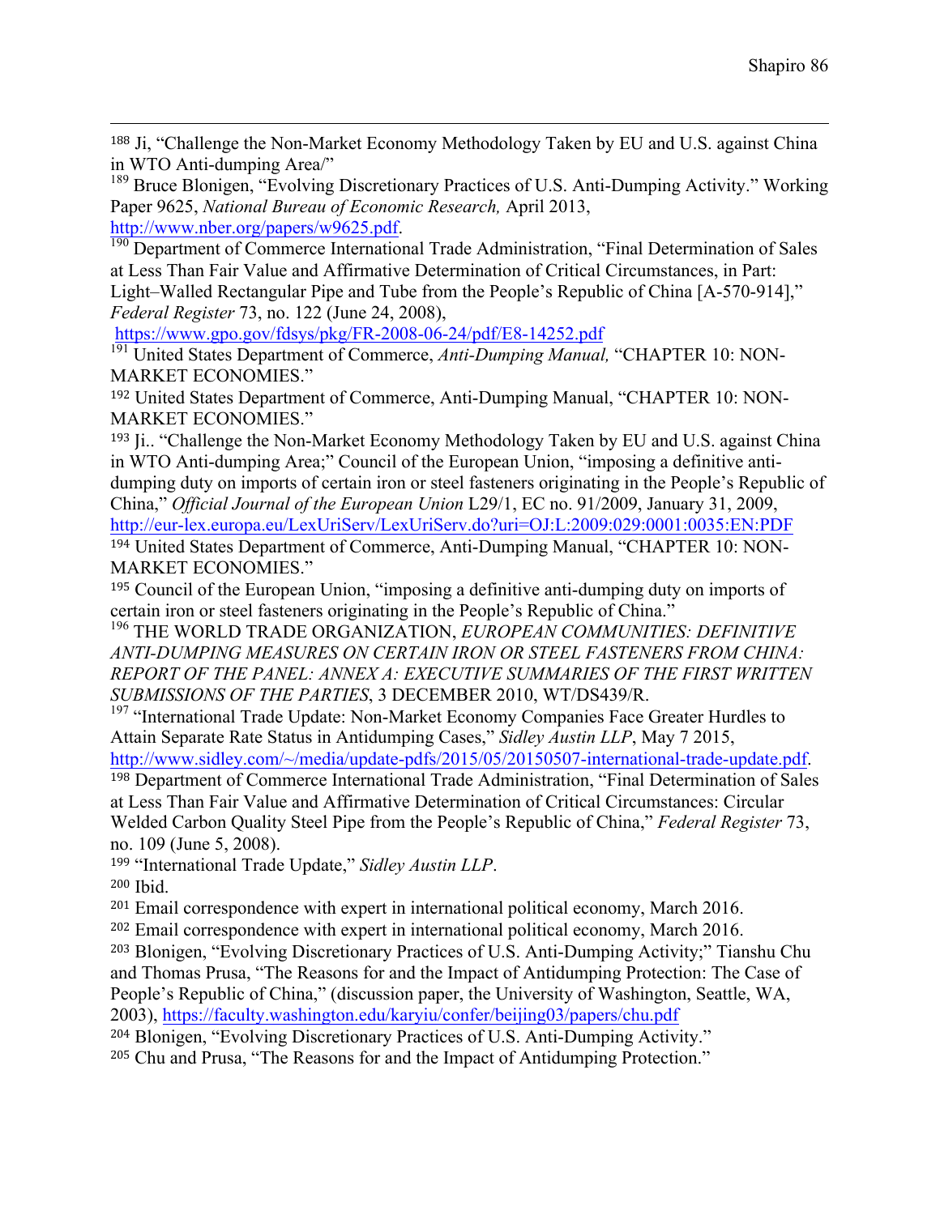[188] Ji, "Challenge the Non-Market Economy Methodology Taken by EU and U.S. against China in WTO Anti-dumping Area/"

[189] Bruce Blonigen, "Evolving Discretionary Practices of U.S. Anti-Dumping Activity." Working Paper 9625, *National Bureau of Economic Research,* April 2013, http://www.nber.org/papers/w9625.pdf.

[190] Department of Commerce International Trade Administration, "Final Determination of Sales at Less Than Fair Value and Affirmative Determination of Critical Circumstances, in Part: Light–Walled Rectangular Pipe and Tube from the People's Republic of China [A-570-914]," *Federal Register* 73, no. 122 (June 24, 2008), https://www.gpo.gov/fdsys/pkg/FR-2008-06-24/pdf/E8-14252.pdf

[191] United States Department of Commerce, *Anti-Dumping Manual,* "CHAPTER 10: NON-MARKET ECONOMIES."

[192] United States Department of Commerce, Anti-Dumping Manual, "CHAPTER 10: NON-MARKET ECONOMIES."

[193] Ji.. "Challenge the Non-Market Economy Methodology Taken by EU and U.S. against China in WTO Anti-dumping Area;" Council of the European Union, "imposing a definitive anti-dumping duty on imports of certain iron or steel fasteners originating in the People's Republic of China," *Official Journal of the European Union* L29/1, EC no. 91/2009, January 31, 2009, http://eur-lex.europa.eu/LexUriServ/LexUriServ.do?uri=OJ:L:2009:029:0001:0035:EN:PDF

[194] United States Department of Commerce, Anti-Dumping Manual, "CHAPTER 10: NON-MARKET ECONOMIES."

[195] Council of the European Union, "imposing a definitive anti-dumping duty on imports of certain iron or steel fasteners originating in the People's Republic of China."

[196] THE WORLD TRADE ORGANIZATION, *EUROPEAN COMMUNITIES: DEFINITIVE ANTI-DUMPING MEASURES ON CERTAIN IRON OR STEEL FASTENERS FROM CHINA: REPORT OF THE PANEL: ANNEX A: EXECUTIVE SUMMARIES OF THE FIRST WRITTEN SUBMISSIONS OF THE PARTIES*, 3 DECEMBER 2010, WT/DS439/R.

[197] "International Trade Update: Non-Market Economy Companies Face Greater Hurdles to Attain Separate Rate Status in Antidumping Cases," *Sidley Austin LLP*, May 7 2015, http://www.sidley.com/~/media/update-pdfs/2015/05/20150507-international-trade-update.pdf.

[198] Department of Commerce International Trade Administration, "Final Determination of Sales at Less Than Fair Value and Affirmative Determination of Critical Circumstances: Circular Welded Carbon Quality Steel Pipe from the People's Republic of China," *Federal Register* 73, no. 109 (June 5, 2008).

[199] "International Trade Update," *Sidley Austin LLP*.

[200] Ibid.

[201] Email correspondence with expert in international political economy, March 2016.

[202] Email correspondence with expert in international political economy, March 2016.

[203] Blonigen, "Evolving Discretionary Practices of U.S. Anti-Dumping Activity;" Tianshu Chu and Thomas Prusa, "The Reasons for and the Impact of Antidumping Protection: The Case of People's Republic of China," (discussion paper, the University of Washington, Seattle, WA, 2003), https://faculty.washington.edu/karyiu/confer/beijing03/papers/chu.pdf

[204] Blonigen, "Evolving Discretionary Practices of U.S. Anti-Dumping Activity."

[205] Chu and Prusa, "The Reasons for and the Impact of Antidumping Protection."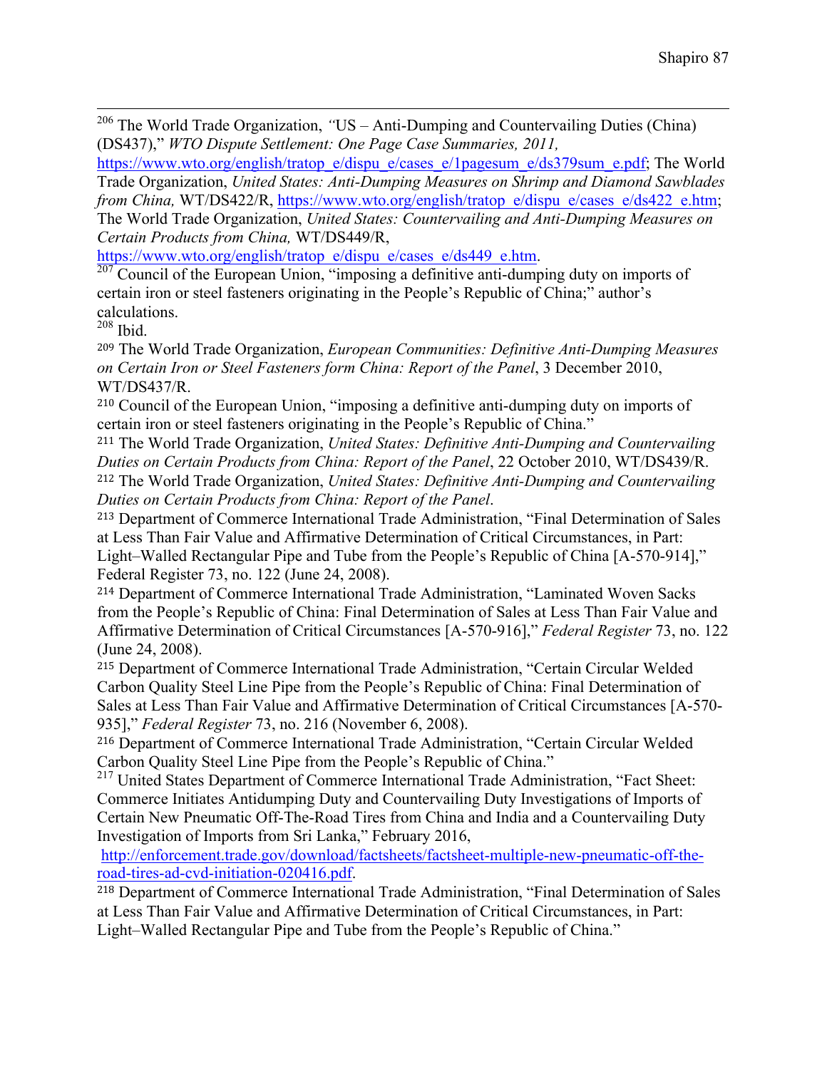[206] The World Trade Organization, *"*US – Anti-Dumping and Countervailing Duties (China) (DS437)," *WTO Dispute Settlement: One Page Case Summaries, 2011,* https://www.wto.org/english/tratop_e/dispu_e/cases_e/1pagesum_e/ds379sum_e.pdf; The World Trade Organization, *United States: Anti-Dumping Measures on Shrimp and Diamond Sawblades from China,* WT/DS422/R, https://www.wto.org/english/tratop_e/dispu_e/cases_e/ds422_e.htm; The World Trade Organization, *United States: Countervailing and Anti-Dumping Measures on Certain Products from China,* WT/DS449/R, https://www.wto.org/english/tratop_e/dispu_e/cases_e/ds449_e.htm.

[207] Council of the European Union, "imposing a definitive anti-dumping duty on imports of certain iron or steel fasteners originating in the People's Republic of China;" author's calculations.

[208] Ibid.

[209] The World Trade Organization, *European Communities: Definitive Anti-Dumping Measures on Certain Iron or Steel Fasteners form China: Report of the Panel*, 3 December 2010, WT/DS437/R.

[210] Council of the European Union, "imposing a definitive anti-dumping duty on imports of certain iron or steel fasteners originating in the People's Republic of China."

[211] The World Trade Organization, *United States: Definitive Anti-Dumping and Countervailing Duties on Certain Products from China: Report of the Panel*, 22 October 2010, WT/DS439/R.

[212] The World Trade Organization, *United States: Definitive Anti-Dumping and Countervailing Duties on Certain Products from China: Report of the Panel*.

[213] Department of Commerce International Trade Administration, "Final Determination of Sales at Less Than Fair Value and Affirmative Determination of Critical Circumstances, in Part: Light–Walled Rectangular Pipe and Tube from the People's Republic of China [A-570-914]," Federal Register 73, no. 122 (June 24, 2008).

[214] Department of Commerce International Trade Administration, "Laminated Woven Sacks from the People's Republic of China: Final Determination of Sales at Less Than Fair Value and Affirmative Determination of Critical Circumstances [A-570-916]," *Federal Register* 73, no. 122 (June 24, 2008).

[215] Department of Commerce International Trade Administration, "Certain Circular Welded Carbon Quality Steel Line Pipe from the People's Republic of China: Final Determination of Sales at Less Than Fair Value and Affirmative Determination of Critical Circumstances [A-570-935]," *Federal Register* 73, no. 216 (November 6, 2008).

[216] Department of Commerce International Trade Administration, "Certain Circular Welded Carbon Quality Steel Line Pipe from the People's Republic of China."

[217] United States Department of Commerce International Trade Administration, "Fact Sheet: Commerce Initiates Antidumping Duty and Countervailing Duty Investigations of Imports of Certain New Pneumatic Off-The-Road Tires from China and India and a Countervailing Duty Investigation of Imports from Sri Lanka," February 2016, http://enforcement.trade.gov/download/factsheets/factsheet-multiple-new-pneumatic-off-the-road-tires-ad-cvd-initiation-020416.pdf.

[218] Department of Commerce International Trade Administration, "Final Determination of Sales at Less Than Fair Value and Affirmative Determination of Critical Circumstances, in Part: Light–Walled Rectangular Pipe and Tube from the People's Republic of China."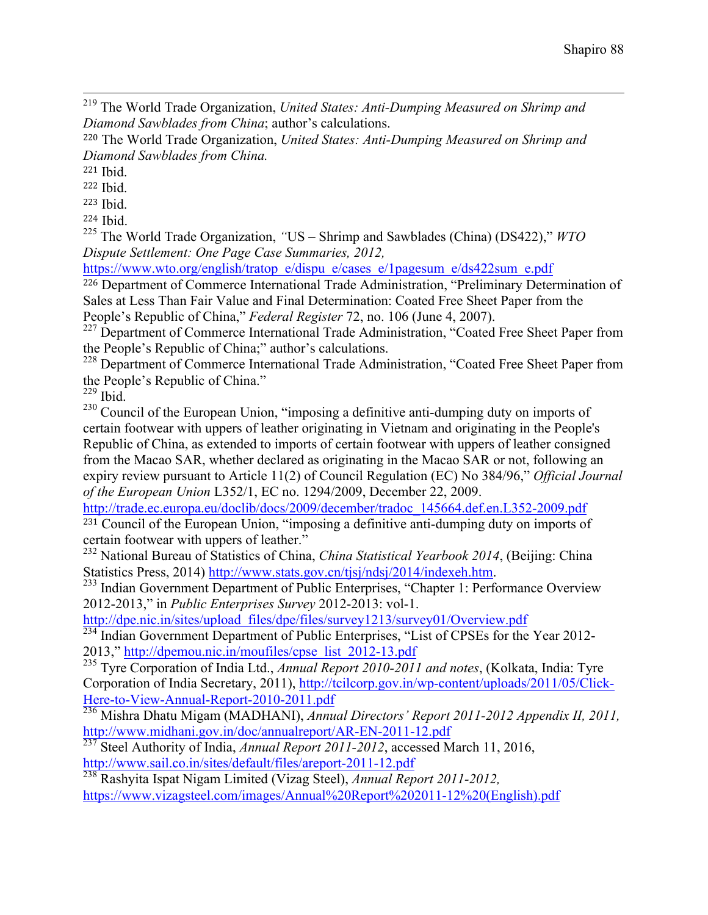[219] The World Trade Organization, *United States: Anti-Dumping Measured on Shrimp and Diamond Sawblades from China*; author's calculations.

[220] The World Trade Organization, *United States: Anti-Dumping Measured on Shrimp and Diamond Sawblades from China.*

[221] Ibid.

[222] Ibid.

[223] Ibid.

[224] Ibid.

[225] The World Trade Organization, *"*US – Shrimp and Sawblades (China) (DS422)," *WTO Dispute Settlement: One Page Case Summaries, 2012,* https://www.wto.org/english/tratop_e/dispu_e/cases_e/1pagesum_e/ds422sum_e.pdf

[226] Department of Commerce International Trade Administration, "Preliminary Determination of Sales at Less Than Fair Value and Final Determination: Coated Free Sheet Paper from the People's Republic of China," *Federal Register* 72, no. 106 (June 4, 2007).

[227] Department of Commerce International Trade Administration, "Coated Free Sheet Paper from the People's Republic of China;" author's calculations.

[228] Department of Commerce International Trade Administration, "Coated Free Sheet Paper from the People's Republic of China."

[229] Ibid.

[230] Council of the European Union, "imposing a definitive anti-dumping duty on imports of certain footwear with uppers of leather originating in Vietnam and originating in the People's Republic of China, as extended to imports of certain footwear with uppers of leather consigned from the Macao SAR, whether declared as originating in the Macao SAR or not, following an expiry review pursuant to Article 11(2) of Council Regulation (EC) No 384/96," *Official Journal of the European Union* L352/1, EC no. 1294/2009, December 22, 2009. http://trade.ec.europa.eu/doclib/docs/2009/december/tradoc_145664.def.en.L352-2009.pdf

[231] Council of the European Union, "imposing a definitive anti-dumping duty on imports of certain footwear with uppers of leather."

[232] National Bureau of Statistics of China, *China Statistical Yearbook 2014*, (Beijing: China Statistics Press, 2014) http://www.stats.gov.cn/tjsj/ndsj/2014/indexeh.htm.

[233] Indian Government Department of Public Enterprises, "Chapter 1: Performance Overview 2012-2013," in *Public Enterprises Survey* 2012-2013: vol-1. http://dpe.nic.in/sites/upload_files/dpe/files/survey1213/survey01/Overview.pdf

[234] Indian Government Department of Public Enterprises, "List of CPSEs for the Year 2012-2013," http://dpemou.nic.in/moufiles/cpse_list_2012-13.pdf

[235] Tyre Corporation of India Ltd., *Annual Report 2010-2011 and notes*, (Kolkata, India: Tyre Corporation of India Secretary, 2011), http://tcilcorp.gov.in/wp-content/uploads/2011/05/Click-Here-to-View-Annual-Report-2010-2011.pdf

[236] Mishra Dhatu Migam (MADHANI), *Annual Directors' Report 2011-2012 Appendix II, 2011,* http://www.midhani.gov.in/doc/annualreport/AR-EN-2011-12.pdf

[237] Steel Authority of India, *Annual Report 2011-2012*, accessed March 11, 2016, http://www.sail.co.in/sites/default/files/areport-2011-12.pdf

[238] Rashyita Ispat Nigam Limited (Vizag Steel), *Annual Report 2011-2012,* https://www.vizagsteel.com/images/Annual%20Report%202011-12%20(English).pdf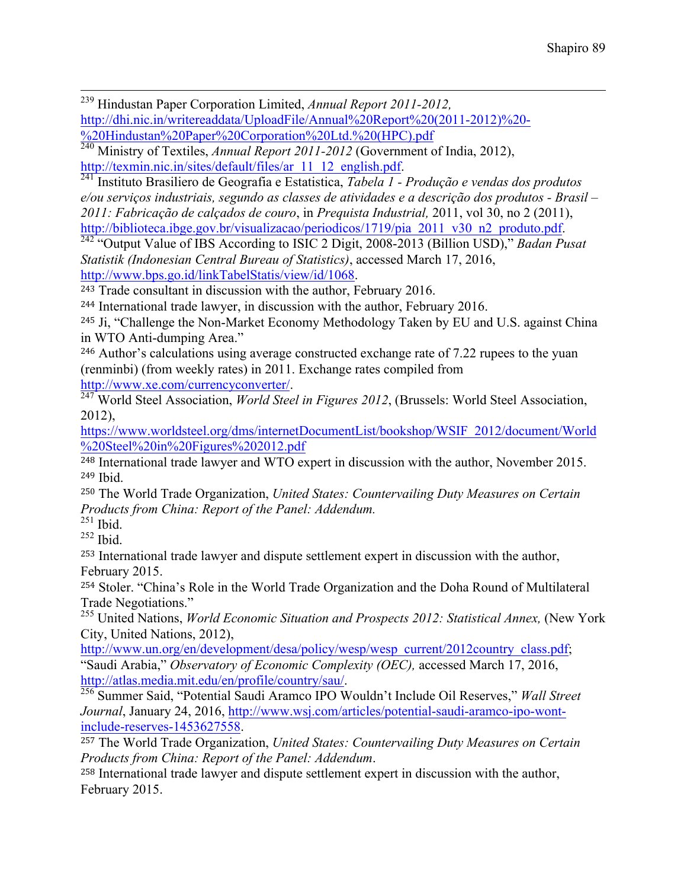[239] Hindustan Paper Corporation Limited, *Annual Report 2011-2012,* http://dhi.nic.in/writereaddata/UploadFile/Annual%20Report%20(2011-2012)%20-%20Hindustan%20Paper%20Corporation%20Ltd.%20(HPC).pdf

[240] Ministry of Textiles, *Annual Report 2011-2012* (Government of India, 2012), http://texmin.nic.in/sites/default/files/ar_11_12_english.pdf.

[241] Instituto Brasiliero de Geografia e Estatistica, *Tabela 1 - Produção e vendas dos produtos e/ou serviços industriais, segundo as classes de atividades e a descrição dos produtos - Brasil – 2011: Fabricação de calçados de couro*, in *Prequista Industrial,* 2011, vol 30, no 2 (2011), http://biblioteca.ibge.gov.br/visualizacao/periodicos/1719/pia_2011_v30_n2_produto.pdf.

[242] "Output Value of IBS According to ISIC 2 Digit, 2008-2013 (Billion USD)," *Badan Pusat Statistik (Indonesian Central Bureau of Statistics)*, accessed March 17, 2016, http://www.bps.go.id/linkTabelStatis/view/id/1068.

[243] Trade consultant in discussion with the author, February 2016.

[244] International trade lawyer, in discussion with the author, February 2016.

[245] Ji, "Challenge the Non-Market Economy Methodology Taken by EU and U.S. against China in WTO Anti-dumping Area."

[246] Author's calculations using average constructed exchange rate of 7.22 rupees to the yuan (renminbi) (from weekly rates) in 2011. Exchange rates compiled from http://www.xe.com/currencyconverter/.

[247] World Steel Association, *World Steel in Figures 2012*, (Brussels: World Steel Association, 2012), https://www.worldsteel.org/dms/internetDocumentList/bookshop/WSIF_2012/document/World%20Steel%20in%20Figures%202012.pdf

[248] International trade lawyer and WTO expert in discussion with the author, November 2015.

[249] Ibid.

[250] The World Trade Organization, *United States: Countervailing Duty Measures on Certain Products from China: Report of the Panel: Addendum.*

[251] Ibid.

[252] Ibid.

[253] International trade lawyer and dispute settlement expert in discussion with the author, February 2015.

[254] Stoler. "China's Role in the World Trade Organization and the Doha Round of Multilateral Trade Negotiations."

[255] United Nations, *World Economic Situation and Prospects 2012: Statistical Annex,* (New York City, United Nations, 2012), http://www.un.org/en/development/desa/policy/wesp/wesp_current/2012country_class.pdf; "Saudi Arabia," *Observatory of Economic Complexity (OEC),* accessed March 17, 2016, http://atlas.media.mit.edu/en/profile/country/sau/.

[256] Summer Said, "Potential Saudi Aramco IPO Wouldn't Include Oil Reserves," *Wall Street Journal*, January 24, 2016, http://www.wsj.com/articles/potential-saudi-aramco-ipo-wont-include-reserves-1453627558.

[257] The World Trade Organization, *United States: Countervailing Duty Measures on Certain Products from China: Report of the Panel: Addendum*.

[258] International trade lawyer and dispute settlement expert in discussion with the author, February 2015.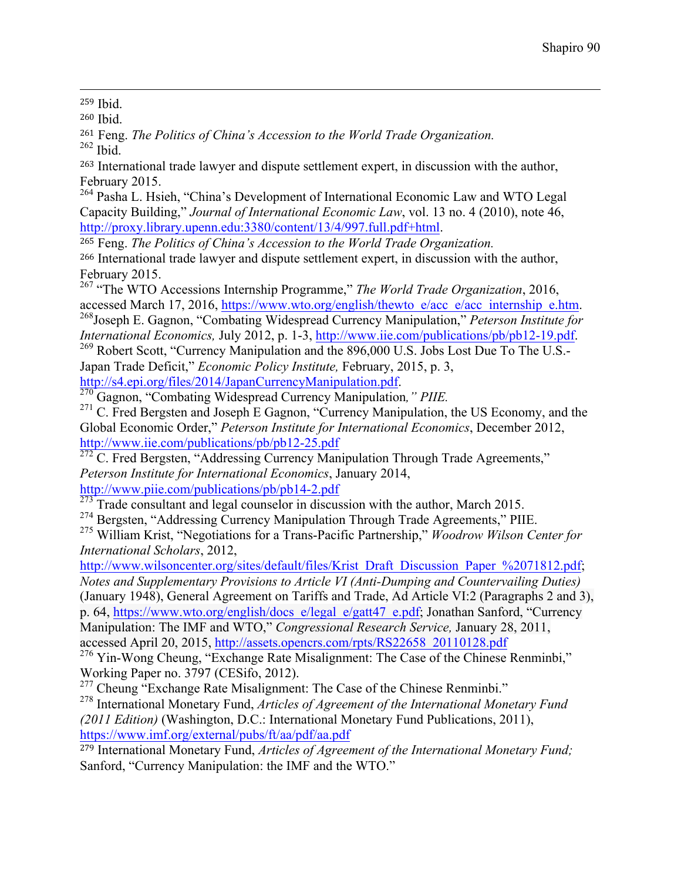[259] Ibid.

[260] Ibid.

[261] Feng. *The Politics of China's Accession to the World Trade Organization.*

[262] Ibid.

[263] International trade lawyer and dispute settlement expert, in discussion with the author, February 2015.

[264] Pasha L. Hsieh, "China's Development of International Economic Law and WTO Legal Capacity Building," *Journal of International Economic Law*, vol. 13 no. 4 (2010), note 46, http://proxy.library.upenn.edu:3380/content/13/4/997.full.pdf+html.

[265] Feng. *The Politics of China's Accession to the World Trade Organization.*

[266] International trade lawyer and dispute settlement expert, in discussion with the author, February 2015.

[267] "The WTO Accessions Internship Programme," *The World Trade Organization*, 2016, accessed March 17, 2016, https://www.wto.org/english/thewto_e/acc_e/acc_internship_e.htm.

[268] Joseph E. Gagnon, "Combating Widespread Currency Manipulation," *Peterson Institute for International Economics,* July 2012, p. 1-3, http://www.iie.com/publications/pb/pb12-19.pdf.

[269] Robert Scott, "Currency Manipulation and the 896,000 U.S. Jobs Lost Due To The U.S.-Japan Trade Deficit," *Economic Policy Institute,* February, 2015, p. 3, http://s4.epi.org/files/2014/JapanCurrencyManipulation.pdf.

[270] Gagnon, "Combating Widespread Currency Manipulation*," PIIE.*

[271] C. Fred Bergsten and Joseph E Gagnon, "Currency Manipulation, the US Economy, and the Global Economic Order," *Peterson Institute for International Economics*, December 2012, http://www.iie.com/publications/pb/pb12-25.pdf

[272] C. Fred Bergsten, "Addressing Currency Manipulation Through Trade Agreements," *Peterson Institute for International Economics*, January 2014, http://www.piie.com/publications/pb/pb14-2.pdf

[273] Trade consultant and legal counselor in discussion with the author, March 2015.

[274] Bergsten, "Addressing Currency Manipulation Through Trade Agreements," PIIE.

[275] William Krist, "Negotiations for a Trans-Pacific Partnership," *Woodrow Wilson Center for International Scholars*, 2012, http://www.wilsoncenter.org/sites/default/files/Krist_Draft_Discussion_Paper_%2071812.pdf; *Notes and Supplementary Provisions to Article VI (Anti-Dumping and Countervailing Duties)* (January 1948), General Agreement on Tariffs and Trade, Ad Article VI:2 (Paragraphs 2 and 3), p. 64, https://www.wto.org/english/docs_e/legal_e/gatt47_e.pdf; Jonathan Sanford, "Currency Manipulation: The IMF and WTO," *Congressional Research Service,* January 28, 2011, accessed April 20, 2015, http://assets.opencrs.com/rpts/RS22658_20110128.pdf

[276] Yin-Wong Cheung, "Exchange Rate Misalignment: The Case of the Chinese Renminbi," Working Paper no. 3797 (CESifo, 2012).

[277] Cheung "Exchange Rate Misalignment: The Case of the Chinese Renminbi."

[278] International Monetary Fund, *Articles of Agreement of the International Monetary Fund (2011 Edition)* (Washington, D.C.: International Monetary Fund Publications, 2011), https://www.imf.org/external/pubs/ft/aa/pdf/aa.pdf

[279] International Monetary Fund, *Articles of Agreement of the International Monetary Fund;* Sanford, "Currency Manipulation: the IMF and the WTO."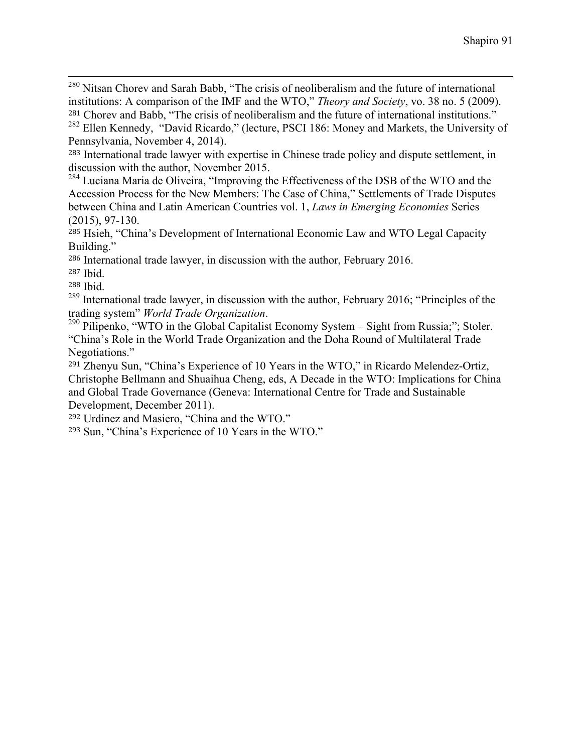[280] Nitsan Chorev and Sarah Babb, "The crisis of neoliberalism and the future of international institutions: A comparison of the IMF and the WTO," *Theory and Society*, vo. 38 no. 5 (2009).

[281] Chorev and Babb, "The crisis of neoliberalism and the future of international institutions."

[282] Ellen Kennedy, "David Ricardo," (lecture, PSCI 186: Money and Markets, the University of Pennsylvania, November 4, 2014).

[283] International trade lawyer with expertise in Chinese trade policy and dispute settlement, in discussion with the author, November 2015.

[284] Luciana Maria de Oliveira, "Improving the Effectiveness of the DSB of the WTO and the Accession Process for the New Members: The Case of China," Settlements of Trade Disputes between China and Latin American Countries vol. 1, *Laws in Emerging Economies* Series (2015), 97-130.

[285] Hsieh, "China's Development of International Economic Law and WTO Legal Capacity Building."

[286] International trade lawyer, in discussion with the author, February 2016.

[287] Ibid.

[288] Ibid.

[289] International trade lawyer, in discussion with the author, February 2016; "Principles of the trading system" *World Trade Organization*.

[290] Pilipenko, "WTO in the Global Capitalist Economy System – Sight from Russia;"; Stoler. "China's Role in the World Trade Organization and the Doha Round of Multilateral Trade Negotiations."

[291] Zhenyu Sun, "China's Experience of 10 Years in the WTO," in Ricardo Melendez-Ortiz, Christophe Bellmann and Shuaihua Cheng, eds, A Decade in the WTO: Implications for China and Global Trade Governance (Geneva: International Centre for Trade and Sustainable Development, December 2011).

[292] Urdinez and Masiero, "China and the WTO."

[293] Sun, "China's Experience of 10 Years in the WTO."